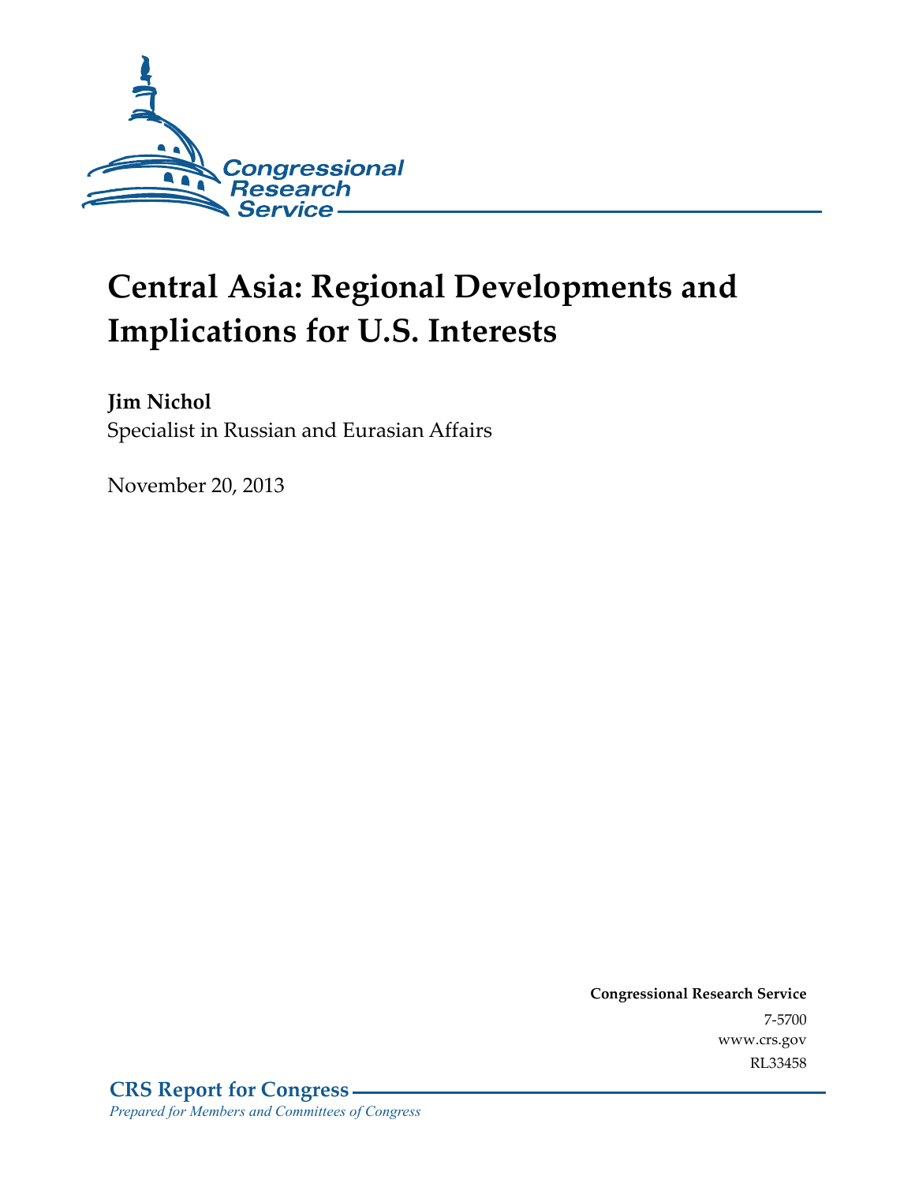Congressional Research Service

# Central Asia: Regional Developments and Implications for U.S. Interests

**Jim Nichol**
Specialist in Russian and Eurasian Affairs

November 20, 2013

**Congressional Research Service**
7-5700
www.crs.gov
RL33458

**CRS Report for Congress**
*Prepared for Members and Committees of Congress*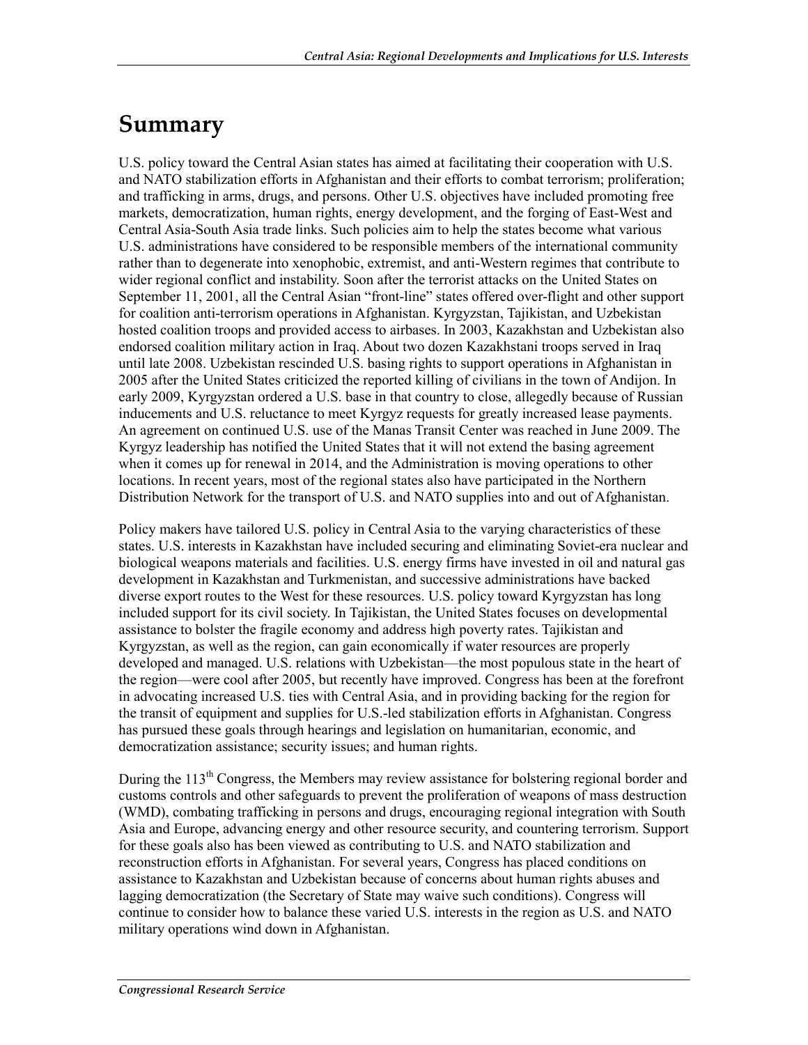# Summary

U.S. policy toward the Central Asian states has aimed at facilitating their cooperation with U.S. and NATO stabilization efforts in Afghanistan and their efforts to combat terrorism; proliferation; and trafficking in arms, drugs, and persons. Other U.S. objectives have included promoting free markets, democratization, human rights, energy development, and the forging of East-West and Central Asia-South Asia trade links. Such policies aim to help the states become what various U.S. administrations have considered to be responsible members of the international community rather than to degenerate into xenophobic, extremist, and anti-Western regimes that contribute to wider regional conflict and instability. Soon after the terrorist attacks on the United States on September 11, 2001, all the Central Asian "front-line" states offered over-flight and other support for coalition anti-terrorism operations in Afghanistan. Kyrgyzstan, Tajikistan, and Uzbekistan hosted coalition troops and provided access to airbases. In 2003, Kazakhstan and Uzbekistan also endorsed coalition military action in Iraq. About two dozen Kazakhstani troops served in Iraq until late 2008. Uzbekistan rescinded U.S. basing rights to support operations in Afghanistan in 2005 after the United States criticized the reported killing of civilians in the town of Andijon. In early 2009, Kyrgyzstan ordered a U.S. base in that country to close, allegedly because of Russian inducements and U.S. reluctance to meet Kyrgyz requests for greatly increased lease payments. An agreement on continued U.S. use of the Manas Transit Center was reached in June 2009. The Kyrgyz leadership has notified the United States that it will not extend the basing agreement when it comes up for renewal in 2014, and the Administration is moving operations to other locations. In recent years, most of the regional states also have participated in the Northern Distribution Network for the transport of U.S. and NATO supplies into and out of Afghanistan.

Policy makers have tailored U.S. policy in Central Asia to the varying characteristics of these states. U.S. interests in Kazakhstan have included securing and eliminating Soviet-era nuclear and biological weapons materials and facilities. U.S. energy firms have invested in oil and natural gas development in Kazakhstan and Turkmenistan, and successive administrations have backed diverse export routes to the West for these resources. U.S. policy toward Kyrgyzstan has long included support for its civil society. In Tajikistan, the United States focuses on developmental assistance to bolster the fragile economy and address high poverty rates. Tajikistan and Kyrgyzstan, as well as the region, can gain economically if water resources are properly developed and managed. U.S. relations with Uzbekistan—the most populous state in the heart of the region—were cool after 2005, but recently have improved. Congress has been at the forefront in advocating increased U.S. ties with Central Asia, and in providing backing for the region for the transit of equipment and supplies for U.S.-led stabilization efforts in Afghanistan. Congress has pursued these goals through hearings and legislation on humanitarian, economic, and democratization assistance; security issues; and human rights.

During the 113th Congress, the Members may review assistance for bolstering regional border and customs controls and other safeguards to prevent the proliferation of weapons of mass destruction (WMD), combating trafficking in persons and drugs, encouraging regional integration with South Asia and Europe, advancing energy and other resource security, and countering terrorism. Support for these goals also has been viewed as contributing to U.S. and NATO stabilization and reconstruction efforts in Afghanistan. For several years, Congress has placed conditions on assistance to Kazakhstan and Uzbekistan because of concerns about human rights abuses and lagging democratization (the Secretary of State may waive such conditions). Congress will continue to consider how to balance these varied U.S. interests in the region as U.S. and NATO military operations wind down in Afghanistan.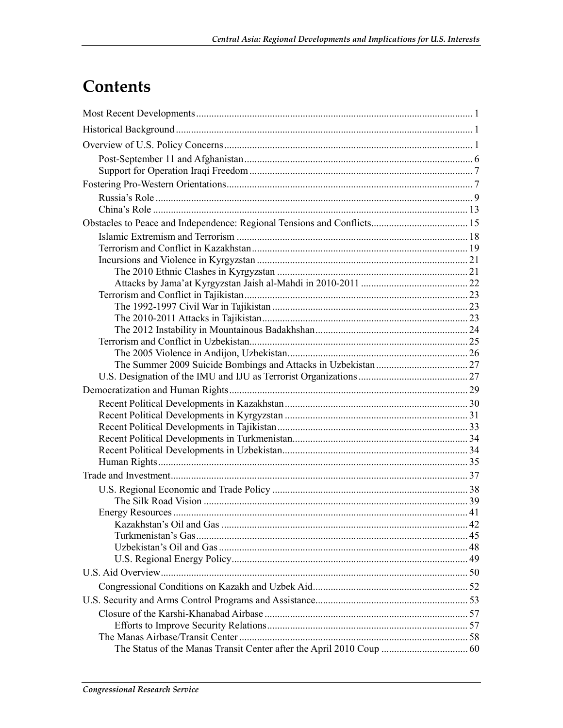# Contents

Most Recent Developments .......... 1

Historical Background .......... 1

Overview of U.S. Policy Concerns .......... 1

- Post-September 11 and Afghanistan .......... 6
- Support for Operation Iraqi Freedom .......... 7

Fostering Pro-Western Orientations .......... 7

- Russia's Role .......... 9
- China's Role .......... 13

Obstacles to Peace and Independence: Regional Tensions and Conflicts .......... 15

- Islamic Extremism and Terrorism .......... 18
- Terrorism and Conflict in Kazakhstan .......... 19
- Incursions and Violence in Kyrgyzstan .......... 21
  - The 2010 Ethnic Clashes in Kyrgyzstan .......... 21
  - Attacks by Jama'at Kyrgyzstan Jaish al-Mahdi in 2010-2011 .......... 22
- Terrorism and Conflict in Tajikistan .......... 23
  - The 1992-1997 Civil War in Tajikistan .......... 23
  - The 2010-2011 Attacks in Tajikistan .......... 23
  - The 2012 Instability in Mountainous Badakhshan .......... 24
- Terrorism and Conflict in Uzbekistan .......... 25
  - The 2005 Violence in Andijon, Uzbekistan .......... 26
  - The Summer 2009 Suicide Bombings and Attacks in Uzbekistan .......... 27
- U.S. Designation of the IMU and IJU as Terrorist Organizations .......... 27

Democratization and Human Rights .......... 29

- Recent Political Developments in Kazakhstan .......... 30
- Recent Political Developments in Kyrgyzstan .......... 31
- Recent Political Developments in Tajikistan .......... 33
- Recent Political Developments in Turkmenistan .......... 34
- Recent Political Developments in Uzbekistan .......... 34
- Human Rights .......... 35

Trade and Investment .......... 37

- U.S. Regional Economic and Trade Policy .......... 38
  - The Silk Road Vision .......... 39
- Energy Resources .......... 41
  - Kazakhstan's Oil and Gas .......... 42
  - Turkmenistan's Gas .......... 45
  - Uzbekistan's Oil and Gas .......... 48
  - U.S. Regional Energy Policy .......... 49

U.S. Aid Overview .......... 50

- Congressional Conditions on Kazakh and Uzbek Aid .......... 52

U.S. Security and Arms Control Programs and Assistance .......... 53

- Closure of the Karshi-Khanabad Airbase .......... 57
  - Efforts to Improve Security Relations .......... 57
- The Manas Airbase/Transit Center .......... 58
  - The Status of the Manas Transit Center after the April 2010 Coup .......... 60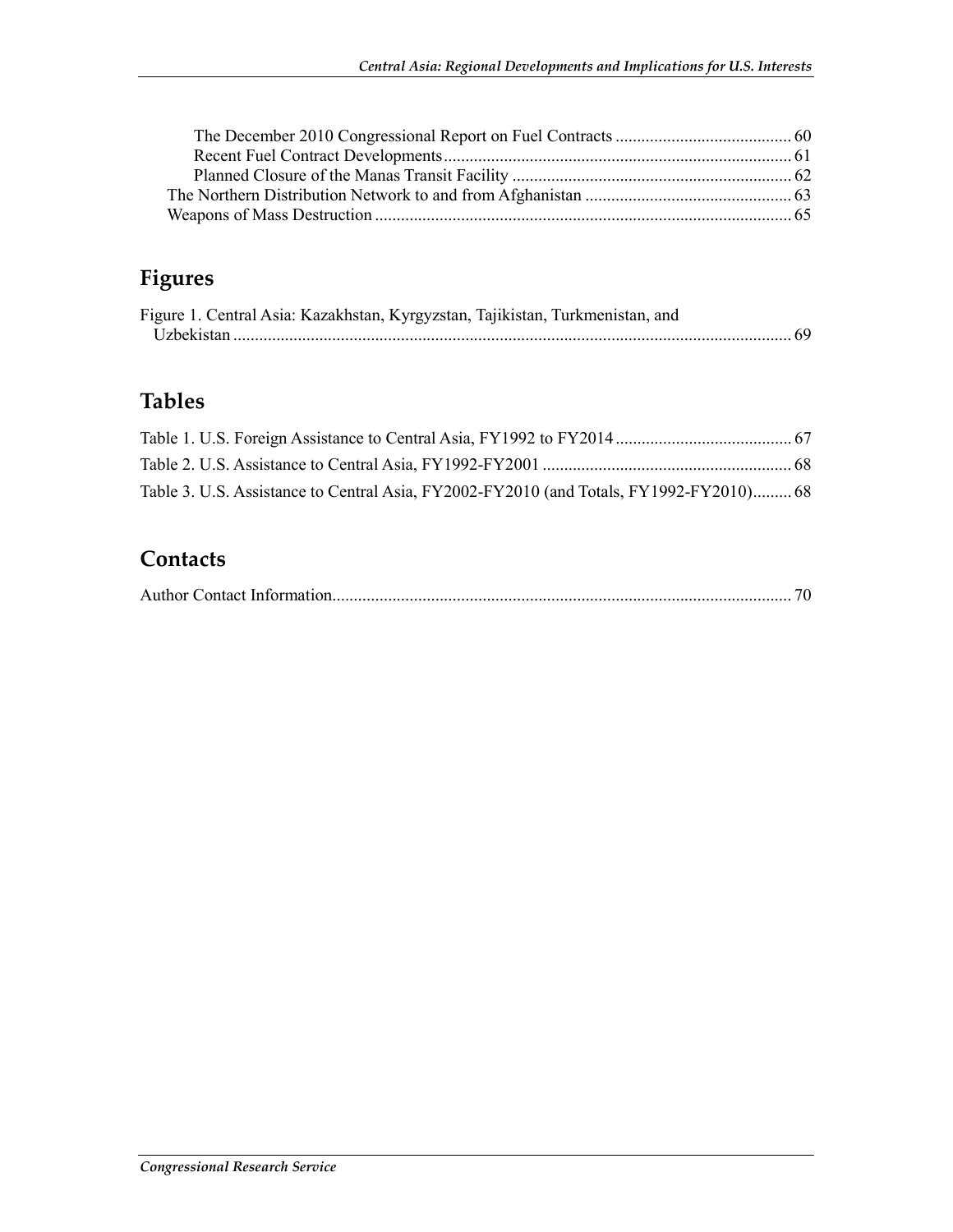The December 2010 Congressional Report on Fuel Contracts ........................................ 60
Recent Fuel Contract Developments ................................................................................ 61
Planned Closure of the Manas Transit Facility ................................................................. 62
The Northern Distribution Network to and from Afghanistan ................................................ 63
Weapons of Mass Destruction ................................................................................................ 65

## Figures

Figure 1. Central Asia: Kazakhstan, Kyrgyzstan, Tajikistan, Turkmenistan, and Uzbekistan ................................................................................................................................. 69

## Tables

Table 1. U.S. Foreign Assistance to Central Asia, FY1992 to FY2014 ......................................... 67
Table 2. U.S. Assistance to Central Asia, FY1992-FY2001 .......................................................... 68
Table 3. U.S. Assistance to Central Asia, FY2002-FY2010 (and Totals, FY1992-FY2010)......... 68

## Contacts

Author Contact Information.......................................................................................................... 70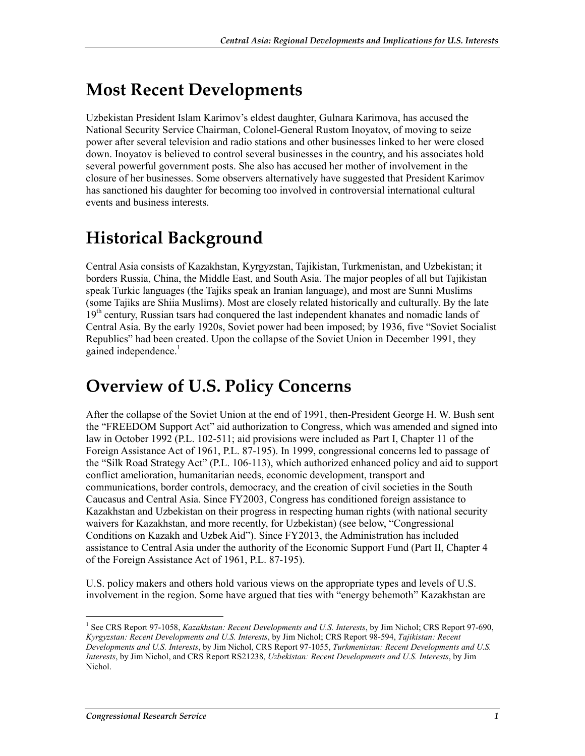# Most Recent Developments

Uzbekistan President Islam Karimov's eldest daughter, Gulnara Karimova, has accused the National Security Service Chairman, Colonel-General Rustom Inoyatov, of moving to seize power after several television and radio stations and other businesses linked to her were closed down. Inoyatov is believed to control several businesses in the country, and his associates hold several powerful government posts. She also has accused her mother of involvement in the closure of her businesses. Some observers alternatively have suggested that President Karimov has sanctioned his daughter for becoming too involved in controversial international cultural events and business interests.

# Historical Background

Central Asia consists of Kazakhstan, Kyrgyzstan, Tajikistan, Turkmenistan, and Uzbekistan; it borders Russia, China, the Middle East, and South Asia. The major peoples of all but Tajikistan speak Turkic languages (the Tajiks speak an Iranian language), and most are Sunni Muslims (some Tajiks are Shiia Muslims). Most are closely related historically and culturally. By the late 19th century, Russian tsars had conquered the last independent khanates and nomadic lands of Central Asia. By the early 1920s, Soviet power had been imposed; by 1936, five "Soviet Socialist Republics" had been created. Upon the collapse of the Soviet Union in December 1991, they gained independence.[1]

# Overview of U.S. Policy Concerns

After the collapse of the Soviet Union at the end of 1991, then-President George H. W. Bush sent the "FREEDOM Support Act" aid authorization to Congress, which was amended and signed into law in October 1992 (P.L. 102-511; aid provisions were included as Part I, Chapter 11 of the Foreign Assistance Act of 1961, P.L. 87-195). In 1999, congressional concerns led to passage of the "Silk Road Strategy Act" (P.L. 106-113), which authorized enhanced policy and aid to support conflict amelioration, humanitarian needs, economic development, transport and communications, border controls, democracy, and the creation of civil societies in the South Caucasus and Central Asia. Since FY2003, Congress has conditioned foreign assistance to Kazakhstan and Uzbekistan on their progress in respecting human rights (with national security waivers for Kazakhstan, and more recently, for Uzbekistan) (see below, "Congressional Conditions on Kazakh and Uzbek Aid"). Since FY2013, the Administration has included assistance to Central Asia under the authority of the Economic Support Fund (Part II, Chapter 4 of the Foreign Assistance Act of 1961, P.L. 87-195).

U.S. policy makers and others hold various views on the appropriate types and levels of U.S. involvement in the region. Some have argued that ties with "energy behemoth" Kazakhstan are

[1] See CRS Report 97-1058, *Kazakhstan: Recent Developments and U.S. Interests*, by Jim Nichol; CRS Report 97-690, *Kyrgyzstan: Recent Developments and U.S. Interests*, by Jim Nichol; CRS Report 98-594, *Tajikistan: Recent Developments and U.S. Interests*, by Jim Nichol, CRS Report 97-1055, *Turkmenistan: Recent Developments and U.S. Interests*, by Jim Nichol, and CRS Report RS21238, *Uzbekistan: Recent Developments and U.S. Interests*, by Jim Nichol.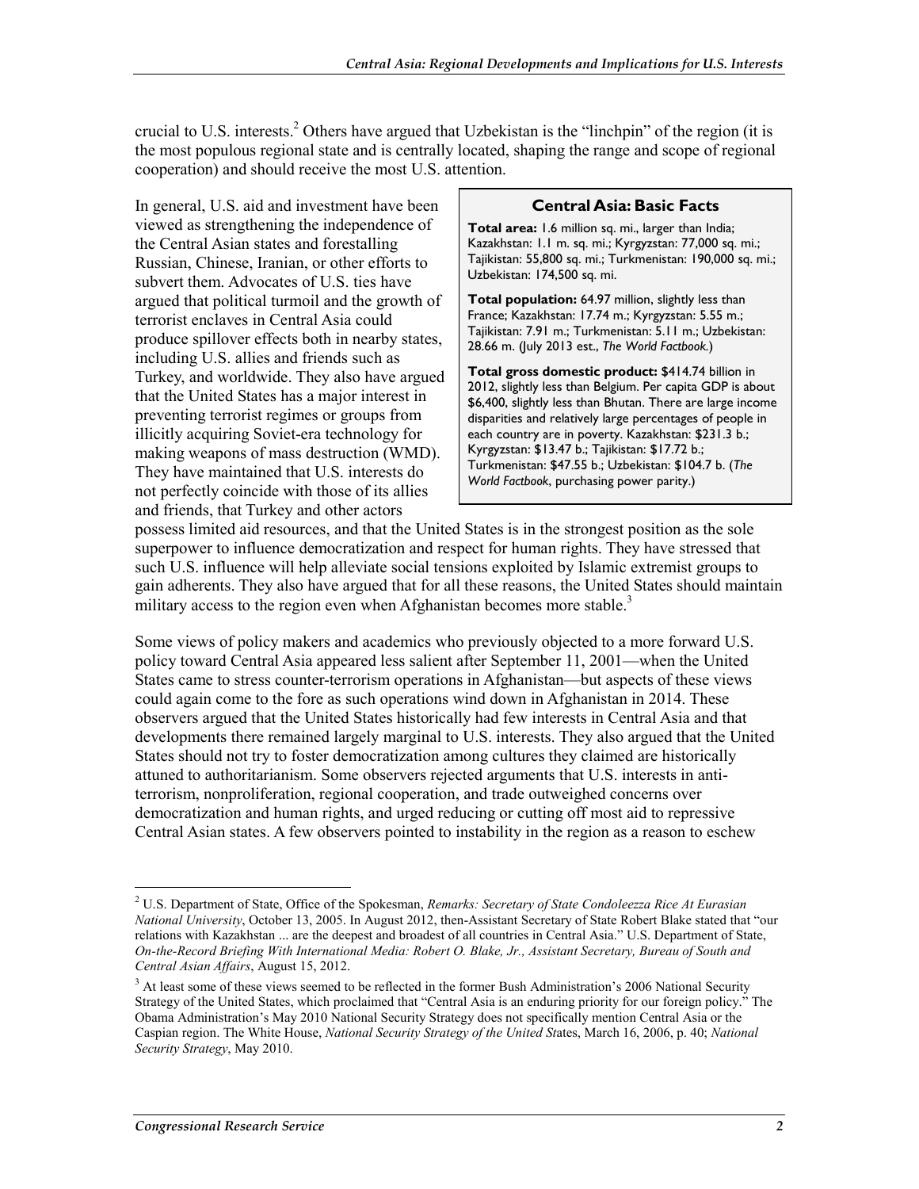crucial to U.S. interests.[2] Others have argued that Uzbekistan is the "linchpin" of the region (it is the most populous regional state and is centrally located, shaping the range and scope of regional cooperation) and should receive the most U.S. attention.

In general, U.S. aid and investment have been viewed as strengthening the independence of the Central Asian states and forestalling Russian, Chinese, Iranian, or other efforts to subvert them. Advocates of U.S. ties have argued that political turmoil and the growth of terrorist enclaves in Central Asia could produce spillover effects both in nearby states, including U.S. allies and friends such as Turkey, and worldwide. They also have argued that the United States has a major interest in preventing terrorist regimes or groups from illicitly acquiring Soviet-era technology for making weapons of mass destruction (WMD). They have maintained that U.S. interests do not perfectly coincide with those of its allies and friends, that Turkey and other actors possess limited aid resources, and that the United States is in the strongest position as the sole superpower to influence democratization and respect for human rights. They have stressed that such U.S. influence will help alleviate social tensions exploited by Islamic extremist groups to gain adherents. They also have argued that for all these reasons, the United States should maintain military access to the region even when Afghanistan becomes more stable.[3]

> **Central Asia: Basic Facts**
>
> **Total area:** 1.6 million sq. mi., larger than India; Kazakhstan: 1.1 m. sq. mi.; Kyrgyzstan: 77,000 sq. mi.; Tajikistan: 55,800 sq. mi.; Turkmenistan: 190,000 sq. mi.; Uzbekistan: 174,500 sq. mi.
>
> **Total population:** 64.97 million, slightly less than France; Kazakhstan: 17.74 m.; Kyrgyzstan: 5.55 m.; Tajikistan: 7.91 m.; Turkmenistan: 5.11 m.; Uzbekistan: 28.66 m. (July 2013 est., *The World Factbook.*)
>
> **Total gross domestic product:** $414.74 billion in 2012, slightly less than Belgium. Per capita GDP is about $6,400, slightly less than Bhutan. There are large income disparities and relatively large percentages of people in each country are in poverty. Kazakhstan: $231.3 b.; Kyrgyzstan: $13.47 b.; Tajikistan: $17.72 b.; Turkmenistan: $47.55 b.; Uzbekistan: $104.7 b. (*The World Factbook*, purchasing power parity.)

Some views of policy makers and academics who previously objected to a more forward U.S. policy toward Central Asia appeared less salient after September 11, 2001—when the United States came to stress counter-terrorism operations in Afghanistan—but aspects of these views could again come to the fore as such operations wind down in Afghanistan in 2014. These observers argued that the United States historically had few interests in Central Asia and that developments there remained largely marginal to U.S. interests. They also argued that the United States should not try to foster democratization among cultures they claimed are historically attuned to authoritarianism. Some observers rejected arguments that U.S. interests in anti-terrorism, nonproliferation, regional cooperation, and trade outweighed concerns over democratization and human rights, and urged reducing or cutting off most aid to repressive Central Asian states. A few observers pointed to instability in the region as a reason to eschew

---

[2] U.S. Department of State, Office of the Spokesman, *Remarks: Secretary of State Condoleezza Rice At Eurasian National University*, October 13, 2005. In August 2012, then-Assistant Secretary of State Robert Blake stated that "our relations with Kazakhstan ... are the deepest and broadest of all countries in Central Asia." U.S. Department of State, *On-the-Record Briefing With International Media: Robert O. Blake, Jr., Assistant Secretary, Bureau of South and Central Asian Affairs*, August 15, 2012.

[3] At least some of these views seemed to be reflected in the former Bush Administration's 2006 National Security Strategy of the United States, which proclaimed that "Central Asia is an enduring priority for our foreign policy." The Obama Administration's May 2010 National Security Strategy does not specifically mention Central Asia or the Caspian region. The White House, *National Security Strategy of the United St*ates, March 16, 2006, p. 40; *National Security Strategy*, May 2010.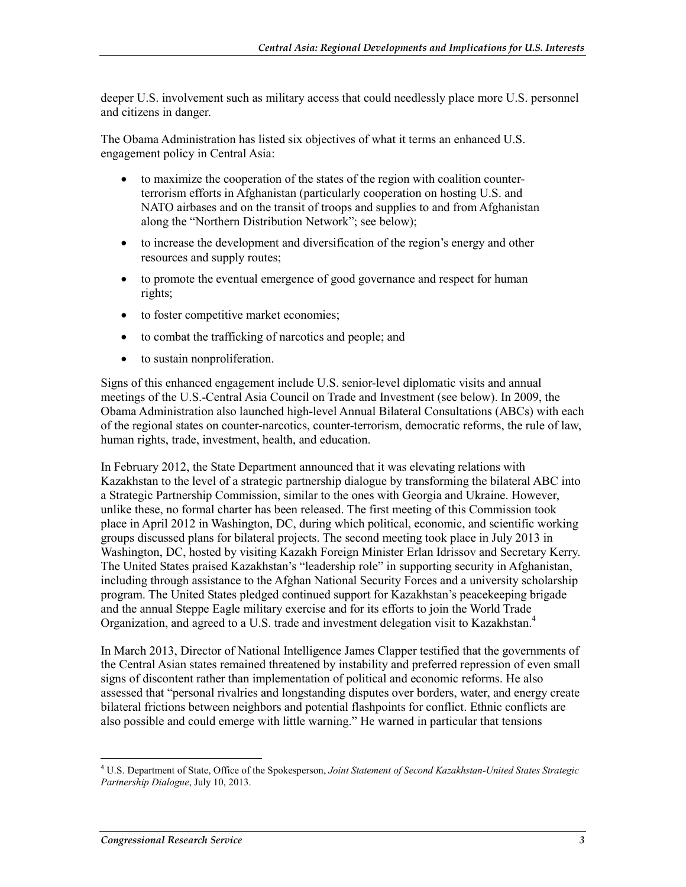deeper U.S. involvement such as military access that could needlessly place more U.S. personnel and citizens in danger.

The Obama Administration has listed six objectives of what it terms an enhanced U.S. engagement policy in Central Asia:

- to maximize the cooperation of the states of the region with coalition counter-terrorism efforts in Afghanistan (particularly cooperation on hosting U.S. and NATO airbases and on the transit of troops and supplies to and from Afghanistan along the "Northern Distribution Network"; see below);
- to increase the development and diversification of the region's energy and other resources and supply routes;
- to promote the eventual emergence of good governance and respect for human rights;
- to foster competitive market economies;
- to combat the trafficking of narcotics and people; and
- to sustain nonproliferation.

Signs of this enhanced engagement include U.S. senior-level diplomatic visits and annual meetings of the U.S.-Central Asia Council on Trade and Investment (see below). In 2009, the Obama Administration also launched high-level Annual Bilateral Consultations (ABCs) with each of the regional states on counter-narcotics, counter-terrorism, democratic reforms, the rule of law, human rights, trade, investment, health, and education.

In February 2012, the State Department announced that it was elevating relations with Kazakhstan to the level of a strategic partnership dialogue by transforming the bilateral ABC into a Strategic Partnership Commission, similar to the ones with Georgia and Ukraine. However, unlike these, no formal charter has been released. The first meeting of this Commission took place in April 2012 in Washington, DC, during which political, economic, and scientific working groups discussed plans for bilateral projects. The second meeting took place in July 2013 in Washington, DC, hosted by visiting Kazakh Foreign Minister Erlan Idrissov and Secretary Kerry. The United States praised Kazakhstan's "leadership role" in supporting security in Afghanistan, including through assistance to the Afghan National Security Forces and a university scholarship program. The United States pledged continued support for Kazakhstan's peacekeeping brigade and the annual Steppe Eagle military exercise and for its efforts to join the World Trade Organization, and agreed to a U.S. trade and investment delegation visit to Kazakhstan.[4]

In March 2013, Director of National Intelligence James Clapper testified that the governments of the Central Asian states remained threatened by instability and preferred repression of even small signs of discontent rather than implementation of political and economic reforms. He also assessed that "personal rivalries and longstanding disputes over borders, water, and energy create bilateral frictions between neighbors and potential flashpoints for conflict. Ethnic conflicts are also possible and could emerge with little warning." He warned in particular that tensions

[4] U.S. Department of State, Office of the Spokesperson, *Joint Statement of Second Kazakhstan-United States Strategic Partnership Dialogue*, July 10, 2013.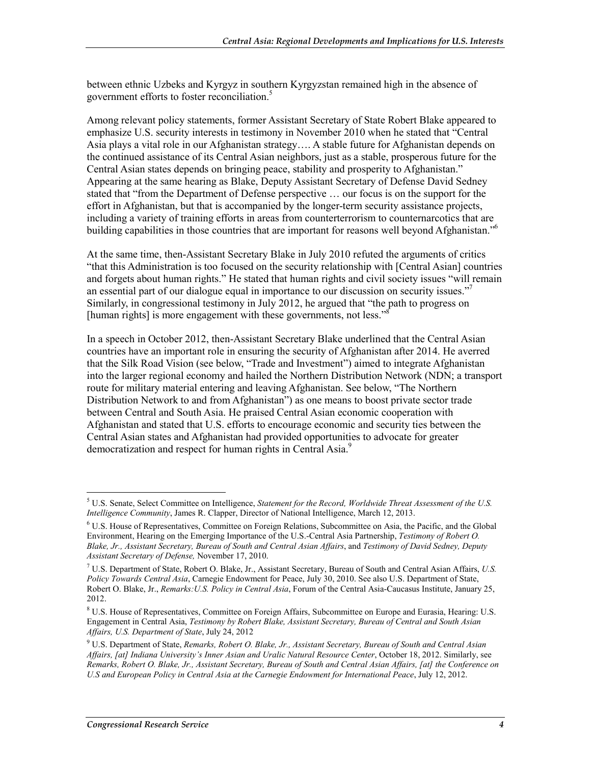between ethnic Uzbeks and Kyrgyz in southern Kyrgyzstan remained high in the absence of government efforts to foster reconciliation.[5]

Among relevant policy statements, former Assistant Secretary of State Robert Blake appeared to emphasize U.S. security interests in testimony in November 2010 when he stated that "Central Asia plays a vital role in our Afghanistan strategy…. A stable future for Afghanistan depends on the continued assistance of its Central Asian neighbors, just as a stable, prosperous future for the Central Asian states depends on bringing peace, stability and prosperity to Afghanistan." Appearing at the same hearing as Blake, Deputy Assistant Secretary of Defense David Sedney stated that "from the Department of Defense perspective … our focus is on the support for the effort in Afghanistan, but that is accompanied by the longer-term security assistance projects, including a variety of training efforts in areas from counterterrorism to counternarcotics that are building capabilities in those countries that are important for reasons well beyond Afghanistan."[6]

At the same time, then-Assistant Secretary Blake in July 2010 refuted the arguments of critics "that this Administration is too focused on the security relationship with [Central Asian] countries and forgets about human rights." He stated that human rights and civil society issues "will remain an essential part of our dialogue equal in importance to our discussion on security issues."[7] Similarly, in congressional testimony in July 2012, he argued that "the path to progress on [human rights] is more engagement with these governments, not less."[8]

In a speech in October 2012, then-Assistant Secretary Blake underlined that the Central Asian countries have an important role in ensuring the security of Afghanistan after 2014. He averred that the Silk Road Vision (see below, "Trade and Investment") aimed to integrate Afghanistan into the larger regional economy and hailed the Northern Distribution Network (NDN; a transport route for military material entering and leaving Afghanistan. See below, "The Northern Distribution Network to and from Afghanistan") as one means to boost private sector trade between Central and South Asia. He praised Central Asian economic cooperation with Afghanistan and stated that U.S. efforts to encourage economic and security ties between the Central Asian states and Afghanistan had provided opportunities to advocate for greater democratization and respect for human rights in Central Asia.[9]

---

[5] U.S. Senate, Select Committee on Intelligence, *Statement for the Record, Worldwide Threat Assessment of the U.S. Intelligence Community*, James R. Clapper, Director of National Intelligence, March 12, 2013.

[6] U.S. House of Representatives, Committee on Foreign Relations, Subcommittee on Asia, the Pacific, and the Global Environment, Hearing on the Emerging Importance of the U.S.-Central Asia Partnership, *Testimony of Robert O. Blake, Jr., Assistant Secretary, Bureau of South and Central Asian Affairs*, and *Testimony of David Sedney, Deputy Assistant Secretary of Defense,* November 17, 2010.

[7] U.S. Department of State, Robert O. Blake, Jr., Assistant Secretary, Bureau of South and Central Asian Affairs, *U.S. Policy Towards Central Asia*, Carnegie Endowment for Peace, July 30, 2010. See also U.S. Department of State, Robert O. Blake, Jr., *Remarks:U.S. Policy in Central Asia*, Forum of the Central Asia-Caucasus Institute, January 25, 2012.

[8] U.S. House of Representatives, Committee on Foreign Affairs, Subcommittee on Europe and Eurasia, Hearing: U.S. Engagement in Central Asia, *Testimony by Robert Blake, Assistant Secretary, Bureau of Central and South Asian Affairs, U.S. Department of State*, July 24, 2012

[9] U.S. Department of State, *Remarks, Robert O. Blake, Jr., Assistant Secretary, Bureau of South and Central Asian Affairs, [at] Indiana University's Inner Asian and Uralic Natural Resource Center*, October 18, 2012. Similarly, see *Remarks, Robert O. Blake, Jr., Assistant Secretary, Bureau of South and Central Asian Affairs, [at] the Conference on U.S and European Policy in Central Asia at the Carnegie Endowment for International Peace*, July 12, 2012.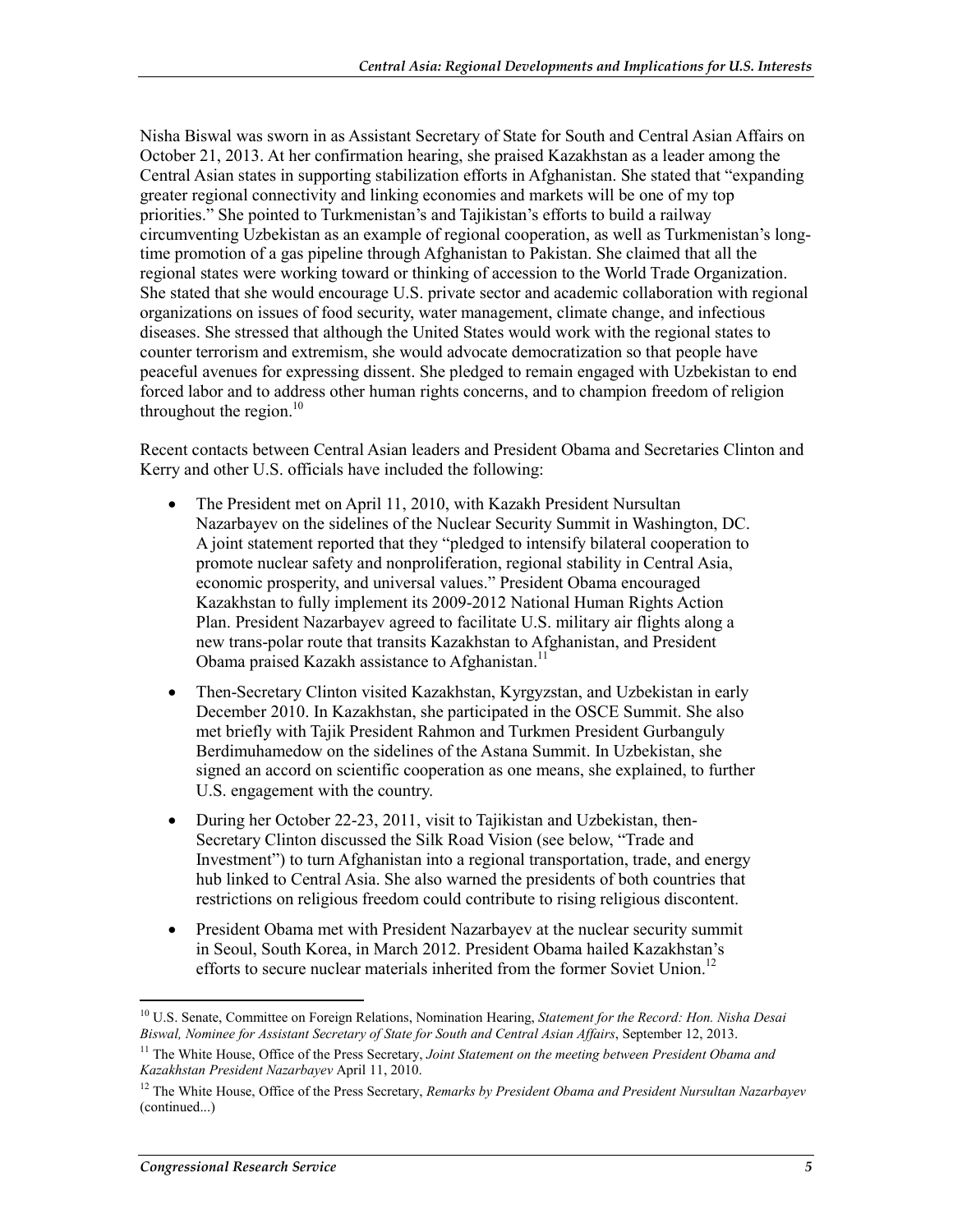Nisha Biswal was sworn in as Assistant Secretary of State for South and Central Asian Affairs on October 21, 2013. At her confirmation hearing, she praised Kazakhstan as a leader among the Central Asian states in supporting stabilization efforts in Afghanistan. She stated that "expanding greater regional connectivity and linking economies and markets will be one of my top priorities." She pointed to Turkmenistan's and Tajikistan's efforts to build a railway circumventing Uzbekistan as an example of regional cooperation, as well as Turkmenistan's long-time promotion of a gas pipeline through Afghanistan to Pakistan. She claimed that all the regional states were working toward or thinking of accession to the World Trade Organization. She stated that she would encourage U.S. private sector and academic collaboration with regional organizations on issues of food security, water management, climate change, and infectious diseases. She stressed that although the United States would work with the regional states to counter terrorism and extremism, she would advocate democratization so that people have peaceful avenues for expressing dissent. She pledged to remain engaged with Uzbekistan to end forced labor and to address other human rights concerns, and to champion freedom of religion throughout the region.[10]

Recent contacts between Central Asian leaders and President Obama and Secretaries Clinton and Kerry and other U.S. officials have included the following:

- The President met on April 11, 2010, with Kazakh President Nursultan Nazarbayev on the sidelines of the Nuclear Security Summit in Washington, DC. A joint statement reported that they "pledged to intensify bilateral cooperation to promote nuclear safety and nonproliferation, regional stability in Central Asia, economic prosperity, and universal values." President Obama encouraged Kazakhstan to fully implement its 2009-2012 National Human Rights Action Plan. President Nazarbayev agreed to facilitate U.S. military air flights along a new trans-polar route that transits Kazakhstan to Afghanistan, and President Obama praised Kazakh assistance to Afghanistan.[11]
- Then-Secretary Clinton visited Kazakhstan, Kyrgyzstan, and Uzbekistan in early December 2010. In Kazakhstan, she participated in the OSCE Summit. She also met briefly with Tajik President Rahmon and Turkmen President Gurbanguly Berdimuhamedow on the sidelines of the Astana Summit. In Uzbekistan, she signed an accord on scientific cooperation as one means, she explained, to further U.S. engagement with the country.
- During her October 22-23, 2011, visit to Tajikistan and Uzbekistan, then-Secretary Clinton discussed the Silk Road Vision (see below, "Trade and Investment") to turn Afghanistan into a regional transportation, trade, and energy hub linked to Central Asia. She also warned the presidents of both countries that restrictions on religious freedom could contribute to rising religious discontent.
- President Obama met with President Nazarbayev at the nuclear security summit in Seoul, South Korea, in March 2012. President Obama hailed Kazakhstan's efforts to secure nuclear materials inherited from the former Soviet Union.[12]

---

[10] U.S. Senate, Committee on Foreign Relations, Nomination Hearing, *Statement for the Record: Hon. Nisha Desai Biswal, Nominee for Assistant Secretary of State for South and Central Asian Affairs*, September 12, 2013.

[11] The White House, Office of the Press Secretary, *Joint Statement on the meeting between President Obama and Kazakhstan President Nazarbayev* April 11, 2010.

[12] The White House, Office of the Press Secretary, *Remarks by President Obama and President Nursultan Nazarbayev* (continued...)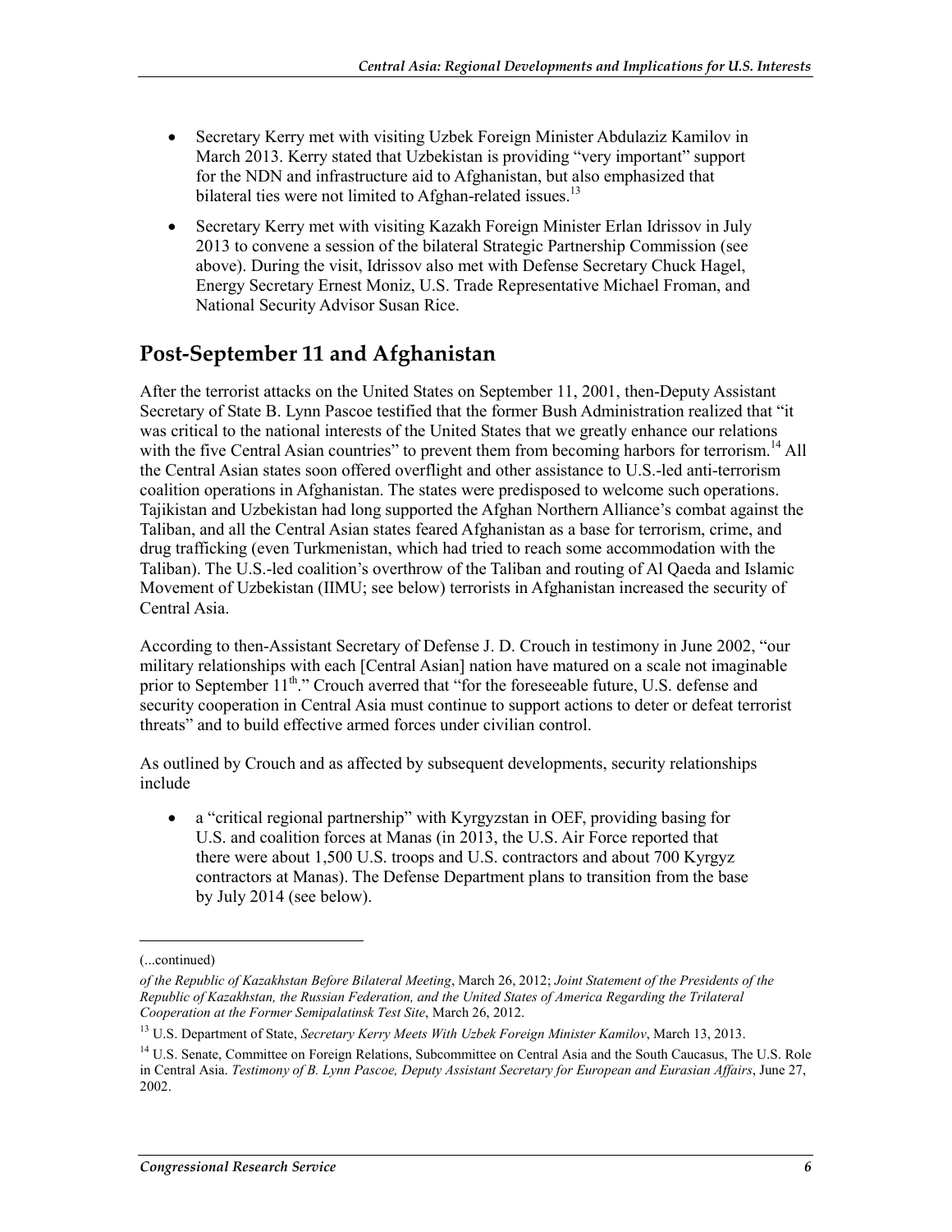- Secretary Kerry met with visiting Uzbek Foreign Minister Abdulaziz Kamilov in March 2013. Kerry stated that Uzbekistan is providing "very important" support for the NDN and infrastructure aid to Afghanistan, but also emphasized that bilateral ties were not limited to Afghan-related issues.[13]
- Secretary Kerry met with visiting Kazakh Foreign Minister Erlan Idrissov in July 2013 to convene a session of the bilateral Strategic Partnership Commission (see above). During the visit, Idrissov also met with Defense Secretary Chuck Hagel, Energy Secretary Ernest Moniz, U.S. Trade Representative Michael Froman, and National Security Advisor Susan Rice.

## Post-September 11 and Afghanistan

After the terrorist attacks on the United States on September 11, 2001, then-Deputy Assistant Secretary of State B. Lynn Pascoe testified that the former Bush Administration realized that "it was critical to the national interests of the United States that we greatly enhance our relations with the five Central Asian countries" to prevent them from becoming harbors for terrorism.[14] All the Central Asian states soon offered overflight and other assistance to U.S.-led anti-terrorism coalition operations in Afghanistan. The states were predisposed to welcome such operations. Tajikistan and Uzbekistan had long supported the Afghan Northern Alliance's combat against the Taliban, and all the Central Asian states feared Afghanistan as a base for terrorism, crime, and drug trafficking (even Turkmenistan, which had tried to reach some accommodation with the Taliban). The U.S.-led coalition's overthrow of the Taliban and routing of Al Qaeda and Islamic Movement of Uzbekistan (IIMU; see below) terrorists in Afghanistan increased the security of Central Asia.

According to then-Assistant Secretary of Defense J. D. Crouch in testimony in June 2002, "our military relationships with each [Central Asian] nation have matured on a scale not imaginable prior to September 11th." Crouch averred that "for the foreseeable future, U.S. defense and security cooperation in Central Asia must continue to support actions to deter or defeat terrorist threats" and to build effective armed forces under civilian control.

As outlined by Crouch and as affected by subsequent developments, security relationships include

- a "critical regional partnership" with Kyrgyzstan in OEF, providing basing for U.S. and coalition forces at Manas (in 2013, the U.S. Air Force reported that there were about 1,500 U.S. troops and U.S. contractors and about 700 Kyrgyz contractors at Manas). The Defense Department plans to transition from the base by July 2014 (see below).

---

(...continued)

*of the Republic of Kazakhstan Before Bilateral Meeting*, March 26, 2012; *Joint Statement of the Presidents of the Republic of Kazakhstan, the Russian Federation, and the United States of America Regarding the Trilateral Cooperation at the Former Semipalatinsk Test Site*, March 26, 2012.

[13] U.S. Department of State, *Secretary Kerry Meets With Uzbek Foreign Minister Kamilov*, March 13, 2013.

[14] U.S. Senate, Committee on Foreign Relations, Subcommittee on Central Asia and the South Caucasus, The U.S. Role in Central Asia. *Testimony of B. Lynn Pascoe, Deputy Assistant Secretary for European and Eurasian Affairs*, June 27, 2002.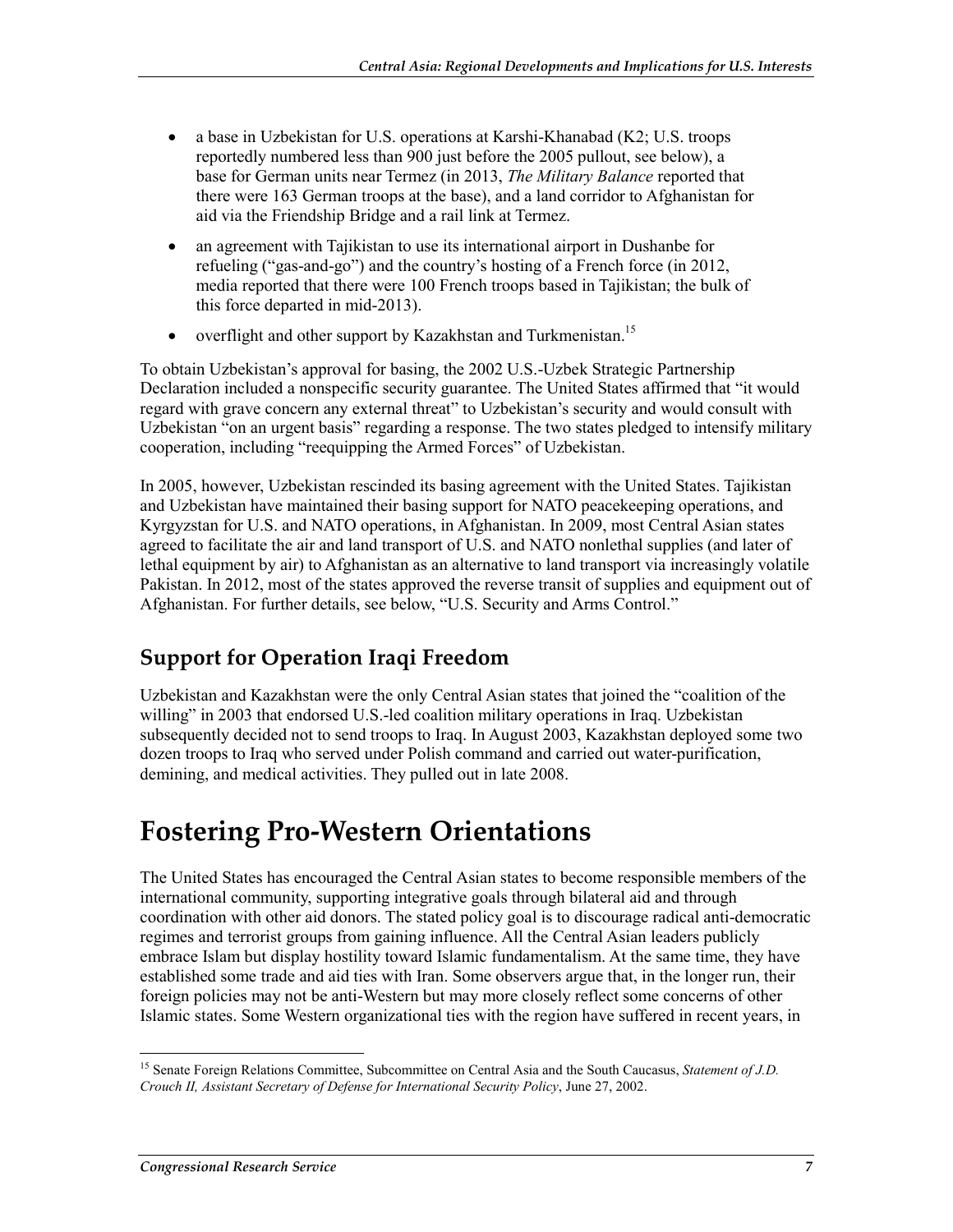- a base in Uzbekistan for U.S. operations at Karshi-Khanabad (K2; U.S. troops reportedly numbered less than 900 just before the 2005 pullout, see below), a base for German units near Termez (in 2013, *The Military Balance* reported that there were 163 German troops at the base), and a land corridor to Afghanistan for aid via the Friendship Bridge and a rail link at Termez.
- an agreement with Tajikistan to use its international airport in Dushanbe for refueling ("gas-and-go") and the country's hosting of a French force (in 2012, media reported that there were 100 French troops based in Tajikistan; the bulk of this force departed in mid-2013).
- overflight and other support by Kazakhstan and Turkmenistan.[15]

To obtain Uzbekistan's approval for basing, the 2002 U.S.-Uzbek Strategic Partnership Declaration included a nonspecific security guarantee. The United States affirmed that "it would regard with grave concern any external threat" to Uzbekistan's security and would consult with Uzbekistan "on an urgent basis" regarding a response. The two states pledged to intensify military cooperation, including "reequipping the Armed Forces" of Uzbekistan.

In 2005, however, Uzbekistan rescinded its basing agreement with the United States. Tajikistan and Uzbekistan have maintained their basing support for NATO peacekeeping operations, and Kyrgyzstan for U.S. and NATO operations, in Afghanistan. In 2009, most Central Asian states agreed to facilitate the air and land transport of U.S. and NATO nonlethal supplies (and later of lethal equipment by air) to Afghanistan as an alternative to land transport via increasingly volatile Pakistan. In 2012, most of the states approved the reverse transit of supplies and equipment out of Afghanistan. For further details, see below, "U.S. Security and Arms Control."

## Support for Operation Iraqi Freedom

Uzbekistan and Kazakhstan were the only Central Asian states that joined the "coalition of the willing" in 2003 that endorsed U.S.-led coalition military operations in Iraq. Uzbekistan subsequently decided not to send troops to Iraq. In August 2003, Kazakhstan deployed some two dozen troops to Iraq who served under Polish command and carried out water-purification, demining, and medical activities. They pulled out in late 2008.

# Fostering Pro-Western Orientations

The United States has encouraged the Central Asian states to become responsible members of the international community, supporting integrative goals through bilateral aid and through coordination with other aid donors. The stated policy goal is to discourage radical anti-democratic regimes and terrorist groups from gaining influence. All the Central Asian leaders publicly embrace Islam but display hostility toward Islamic fundamentalism. At the same time, they have established some trade and aid ties with Iran. Some observers argue that, in the longer run, their foreign policies may not be anti-Western but may more closely reflect some concerns of other Islamic states. Some Western organizational ties with the region have suffered in recent years, in

[15] Senate Foreign Relations Committee, Subcommittee on Central Asia and the South Caucasus, *Statement of J.D. Crouch II, Assistant Secretary of Defense for International Security Policy*, June 27, 2002.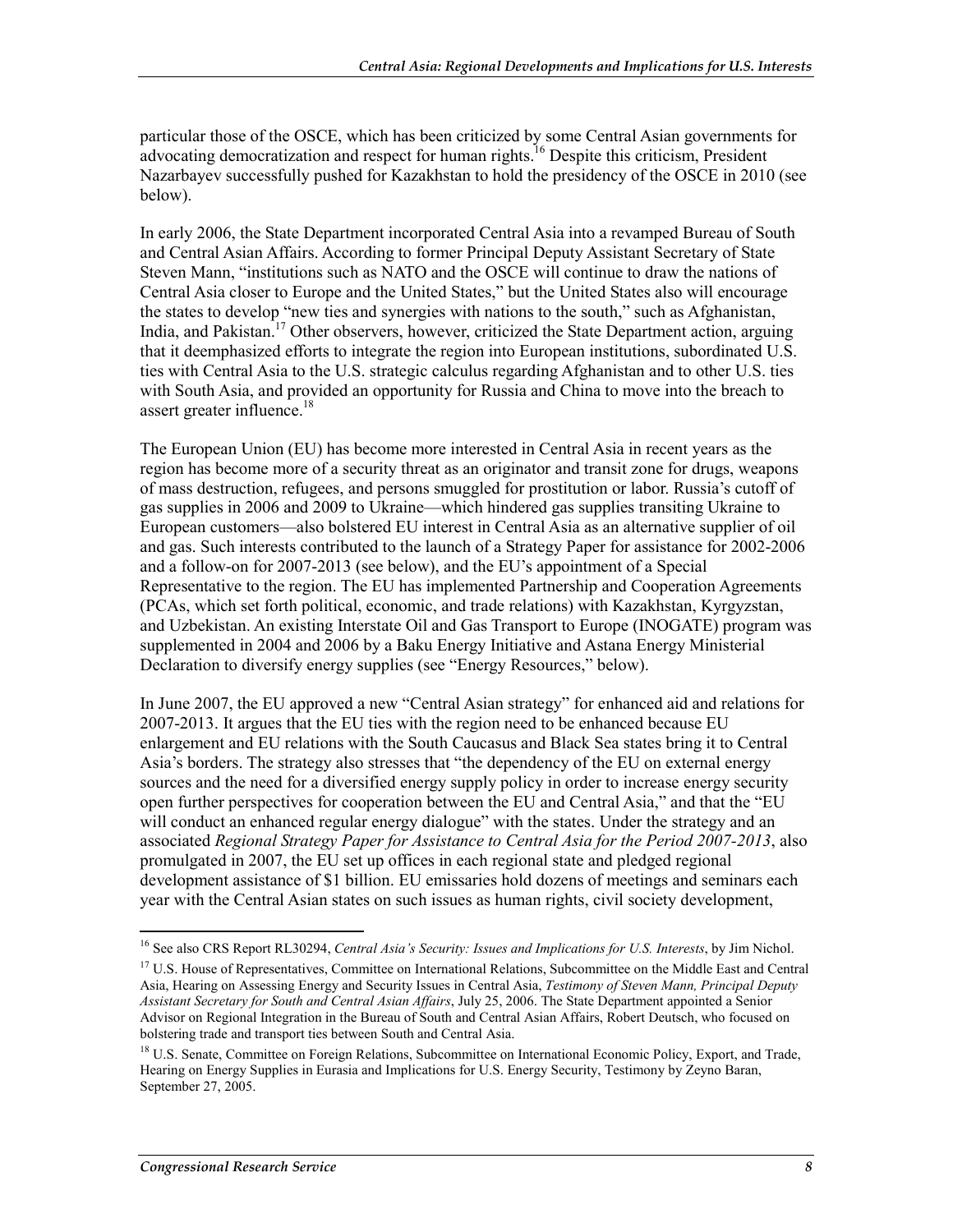particular those of the OSCE, which has been criticized by some Central Asian governments for advocating democratization and respect for human rights.[16] Despite this criticism, President Nazarbayev successfully pushed for Kazakhstan to hold the presidency of the OSCE in 2010 (see below).

In early 2006, the State Department incorporated Central Asia into a revamped Bureau of South and Central Asian Affairs. According to former Principal Deputy Assistant Secretary of State Steven Mann, "institutions such as NATO and the OSCE will continue to draw the nations of Central Asia closer to Europe and the United States," but the United States also will encourage the states to develop "new ties and synergies with nations to the south," such as Afghanistan, India, and Pakistan.[17] Other observers, however, criticized the State Department action, arguing that it deemphasized efforts to integrate the region into European institutions, subordinated U.S. ties with Central Asia to the U.S. strategic calculus regarding Afghanistan and to other U.S. ties with South Asia, and provided an opportunity for Russia and China to move into the breach to assert greater influence.[18]

The European Union (EU) has become more interested in Central Asia in recent years as the region has become more of a security threat as an originator and transit zone for drugs, weapons of mass destruction, refugees, and persons smuggled for prostitution or labor. Russia's cutoff of gas supplies in 2006 and 2009 to Ukraine—which hindered gas supplies transiting Ukraine to European customers—also bolstered EU interest in Central Asia as an alternative supplier of oil and gas. Such interests contributed to the launch of a Strategy Paper for assistance for 2002-2006 and a follow-on for 2007-2013 (see below), and the EU's appointment of a Special Representative to the region. The EU has implemented Partnership and Cooperation Agreements (PCAs, which set forth political, economic, and trade relations) with Kazakhstan, Kyrgyzstan, and Uzbekistan. An existing Interstate Oil and Gas Transport to Europe (INOGATE) program was supplemented in 2004 and 2006 by a Baku Energy Initiative and Astana Energy Ministerial Declaration to diversify energy supplies (see "Energy Resources," below).

In June 2007, the EU approved a new "Central Asian strategy" for enhanced aid and relations for 2007-2013. It argues that the EU ties with the region need to be enhanced because EU enlargement and EU relations with the South Caucasus and Black Sea states bring it to Central Asia's borders. The strategy also stresses that "the dependency of the EU on external energy sources and the need for a diversified energy supply policy in order to increase energy security open further perspectives for cooperation between the EU and Central Asia," and that the "EU will conduct an enhanced regular energy dialogue" with the states. Under the strategy and an associated *Regional Strategy Paper for Assistance to Central Asia for the Period 2007-2013*, also promulgated in 2007, the EU set up offices in each regional state and pledged regional development assistance of $1 billion. EU emissaries hold dozens of meetings and seminars each year with the Central Asian states on such issues as human rights, civil society development,

---

[16] See also CRS Report RL30294, *Central Asia's Security: Issues and Implications for U.S. Interests*, by Jim Nichol.

[17] U.S. House of Representatives, Committee on International Relations, Subcommittee on the Middle East and Central Asia, Hearing on Assessing Energy and Security Issues in Central Asia, *Testimony of Steven Mann, Principal Deputy Assistant Secretary for South and Central Asian Affairs*, July 25, 2006. The State Department appointed a Senior Advisor on Regional Integration in the Bureau of South and Central Asian Affairs, Robert Deutsch, who focused on bolstering trade and transport ties between South and Central Asia.

[18] U.S. Senate, Committee on Foreign Relations, Subcommittee on International Economic Policy, Export, and Trade, Hearing on Energy Supplies in Eurasia and Implications for U.S. Energy Security, Testimony by Zeyno Baran, September 27, 2005.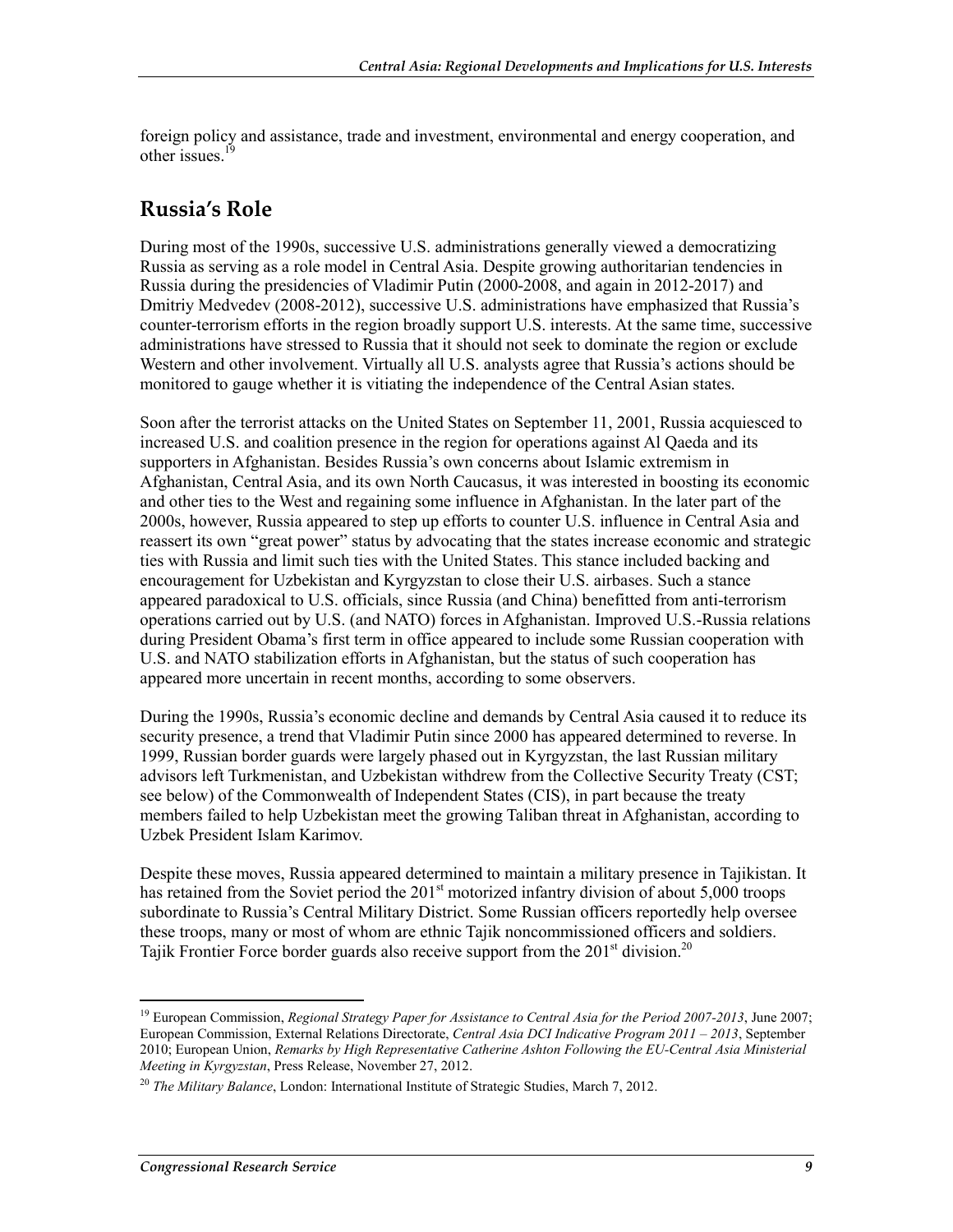foreign policy and assistance, trade and investment, environmental and energy cooperation, and other issues.[19]

## Russia's Role

During most of the 1990s, successive U.S. administrations generally viewed a democratizing Russia as serving as a role model in Central Asia. Despite growing authoritarian tendencies in Russia during the presidencies of Vladimir Putin (2000-2008, and again in 2012-2017) and Dmitriy Medvedev (2008-2012), successive U.S. administrations have emphasized that Russia's counter-terrorism efforts in the region broadly support U.S. interests. At the same time, successive administrations have stressed to Russia that it should not seek to dominate the region or exclude Western and other involvement. Virtually all U.S. analysts agree that Russia's actions should be monitored to gauge whether it is vitiating the independence of the Central Asian states.

Soon after the terrorist attacks on the United States on September 11, 2001, Russia acquiesced to increased U.S. and coalition presence in the region for operations against Al Qaeda and its supporters in Afghanistan. Besides Russia's own concerns about Islamic extremism in Afghanistan, Central Asia, and its own North Caucasus, it was interested in boosting its economic and other ties to the West and regaining some influence in Afghanistan. In the later part of the 2000s, however, Russia appeared to step up efforts to counter U.S. influence in Central Asia and reassert its own "great power" status by advocating that the states increase economic and strategic ties with Russia and limit such ties with the United States. This stance included backing and encouragement for Uzbekistan and Kyrgyzstan to close their U.S. airbases. Such a stance appeared paradoxical to U.S. officials, since Russia (and China) benefitted from anti-terrorism operations carried out by U.S. (and NATO) forces in Afghanistan. Improved U.S.-Russia relations during President Obama's first term in office appeared to include some Russian cooperation with U.S. and NATO stabilization efforts in Afghanistan, but the status of such cooperation has appeared more uncertain in recent months, according to some observers.

During the 1990s, Russia's economic decline and demands by Central Asia caused it to reduce its security presence, a trend that Vladimir Putin since 2000 has appeared determined to reverse. In 1999, Russian border guards were largely phased out in Kyrgyzstan, the last Russian military advisors left Turkmenistan, and Uzbekistan withdrew from the Collective Security Treaty (CST; see below) of the Commonwealth of Independent States (CIS), in part because the treaty members failed to help Uzbekistan meet the growing Taliban threat in Afghanistan, according to Uzbek President Islam Karimov.

Despite these moves, Russia appeared determined to maintain a military presence in Tajikistan. It has retained from the Soviet period the 201st motorized infantry division of about 5,000 troops subordinate to Russia's Central Military District. Some Russian officers reportedly help oversee these troops, many or most of whom are ethnic Tajik noncommissioned officers and soldiers. Tajik Frontier Force border guards also receive support from the 201st division.[20]

---

[19] European Commission, *Regional Strategy Paper for Assistance to Central Asia for the Period 2007-2013*, June 2007; European Commission, External Relations Directorate, *Central Asia DCI Indicative Program 2011 – 2013*, September 2010; European Union, *Remarks by High Representative Catherine Ashton Following the EU-Central Asia Ministerial Meeting in Kyrgyzstan*, Press Release, November 27, 2012.

[20] *The Military Balance*, London: International Institute of Strategic Studies, March 7, 2012.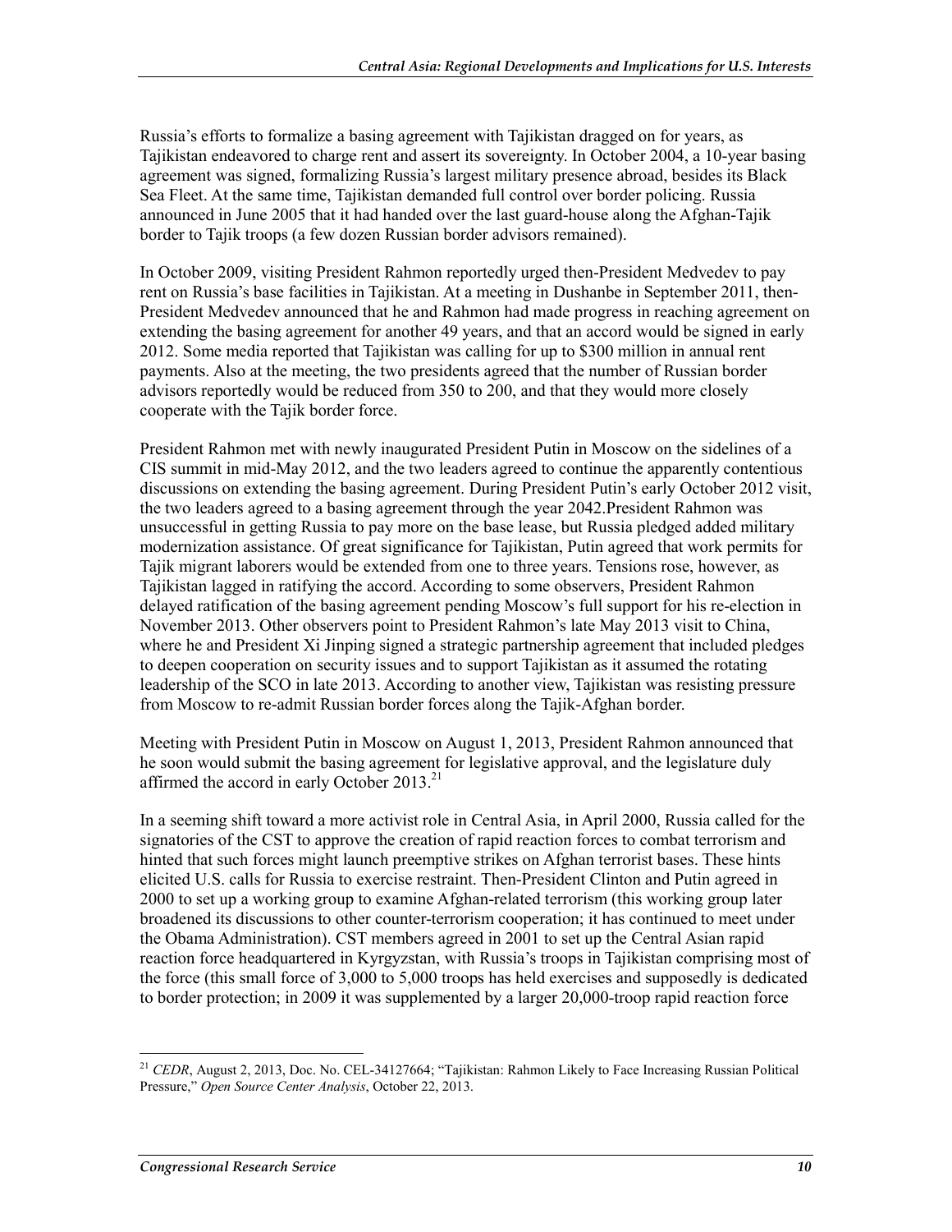Russia's efforts to formalize a basing agreement with Tajikistan dragged on for years, as Tajikistan endeavored to charge rent and assert its sovereignty. In October 2004, a 10-year basing agreement was signed, formalizing Russia's largest military presence abroad, besides its Black Sea Fleet. At the same time, Tajikistan demanded full control over border policing. Russia announced in June 2005 that it had handed over the last guard-house along the Afghan-Tajik border to Tajik troops (a few dozen Russian border advisors remained).

In October 2009, visiting President Rahmon reportedly urged then-President Medvedev to pay rent on Russia's base facilities in Tajikistan. At a meeting in Dushanbe in September 2011, then-President Medvedev announced that he and Rahmon had made progress in reaching agreement on extending the basing agreement for another 49 years, and that an accord would be signed in early 2012. Some media reported that Tajikistan was calling for up to $300 million in annual rent payments. Also at the meeting, the two presidents agreed that the number of Russian border advisors reportedly would be reduced from 350 to 200, and that they would more closely cooperate with the Tajik border force.

President Rahmon met with newly inaugurated President Putin in Moscow on the sidelines of a CIS summit in mid-May 2012, and the two leaders agreed to continue the apparently contentious discussions on extending the basing agreement. During President Putin's early October 2012 visit, the two leaders agreed to a basing agreement through the year 2042.President Rahmon was unsuccessful in getting Russia to pay more on the base lease, but Russia pledged added military modernization assistance. Of great significance for Tajikistan, Putin agreed that work permits for Tajik migrant laborers would be extended from one to three years. Tensions rose, however, as Tajikistan lagged in ratifying the accord. According to some observers, President Rahmon delayed ratification of the basing agreement pending Moscow's full support for his re-election in November 2013. Other observers point to President Rahmon's late May 2013 visit to China, where he and President Xi Jinping signed a strategic partnership agreement that included pledges to deepen cooperation on security issues and to support Tajikistan as it assumed the rotating leadership of the SCO in late 2013. According to another view, Tajikistan was resisting pressure from Moscow to re-admit Russian border forces along the Tajik-Afghan border.

Meeting with President Putin in Moscow on August 1, 2013, President Rahmon announced that he soon would submit the basing agreement for legislative approval, and the legislature duly affirmed the accord in early October 2013.[21]

In a seeming shift toward a more activist role in Central Asia, in April 2000, Russia called for the signatories of the CST to approve the creation of rapid reaction forces to combat terrorism and hinted that such forces might launch preemptive strikes on Afghan terrorist bases. These hints elicited U.S. calls for Russia to exercise restraint. Then-President Clinton and Putin agreed in 2000 to set up a working group to examine Afghan-related terrorism (this working group later broadened its discussions to other counter-terrorism cooperation; it has continued to meet under the Obama Administration). CST members agreed in 2001 to set up the Central Asian rapid reaction force headquartered in Kyrgyzstan, with Russia's troops in Tajikistan comprising most of the force (this small force of 3,000 to 5,000 troops has held exercises and supposedly is dedicated to border protection; in 2009 it was supplemented by a larger 20,000-troop rapid reaction force

[21] *CEDR*, August 2, 2013, Doc. No. CEL-34127664; "Tajikistan: Rahmon Likely to Face Increasing Russian Political Pressure," *Open Source Center Analysis*, October 22, 2013.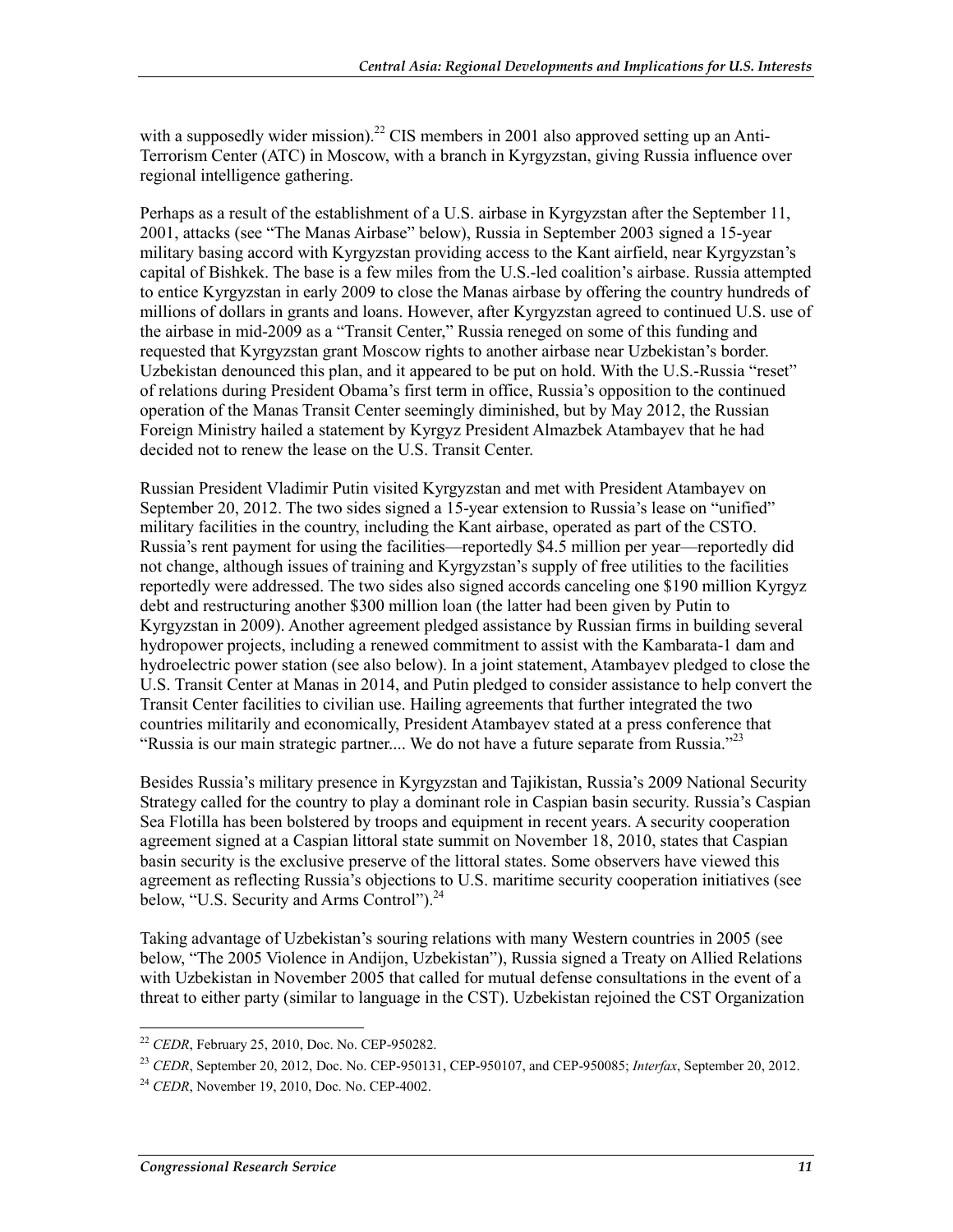with a supposedly wider mission).[22] CIS members in 2001 also approved setting up an Anti-Terrorism Center (ATC) in Moscow, with a branch in Kyrgyzstan, giving Russia influence over regional intelligence gathering.

Perhaps as a result of the establishment of a U.S. airbase in Kyrgyzstan after the September 11, 2001, attacks (see "The Manas Airbase" below), Russia in September 2003 signed a 15-year military basing accord with Kyrgyzstan providing access to the Kant airfield, near Kyrgyzstan's capital of Bishkek. The base is a few miles from the U.S.-led coalition's airbase. Russia attempted to entice Kyrgyzstan in early 2009 to close the Manas airbase by offering the country hundreds of millions of dollars in grants and loans. However, after Kyrgyzstan agreed to continued U.S. use of the airbase in mid-2009 as a "Transit Center," Russia reneged on some of this funding and requested that Kyrgyzstan grant Moscow rights to another airbase near Uzbekistan's border. Uzbekistan denounced this plan, and it appeared to be put on hold. With the U.S.-Russia "reset" of relations during President Obama's first term in office, Russia's opposition to the continued operation of the Manas Transit Center seemingly diminished, but by May 2012, the Russian Foreign Ministry hailed a statement by Kyrgyz President Almazbek Atambayev that he had decided not to renew the lease on the U.S. Transit Center.

Russian President Vladimir Putin visited Kyrgyzstan and met with President Atambayev on September 20, 2012. The two sides signed a 15-year extension to Russia's lease on "unified" military facilities in the country, including the Kant airbase, operated as part of the CSTO. Russia's rent payment for using the facilities—reportedly $4.5 million per year—reportedly did not change, although issues of training and Kyrgyzstan's supply of free utilities to the facilities reportedly were addressed. The two sides also signed accords canceling one $190 million Kyrgyz debt and restructuring another $300 million loan (the latter had been given by Putin to Kyrgyzstan in 2009). Another agreement pledged assistance by Russian firms in building several hydropower projects, including a renewed commitment to assist with the Kambarata-1 dam and hydroelectric power station (see also below). In a joint statement, Atambayev pledged to close the U.S. Transit Center at Manas in 2014, and Putin pledged to consider assistance to help convert the Transit Center facilities to civilian use. Hailing agreements that further integrated the two countries militarily and economically, President Atambayev stated at a press conference that "Russia is our main strategic partner.... We do not have a future separate from Russia."[23]

Besides Russia's military presence in Kyrgyzstan and Tajikistan, Russia's 2009 National Security Strategy called for the country to play a dominant role in Caspian basin security. Russia's Caspian Sea Flotilla has been bolstered by troops and equipment in recent years. A security cooperation agreement signed at a Caspian littoral state summit on November 18, 2010, states that Caspian basin security is the exclusive preserve of the littoral states. Some observers have viewed this agreement as reflecting Russia's objections to U.S. maritime security cooperation initiatives (see below, "U.S. Security and Arms Control").[24]

Taking advantage of Uzbekistan's souring relations with many Western countries in 2005 (see below, "The 2005 Violence in Andijon, Uzbekistan"), Russia signed a Treaty on Allied Relations with Uzbekistan in November 2005 that called for mutual defense consultations in the event of a threat to either party (similar to language in the CST). Uzbekistan rejoined the CST Organization

[22] *CEDR*, February 25, 2010, Doc. No. CEP-950282.

[23] *CEDR*, September 20, 2012, Doc. No. CEP-950131, CEP-950107, and CEP-950085; *Interfax*, September 20, 2012.

[24] *CEDR*, November 19, 2010, Doc. No. CEP-4002.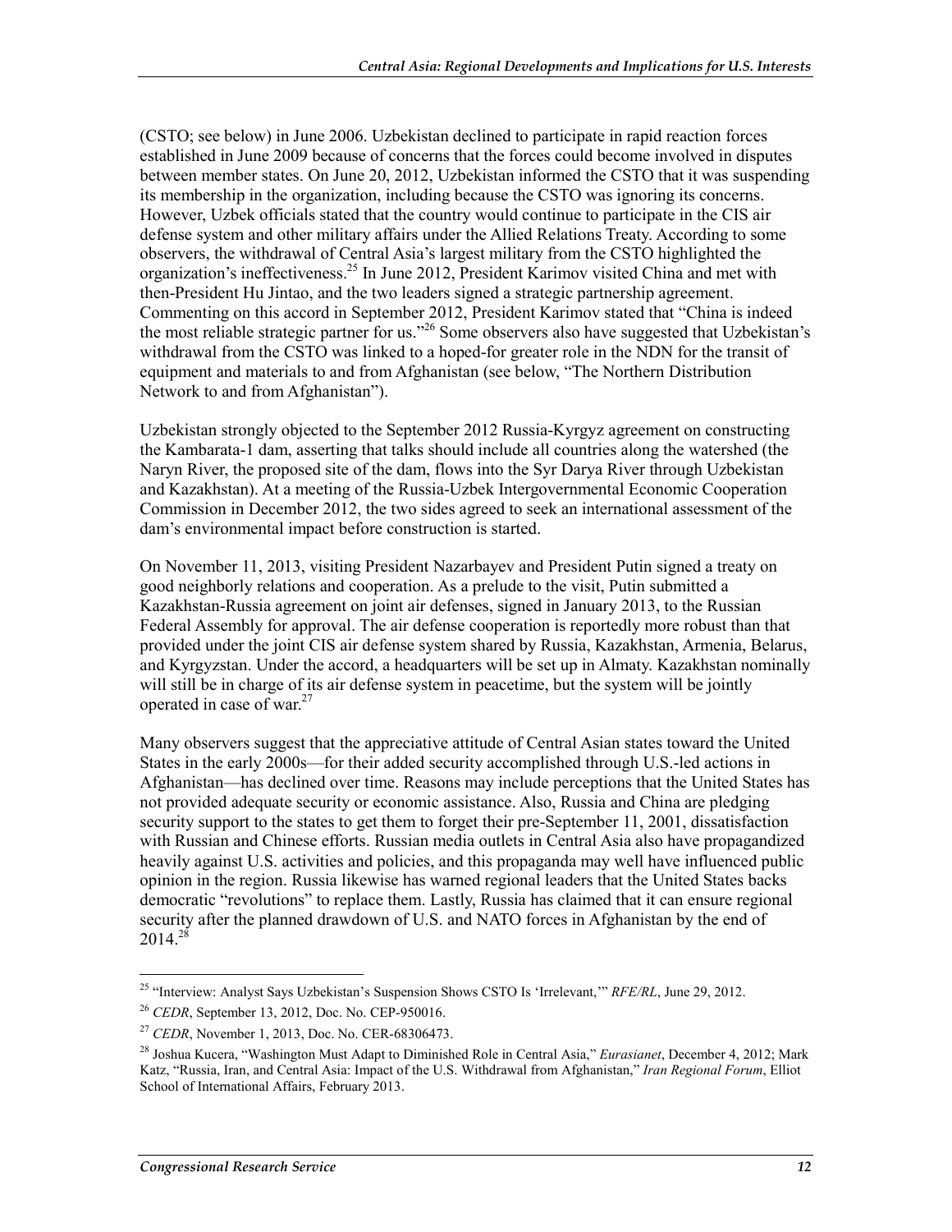(CSTO; see below) in June 2006. Uzbekistan declined to participate in rapid reaction forces established in June 2009 because of concerns that the forces could become involved in disputes between member states. On June 20, 2012, Uzbekistan informed the CSTO that it was suspending its membership in the organization, including because the CSTO was ignoring its concerns. However, Uzbek officials stated that the country would continue to participate in the CIS air defense system and other military affairs under the Allied Relations Treaty. According to some observers, the withdrawal of Central Asia's largest military from the CSTO highlighted the organization's ineffectiveness.[25] In June 2012, President Karimov visited China and met with then-President Hu Jintao, and the two leaders signed a strategic partnership agreement. Commenting on this accord in September 2012, President Karimov stated that "China is indeed the most reliable strategic partner for us."[26] Some observers also have suggested that Uzbekistan's withdrawal from the CSTO was linked to a hoped-for greater role in the NDN for the transit of equipment and materials to and from Afghanistan (see below, "The Northern Distribution Network to and from Afghanistan").

Uzbekistan strongly objected to the September 2012 Russia-Kyrgyz agreement on constructing the Kambarata-1 dam, asserting that talks should include all countries along the watershed (the Naryn River, the proposed site of the dam, flows into the Syr Darya River through Uzbekistan and Kazakhstan). At a meeting of the Russia-Uzbek Intergovernmental Economic Cooperation Commission in December 2012, the two sides agreed to seek an international assessment of the dam's environmental impact before construction is started.

On November 11, 2013, visiting President Nazarbayev and President Putin signed a treaty on good neighborly relations and cooperation. As a prelude to the visit, Putin submitted a Kazakhstan-Russia agreement on joint air defenses, signed in January 2013, to the Russian Federal Assembly for approval. The air defense cooperation is reportedly more robust than that provided under the joint CIS air defense system shared by Russia, Kazakhstan, Armenia, Belarus, and Kyrgyzstan. Under the accord, a headquarters will be set up in Almaty. Kazakhstan nominally will still be in charge of its air defense system in peacetime, but the system will be jointly operated in case of war.[27]

Many observers suggest that the appreciative attitude of Central Asian states toward the United States in the early 2000s—for their added security accomplished through U.S.-led actions in Afghanistan—has declined over time. Reasons may include perceptions that the United States has not provided adequate security or economic assistance. Also, Russia and China are pledging security support to the states to get them to forget their pre-September 11, 2001, dissatisfaction with Russian and Chinese efforts. Russian media outlets in Central Asia also have propagandized heavily against U.S. activities and policies, and this propaganda may well have influenced public opinion in the region. Russia likewise has warned regional leaders that the United States backs democratic "revolutions" to replace them. Lastly, Russia has claimed that it can ensure regional security after the planned drawdown of U.S. and NATO forces in Afghanistan by the end of 2014.[28]

---

[25] "Interview: Analyst Says Uzbekistan's Suspension Shows CSTO Is 'Irrelevant,'" *RFE/RL*, June 29, 2012.

[26] *CEDR*, September 13, 2012, Doc. No. CEP-950016.

[27] *CEDR*, November 1, 2013, Doc. No. CER-68306473.

[28] Joshua Kucera, "Washington Must Adapt to Diminished Role in Central Asia," *Eurasianet*, December 4, 2012; Mark Katz, "Russia, Iran, and Central Asia: Impact of the U.S. Withdrawal from Afghanistan," *Iran Regional Forum*, Elliot School of International Affairs, February 2013.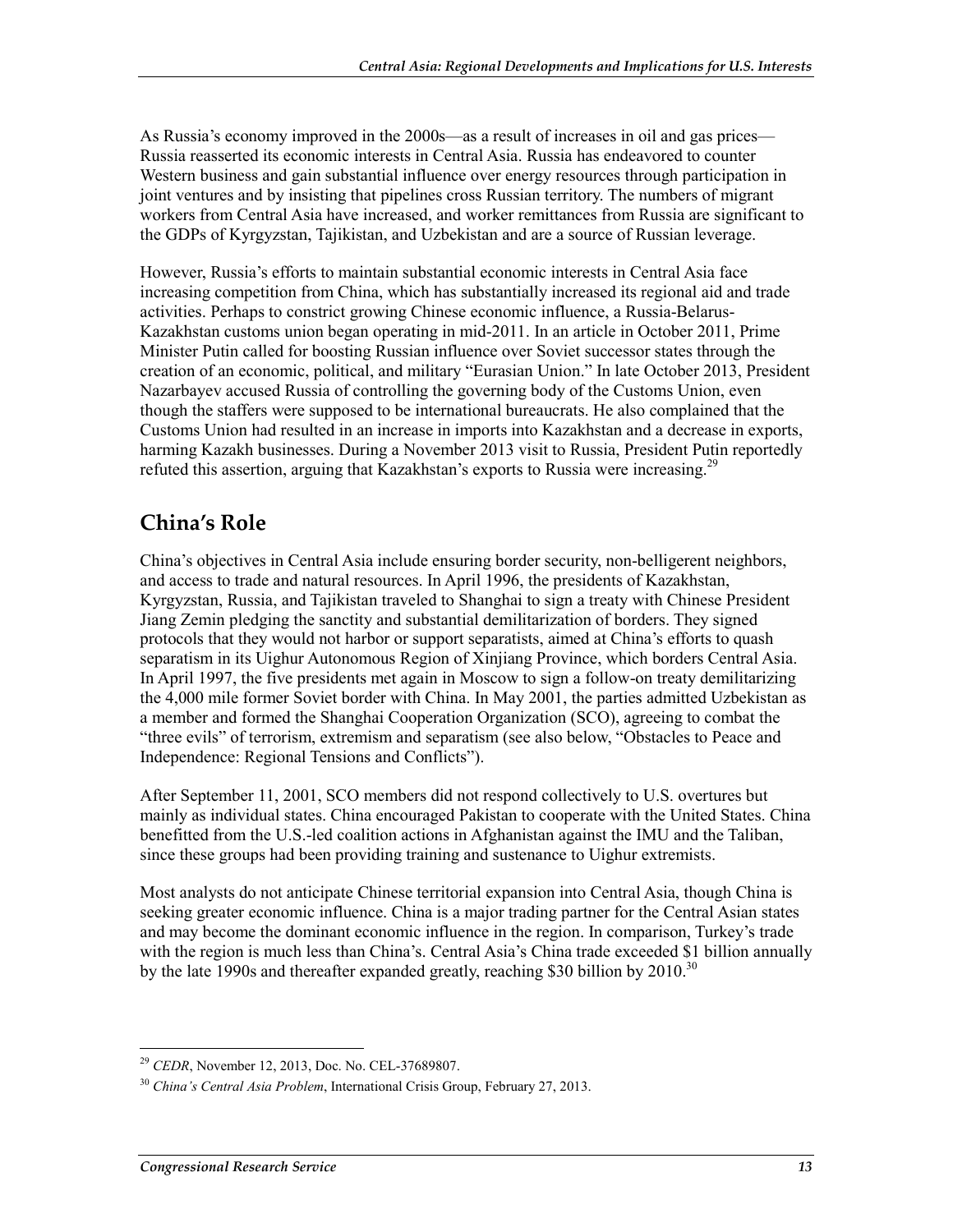As Russia's economy improved in the 2000s—as a result of increases in oil and gas prices—Russia reasserted its economic interests in Central Asia. Russia has endeavored to counter Western business and gain substantial influence over energy resources through participation in joint ventures and by insisting that pipelines cross Russian territory. The numbers of migrant workers from Central Asia have increased, and worker remittances from Russia are significant to the GDPs of Kyrgyzstan, Tajikistan, and Uzbekistan and are a source of Russian leverage.

However, Russia's efforts to maintain substantial economic interests in Central Asia face increasing competition from China, which has substantially increased its regional aid and trade activities. Perhaps to constrict growing Chinese economic influence, a Russia-Belarus-Kazakhstan customs union began operating in mid-2011. In an article in October 2011, Prime Minister Putin called for boosting Russian influence over Soviet successor states through the creation of an economic, political, and military "Eurasian Union." In late October 2013, President Nazarbayev accused Russia of controlling the governing body of the Customs Union, even though the staffers were supposed to be international bureaucrats. He also complained that the Customs Union had resulted in an increase in imports into Kazakhstan and a decrease in exports, harming Kazakh businesses. During a November 2013 visit to Russia, President Putin reportedly refuted this assertion, arguing that Kazakhstan's exports to Russia were increasing.[29]

## China's Role

China's objectives in Central Asia include ensuring border security, non-belligerent neighbors, and access to trade and natural resources. In April 1996, the presidents of Kazakhstan, Kyrgyzstan, Russia, and Tajikistan traveled to Shanghai to sign a treaty with Chinese President Jiang Zemin pledging the sanctity and substantial demilitarization of borders. They signed protocols that they would not harbor or support separatists, aimed at China's efforts to quash separatism in its Uighur Autonomous Region of Xinjiang Province, which borders Central Asia. In April 1997, the five presidents met again in Moscow to sign a follow-on treaty demilitarizing the 4,000 mile former Soviet border with China. In May 2001, the parties admitted Uzbekistan as a member and formed the Shanghai Cooperation Organization (SCO), agreeing to combat the "three evils" of terrorism, extremism and separatism (see also below, "Obstacles to Peace and Independence: Regional Tensions and Conflicts").

After September 11, 2001, SCO members did not respond collectively to U.S. overtures but mainly as individual states. China encouraged Pakistan to cooperate with the United States. China benefitted from the U.S.-led coalition actions in Afghanistan against the IMU and the Taliban, since these groups had been providing training and sustenance to Uighur extremists.

Most analysts do not anticipate Chinese territorial expansion into Central Asia, though China is seeking greater economic influence. China is a major trading partner for the Central Asian states and may become the dominant economic influence in the region. In comparison, Turkey's trade with the region is much less than China's. Central Asia's China trade exceeded $1 billion annually by the late 1990s and thereafter expanded greatly, reaching $30 billion by 2010.[30]

---

[29] *CEDR*, November 12, 2013, Doc. No. CEL-37689807.

[30] *China's Central Asia Problem*, International Crisis Group, February 27, 2013.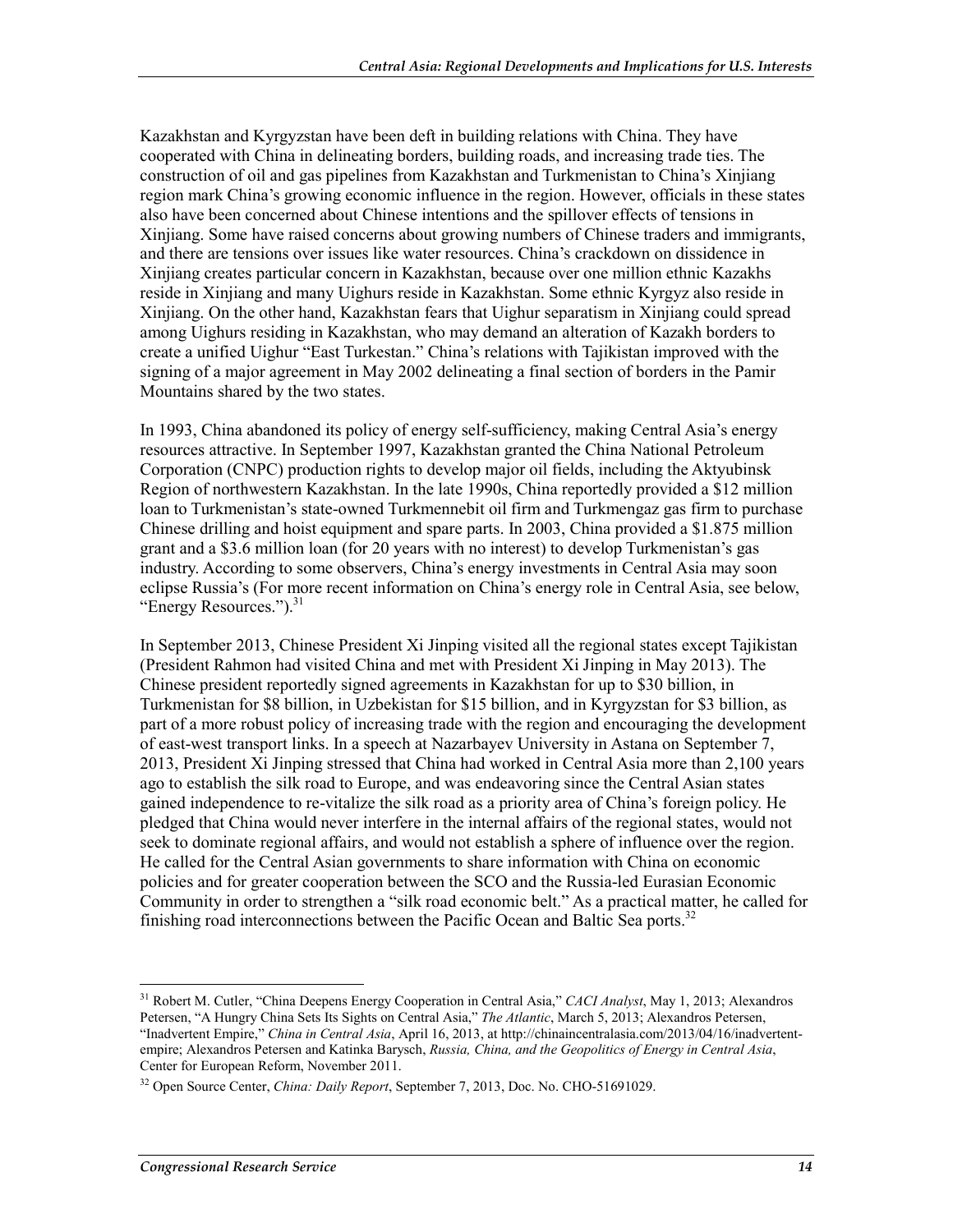Kazakhstan and Kyrgyzstan have been deft in building relations with China. They have cooperated with China in delineating borders, building roads, and increasing trade ties. The construction of oil and gas pipelines from Kazakhstan and Turkmenistan to China's Xinjiang region mark China's growing economic influence in the region. However, officials in these states also have been concerned about Chinese intentions and the spillover effects of tensions in Xinjiang. Some have raised concerns about growing numbers of Chinese traders and immigrants, and there are tensions over issues like water resources. China's crackdown on dissidence in Xinjiang creates particular concern in Kazakhstan, because over one million ethnic Kazakhs reside in Xinjiang and many Uighurs reside in Kazakhstan. Some ethnic Kyrgyz also reside in Xinjiang. On the other hand, Kazakhstan fears that Uighur separatism in Xinjiang could spread among Uighurs residing in Kazakhstan, who may demand an alteration of Kazakh borders to create a unified Uighur "East Turkestan." China's relations with Tajikistan improved with the signing of a major agreement in May 2002 delineating a final section of borders in the Pamir Mountains shared by the two states.

In 1993, China abandoned its policy of energy self-sufficiency, making Central Asia's energy resources attractive. In September 1997, Kazakhstan granted the China National Petroleum Corporation (CNPC) production rights to develop major oil fields, including the Aktyubinsk Region of northwestern Kazakhstan. In the late 1990s, China reportedly provided a $12 million loan to Turkmenistan's state-owned Turkmennebit oil firm and Turkmengaz gas firm to purchase Chinese drilling and hoist equipment and spare parts. In 2003, China provided a $1.875 million grant and a $3.6 million loan (for 20 years with no interest) to develop Turkmenistan's gas industry. According to some observers, China's energy investments in Central Asia may soon eclipse Russia's (For more recent information on China's energy role in Central Asia, see below, "Energy Resources.").[31]

In September 2013, Chinese President Xi Jinping visited all the regional states except Tajikistan (President Rahmon had visited China and met with President Xi Jinping in May 2013). The Chinese president reportedly signed agreements in Kazakhstan for up to $30 billion, in Turkmenistan for $8 billion, in Uzbekistan for $15 billion, and in Kyrgyzstan for $3 billion, as part of a more robust policy of increasing trade with the region and encouraging the development of east-west transport links. In a speech at Nazarbayev University in Astana on September 7, 2013, President Xi Jinping stressed that China had worked in Central Asia more than 2,100 years ago to establish the silk road to Europe, and was endeavoring since the Central Asian states gained independence to re-vitalize the silk road as a priority area of China's foreign policy. He pledged that China would never interfere in the internal affairs of the regional states, would not seek to dominate regional affairs, and would not establish a sphere of influence over the region. He called for the Central Asian governments to share information with China on economic policies and for greater cooperation between the SCO and the Russia-led Eurasian Economic Community in order to strengthen a "silk road economic belt." As a practical matter, he called for finishing road interconnections between the Pacific Ocean and Baltic Sea ports.[32]

---

[31] Robert M. Cutler, "China Deepens Energy Cooperation in Central Asia," *CACI Analyst*, May 1, 2013; Alexandros Petersen, "A Hungry China Sets Its Sights on Central Asia," *The Atlantic*, March 5, 2013; Alexandros Petersen, "Inadvertent Empire," *China in Central Asia*, April 16, 2013, at http://chinaincentralasia.com/2013/04/16/inadvertent-empire; Alexandros Petersen and Katinka Barysch, *Russia, China, and the Geopolitics of Energy in Central Asia*, Center for European Reform, November 2011.

[32] Open Source Center, *China: Daily Report*, September 7, 2013, Doc. No. CHO-51691029.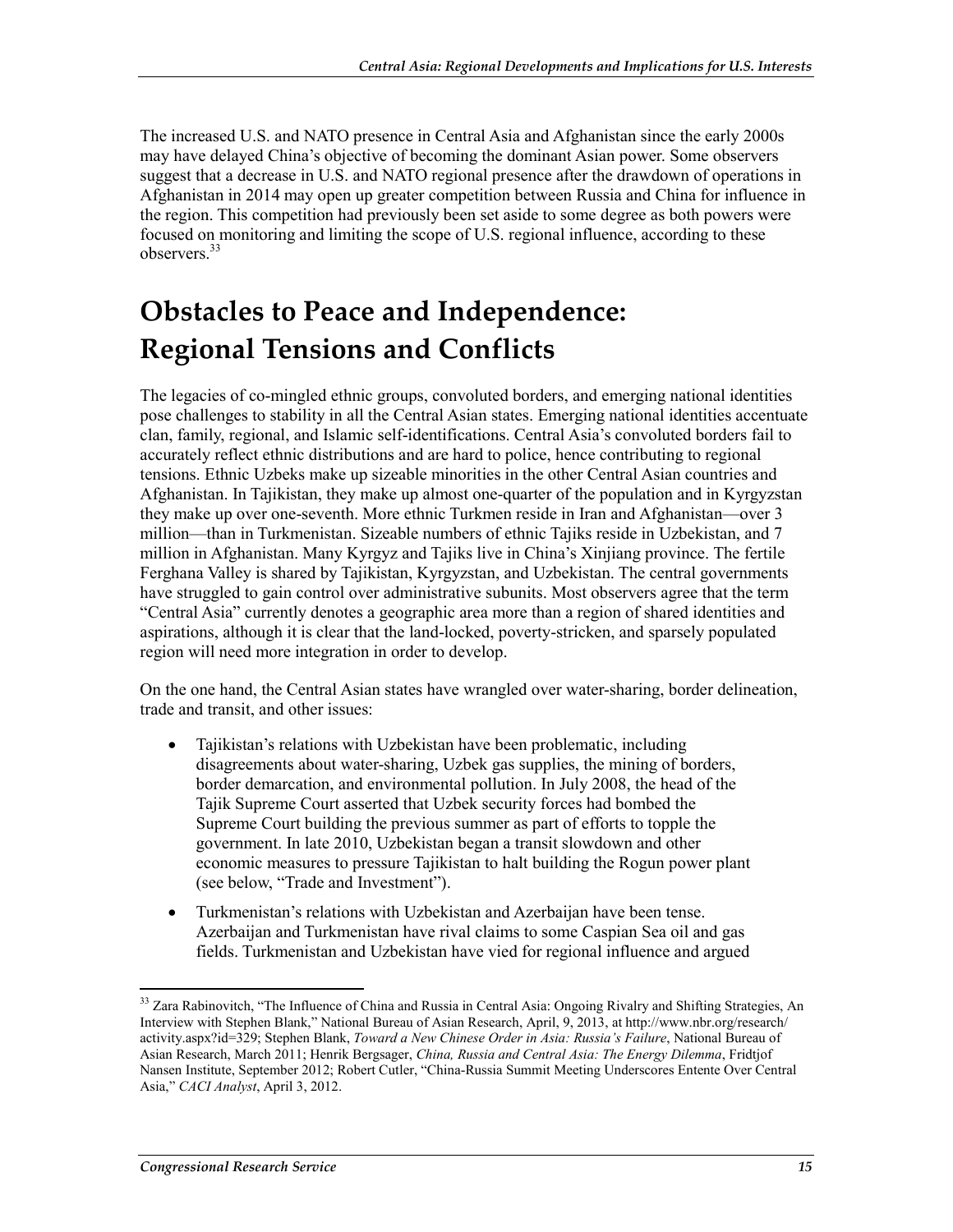The increased U.S. and NATO presence in Central Asia and Afghanistan since the early 2000s may have delayed China's objective of becoming the dominant Asian power. Some observers suggest that a decrease in U.S. and NATO regional presence after the drawdown of operations in Afghanistan in 2014 may open up greater competition between Russia and China for influence in the region. This competition had previously been set aside to some degree as both powers were focused on monitoring and limiting the scope of U.S. regional influence, according to these observers.[33]

# Obstacles to Peace and Independence: Regional Tensions and Conflicts

The legacies of co-mingled ethnic groups, convoluted borders, and emerging national identities pose challenges to stability in all the Central Asian states. Emerging national identities accentuate clan, family, regional, and Islamic self-identifications. Central Asia's convoluted borders fail to accurately reflect ethnic distributions and are hard to police, hence contributing to regional tensions. Ethnic Uzbeks make up sizeable minorities in the other Central Asian countries and Afghanistan. In Tajikistan, they make up almost one-quarter of the population and in Kyrgyzstan they make up over one-seventh. More ethnic Turkmen reside in Iran and Afghanistan—over 3 million—than in Turkmenistan. Sizeable numbers of ethnic Tajiks reside in Uzbekistan, and 7 million in Afghanistan. Many Kyrgyz and Tajiks live in China's Xinjiang province. The fertile Ferghana Valley is shared by Tajikistan, Kyrgyzstan, and Uzbekistan. The central governments have struggled to gain control over administrative subunits. Most observers agree that the term "Central Asia" currently denotes a geographic area more than a region of shared identities and aspirations, although it is clear that the land-locked, poverty-stricken, and sparsely populated region will need more integration in order to develop.

On the one hand, the Central Asian states have wrangled over water-sharing, border delineation, trade and transit, and other issues:

- Tajikistan's relations with Uzbekistan have been problematic, including disagreements about water-sharing, Uzbek gas supplies, the mining of borders, border demarcation, and environmental pollution. In July 2008, the head of the Tajik Supreme Court asserted that Uzbek security forces had bombed the Supreme Court building the previous summer as part of efforts to topple the government. In late 2010, Uzbekistan began a transit slowdown and other economic measures to pressure Tajikistan to halt building the Rogun power plant (see below, "Trade and Investment").
- Turkmenistan's relations with Uzbekistan and Azerbaijan have been tense. Azerbaijan and Turkmenistan have rival claims to some Caspian Sea oil and gas fields. Turkmenistan and Uzbekistan have vied for regional influence and argued

---

[33] Zara Rabinovitch, "The Influence of China and Russia in Central Asia: Ongoing Rivalry and Shifting Strategies, An Interview with Stephen Blank," National Bureau of Asian Research, April, 9, 2013, at http://www.nbr.org/research/activity.aspx?id=329; Stephen Blank, *Toward a New Chinese Order in Asia: Russia's Failure*, National Bureau of Asian Research, March 2011; Henrik Bergsager, *China, Russia and Central Asia: The Energy Dilemma*, Fridtjof Nansen Institute, September 2012; Robert Cutler, "China-Russia Summit Meeting Underscores Entente Over Central Asia," *CACI Analyst*, April 3, 2012.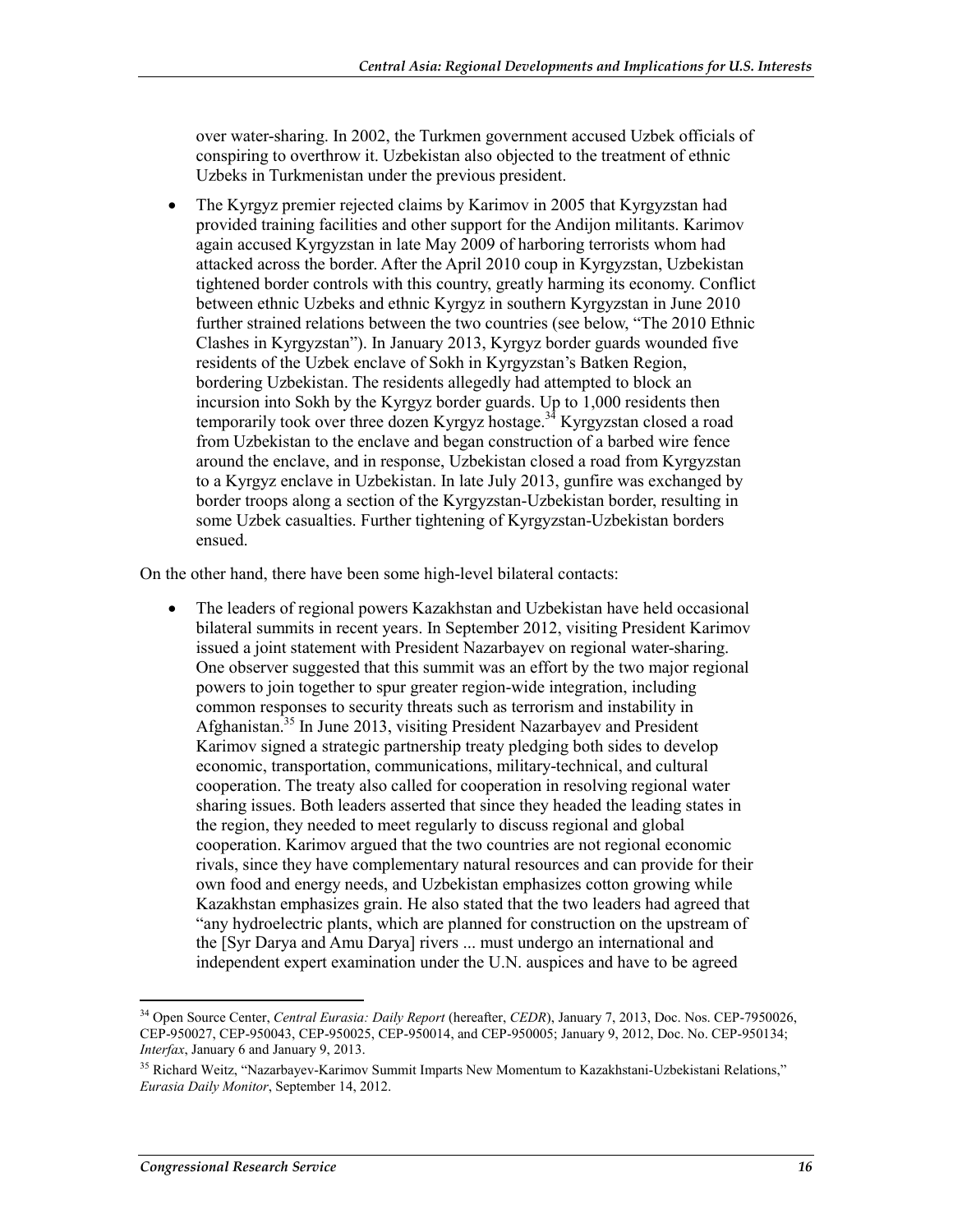over water-sharing. In 2002, the Turkmen government accused Uzbek officials of conspiring to overthrow it. Uzbekistan also objected to the treatment of ethnic Uzbeks in Turkmenistan under the previous president.

- The Kyrgyz premier rejected claims by Karimov in 2005 that Kyrgyzstan had provided training facilities and other support for the Andijon militants. Karimov again accused Kyrgyzstan in late May 2009 of harboring terrorists whom had attacked across the border. After the April 2010 coup in Kyrgyzstan, Uzbekistan tightened border controls with this country, greatly harming its economy. Conflict between ethnic Uzbeks and ethnic Kyrgyz in southern Kyrgyzstan in June 2010 further strained relations between the two countries (see below, "The 2010 Ethnic Clashes in Kyrgyzstan"). In January 2013, Kyrgyz border guards wounded five residents of the Uzbek enclave of Sokh in Kyrgyzstan's Batken Region, bordering Uzbekistan. The residents allegedly had attempted to block an incursion into Sokh by the Kyrgyz border guards. Up to 1,000 residents then temporarily took over three dozen Kyrgyz hostage.[34] Kyrgyzstan closed a road from Uzbekistan to the enclave and began construction of a barbed wire fence around the enclave, and in response, Uzbekistan closed a road from Kyrgyzstan to a Kyrgyz enclave in Uzbekistan. In late July 2013, gunfire was exchanged by border troops along a section of the Kyrgyzstan-Uzbekistan border, resulting in some Uzbek casualties. Further tightening of Kyrgyzstan-Uzbekistan borders ensued.

On the other hand, there have been some high-level bilateral contacts:

- The leaders of regional powers Kazakhstan and Uzbekistan have held occasional bilateral summits in recent years. In September 2012, visiting President Karimov issued a joint statement with President Nazarbayev on regional water-sharing. One observer suggested that this summit was an effort by the two major regional powers to join together to spur greater region-wide integration, including common responses to security threats such as terrorism and instability in Afghanistan.[35] In June 2013, visiting President Nazarbayev and President Karimov signed a strategic partnership treaty pledging both sides to develop economic, transportation, communications, military-technical, and cultural cooperation. The treaty also called for cooperation in resolving regional water sharing issues. Both leaders asserted that since they headed the leading states in the region, they needed to meet regularly to discuss regional and global cooperation. Karimov argued that the two countries are not regional economic rivals, since they have complementary natural resources and can provide for their own food and energy needs, and Uzbekistan emphasizes cotton growing while Kazakhstan emphasizes grain. He also stated that the two leaders had agreed that "any hydroelectric plants, which are planned for construction on the upstream of the [Syr Darya and Amu Darya] rivers ... must undergo an international and independent expert examination under the U.N. auspices and have to be agreed

---

[34] Open Source Center, *Central Eurasia: Daily Report* (hereafter, *CEDR*), January 7, 2013, Doc. Nos. CEP-7950026, CEP-950027, CEP-950043, CEP-950025, CEP-950014, and CEP-950005; January 9, 2012, Doc. No. CEP-950134; *Interfax*, January 6 and January 9, 2013.

[35] Richard Weitz, "Nazarbayev-Karimov Summit Imparts New Momentum to Kazakhstani-Uzbekistani Relations," *Eurasia Daily Monitor*, September 14, 2012.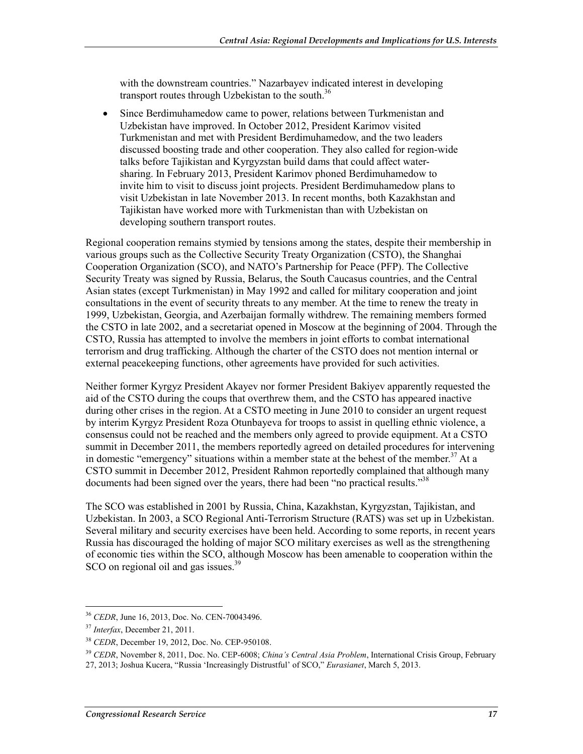with the downstream countries." Nazarbayev indicated interest in developing transport routes through Uzbekistan to the south.[36]

- Since Berdimuhamedow came to power, relations between Turkmenistan and Uzbekistan have improved. In October 2012, President Karimov visited Turkmenistan and met with President Berdimuhamedow, and the two leaders discussed boosting trade and other cooperation. They also called for region-wide talks before Tajikistan and Kyrgyzstan build dams that could affect water-sharing. In February 2013, President Karimov phoned Berdimuhamedow to invite him to visit to discuss joint projects. President Berdimuhamedow plans to visit Uzbekistan in late November 2013. In recent months, both Kazakhstan and Tajikistan have worked more with Turkmenistan than with Uzbekistan on developing southern transport routes.

Regional cooperation remains stymied by tensions among the states, despite their membership in various groups such as the Collective Security Treaty Organization (CSTO), the Shanghai Cooperation Organization (SCO), and NATO's Partnership for Peace (PFP). The Collective Security Treaty was signed by Russia, Belarus, the South Caucasus countries, and the Central Asian states (except Turkmenistan) in May 1992 and called for military cooperation and joint consultations in the event of security threats to any member. At the time to renew the treaty in 1999, Uzbekistan, Georgia, and Azerbaijan formally withdrew. The remaining members formed the CSTO in late 2002, and a secretariat opened in Moscow at the beginning of 2004. Through the CSTO, Russia has attempted to involve the members in joint efforts to combat international terrorism and drug trafficking. Although the charter of the CSTO does not mention internal or external peacekeeping functions, other agreements have provided for such activities.

Neither former Kyrgyz President Akayev nor former President Bakiyev apparently requested the aid of the CSTO during the coups that overthrew them, and the CSTO has appeared inactive during other crises in the region. At a CSTO meeting in June 2010 to consider an urgent request by interim Kyrgyz President Roza Otunbayeva for troops to assist in quelling ethnic violence, a consensus could not be reached and the members only agreed to provide equipment. At a CSTO summit in December 2011, the members reportedly agreed on detailed procedures for intervening in domestic "emergency" situations within a member state at the behest of the member.[37] At a CSTO summit in December 2012, President Rahmon reportedly complained that although many documents had been signed over the years, there had been "no practical results."[38]

The SCO was established in 2001 by Russia, China, Kazakhstan, Kyrgyzstan, Tajikistan, and Uzbekistan. In 2003, a SCO Regional Anti-Terrorism Structure (RATS) was set up in Uzbekistan. Several military and security exercises have been held. According to some reports, in recent years Russia has discouraged the holding of major SCO military exercises as well as the strengthening of economic ties within the SCO, although Moscow has been amenable to cooperation within the SCO on regional oil and gas issues.[39]

---

[36] *CEDR*, June 16, 2013, Doc. No. CEN-70043496.

[37] *Interfax*, December 21, 2011.

[38] *CEDR*, December 19, 2012, Doc. No. CEP-950108.

[39] *CEDR*, November 8, 2011, Doc. No. CEP-6008; *China's Central Asia Problem*, International Crisis Group, February 27, 2013; Joshua Kucera, "Russia 'Increasingly Distrustful' of SCO," *Eurasianet*, March 5, 2013.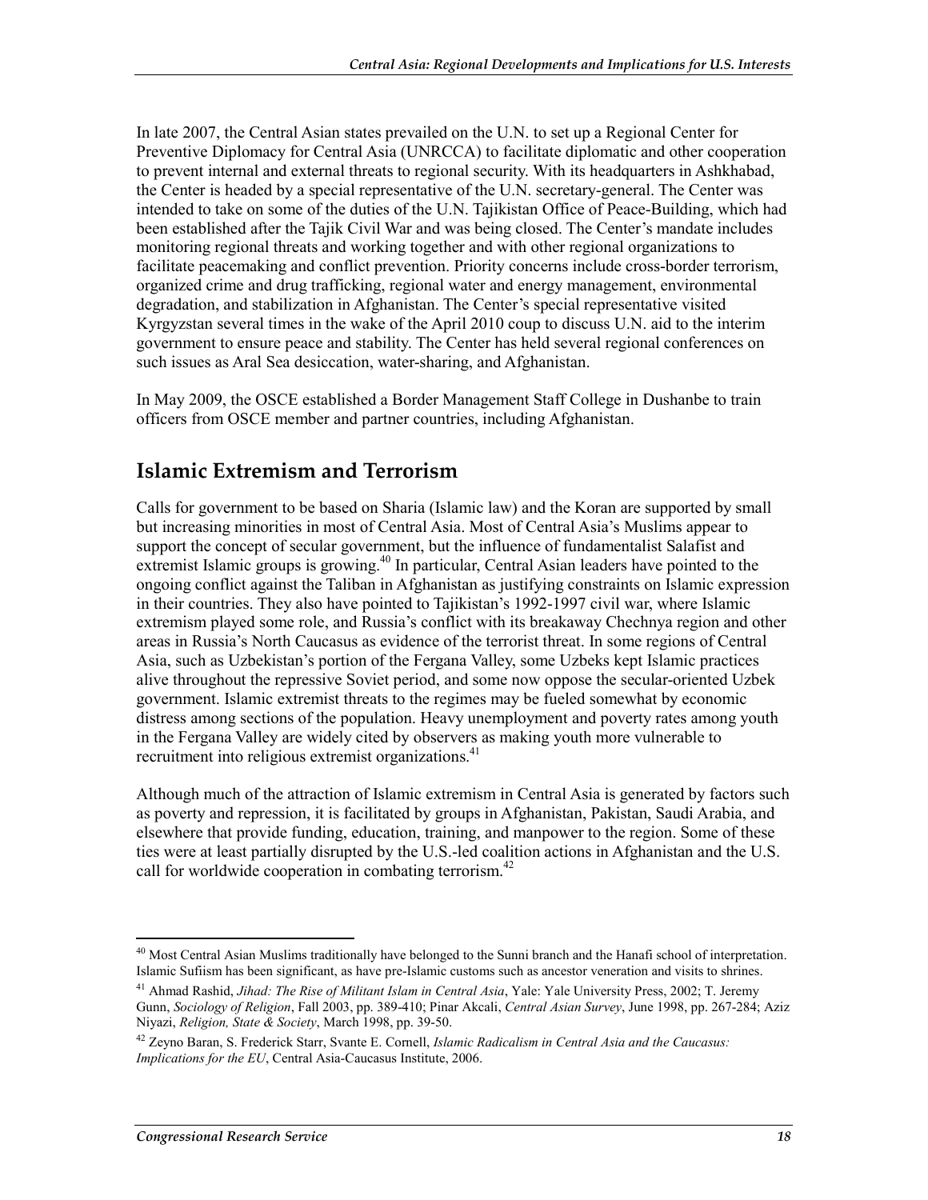In late 2007, the Central Asian states prevailed on the U.N. to set up a Regional Center for Preventive Diplomacy for Central Asia (UNRCCA) to facilitate diplomatic and other cooperation to prevent internal and external threats to regional security. With its headquarters in Ashkhabad, the Center is headed by a special representative of the U.N. secretary-general. The Center was intended to take on some of the duties of the U.N. Tajikistan Office of Peace-Building, which had been established after the Tajik Civil War and was being closed. The Center's mandate includes monitoring regional threats and working together and with other regional organizations to facilitate peacemaking and conflict prevention. Priority concerns include cross-border terrorism, organized crime and drug trafficking, regional water and energy management, environmental degradation, and stabilization in Afghanistan. The Center's special representative visited Kyrgyzstan several times in the wake of the April 2010 coup to discuss U.N. aid to the interim government to ensure peace and stability. The Center has held several regional conferences on such issues as Aral Sea desiccation, water-sharing, and Afghanistan.

In May 2009, the OSCE established a Border Management Staff College in Dushanbe to train officers from OSCE member and partner countries, including Afghanistan.

## Islamic Extremism and Terrorism

Calls for government to be based on Sharia (Islamic law) and the Koran are supported by small but increasing minorities in most of Central Asia. Most of Central Asia's Muslims appear to support the concept of secular government, but the influence of fundamentalist Salafist and extremist Islamic groups is growing.[40] In particular, Central Asian leaders have pointed to the ongoing conflict against the Taliban in Afghanistan as justifying constraints on Islamic expression in their countries. They also have pointed to Tajikistan's 1992-1997 civil war, where Islamic extremism played some role, and Russia's conflict with its breakaway Chechnya region and other areas in Russia's North Caucasus as evidence of the terrorist threat. In some regions of Central Asia, such as Uzbekistan's portion of the Fergana Valley, some Uzbeks kept Islamic practices alive throughout the repressive Soviet period, and some now oppose the secular-oriented Uzbek government. Islamic extremist threats to the regimes may be fueled somewhat by economic distress among sections of the population. Heavy unemployment and poverty rates among youth in the Fergana Valley are widely cited by observers as making youth more vulnerable to recruitment into religious extremist organizations.[41]

Although much of the attraction of Islamic extremism in Central Asia is generated by factors such as poverty and repression, it is facilitated by groups in Afghanistan, Pakistan, Saudi Arabia, and elsewhere that provide funding, education, training, and manpower to the region. Some of these ties were at least partially disrupted by the U.S.-led coalition actions in Afghanistan and the U.S. call for worldwide cooperation in combating terrorism.[42]

---

[40] Most Central Asian Muslims traditionally have belonged to the Sunni branch and the Hanafi school of interpretation. Islamic Sufiism has been significant, as have pre-Islamic customs such as ancestor veneration and visits to shrines.

[41] Ahmad Rashid, *Jihad: The Rise of Militant Islam in Central Asia*, Yale: Yale University Press, 2002; T. Jeremy Gunn, *Sociology of Religion*, Fall 2003, pp. 389-410; Pinar Akcali, *Central Asian Survey*, June 1998, pp. 267-284; Aziz Niyazi, *Religion, State & Society*, March 1998, pp. 39-50.

[42] Zeyno Baran, S. Frederick Starr, Svante E. Cornell, *Islamic Radicalism in Central Asia and the Caucasus: Implications for the EU*, Central Asia-Caucasus Institute, 2006.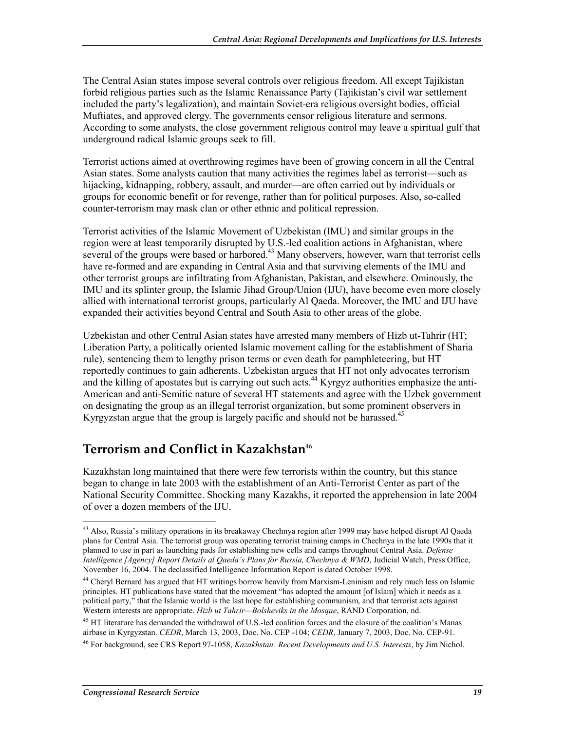The Central Asian states impose several controls over religious freedom. All except Tajikistan forbid religious parties such as the Islamic Renaissance Party (Tajikistan's civil war settlement included the party's legalization), and maintain Soviet-era religious oversight bodies, official Muftiates, and approved clergy. The governments censor religious literature and sermons. According to some analysts, the close government religious control may leave a spiritual gulf that underground radical Islamic groups seek to fill.

Terrorist actions aimed at overthrowing regimes have been of growing concern in all the Central Asian states. Some analysts caution that many activities the regimes label as terrorist—such as hijacking, kidnapping, robbery, assault, and murder—are often carried out by individuals or groups for economic benefit or for revenge, rather than for political purposes. Also, so-called counter-terrorism may mask clan or other ethnic and political repression.

Terrorist activities of the Islamic Movement of Uzbekistan (IMU) and similar groups in the region were at least temporarily disrupted by U.S.-led coalition actions in Afghanistan, where several of the groups were based or harbored.[43] Many observers, however, warn that terrorist cells have re-formed and are expanding in Central Asia and that surviving elements of the IMU and other terrorist groups are infiltrating from Afghanistan, Pakistan, and elsewhere. Ominously, the IMU and its splinter group, the Islamic Jihad Group/Union (IJU), have become even more closely allied with international terrorist groups, particularly Al Qaeda. Moreover, the IMU and IJU have expanded their activities beyond Central and South Asia to other areas of the globe.

Uzbekistan and other Central Asian states have arrested many members of Hizb ut-Tahrir (HT; Liberation Party, a politically oriented Islamic movement calling for the establishment of Sharia rule), sentencing them to lengthy prison terms or even death for pamphleteering, but HT reportedly continues to gain adherents. Uzbekistan argues that HT not only advocates terrorism and the killing of apostates but is carrying out such acts.[44] Kyrgyz authorities emphasize the anti-American and anti-Semitic nature of several HT statements and agree with the Uzbek government on designating the group as an illegal terrorist organization, but some prominent observers in Kyrgyzstan argue that the group is largely pacific and should not be harassed.[45]

## Terrorism and Conflict in Kazakhstan[46]

Kazakhstan long maintained that there were few terrorists within the country, but this stance began to change in late 2003 with the establishment of an Anti-Terrorist Center as part of the National Security Committee. Shocking many Kazakhs, it reported the apprehension in late 2004 of over a dozen members of the IJU.

---

[43] Also, Russia's military operations in its breakaway Chechnya region after 1999 may have helped disrupt Al Qaeda plans for Central Asia. The terrorist group was operating terrorist training camps in Chechnya in the late 1990s that it planned to use in part as launching pads for establishing new cells and camps throughout Central Asia. *Defense Intelligence [Agency] Report Details al Qaeda's Plans for Russia, Chechnya & WMD*, Judicial Watch, Press Office, November 16, 2004. The declassified Intelligence Information Report is dated October 1998.

[44] Cheryl Bernard has argued that HT writings borrow heavily from Marxism-Leninism and rely much less on Islamic principles. HT publications have stated that the movement "has adopted the amount [of Islam] which it needs as a political party," that the Islamic world is the last hope for establishing communism, and that terrorist acts against Western interests are appropriate. *Hizb ut Tahrir—Bolsheviks in the Mosque*, RAND Corporation, nd.

[45] HT literature has demanded the withdrawal of U.S.-led coalition forces and the closure of the coalition's Manas airbase in Kyrgyzstan. *CEDR*, March 13, 2003, Doc. No. CEP -104; *CEDR*, January 7, 2003, Doc. No. CEP-91.

[46] For background, see CRS Report 97-1058, *Kazakhstan: Recent Developments and U.S. Interests*, by Jim Nichol.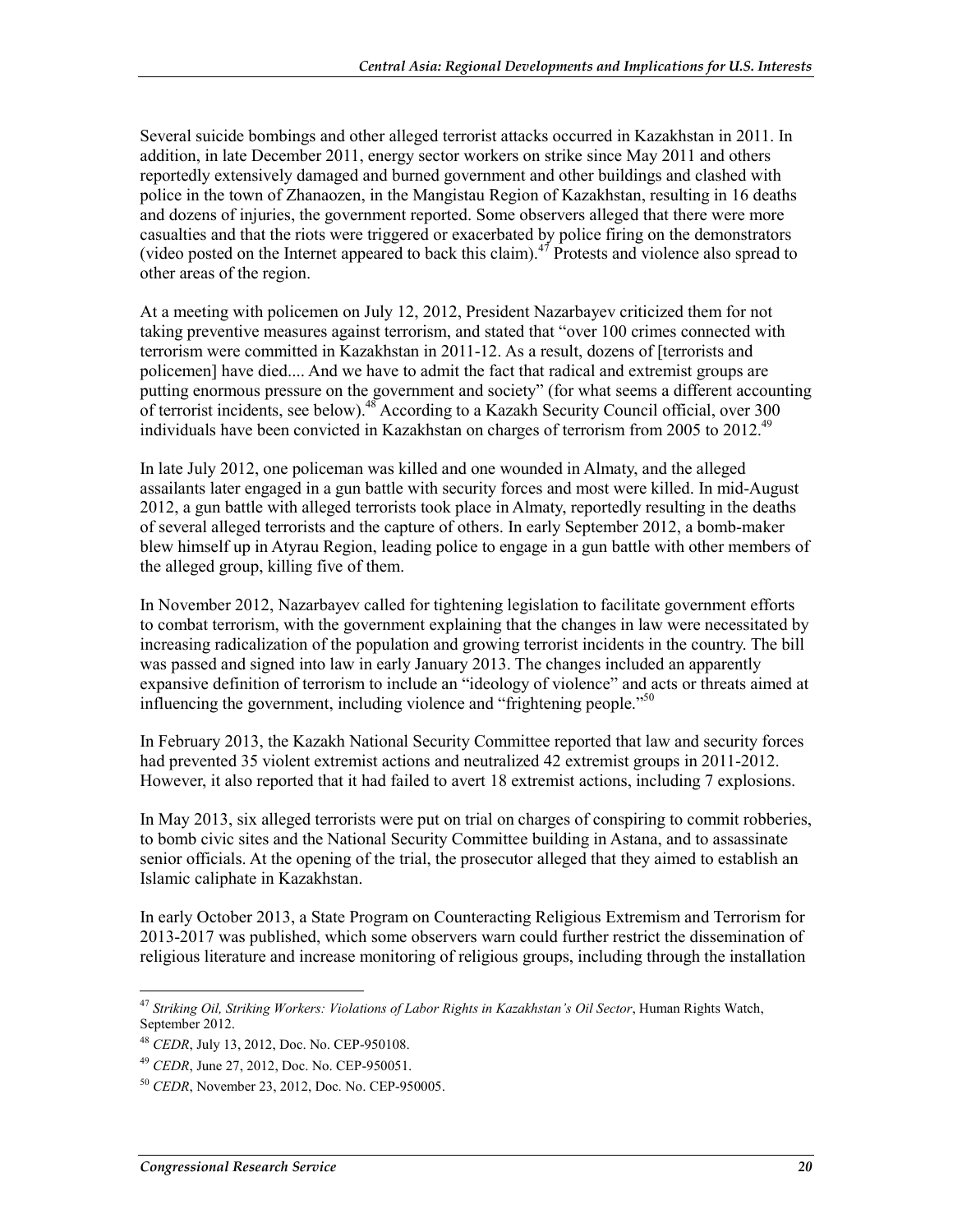Several suicide bombings and other alleged terrorist attacks occurred in Kazakhstan in 2011. In addition, in late December 2011, energy sector workers on strike since May 2011 and others reportedly extensively damaged and burned government and other buildings and clashed with police in the town of Zhanaozen, in the Mangistau Region of Kazakhstan, resulting in 16 deaths and dozens of injuries, the government reported. Some observers alleged that there were more casualties and that the riots were triggered or exacerbated by police firing on the demonstrators (video posted on the Internet appeared to back this claim).[47] Protests and violence also spread to other areas of the region.

At a meeting with policemen on July 12, 2012, President Nazarbayev criticized them for not taking preventive measures against terrorism, and stated that "over 100 crimes connected with terrorism were committed in Kazakhstan in 2011-12. As a result, dozens of [terrorists and policemen] have died.... And we have to admit the fact that radical and extremist groups are putting enormous pressure on the government and society" (for what seems a different accounting of terrorist incidents, see below).[48] According to a Kazakh Security Council official, over 300 individuals have been convicted in Kazakhstan on charges of terrorism from 2005 to 2012.[49]

In late July 2012, one policeman was killed and one wounded in Almaty, and the alleged assailants later engaged in a gun battle with security forces and most were killed. In mid-August 2012, a gun battle with alleged terrorists took place in Almaty, reportedly resulting in the deaths of several alleged terrorists and the capture of others. In early September 2012, a bomb-maker blew himself up in Atyrau Region, leading police to engage in a gun battle with other members of the alleged group, killing five of them.

In November 2012, Nazarbayev called for tightening legislation to facilitate government efforts to combat terrorism, with the government explaining that the changes in law were necessitated by increasing radicalization of the population and growing terrorist incidents in the country. The bill was passed and signed into law in early January 2013. The changes included an apparently expansive definition of terrorism to include an "ideology of violence" and acts or threats aimed at influencing the government, including violence and "frightening people."[50]

In February 2013, the Kazakh National Security Committee reported that law and security forces had prevented 35 violent extremist actions and neutralized 42 extremist groups in 2011-2012. However, it also reported that it had failed to avert 18 extremist actions, including 7 explosions.

In May 2013, six alleged terrorists were put on trial on charges of conspiring to commit robberies, to bomb civic sites and the National Security Committee building in Astana, and to assassinate senior officials. At the opening of the trial, the prosecutor alleged that they aimed to establish an Islamic caliphate in Kazakhstan.

In early October 2013, a State Program on Counteracting Religious Extremism and Terrorism for 2013-2017 was published, which some observers warn could further restrict the dissemination of religious literature and increase monitoring of religious groups, including through the installation

---

[47] *Striking Oil, Striking Workers: Violations of Labor Rights in Kazakhstan's Oil Sector*, Human Rights Watch, September 2012.

[48] *CEDR*, July 13, 2012, Doc. No. CEP-950108.

[49] *CEDR*, June 27, 2012, Doc. No. CEP-950051.

[50] *CEDR*, November 23, 2012, Doc. No. CEP-950005.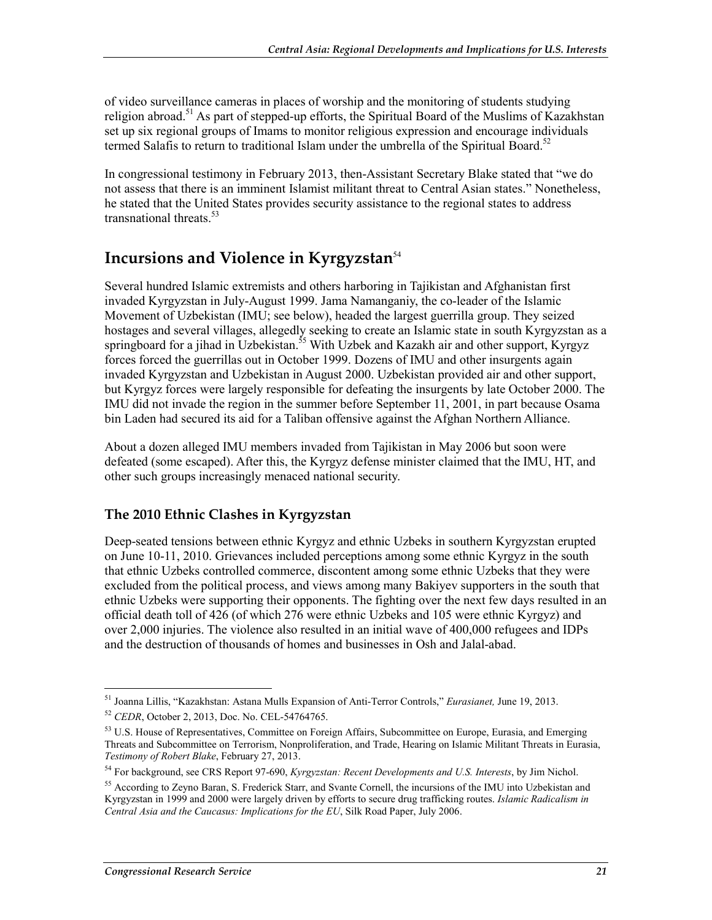of video surveillance cameras in places of worship and the monitoring of students studying religion abroad.[51] As part of stepped-up efforts, the Spiritual Board of the Muslims of Kazakhstan set up six regional groups of Imams to monitor religious expression and encourage individuals termed Salafis to return to traditional Islam under the umbrella of the Spiritual Board.[52]

In congressional testimony in February 2013, then-Assistant Secretary Blake stated that "we do not assess that there is an imminent Islamist militant threat to Central Asian states." Nonetheless, he stated that the United States provides security assistance to the regional states to address transnational threats.[53]

## Incursions and Violence in Kyrgyzstan[54]

Several hundred Islamic extremists and others harboring in Tajikistan and Afghanistan first invaded Kyrgyzstan in July-August 1999. Jama Namanganiy, the co-leader of the Islamic Movement of Uzbekistan (IMU; see below), headed the largest guerrilla group. They seized hostages and several villages, allegedly seeking to create an Islamic state in south Kyrgyzstan as a springboard for a jihad in Uzbekistan.[55] With Uzbek and Kazakh air and other support, Kyrgyz forces forced the guerrillas out in October 1999. Dozens of IMU and other insurgents again invaded Kyrgyzstan and Uzbekistan in August 2000. Uzbekistan provided air and other support, but Kyrgyz forces were largely responsible for defeating the insurgents by late October 2000. The IMU did not invade the region in the summer before September 11, 2001, in part because Osama bin Laden had secured its aid for a Taliban offensive against the Afghan Northern Alliance.

About a dozen alleged IMU members invaded from Tajikistan in May 2006 but soon were defeated (some escaped). After this, the Kyrgyz defense minister claimed that the IMU, HT, and other such groups increasingly menaced national security.

### The 2010 Ethnic Clashes in Kyrgyzstan

Deep-seated tensions between ethnic Kyrgyz and ethnic Uzbeks in southern Kyrgyzstan erupted on June 10-11, 2010. Grievances included perceptions among some ethnic Kyrgyz in the south that ethnic Uzbeks controlled commerce, discontent among some ethnic Uzbeks that they were excluded from the political process, and views among many Bakiyev supporters in the south that ethnic Uzbeks were supporting their opponents. The fighting over the next few days resulted in an official death toll of 426 (of which 276 were ethnic Uzbeks and 105 were ethnic Kyrgyz) and over 2,000 injuries. The violence also resulted in an initial wave of 400,000 refugees and IDPs and the destruction of thousands of homes and businesses in Osh and Jalal-abad.

---

[51] Joanna Lillis, "Kazakhstan: Astana Mulls Expansion of Anti-Terror Controls," *Eurasianet,* June 19, 2013.

[52] *CEDR*, October 2, 2013, Doc. No. CEL-54764765.

[53] U.S. House of Representatives, Committee on Foreign Affairs, Subcommittee on Europe, Eurasia, and Emerging Threats and Subcommittee on Terrorism, Nonproliferation, and Trade, Hearing on Islamic Militant Threats in Eurasia, *Testimony of Robert Blake*, February 27, 2013.

[54] For background, see CRS Report 97-690, *Kyrgyzstan: Recent Developments and U.S. Interests*, by Jim Nichol.

[55] According to Zeyno Baran, S. Frederick Starr, and Svante Cornell, the incursions of the IMU into Uzbekistan and Kyrgyzstan in 1999 and 2000 were largely driven by efforts to secure drug trafficking routes. *Islamic Radicalism in Central Asia and the Caucasus: Implications for the EU*, Silk Road Paper, July 2006.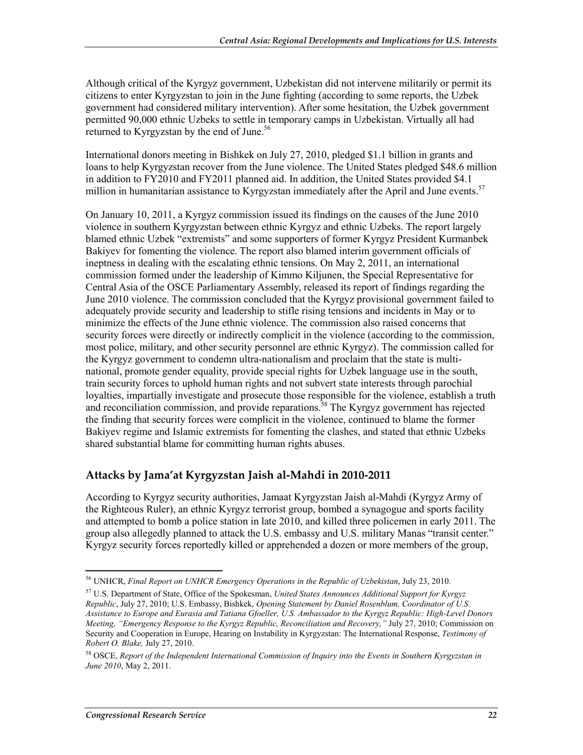Although critical of the Kyrgyz government, Uzbekistan did not intervene militarily or permit its citizens to enter Kyrgyzstan to join in the June fighting (according to some reports, the Uzbek government had considered military intervention). After some hesitation, the Uzbek government permitted 90,000 ethnic Uzbeks to settle in temporary camps in Uzbekistan. Virtually all had returned to Kyrgyzstan by the end of June.[56]

International donors meeting in Bishkek on July 27, 2010, pledged $1.1 billion in grants and loans to help Kyrgyzstan recover from the June violence. The United States pledged $48.6 million in addition to FY2010 and FY2011 planned aid. In addition, the United States provided $4.1 million in humanitarian assistance to Kyrgyzstan immediately after the April and June events.[57]

On January 10, 2011, a Kyrgyz commission issued its findings on the causes of the June 2010 violence in southern Kyrgyzstan between ethnic Kyrgyz and ethnic Uzbeks. The report largely blamed ethnic Uzbek "extremists" and some supporters of former Kyrgyz President Kurmanbek Bakiyev for fomenting the violence. The report also blamed interim government officials of ineptness in dealing with the escalating ethnic tensions. On May 2, 2011, an international commission formed under the leadership of Kimmo Kiljunen, the Special Representative for Central Asia of the OSCE Parliamentary Assembly, released its report of findings regarding the June 2010 violence. The commission concluded that the Kyrgyz provisional government failed to adequately provide security and leadership to stifle rising tensions and incidents in May or to minimize the effects of the June ethnic violence. The commission also raised concerns that security forces were directly or indirectly complicit in the violence (according to the commission, most police, military, and other security personnel are ethnic Kyrgyz). The commission called for the Kyrgyz government to condemn ultra-nationalism and proclaim that the state is multi-national, promote gender equality, provide special rights for Uzbek language use in the south, train security forces to uphold human rights and not subvert state interests through parochial loyalties, impartially investigate and prosecute those responsible for the violence, establish a truth and reconciliation commission, and provide reparations.[58] The Kyrgyz government has rejected the finding that security forces were complicit in the violence, continued to blame the former Bakiyev regime and Islamic extremists for fomenting the clashes, and stated that ethnic Uzbeks shared substantial blame for committing human rights abuses.

## Attacks by Jama'at Kyrgyzstan Jaish al-Mahdi in 2010-2011

According to Kyrgyz security authorities, Jamaat Kyrgyzstan Jaish al-Mahdi (Kyrgyz Army of the Righteous Ruler), an ethnic Kyrgyz terrorist group, bombed a synagogue and sports facility and attempted to bomb a police station in late 2010, and killed three policemen in early 2011. The group also allegedly planned to attack the U.S. embassy and U.S. military Manas "transit center." Kyrgyz security forces reportedly killed or apprehended a dozen or more members of the group,

---

[56] UNHCR, *Final Report on UNHCR Emergency Operations in the Republic of Uzbekistan*, July 23, 2010.

[57] U.S. Department of State, Office of the Spokesman, *United States Announces Additional Support for Kyrgyz Republic*, July 27, 2010; U.S. Embassy, Bishkek, *Opening Statement by Daniel Rosenblum, Coordinator of U.S. Assistance to Europe and Eurasia and Tatiana Gfoeller, U.S. Ambassador to the Kyrgyz Republic: High-Level Donors Meeting, "Emergency Response to the Kyrgyz Republic, Reconciliation and Recovery,"* July 27, 2010; Commission on Security and Cooperation in Europe, Hearing on Instability in Kyrgyzstan: The International Response, *Testimony of Robert O. Blake,* July 27, 2010.

[58] OSCE, *Report of the Independent International Commission of Inquiry into the Events in Southern Kyrgyzstan in June 2010*, May 2, 2011.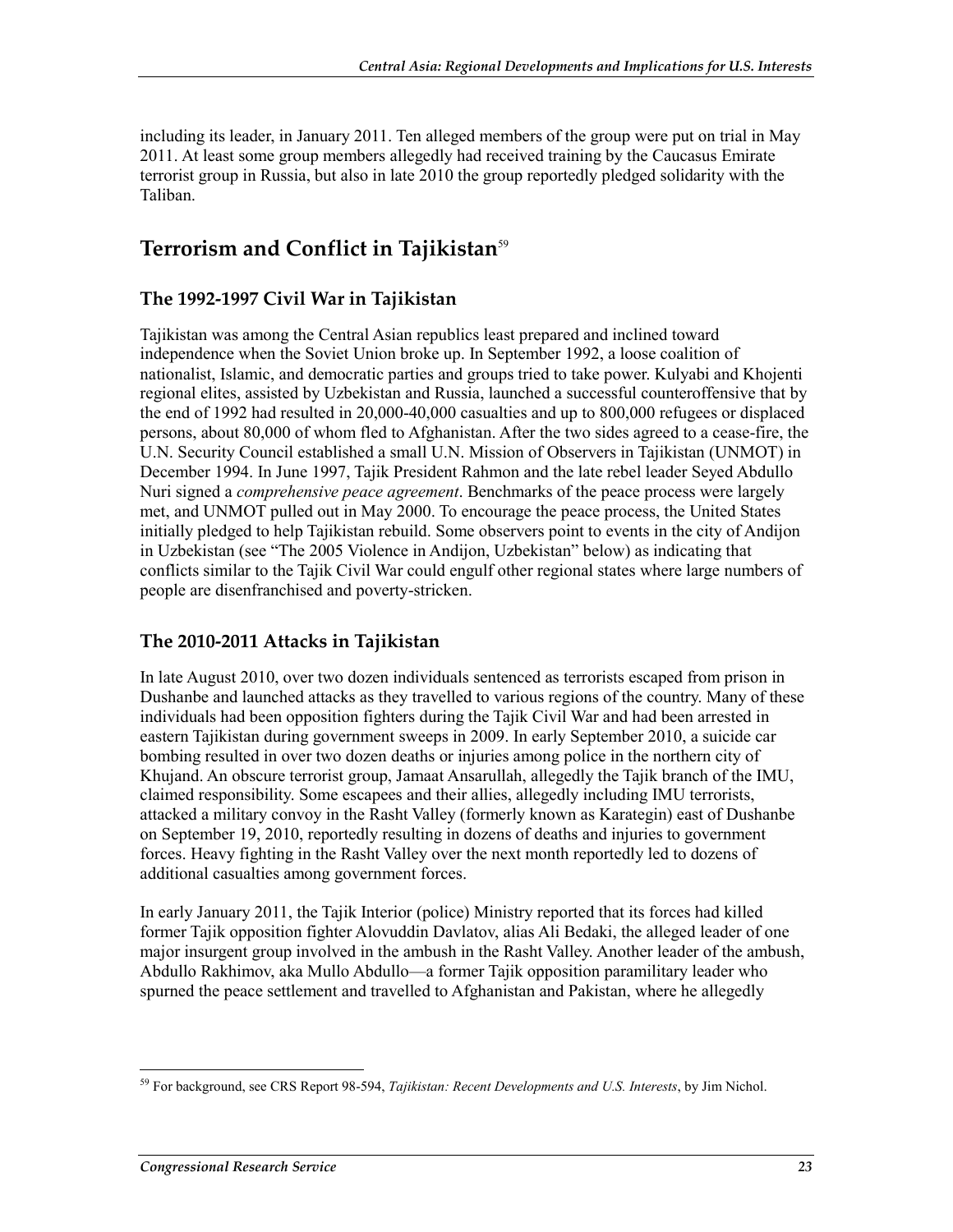including its leader, in January 2011. Ten alleged members of the group were put on trial in May 2011. At least some group members allegedly had received training by the Caucasus Emirate terrorist group in Russia, but also in late 2010 the group reportedly pledged solidarity with the Taliban.

## Terrorism and Conflict in Tajikistan[59]

### The 1992-1997 Civil War in Tajikistan

Tajikistan was among the Central Asian republics least prepared and inclined toward independence when the Soviet Union broke up. In September 1992, a loose coalition of nationalist, Islamic, and democratic parties and groups tried to take power. Kulyabi and Khojenti regional elites, assisted by Uzbekistan and Russia, launched a successful counteroffensive that by the end of 1992 had resulted in 20,000-40,000 casualties and up to 800,000 refugees or displaced persons, about 80,000 of whom fled to Afghanistan. After the two sides agreed to a cease-fire, the U.N. Security Council established a small U.N. Mission of Observers in Tajikistan (UNMOT) in December 1994. In June 1997, Tajik President Rahmon and the late rebel leader Seyed Abdullo Nuri signed a *comprehensive peace agreement*. Benchmarks of the peace process were largely met, and UNMOT pulled out in May 2000. To encourage the peace process, the United States initially pledged to help Tajikistan rebuild. Some observers point to events in the city of Andijon in Uzbekistan (see "The 2005 Violence in Andijon, Uzbekistan" below) as indicating that conflicts similar to the Tajik Civil War could engulf other regional states where large numbers of people are disenfranchised and poverty-stricken.

### The 2010-2011 Attacks in Tajikistan

In late August 2010, over two dozen individuals sentenced as terrorists escaped from prison in Dushanbe and launched attacks as they travelled to various regions of the country. Many of these individuals had been opposition fighters during the Tajik Civil War and had been arrested in eastern Tajikistan during government sweeps in 2009. In early September 2010, a suicide car bombing resulted in over two dozen deaths or injuries among police in the northern city of Khujand. An obscure terrorist group, Jamaat Ansarullah, allegedly the Tajik branch of the IMU, claimed responsibility. Some escapees and their allies, allegedly including IMU terrorists, attacked a military convoy in the Rasht Valley (formerly known as Karategin) east of Dushanbe on September 19, 2010, reportedly resulting in dozens of deaths and injuries to government forces. Heavy fighting in the Rasht Valley over the next month reportedly led to dozens of additional casualties among government forces.

In early January 2011, the Tajik Interior (police) Ministry reported that its forces had killed former Tajik opposition fighter Alovuddin Davlatov, alias Ali Bedaki, the alleged leader of one major insurgent group involved in the ambush in the Rasht Valley. Another leader of the ambush, Abdullo Rakhimov, aka Mullo Abdullo—a former Tajik opposition paramilitary leader who spurned the peace settlement and travelled to Afghanistan and Pakistan, where he allegedly

---

[59] For background, see CRS Report 98-594, *Tajikistan: Recent Developments and U.S. Interests*, by Jim Nichol.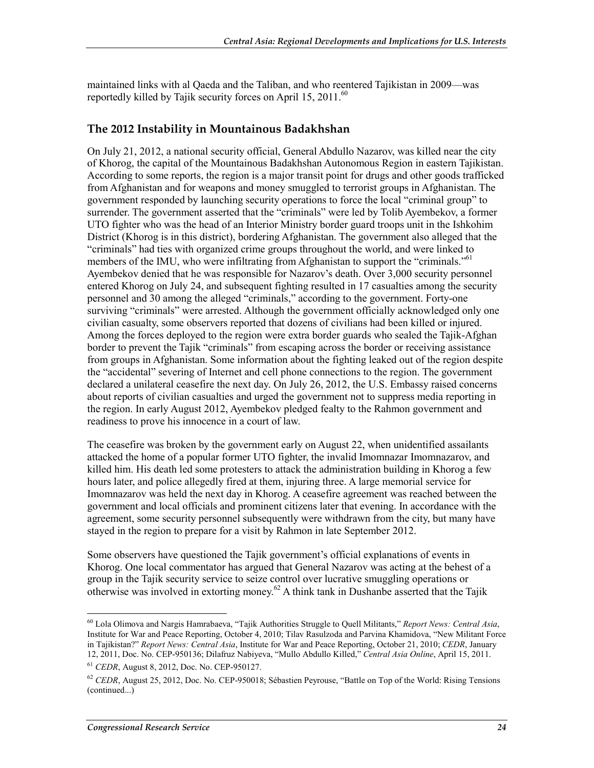maintained links with al Qaeda and the Taliban, and who reentered Tajikistan in 2009—was reportedly killed by Tajik security forces on April 15, 2011.[60]

## The 2012 Instability in Mountainous Badakhshan

On July 21, 2012, a national security official, General Abdullo Nazarov, was killed near the city of Khorog, the capital of the Mountainous Badakhshan Autonomous Region in eastern Tajikistan. According to some reports, the region is a major transit point for drugs and other goods trafficked from Afghanistan and for weapons and money smuggled to terrorist groups in Afghanistan. The government responded by launching security operations to force the local "criminal group" to surrender. The government asserted that the "criminals" were led by Tolib Ayembekov, a former UTO fighter who was the head of an Interior Ministry border guard troops unit in the Ishkohim District (Khorog is in this district), bordering Afghanistan. The government also alleged that the "criminals" had ties with organized crime groups throughout the world, and were linked to members of the IMU, who were infiltrating from Afghanistan to support the "criminals."[61] Ayembekov denied that he was responsible for Nazarov's death. Over 3,000 security personnel entered Khorog on July 24, and subsequent fighting resulted in 17 casualties among the security personnel and 30 among the alleged "criminals," according to the government. Forty-one surviving "criminals" were arrested. Although the government officially acknowledged only one civilian casualty, some observers reported that dozens of civilians had been killed or injured. Among the forces deployed to the region were extra border guards who sealed the Tajik-Afghan border to prevent the Tajik "criminals" from escaping across the border or receiving assistance from groups in Afghanistan. Some information about the fighting leaked out of the region despite the "accidental" severing of Internet and cell phone connections to the region. The government declared a unilateral ceasefire the next day. On July 26, 2012, the U.S. Embassy raised concerns about reports of civilian casualties and urged the government not to suppress media reporting in the region. In early August 2012, Ayembekov pledged fealty to the Rahmon government and readiness to prove his innocence in a court of law.

The ceasefire was broken by the government early on August 22, when unidentified assailants attacked the home of a popular former UTO fighter, the invalid Imomnazar Imomnazarov, and killed him. His death led some protesters to attack the administration building in Khorog a few hours later, and police allegedly fired at them, injuring three. A large memorial service for Imomnazarov was held the next day in Khorog. A ceasefire agreement was reached between the government and local officials and prominent citizens later that evening. In accordance with the agreement, some security personnel subsequently were withdrawn from the city, but many have stayed in the region to prepare for a visit by Rahmon in late September 2012.

Some observers have questioned the Tajik government's official explanations of events in Khorog. One local commentator has argued that General Nazarov was acting at the behest of a group in the Tajik security service to seize control over lucrative smuggling operations or otherwise was involved in extorting money.[62] A think tank in Dushanbe asserted that the Tajik

---

[60] Lola Olimova and Nargis Hamrabaeva, "Tajik Authorities Struggle to Quell Militants," *Report News: Central Asia*, Institute for War and Peace Reporting, October 4, 2010; Tilav Rasulzoda and Parvina Khamidova, "New Militant Force in Tajikistan?" *Report News: Central Asia*, Institute for War and Peace Reporting, October 21, 2010; *CEDR*, January 12, 2011, Doc. No. CEP-950136; Dilafruz Nabiyeva, "Mullo Abdullo Killed," *Central Asia Online*, April 15, 2011.

[61] *CEDR*, August 8, 2012, Doc. No. CEP-950127.

[62] *CEDR*, August 25, 2012, Doc. No. CEP-950018; Sébastien Peyrouse, "Battle on Top of the World: Rising Tensions (continued...)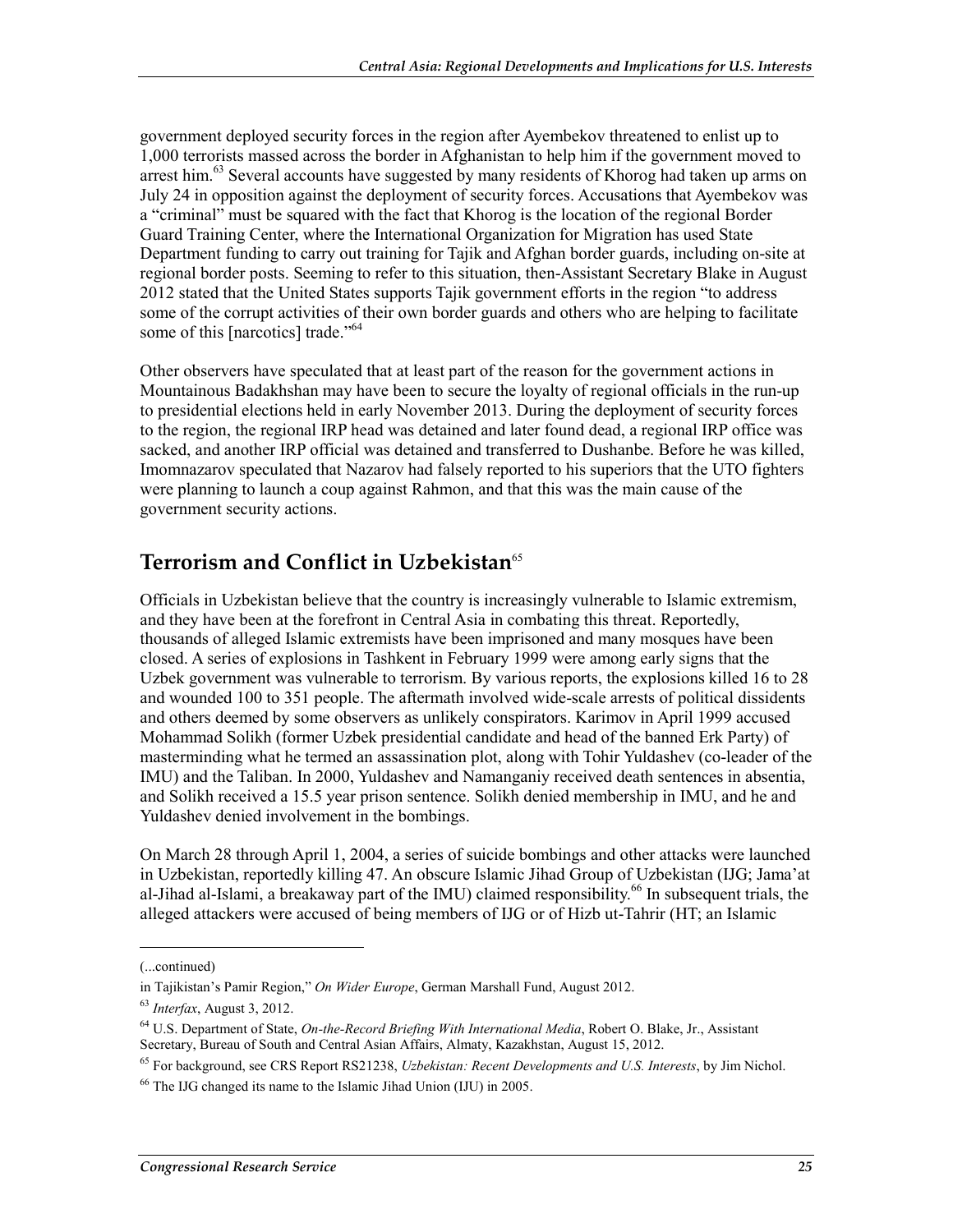government deployed security forces in the region after Ayembekov threatened to enlist up to 1,000 terrorists massed across the border in Afghanistan to help him if the government moved to arrest him.[63] Several accounts have suggested by many residents of Khorog had taken up arms on July 24 in opposition against the deployment of security forces. Accusations that Ayembekov was a "criminal" must be squared with the fact that Khorog is the location of the regional Border Guard Training Center, where the International Organization for Migration has used State Department funding to carry out training for Tajik and Afghan border guards, including on-site at regional border posts. Seeming to refer to this situation, then-Assistant Secretary Blake in August 2012 stated that the United States supports Tajik government efforts in the region "to address some of the corrupt activities of their own border guards and others who are helping to facilitate some of this [narcotics] trade."[64]

Other observers have speculated that at least part of the reason for the government actions in Mountainous Badakhshan may have been to secure the loyalty of regional officials in the run-up to presidential elections held in early November 2013. During the deployment of security forces to the region, the regional IRP head was detained and later found dead, a regional IRP office was sacked, and another IRP official was detained and transferred to Dushanbe. Before he was killed, Imomnazarov speculated that Nazarov had falsely reported to his superiors that the UTO fighters were planning to launch a coup against Rahmon, and that this was the main cause of the government security actions.

## Terrorism and Conflict in Uzbekistan[65]

Officials in Uzbekistan believe that the country is increasingly vulnerable to Islamic extremism, and they have been at the forefront in Central Asia in combating this threat. Reportedly, thousands of alleged Islamic extremists have been imprisoned and many mosques have been closed. A series of explosions in Tashkent in February 1999 were among early signs that the Uzbek government was vulnerable to terrorism. By various reports, the explosions killed 16 to 28 and wounded 100 to 351 people. The aftermath involved wide-scale arrests of political dissidents and others deemed by some observers as unlikely conspirators. Karimov in April 1999 accused Mohammad Solikh (former Uzbek presidential candidate and head of the banned Erk Party) of masterminding what he termed an assassination plot, along with Tohir Yuldashev (co-leader of the IMU) and the Taliban. In 2000, Yuldashev and Namanganiy received death sentences in absentia, and Solikh received a 15.5 year prison sentence. Solikh denied membership in IMU, and he and Yuldashev denied involvement in the bombings.

On March 28 through April 1, 2004, a series of suicide bombings and other attacks were launched in Uzbekistan, reportedly killing 47. An obscure Islamic Jihad Group of Uzbekistan (IJG; Jama'at al-Jihad al-Islami, a breakaway part of the IMU) claimed responsibility.[66] In subsequent trials, the alleged attackers were accused of being members of IJG or of Hizb ut-Tahrir (HT; an Islamic

---

(...continued)

in Tajikistan's Pamir Region," *On Wider Europe*, German Marshall Fund, August 2012.

[63] *Interfax*, August 3, 2012.

[64] U.S. Department of State, *On-the-Record Briefing With International Media*, Robert O. Blake, Jr., Assistant Secretary, Bureau of South and Central Asian Affairs, Almaty, Kazakhstan, August 15, 2012.

[65] For background, see CRS Report RS21238, *Uzbekistan: Recent Developments and U.S. Interests*, by Jim Nichol.

[66] The IJG changed its name to the Islamic Jihad Union (IJU) in 2005.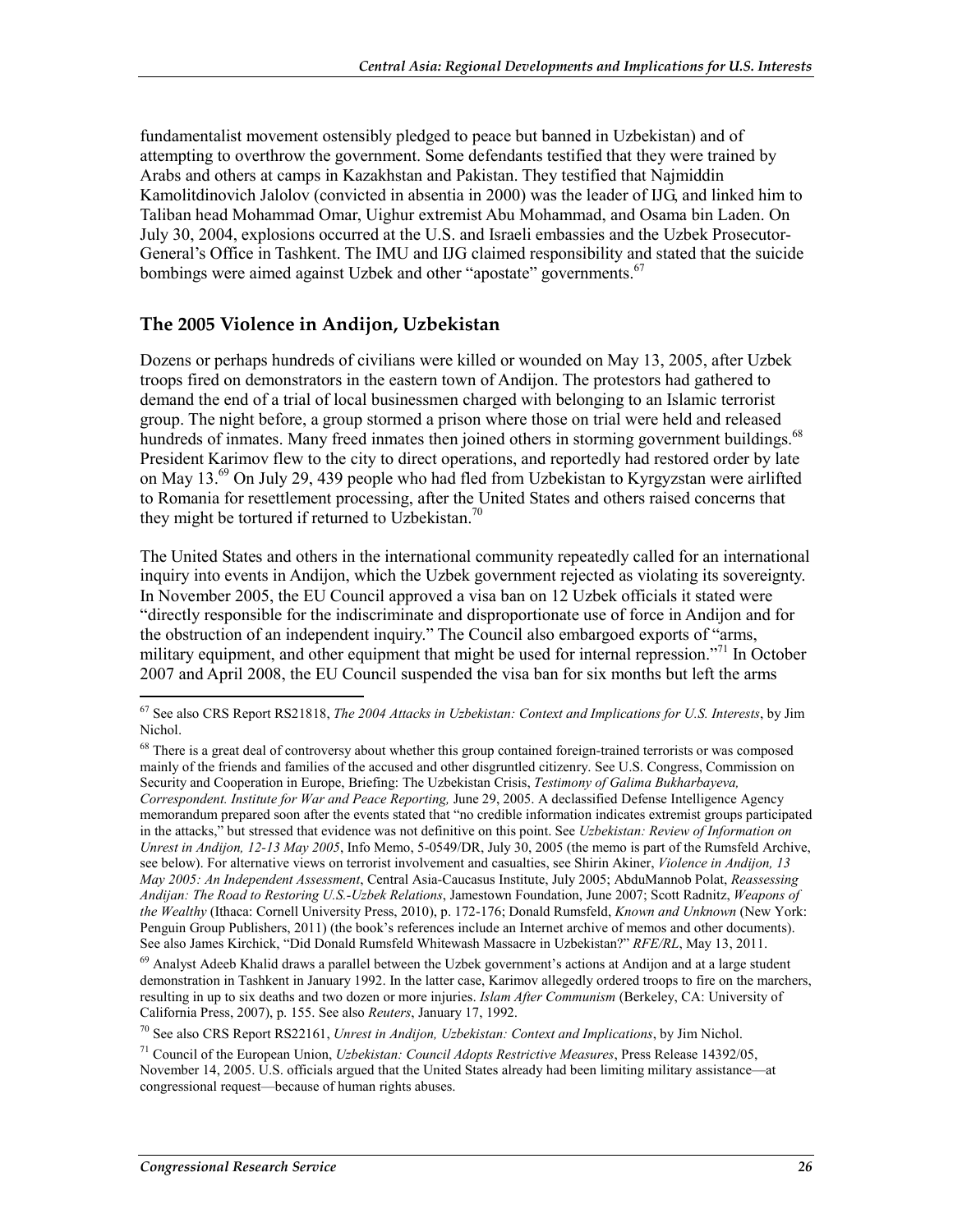fundamentalist movement ostensibly pledged to peace but banned in Uzbekistan) and of attempting to overthrow the government. Some defendants testified that they were trained by Arabs and others at camps in Kazakhstan and Pakistan. They testified that Najmiddin Kamolitdinovich Jalolov (convicted in absentia in 2000) was the leader of IJG, and linked him to Taliban head Mohammad Omar, Uighur extremist Abu Mohammad, and Osama bin Laden. On July 30, 2004, explosions occurred at the U.S. and Israeli embassies and the Uzbek Prosecutor-General's Office in Tashkent. The IMU and IJG claimed responsibility and stated that the suicide bombings were aimed against Uzbek and other "apostate" governments.[67]

## The 2005 Violence in Andijon, Uzbekistan

Dozens or perhaps hundreds of civilians were killed or wounded on May 13, 2005, after Uzbek troops fired on demonstrators in the eastern town of Andijon. The protestors had gathered to demand the end of a trial of local businessmen charged with belonging to an Islamic terrorist group. The night before, a group stormed a prison where those on trial were held and released hundreds of inmates. Many freed inmates then joined others in storming government buildings.[68] President Karimov flew to the city to direct operations, and reportedly had restored order by late on May 13.[69] On July 29, 439 people who had fled from Uzbekistan to Kyrgyzstan were airlifted to Romania for resettlement processing, after the United States and others raised concerns that they might be tortured if returned to Uzbekistan.[70]

The United States and others in the international community repeatedly called for an international inquiry into events in Andijon, which the Uzbek government rejected as violating its sovereignty. In November 2005, the EU Council approved a visa ban on 12 Uzbek officials it stated were "directly responsible for the indiscriminate and disproportionate use of force in Andijon and for the obstruction of an independent inquiry." The Council also embargoed exports of "arms, military equipment, and other equipment that might be used for internal repression."[71] In October 2007 and April 2008, the EU Council suspended the visa ban for six months but left the arms

---

[67] See also CRS Report RS21818, *The 2004 Attacks in Uzbekistan: Context and Implications for U.S. Interests*, by Jim Nichol.

[68] There is a great deal of controversy about whether this group contained foreign-trained terrorists or was composed mainly of the friends and families of the accused and other disgruntled citizenry. See U.S. Congress, Commission on Security and Cooperation in Europe, Briefing: The Uzbekistan Crisis, *Testimony of Galima Bukharbayeva, Correspondent. Institute for War and Peace Reporting,* June 29, 2005. A declassified Defense Intelligence Agency memorandum prepared soon after the events stated that "no credible information indicates extremist groups participated in the attacks," but stressed that evidence was not definitive on this point. See *Uzbekistan: Review of Information on Unrest in Andijon, 12-13 May 2005*, Info Memo, 5-0549/DR, July 30, 2005 (the memo is part of the Rumsfeld Archive, see below). For alternative views on terrorist involvement and casualties, see Shirin Akiner, *Violence in Andijon, 13 May 2005: An Independent Assessment*, Central Asia-Caucasus Institute, July 2005; AbduMannob Polat, *Reassessing Andijan: The Road to Restoring U.S.-Uzbek Relations*, Jamestown Foundation, June 2007; Scott Radnitz, *Weapons of the Wealthy* (Ithaca: Cornell University Press, 2010), p. 172-176; Donald Rumsfeld, *Known and Unknown* (New York: Penguin Group Publishers, 2011) (the book's references include an Internet archive of memos and other documents). See also James Kirchick, "Did Donald Rumsfeld Whitewash Massacre in Uzbekistan?" *RFE/RL*, May 13, 2011.

[69] Analyst Adeeb Khalid draws a parallel between the Uzbek government's actions at Andijon and at a large student demonstration in Tashkent in January 1992. In the latter case, Karimov allegedly ordered troops to fire on the marchers, resulting in up to six deaths and two dozen or more injuries. *Islam After Communism* (Berkeley, CA: University of California Press, 2007), p. 155. See also *Reuters*, January 17, 1992.

[70] See also CRS Report RS22161, *Unrest in Andijon, Uzbekistan: Context and Implications*, by Jim Nichol.

[71] Council of the European Union, *Uzbekistan: Council Adopts Restrictive Measures*, Press Release 14392/05, November 14, 2005. U.S. officials argued that the United States already had been limiting military assistance—at congressional request—because of human rights abuses.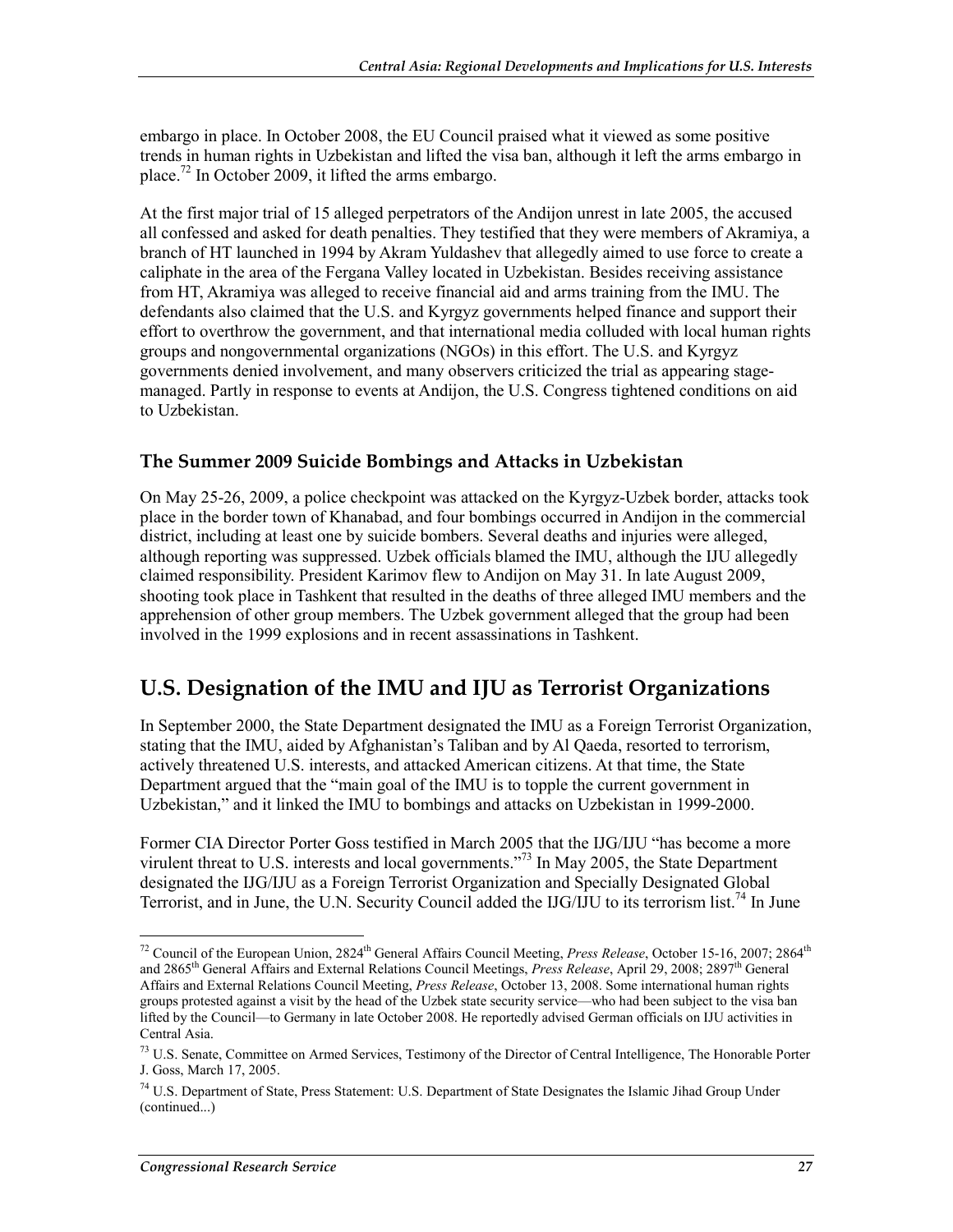embargo in place. In October 2008, the EU Council praised what it viewed as some positive trends in human rights in Uzbekistan and lifted the visa ban, although it left the arms embargo in place.[72] In October 2009, it lifted the arms embargo.

At the first major trial of 15 alleged perpetrators of the Andijon unrest in late 2005, the accused all confessed and asked for death penalties. They testified that they were members of Akramiya, a branch of HT launched in 1994 by Akram Yuldashev that allegedly aimed to use force to create a caliphate in the area of the Fergana Valley located in Uzbekistan. Besides receiving assistance from HT, Akramiya was alleged to receive financial aid and arms training from the IMU. The defendants also claimed that the U.S. and Kyrgyz governments helped finance and support their effort to overthrow the government, and that international media colluded with local human rights groups and nongovernmental organizations (NGOs) in this effort. The U.S. and Kyrgyz governments denied involvement, and many observers criticized the trial as appearing stage-managed. Partly in response to events at Andijon, the U.S. Congress tightened conditions on aid to Uzbekistan.

### The Summer 2009 Suicide Bombings and Attacks in Uzbekistan

On May 25-26, 2009, a police checkpoint was attacked on the Kyrgyz-Uzbek border, attacks took place in the border town of Khanabad, and four bombings occurred in Andijon in the commercial district, including at least one by suicide bombers. Several deaths and injuries were alleged, although reporting was suppressed. Uzbek officials blamed the IMU, although the IJU allegedly claimed responsibility. President Karimov flew to Andijon on May 31. In late August 2009, shooting took place in Tashkent that resulted in the deaths of three alleged IMU members and the apprehension of other group members. The Uzbek government alleged that the group had been involved in the 1999 explosions and in recent assassinations in Tashkent.

## U.S. Designation of the IMU and IJU as Terrorist Organizations

In September 2000, the State Department designated the IMU as a Foreign Terrorist Organization, stating that the IMU, aided by Afghanistan's Taliban and by Al Qaeda, resorted to terrorism, actively threatened U.S. interests, and attacked American citizens. At that time, the State Department argued that the "main goal of the IMU is to topple the current government in Uzbekistan," and it linked the IMU to bombings and attacks on Uzbekistan in 1999-2000.

Former CIA Director Porter Goss testified in March 2005 that the IJG/IJU "has become a more virulent threat to U.S. interests and local governments."[73] In May 2005, the State Department designated the IJG/IJU as a Foreign Terrorist Organization and Specially Designated Global Terrorist, and in June, the U.N. Security Council added the IJG/IJU to its terrorism list.[74] In June

---

[72] Council of the European Union, 2824th General Affairs Council Meeting, *Press Release*, October 15-16, 2007; 2864th and 2865th General Affairs and External Relations Council Meetings, *Press Release*, April 29, 2008; 2897th General Affairs and External Relations Council Meeting, *Press Release*, October 13, 2008. Some international human rights groups protested against a visit by the head of the Uzbek state security service—who had been subject to the visa ban lifted by the Council—to Germany in late October 2008. He reportedly advised German officials on IJU activities in Central Asia.

[73] U.S. Senate, Committee on Armed Services, Testimony of the Director of Central Intelligence, The Honorable Porter J. Goss, March 17, 2005.

[74] U.S. Department of State, Press Statement: U.S. Department of State Designates the Islamic Jihad Group Under (continued...)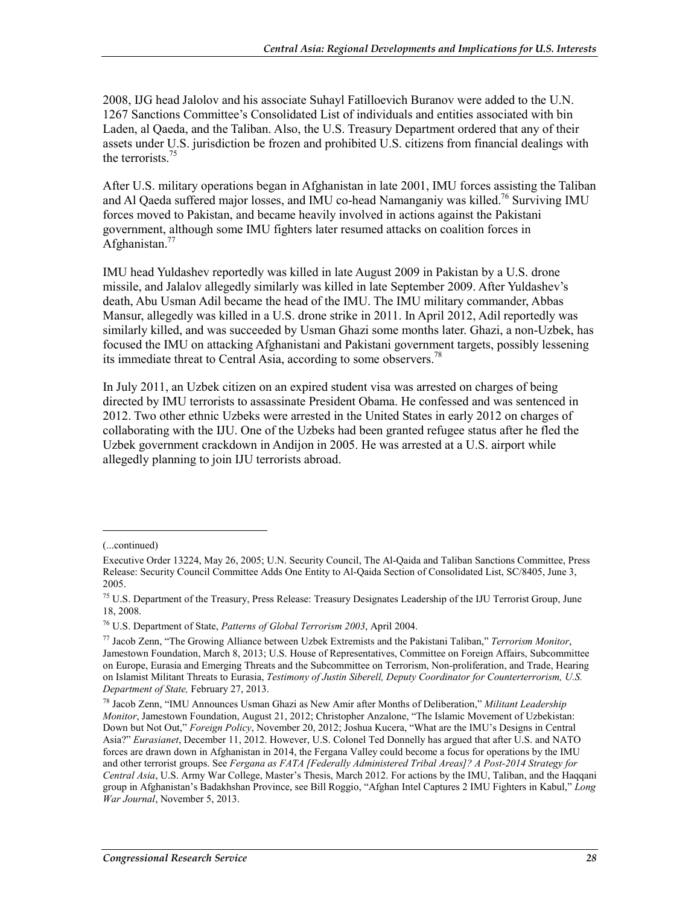2008, IJG head Jalolov and his associate Suhayl Fatilloevich Buranov were added to the U.N. 1267 Sanctions Committee's Consolidated List of individuals and entities associated with bin Laden, al Qaeda, and the Taliban. Also, the U.S. Treasury Department ordered that any of their assets under U.S. jurisdiction be frozen and prohibited U.S. citizens from financial dealings with the terrorists.[75]

After U.S. military operations began in Afghanistan in late 2001, IMU forces assisting the Taliban and Al Qaeda suffered major losses, and IMU co-head Namanganiy was killed.[76] Surviving IMU forces moved to Pakistan, and became heavily involved in actions against the Pakistani government, although some IMU fighters later resumed attacks on coalition forces in Afghanistan.[77]

IMU head Yuldashev reportedly was killed in late August 2009 in Pakistan by a U.S. drone missile, and Jalalov allegedly similarly was killed in late September 2009. After Yuldashev's death, Abu Usman Adil became the head of the IMU. The IMU military commander, Abbas Mansur, allegedly was killed in a U.S. drone strike in 2011. In April 2012, Adil reportedly was similarly killed, and was succeeded by Usman Ghazi some months later. Ghazi, a non-Uzbek, has focused the IMU on attacking Afghanistani and Pakistani government targets, possibly lessening its immediate threat to Central Asia, according to some observers.[78]

In July 2011, an Uzbek citizen on an expired student visa was arrested on charges of being directed by IMU terrorists to assassinate President Obama. He confessed and was sentenced in 2012. Two other ethnic Uzbeks were arrested in the United States in early 2012 on charges of collaborating with the IJU. One of the Uzbeks had been granted refugee status after he fled the Uzbek government crackdown in Andijon in 2005. He was arrested at a U.S. airport while allegedly planning to join IJU terrorists abroad.

---

(...continued)

Executive Order 13224, May 26, 2005; U.N. Security Council, The Al-Qaida and Taliban Sanctions Committee, Press Release: Security Council Committee Adds One Entity to Al-Qaida Section of Consolidated List, SC/8405, June 3, 2005.

[75] U.S. Department of the Treasury, Press Release: Treasury Designates Leadership of the IJU Terrorist Group, June 18, 2008.

[76] U.S. Department of State, *Patterns of Global Terrorism 2003*, April 2004.

[77] Jacob Zenn, "The Growing Alliance between Uzbek Extremists and the Pakistani Taliban," *Terrorism Monitor*, Jamestown Foundation, March 8, 2013; U.S. House of Representatives, Committee on Foreign Affairs, Subcommittee on Europe, Eurasia and Emerging Threats and the Subcommittee on Terrorism, Non-proliferation, and Trade, Hearing on Islamist Militant Threats to Eurasia, *Testimony of Justin Siberell, Deputy Coordinator for Counterterrorism, U.S. Department of State,* February 27, 2013.

[78] Jacob Zenn, "IMU Announces Usman Ghazi as New Amir after Months of Deliberation," *Militant Leadership Monitor*, Jamestown Foundation, August 21, 2012; Christopher Anzalone, "The Islamic Movement of Uzbekistan: Down but Not Out," *Foreign Policy*, November 20, 2012; Joshua Kucera, "What are the IMU's Designs in Central Asia?" *Eurasianet*, December 11, 2012. However, U.S. Colonel Ted Donnelly has argued that after U.S. and NATO forces are drawn down in Afghanistan in 2014, the Fergana Valley could become a focus for operations by the IMU and other terrorist groups. See *Fergana as FATA [Federally Administered Tribal Areas]? A Post-2014 Strategy for Central Asia*, U.S. Army War College, Master's Thesis, March 2012. For actions by the IMU, Taliban, and the Haqqani group in Afghanistan's Badakhshan Province, see Bill Roggio, "Afghan Intel Captures 2 IMU Fighters in Kabul," *Long War Journal*, November 5, 2013.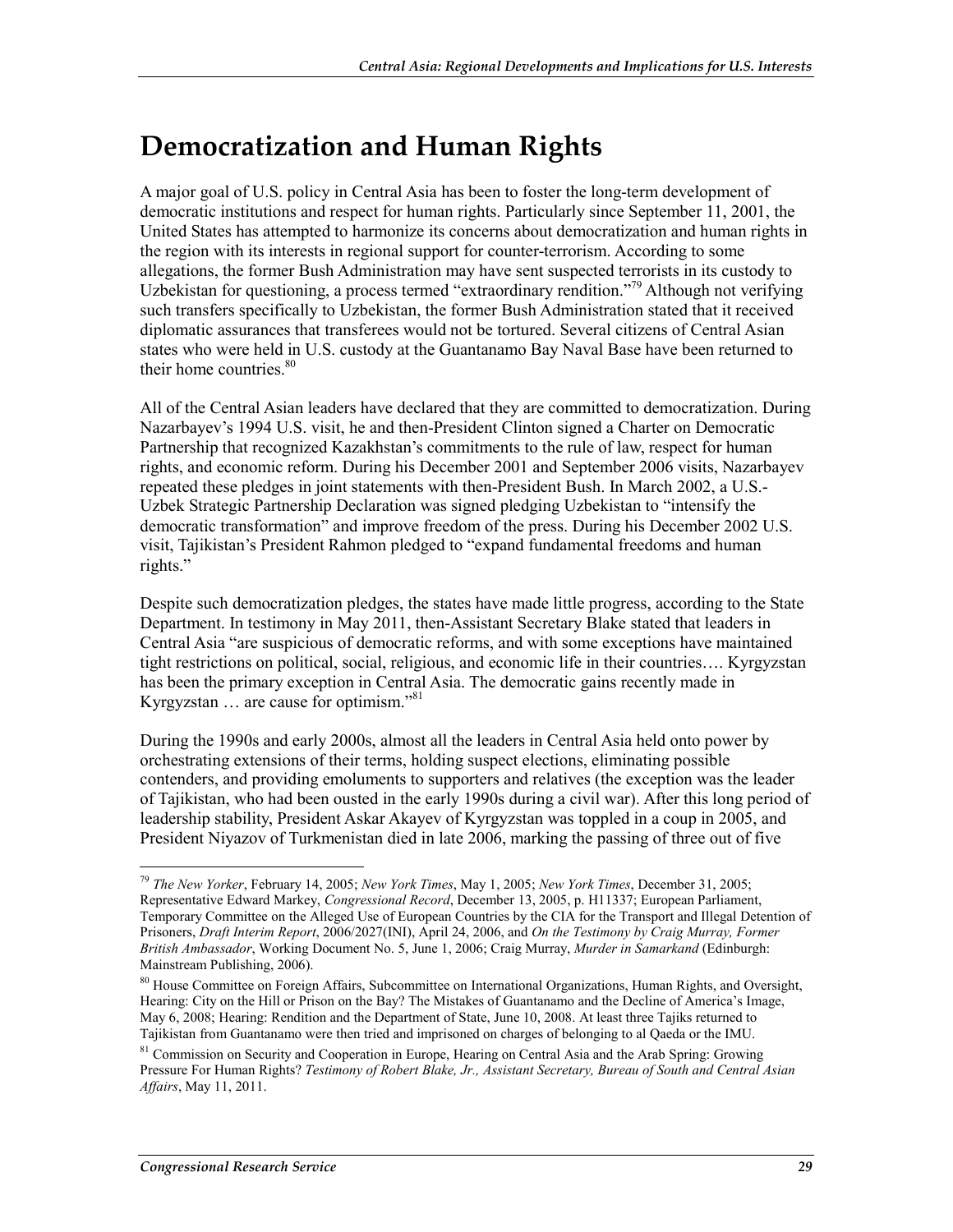# Democratization and Human Rights

A major goal of U.S. policy in Central Asia has been to foster the long-term development of democratic institutions and respect for human rights. Particularly since September 11, 2001, the United States has attempted to harmonize its concerns about democratization and human rights in the region with its interests in regional support for counter-terrorism. According to some allegations, the former Bush Administration may have sent suspected terrorists in its custody to Uzbekistan for questioning, a process termed "extraordinary rendition."[79] Although not verifying such transfers specifically to Uzbekistan, the former Bush Administration stated that it received diplomatic assurances that transferees would not be tortured. Several citizens of Central Asian states who were held in U.S. custody at the Guantanamo Bay Naval Base have been returned to their home countries.[80]

All of the Central Asian leaders have declared that they are committed to democratization. During Nazarbayev's 1994 U.S. visit, he and then-President Clinton signed a Charter on Democratic Partnership that recognized Kazakhstan's commitments to the rule of law, respect for human rights, and economic reform. During his December 2001 and September 2006 visits, Nazarbayev repeated these pledges in joint statements with then-President Bush. In March 2002, a U.S.-Uzbek Strategic Partnership Declaration was signed pledging Uzbekistan to "intensify the democratic transformation" and improve freedom of the press. During his December 2002 U.S. visit, Tajikistan's President Rahmon pledged to "expand fundamental freedoms and human rights."

Despite such democratization pledges, the states have made little progress, according to the State Department. In testimony in May 2011, then-Assistant Secretary Blake stated that leaders in Central Asia "are suspicious of democratic reforms, and with some exceptions have maintained tight restrictions on political, social, religious, and economic life in their countries…. Kyrgyzstan has been the primary exception in Central Asia. The democratic gains recently made in Kyrgyzstan … are cause for optimism."[81]

During the 1990s and early 2000s, almost all the leaders in Central Asia held onto power by orchestrating extensions of their terms, holding suspect elections, eliminating possible contenders, and providing emoluments to supporters and relatives (the exception was the leader of Tajikistan, who had been ousted in the early 1990s during a civil war). After this long period of leadership stability, President Askar Akayev of Kyrgyzstan was toppled in a coup in 2005, and President Niyazov of Turkmenistan died in late 2006, marking the passing of three out of five

---

[79] *The New Yorker*, February 14, 2005; *New York Times*, May 1, 2005; *New York Times*, December 31, 2005; Representative Edward Markey, *Congressional Record*, December 13, 2005, p. H11337; European Parliament, Temporary Committee on the Alleged Use of European Countries by the CIA for the Transport and Illegal Detention of Prisoners, *Draft Interim Report*, 2006/2027(INI), April 24, 2006, and *On the Testimony by Craig Murray, Former British Ambassador*, Working Document No. 5, June 1, 2006; Craig Murray, *Murder in Samarkand* (Edinburgh: Mainstream Publishing, 2006).

[80] House Committee on Foreign Affairs, Subcommittee on International Organizations, Human Rights, and Oversight, Hearing: City on the Hill or Prison on the Bay? The Mistakes of Guantanamo and the Decline of America's Image, May 6, 2008; Hearing: Rendition and the Department of State, June 10, 2008. At least three Tajiks returned to Tajikistan from Guantanamo were then tried and imprisoned on charges of belonging to al Qaeda or the IMU.

[81] Commission on Security and Cooperation in Europe, Hearing on Central Asia and the Arab Spring: Growing Pressure For Human Rights? *Testimony of Robert Blake, Jr., Assistant Secretary, Bureau of South and Central Asian Affairs*, May 11, 2011.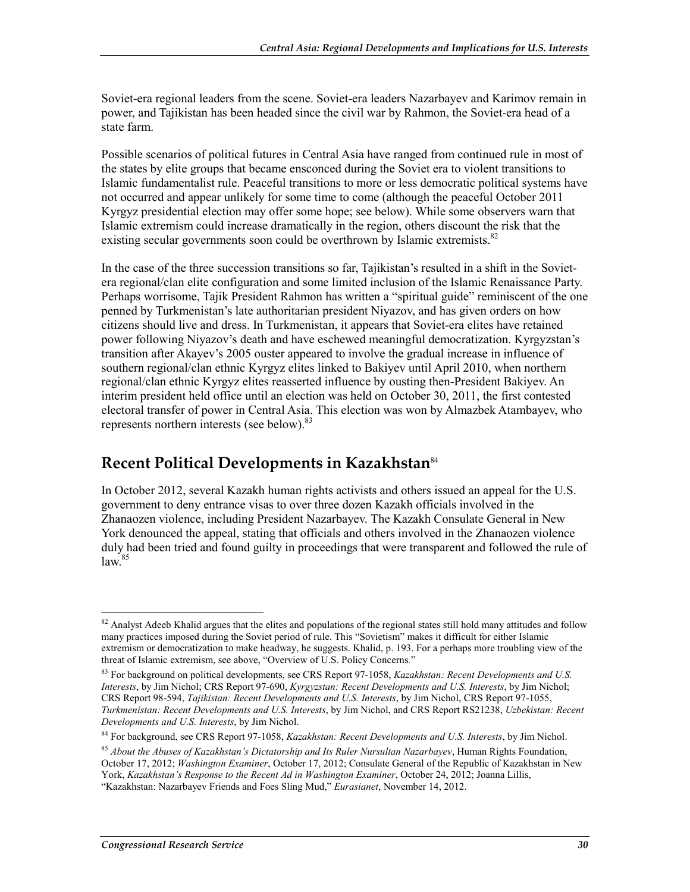Soviet-era regional leaders from the scene. Soviet-era leaders Nazarbayev and Karimov remain in power, and Tajikistan has been headed since the civil war by Rahmon, the Soviet-era head of a state farm.

Possible scenarios of political futures in Central Asia have ranged from continued rule in most of the states by elite groups that became ensconced during the Soviet era to violent transitions to Islamic fundamentalist rule. Peaceful transitions to more or less democratic political systems have not occurred and appear unlikely for some time to come (although the peaceful October 2011 Kyrgyz presidential election may offer some hope; see below). While some observers warn that Islamic extremism could increase dramatically in the region, others discount the risk that the existing secular governments soon could be overthrown by Islamic extremists.[82]

In the case of the three succession transitions so far, Tajikistan's resulted in a shift in the Soviet-era regional/clan elite configuration and some limited inclusion of the Islamic Renaissance Party. Perhaps worrisome, Tajik President Rahmon has written a "spiritual guide" reminiscent of the one penned by Turkmenistan's late authoritarian president Niyazov, and has given orders on how citizens should live and dress. In Turkmenistan, it appears that Soviet-era elites have retained power following Niyazov's death and have eschewed meaningful democratization. Kyrgyzstan's transition after Akayev's 2005 ouster appeared to involve the gradual increase in influence of southern regional/clan ethnic Kyrgyz elites linked to Bakiyev until April 2010, when northern regional/clan ethnic Kyrgyz elites reasserted influence by ousting then-President Bakiyev. An interim president held office until an election was held on October 30, 2011, the first contested electoral transfer of power in Central Asia. This election was won by Almazbek Atambayev, who represents northern interests (see below).[83]

## Recent Political Developments in Kazakhstan[84]

In October 2012, several Kazakh human rights activists and others issued an appeal for the U.S. government to deny entrance visas to over three dozen Kazakh officials involved in the Zhanaozen violence, including President Nazarbayev. The Kazakh Consulate General in New York denounced the appeal, stating that officials and others involved in the Zhanaozen violence duly had been tried and found guilty in proceedings that were transparent and followed the rule of law.[85]

---

[82] Analyst Adeeb Khalid argues that the elites and populations of the regional states still hold many attitudes and follow many practices imposed during the Soviet period of rule. This "Sovietism" makes it difficult for either Islamic extremism or democratization to make headway, he suggests. Khalid, p. 193. For a perhaps more troubling view of the threat of Islamic extremism, see above, "Overview of U.S. Policy Concerns."

[83] For background on political developments, see CRS Report 97-1058, *Kazakhstan: Recent Developments and U.S. Interests*, by Jim Nichol; CRS Report 97-690, *Kyrgyzstan: Recent Developments and U.S. Interests*, by Jim Nichol; CRS Report 98-594, *Tajikistan: Recent Developments and U.S. Interests*, by Jim Nichol, CRS Report 97-1055, *Turkmenistan: Recent Developments and U.S. Interests*, by Jim Nichol, and CRS Report RS21238, *Uzbekistan: Recent Developments and U.S. Interests*, by Jim Nichol.

[84] For background, see CRS Report 97-1058, *Kazakhstan: Recent Developments and U.S. Interests*, by Jim Nichol.

[85] *About the Abuses of Kazakhstan's Dictatorship and Its Ruler Nursultan Nazarbayev*, Human Rights Foundation, October 17, 2012; *Washington Examiner*, October 17, 2012; Consulate General of the Republic of Kazakhstan in New York, *Kazakhstan's Response to the Recent Ad in Washington Examiner*, October 24, 2012; Joanna Lillis, "Kazakhstan: Nazarbayev Friends and Foes Sling Mud," *Eurasianet*, November 14, 2012.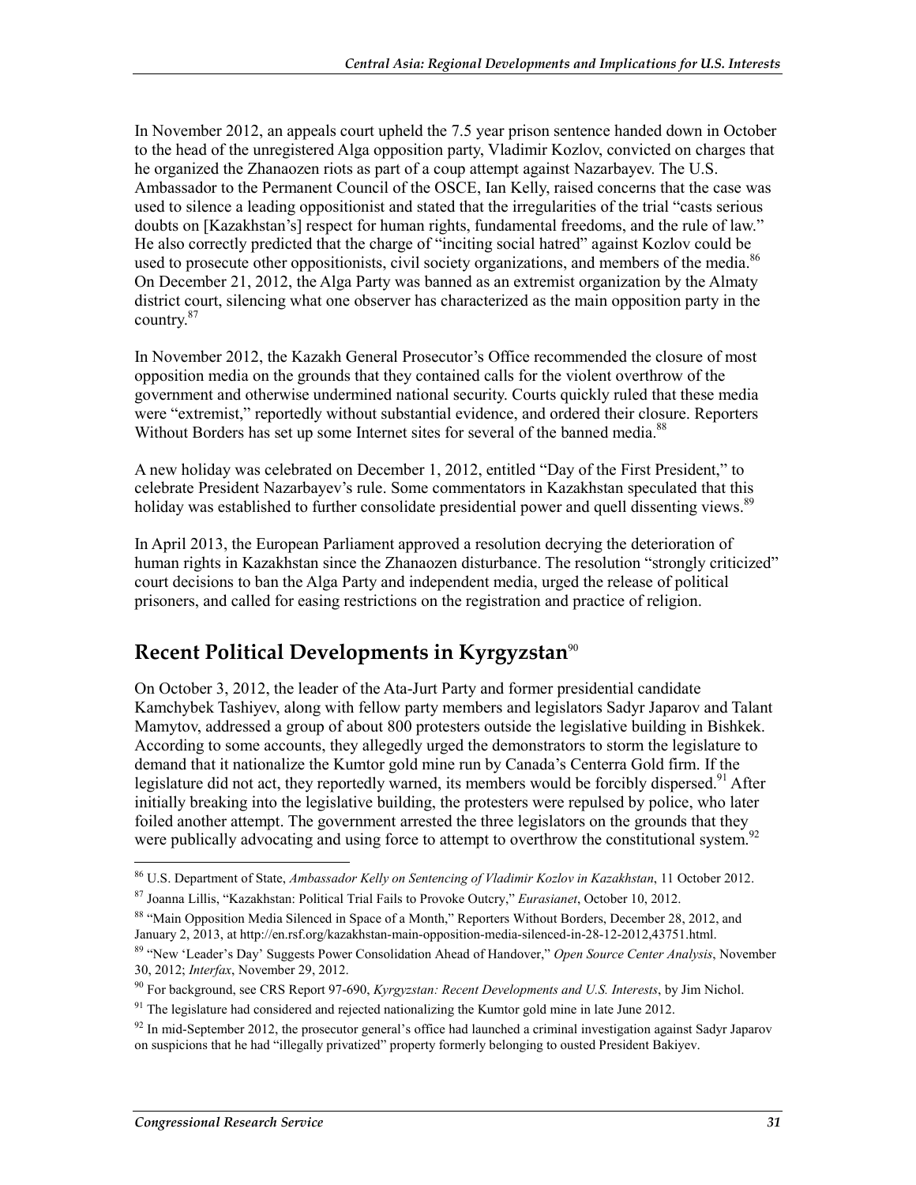In November 2012, an appeals court upheld the 7.5 year prison sentence handed down in October to the head of the unregistered Alga opposition party, Vladimir Kozlov, convicted on charges that he organized the Zhanaozen riots as part of a coup attempt against Nazarbayev. The U.S. Ambassador to the Permanent Council of the OSCE, Ian Kelly, raised concerns that the case was used to silence a leading oppositionist and stated that the irregularities of the trial "casts serious doubts on [Kazakhstan's] respect for human rights, fundamental freedoms, and the rule of law." He also correctly predicted that the charge of "inciting social hatred" against Kozlov could be used to prosecute other oppositionists, civil society organizations, and members of the media.[86] On December 21, 2012, the Alga Party was banned as an extremist organization by the Almaty district court, silencing what one observer has characterized as the main opposition party in the country.[87]

In November 2012, the Kazakh General Prosecutor's Office recommended the closure of most opposition media on the grounds that they contained calls for the violent overthrow of the government and otherwise undermined national security. Courts quickly ruled that these media were "extremist," reportedly without substantial evidence, and ordered their closure. Reporters Without Borders has set up some Internet sites for several of the banned media.[88]

A new holiday was celebrated on December 1, 2012, entitled "Day of the First President," to celebrate President Nazarbayev's rule. Some commentators in Kazakhstan speculated that this holiday was established to further consolidate presidential power and quell dissenting views.[89]

In April 2013, the European Parliament approved a resolution decrying the deterioration of human rights in Kazakhstan since the Zhanaozen disturbance. The resolution "strongly criticized" court decisions to ban the Alga Party and independent media, urged the release of political prisoners, and called for easing restrictions on the registration and practice of religion.

## Recent Political Developments in Kyrgyzstan[90]

On October 3, 2012, the leader of the Ata-Jurt Party and former presidential candidate Kamchybek Tashiyev, along with fellow party members and legislators Sadyr Japarov and Talant Mamytov, addressed a group of about 800 protesters outside the legislative building in Bishkek. According to some accounts, they allegedly urged the demonstrators to storm the legislature to demand that it nationalize the Kumtor gold mine run by Canada's Centerra Gold firm. If the legislature did not act, they reportedly warned, its members would be forcibly dispersed.[91] After initially breaking into the legislative building, the protesters were repulsed by police, who later foiled another attempt. The government arrested the three legislators on the grounds that they were publically advocating and using force to attempt to overthrow the constitutional system.[92]

---

[86] U.S. Department of State, *Ambassador Kelly on Sentencing of Vladimir Kozlov in Kazakhstan*, 11 October 2012.

[87] Joanna Lillis, "Kazakhstan: Political Trial Fails to Provoke Outcry," *Eurasianet*, October 10, 2012.

[88] "Main Opposition Media Silenced in Space of a Month," Reporters Without Borders, December 28, 2012, and January 2, 2013, at http://en.rsf.org/kazakhstan-main-opposition-media-silenced-in-28-12-2012,43751.html.

[89] "New 'Leader's Day' Suggests Power Consolidation Ahead of Handover," *Open Source Center Analysis*, November 30, 2012; *Interfax*, November 29, 2012.

[90] For background, see CRS Report 97-690, *Kyrgyzstan: Recent Developments and U.S. Interests*, by Jim Nichol.

[91] The legislature had considered and rejected nationalizing the Kumtor gold mine in late June 2012.

[92] In mid-September 2012, the prosecutor general's office had launched a criminal investigation against Sadyr Japarov on suspicions that he had "illegally privatized" property formerly belonging to ousted President Bakiyev.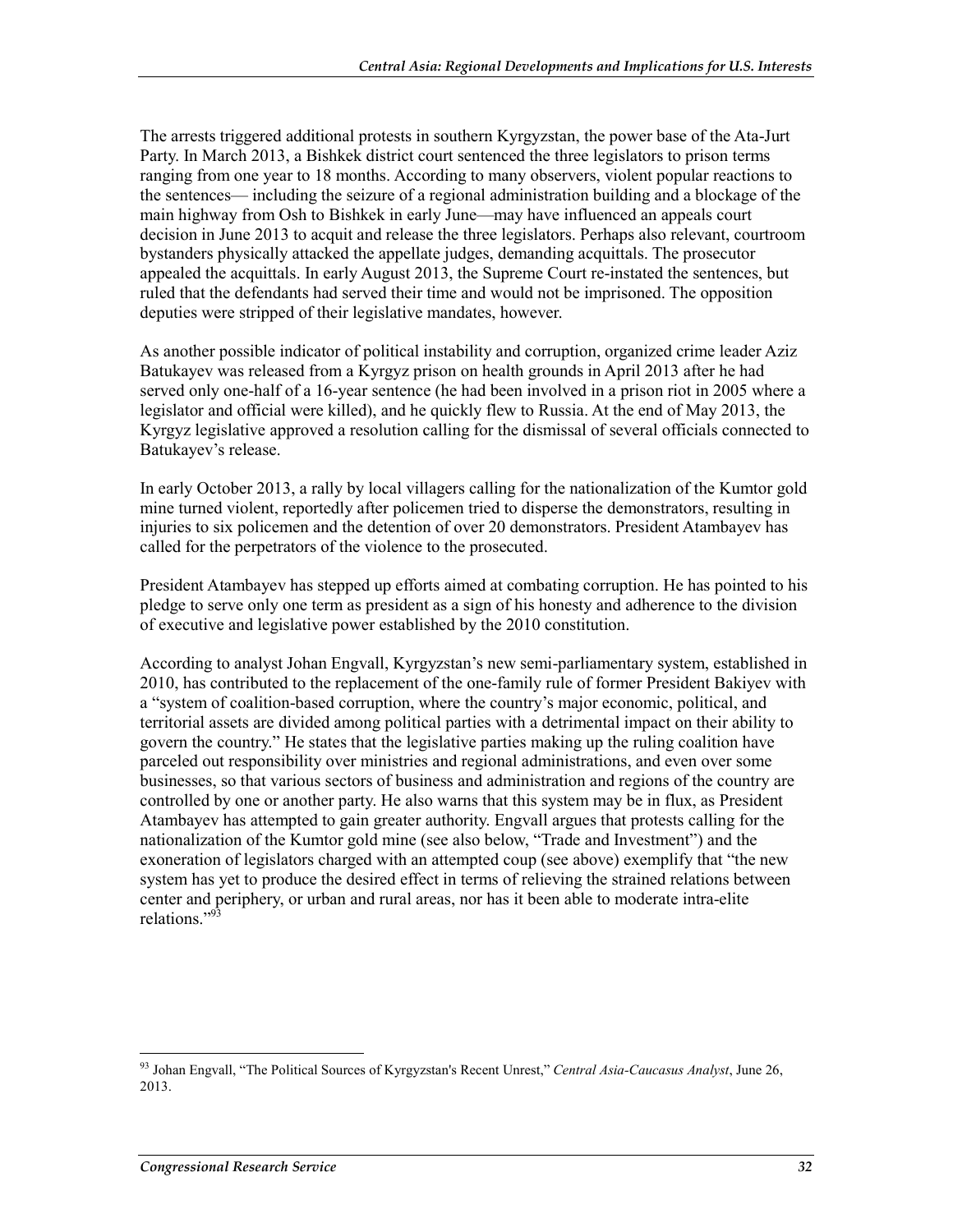The arrests triggered additional protests in southern Kyrgyzstan, the power base of the Ata-Jurt Party. In March 2013, a Bishkek district court sentenced the three legislators to prison terms ranging from one year to 18 months. According to many observers, violent popular reactions to the sentences— including the seizure of a regional administration building and a blockage of the main highway from Osh to Bishkek in early June—may have influenced an appeals court decision in June 2013 to acquit and release the three legislators. Perhaps also relevant, courtroom bystanders physically attacked the appellate judges, demanding acquittals. The prosecutor appealed the acquittals. In early August 2013, the Supreme Court re-instated the sentences, but ruled that the defendants had served their time and would not be imprisoned. The opposition deputies were stripped of their legislative mandates, however.

As another possible indicator of political instability and corruption, organized crime leader Aziz Batukayev was released from a Kyrgyz prison on health grounds in April 2013 after he had served only one-half of a 16-year sentence (he had been involved in a prison riot in 2005 where a legislator and official were killed), and he quickly flew to Russia. At the end of May 2013, the Kyrgyz legislative approved a resolution calling for the dismissal of several officials connected to Batukayev's release.

In early October 2013, a rally by local villagers calling for the nationalization of the Kumtor gold mine turned violent, reportedly after policemen tried to disperse the demonstrators, resulting in injuries to six policemen and the detention of over 20 demonstrators. President Atambayev has called for the perpetrators of the violence to the prosecuted.

President Atambayev has stepped up efforts aimed at combating corruption. He has pointed to his pledge to serve only one term as president as a sign of his honesty and adherence to the division of executive and legislative power established by the 2010 constitution.

According to analyst Johan Engvall, Kyrgyzstan's new semi-parliamentary system, established in 2010, has contributed to the replacement of the one-family rule of former President Bakiyev with a "system of coalition-based corruption, where the country's major economic, political, and territorial assets are divided among political parties with a detrimental impact on their ability to govern the country." He states that the legislative parties making up the ruling coalition have parceled out responsibility over ministries and regional administrations, and even over some businesses, so that various sectors of business and administration and regions of the country are controlled by one or another party. He also warns that this system may be in flux, as President Atambayev has attempted to gain greater authority. Engvall argues that protests calling for the nationalization of the Kumtor gold mine (see also below, "Trade and Investment") and the exoneration of legislators charged with an attempted coup (see above) exemplify that "the new system has yet to produce the desired effect in terms of relieving the strained relations between center and periphery, or urban and rural areas, nor has it been able to moderate intra-elite relations."[93]

---

[93] Johan Engvall, "The Political Sources of Kyrgyzstan's Recent Unrest," *Central Asia-Caucasus Analyst*, June 26, 2013.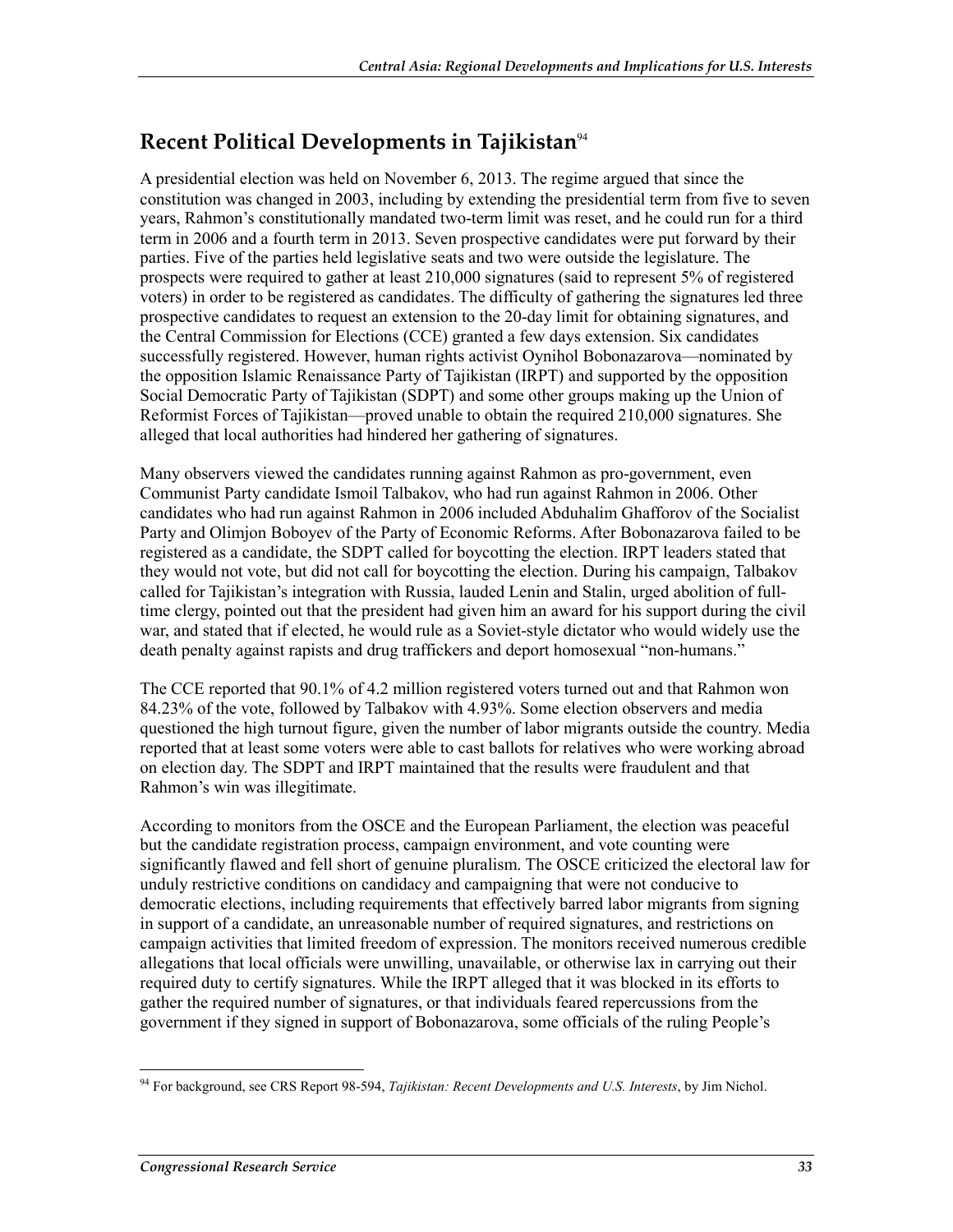## Recent Political Developments in Tajikistan[94]

A presidential election was held on November 6, 2013. The regime argued that since the constitution was changed in 2003, including by extending the presidential term from five to seven years, Rahmon's constitutionally mandated two-term limit was reset, and he could run for a third term in 2006 and a fourth term in 2013. Seven prospective candidates were put forward by their parties. Five of the parties held legislative seats and two were outside the legislature. The prospects were required to gather at least 210,000 signatures (said to represent 5% of registered voters) in order to be registered as candidates. The difficulty of gathering the signatures led three prospective candidates to request an extension to the 20-day limit for obtaining signatures, and the Central Commission for Elections (CCE) granted a few days extension. Six candidates successfully registered. However, human rights activist Oynihol Bobonazarova—nominated by the opposition Islamic Renaissance Party of Tajikistan (IRPT) and supported by the opposition Social Democratic Party of Tajikistan (SDPT) and some other groups making up the Union of Reformist Forces of Tajikistan—proved unable to obtain the required 210,000 signatures. She alleged that local authorities had hindered her gathering of signatures.

Many observers viewed the candidates running against Rahmon as pro-government, even Communist Party candidate Ismoil Talbakov, who had run against Rahmon in 2006. Other candidates who had run against Rahmon in 2006 included Abduhalim Ghafforov of the Socialist Party and Olimjon Boboyev of the Party of Economic Reforms. After Bobonazarova failed to be registered as a candidate, the SDPT called for boycotting the election. IRPT leaders stated that they would not vote, but did not call for boycotting the election. During his campaign, Talbakov called for Tajikistan's integration with Russia, lauded Lenin and Stalin, urged abolition of full-time clergy, pointed out that the president had given him an award for his support during the civil war, and stated that if elected, he would rule as a Soviet-style dictator who would widely use the death penalty against rapists and drug traffickers and deport homosexual "non-humans."

The CCE reported that 90.1% of 4.2 million registered voters turned out and that Rahmon won 84.23% of the vote, followed by Talbakov with 4.93%. Some election observers and media questioned the high turnout figure, given the number of labor migrants outside the country. Media reported that at least some voters were able to cast ballots for relatives who were working abroad on election day. The SDPT and IRPT maintained that the results were fraudulent and that Rahmon's win was illegitimate.

According to monitors from the OSCE and the European Parliament, the election was peaceful but the candidate registration process, campaign environment, and vote counting were significantly flawed and fell short of genuine pluralism. The OSCE criticized the electoral law for unduly restrictive conditions on candidacy and campaigning that were not conducive to democratic elections, including requirements that effectively barred labor migrants from signing in support of a candidate, an unreasonable number of required signatures, and restrictions on campaign activities that limited freedom of expression. The monitors received numerous credible allegations that local officials were unwilling, unavailable, or otherwise lax in carrying out their required duty to certify signatures. While the IRPT alleged that it was blocked in its efforts to gather the required number of signatures, or that individuals feared repercussions from the government if they signed in support of Bobonazarova, some officials of the ruling People's

[94] For background, see CRS Report 98-594, *Tajikistan: Recent Developments and U.S. Interests*, by Jim Nichol.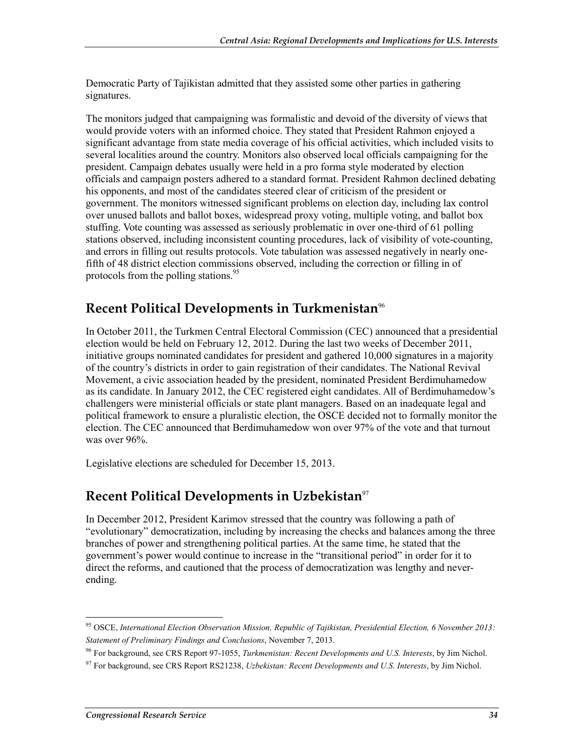Democratic Party of Tajikistan admitted that they assisted some other parties in gathering signatures.

The monitors judged that campaigning was formalistic and devoid of the diversity of views that would provide voters with an informed choice. They stated that President Rahmon enjoyed a significant advantage from state media coverage of his official activities, which included visits to several localities around the country. Monitors also observed local officials campaigning for the president. Campaign debates usually were held in a pro forma style moderated by election officials and campaign posters adhered to a standard format. President Rahmon declined debating his opponents, and most of the candidates steered clear of criticism of the president or government. The monitors witnessed significant problems on election day, including lax control over unused ballots and ballot boxes, widespread proxy voting, multiple voting, and ballot box stuffing. Vote counting was assessed as seriously problematic in over one-third of 61 polling stations observed, including inconsistent counting procedures, lack of visibility of vote-counting, and errors in filling out results protocols. Vote tabulation was assessed negatively in nearly one-fifth of 48 district election commissions observed, including the correction or filling in of protocols from the polling stations.[95]

## Recent Political Developments in Turkmenistan[96]

In October 2011, the Turkmen Central Electoral Commission (CEC) announced that a presidential election would be held on February 12, 2012. During the last two weeks of December 2011, initiative groups nominated candidates for president and gathered 10,000 signatures in a majority of the country's districts in order to gain registration of their candidates. The National Revival Movement, a civic association headed by the president, nominated President Berdimuhamedow as its candidate. In January 2012, the CEC registered eight candidates. All of Berdimuhamedow's challengers were ministerial officials or state plant managers. Based on an inadequate legal and political framework to ensure a pluralistic election, the OSCE decided not to formally monitor the election. The CEC announced that Berdimuhamedow won over 97% of the vote and that turnout was over 96%.

Legislative elections are scheduled for December 15, 2013.

## Recent Political Developments in Uzbekistan[97]

In December 2012, President Karimov stressed that the country was following a path of "evolutionary" democratization, including by increasing the checks and balances among the three branches of power and strengthening political parties. At the same time, he stated that the government's power would continue to increase in the "transitional period" in order for it to direct the reforms, and cautioned that the process of democratization was lengthy and never-ending.

---

[95] OSCE, *International Election Observation Mission, Republic of Tajikistan, Presidential Election, 6 November 2013: Statement of Preliminary Findings and Conclusions*, November 7, 2013.

[96] For background, see CRS Report 97-1055, *Turkmenistan: Recent Developments and U.S. Interests*, by Jim Nichol.

[97] For background, see CRS Report RS21238, *Uzbekistan: Recent Developments and U.S. Interests*, by Jim Nichol.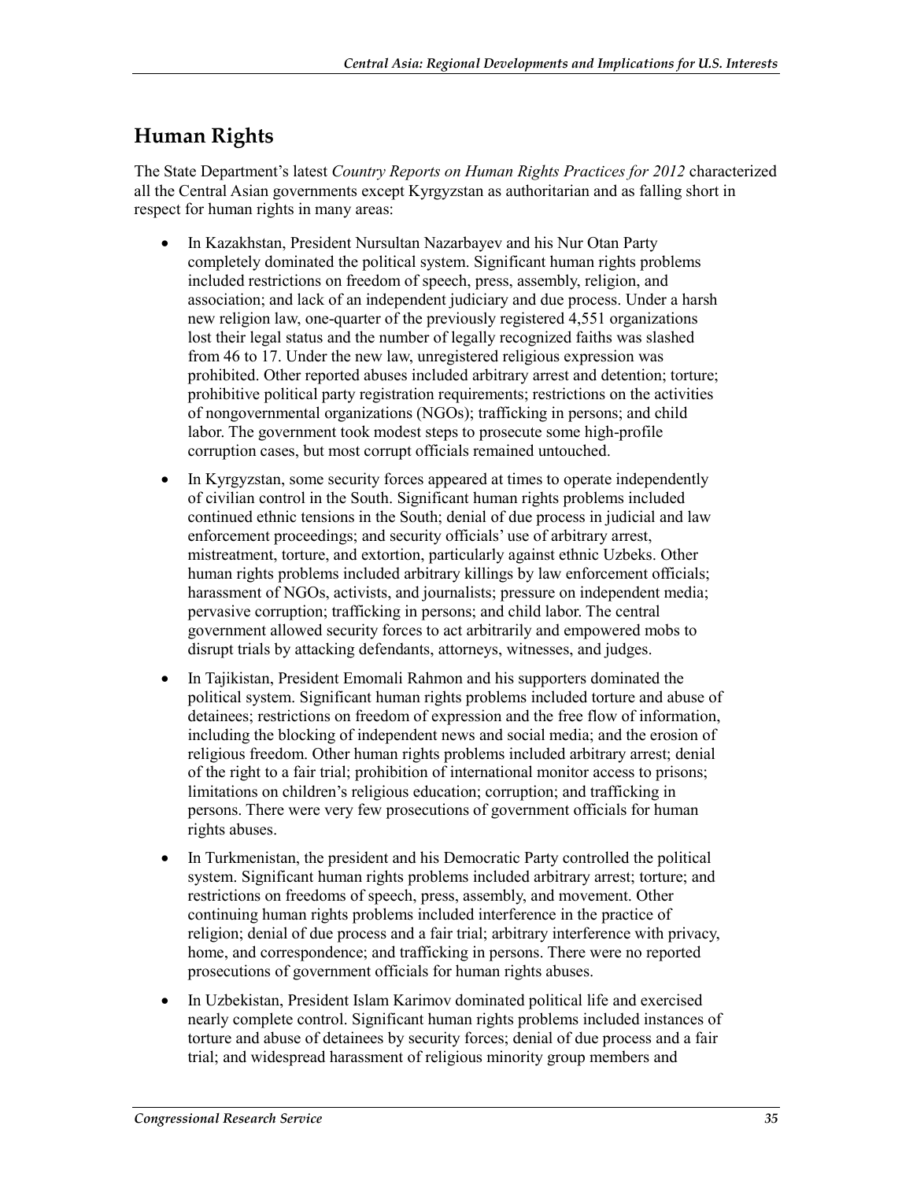## Human Rights

The State Department's latest *Country Reports on Human Rights Practices for 2012* characterized all the Central Asian governments except Kyrgyzstan as authoritarian and as falling short in respect for human rights in many areas:

- In Kazakhstan, President Nursultan Nazarbayev and his Nur Otan Party completely dominated the political system. Significant human rights problems included restrictions on freedom of speech, press, assembly, religion, and association; and lack of an independent judiciary and due process. Under a harsh new religion law, one-quarter of the previously registered 4,551 organizations lost their legal status and the number of legally recognized faiths was slashed from 46 to 17. Under the new law, unregistered religious expression was prohibited. Other reported abuses included arbitrary arrest and detention; torture; prohibitive political party registration requirements; restrictions on the activities of nongovernmental organizations (NGOs); trafficking in persons; and child labor. The government took modest steps to prosecute some high-profile corruption cases, but most corrupt officials remained untouched.
- In Kyrgyzstan, some security forces appeared at times to operate independently of civilian control in the South. Significant human rights problems included continued ethnic tensions in the South; denial of due process in judicial and law enforcement proceedings; and security officials' use of arbitrary arrest, mistreatment, torture, and extortion, particularly against ethnic Uzbeks. Other human rights problems included arbitrary killings by law enforcement officials; harassment of NGOs, activists, and journalists; pressure on independent media; pervasive corruption; trafficking in persons; and child labor. The central government allowed security forces to act arbitrarily and empowered mobs to disrupt trials by attacking defendants, attorneys, witnesses, and judges.
- In Tajikistan, President Emomali Rahmon and his supporters dominated the political system. Significant human rights problems included torture and abuse of detainees; restrictions on freedom of expression and the free flow of information, including the blocking of independent news and social media; and the erosion of religious freedom. Other human rights problems included arbitrary arrest; denial of the right to a fair trial; prohibition of international monitor access to prisons; limitations on children's religious education; corruption; and trafficking in persons. There were very few prosecutions of government officials for human rights abuses.
- In Turkmenistan, the president and his Democratic Party controlled the political system. Significant human rights problems included arbitrary arrest; torture; and restrictions on freedoms of speech, press, assembly, and movement. Other continuing human rights problems included interference in the practice of religion; denial of due process and a fair trial; arbitrary interference with privacy, home, and correspondence; and trafficking in persons. There were no reported prosecutions of government officials for human rights abuses.
- In Uzbekistan, President Islam Karimov dominated political life and exercised nearly complete control. Significant human rights problems included instances of torture and abuse of detainees by security forces; denial of due process and a fair trial; and widespread harassment of religious minority group members and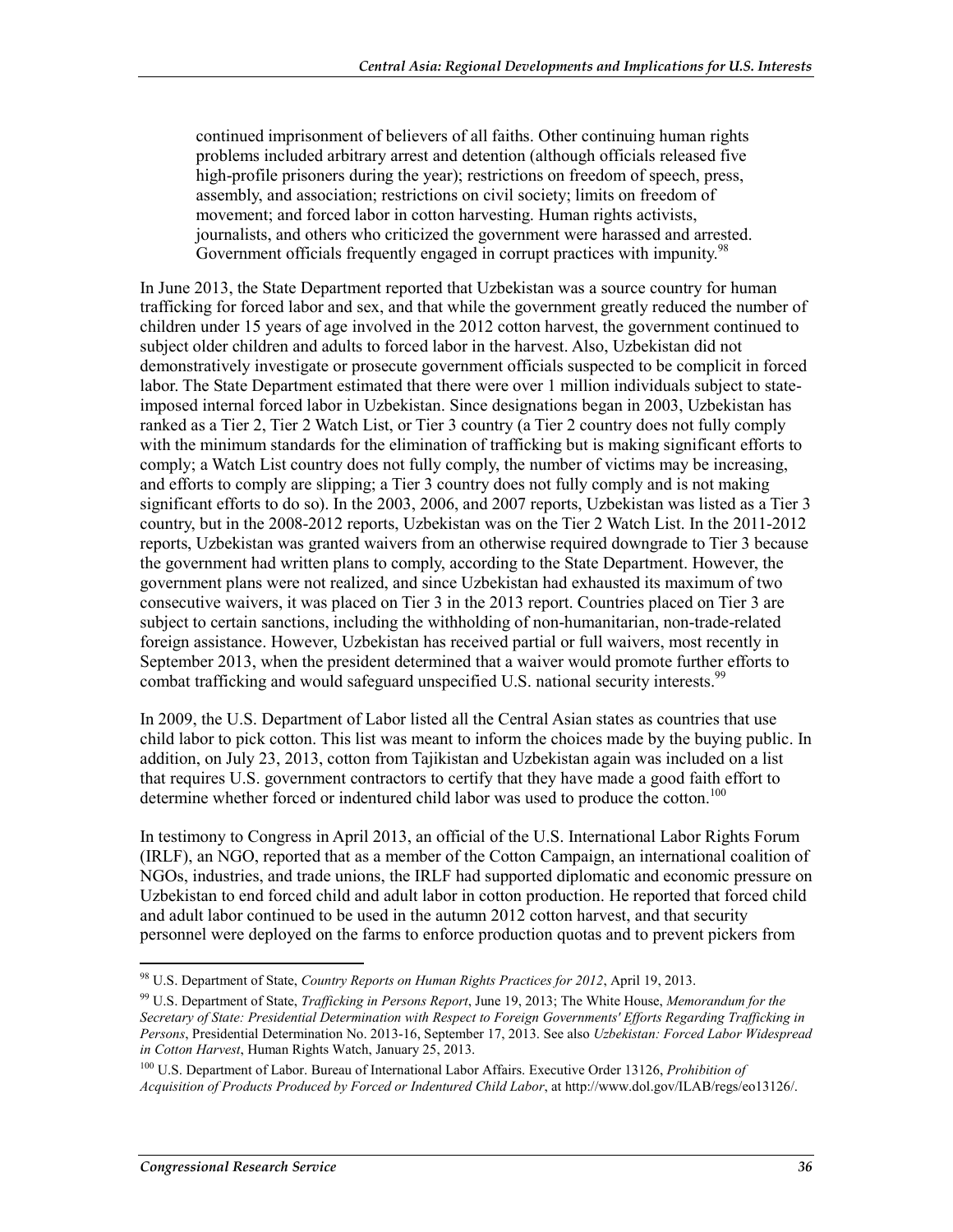> continued imprisonment of believers of all faiths. Other continuing human rights problems included arbitrary arrest and detention (although officials released five high-profile prisoners during the year); restrictions on freedom of speech, press, assembly, and association; restrictions on civil society; limits on freedom of movement; and forced labor in cotton harvesting. Human rights activists, journalists, and others who criticized the government were harassed and arrested. Government officials frequently engaged in corrupt practices with impunity.[98]

In June 2013, the State Department reported that Uzbekistan was a source country for human trafficking for forced labor and sex, and that while the government greatly reduced the number of children under 15 years of age involved in the 2012 cotton harvest, the government continued to subject older children and adults to forced labor in the harvest. Also, Uzbekistan did not demonstratively investigate or prosecute government officials suspected to be complicit in forced labor. The State Department estimated that there were over 1 million individuals subject to state-imposed internal forced labor in Uzbekistan. Since designations began in 2003, Uzbekistan has ranked as a Tier 2, Tier 2 Watch List, or Tier 3 country (a Tier 2 country does not fully comply with the minimum standards for the elimination of trafficking but is making significant efforts to comply; a Watch List country does not fully comply, the number of victims may be increasing, and efforts to comply are slipping; a Tier 3 country does not fully comply and is not making significant efforts to do so). In the 2003, 2006, and 2007 reports, Uzbekistan was listed as a Tier 3 country, but in the 2008-2012 reports, Uzbekistan was on the Tier 2 Watch List. In the 2011-2012 reports, Uzbekistan was granted waivers from an otherwise required downgrade to Tier 3 because the government had written plans to comply, according to the State Department. However, the government plans were not realized, and since Uzbekistan had exhausted its maximum of two consecutive waivers, it was placed on Tier 3 in the 2013 report. Countries placed on Tier 3 are subject to certain sanctions, including the withholding of non-humanitarian, non-trade-related foreign assistance. However, Uzbekistan has received partial or full waivers, most recently in September 2013, when the president determined that a waiver would promote further efforts to combat trafficking and would safeguard unspecified U.S. national security interests.[99]

In 2009, the U.S. Department of Labor listed all the Central Asian states as countries that use child labor to pick cotton. This list was meant to inform the choices made by the buying public. In addition, on July 23, 2013, cotton from Tajikistan and Uzbekistan again was included on a list that requires U.S. government contractors to certify that they have made a good faith effort to determine whether forced or indentured child labor was used to produce the cotton.[100]

In testimony to Congress in April 2013, an official of the U.S. International Labor Rights Forum (IRLF), an NGO, reported that as a member of the Cotton Campaign, an international coalition of NGOs, industries, and trade unions, the IRLF had supported diplomatic and economic pressure on Uzbekistan to end forced child and adult labor in cotton production. He reported that forced child and adult labor continued to be used in the autumn 2012 cotton harvest, and that security personnel were deployed on the farms to enforce production quotas and to prevent pickers from

---

[98] U.S. Department of State, *Country Reports on Human Rights Practices for 2012*, April 19, 2013.

[99] U.S. Department of State, *Trafficking in Persons Report*, June 19, 2013; The White House, *Memorandum for the Secretary of State: Presidential Determination with Respect to Foreign Governments' Efforts Regarding Trafficking in Persons*, Presidential Determination No. 2013-16, September 17, 2013. See also *Uzbekistan: Forced Labor Widespread in Cotton Harvest*, Human Rights Watch, January 25, 2013.

[100] U.S. Department of Labor. Bureau of International Labor Affairs. Executive Order 13126, *Prohibition of Acquisition of Products Produced by Forced or Indentured Child Labor*, at http://www.dol.gov/ILAB/regs/eo13126/.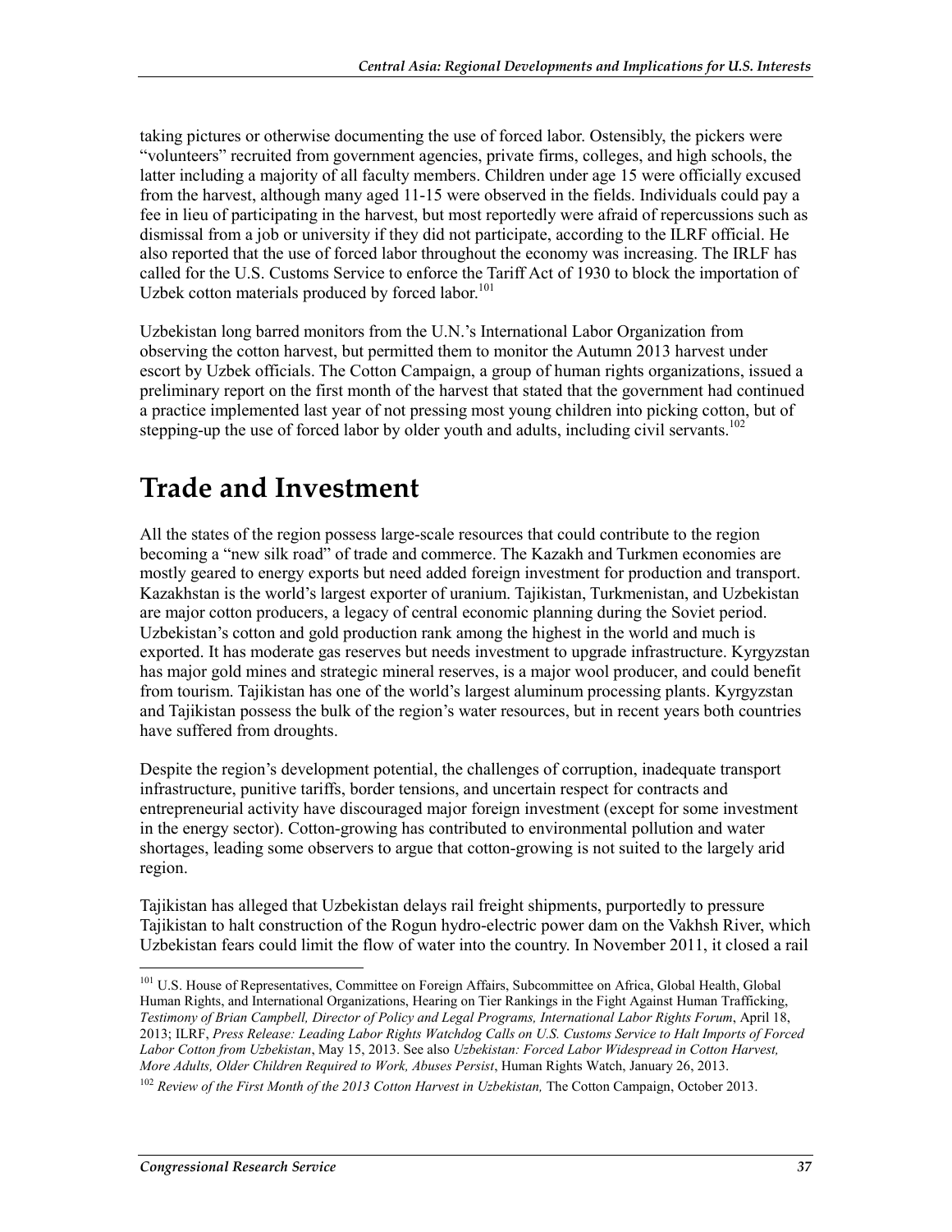taking pictures or otherwise documenting the use of forced labor. Ostensibly, the pickers were "volunteers" recruited from government agencies, private firms, colleges, and high schools, the latter including a majority of all faculty members. Children under age 15 were officially excused from the harvest, although many aged 11-15 were observed in the fields. Individuals could pay a fee in lieu of participating in the harvest, but most reportedly were afraid of repercussions such as dismissal from a job or university if they did not participate, according to the ILRF official. He also reported that the use of forced labor throughout the economy was increasing. The IRLF has called for the U.S. Customs Service to enforce the Tariff Act of 1930 to block the importation of Uzbek cotton materials produced by forced labor.[101]

Uzbekistan long barred monitors from the U.N.'s International Labor Organization from observing the cotton harvest, but permitted them to monitor the Autumn 2013 harvest under escort by Uzbek officials. The Cotton Campaign, a group of human rights organizations, issued a preliminary report on the first month of the harvest that stated that the government had continued a practice implemented last year of not pressing most young children into picking cotton, but of stepping-up the use of forced labor by older youth and adults, including civil servants.[102]

# Trade and Investment

All the states of the region possess large-scale resources that could contribute to the region becoming a "new silk road" of trade and commerce. The Kazakh and Turkmen economies are mostly geared to energy exports but need added foreign investment for production and transport. Kazakhstan is the world's largest exporter of uranium. Tajikistan, Turkmenistan, and Uzbekistan are major cotton producers, a legacy of central economic planning during the Soviet period. Uzbekistan's cotton and gold production rank among the highest in the world and much is exported. It has moderate gas reserves but needs investment to upgrade infrastructure. Kyrgyzstan has major gold mines and strategic mineral reserves, is a major wool producer, and could benefit from tourism. Tajikistan has one of the world's largest aluminum processing plants. Kyrgyzstan and Tajikistan possess the bulk of the region's water resources, but in recent years both countries have suffered from droughts.

Despite the region's development potential, the challenges of corruption, inadequate transport infrastructure, punitive tariffs, border tensions, and uncertain respect for contracts and entrepreneurial activity have discouraged major foreign investment (except for some investment in the energy sector). Cotton-growing has contributed to environmental pollution and water shortages, leading some observers to argue that cotton-growing is not suited to the largely arid region.

Tajikistan has alleged that Uzbekistan delays rail freight shipments, purportedly to pressure Tajikistan to halt construction of the Rogun hydro-electric power dam on the Vakhsh River, which Uzbekistan fears could limit the flow of water into the country. In November 2011, it closed a rail

---

[101] U.S. House of Representatives, Committee on Foreign Affairs, Subcommittee on Africa, Global Health, Global Human Rights, and International Organizations, Hearing on Tier Rankings in the Fight Against Human Trafficking, *Testimony of Brian Campbell, Director of Policy and Legal Programs, International Labor Rights Forum*, April 18, 2013; ILRF, *Press Release: Leading Labor Rights Watchdog Calls on U.S. Customs Service to Halt Imports of Forced Labor Cotton from Uzbekistan*, May 15, 2013. See also *Uzbekistan: Forced Labor Widespread in Cotton Harvest, More Adults, Older Children Required to Work, Abuses Persist*, Human Rights Watch, January 26, 2013.

[102] *Review of the First Month of the 2013 Cotton Harvest in Uzbekistan,* The Cotton Campaign, October 2013.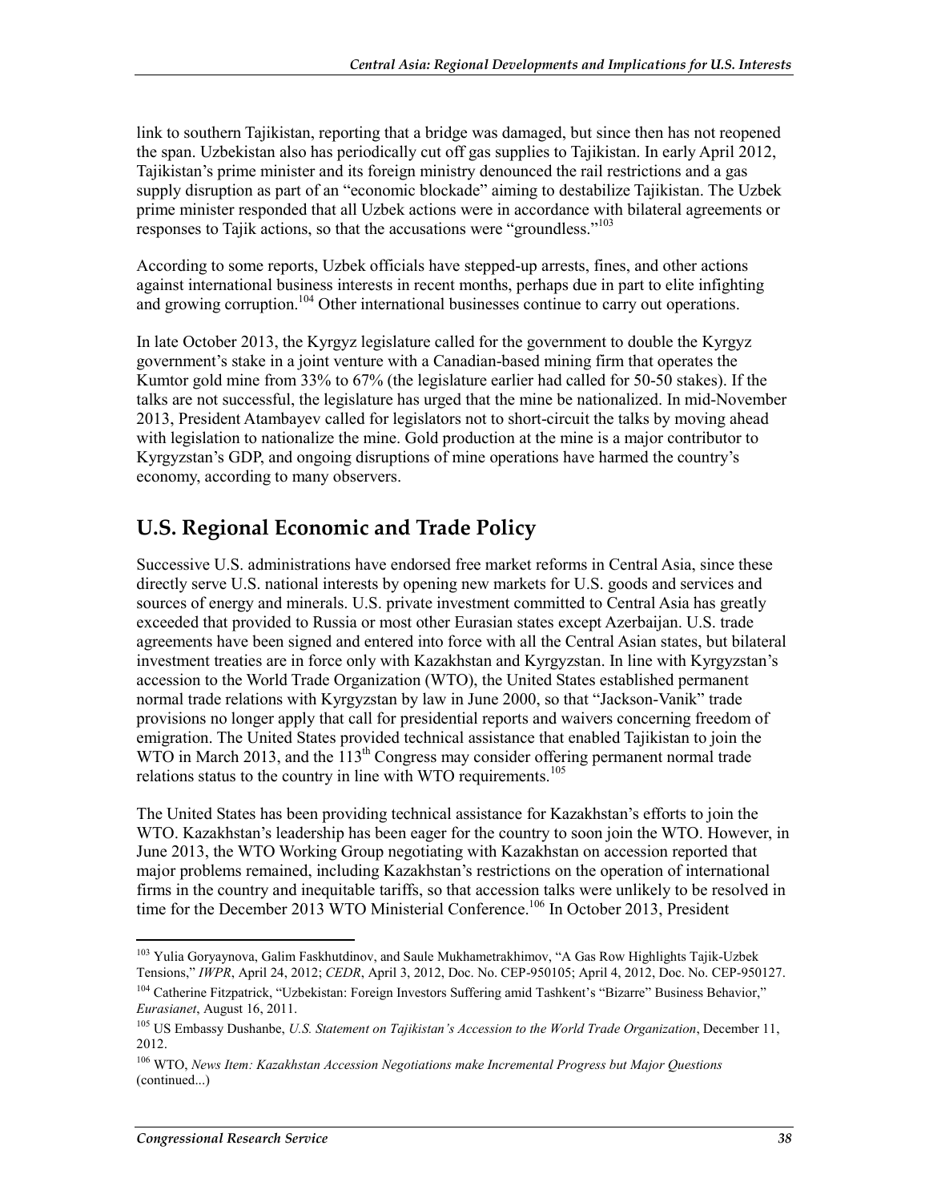link to southern Tajikistan, reporting that a bridge was damaged, but since then has not reopened the span. Uzbekistan also has periodically cut off gas supplies to Tajikistan. In early April 2012, Tajikistan's prime minister and its foreign ministry denounced the rail restrictions and a gas supply disruption as part of an "economic blockade" aiming to destabilize Tajikistan. The Uzbek prime minister responded that all Uzbek actions were in accordance with bilateral agreements or responses to Tajik actions, so that the accusations were "groundless."[103]

According to some reports, Uzbek officials have stepped-up arrests, fines, and other actions against international business interests in recent months, perhaps due in part to elite infighting and growing corruption.[104] Other international businesses continue to carry out operations.

In late October 2013, the Kyrgyz legislature called for the government to double the Kyrgyz government's stake in a joint venture with a Canadian-based mining firm that operates the Kumtor gold mine from 33% to 67% (the legislature earlier had called for 50-50 stakes). If the talks are not successful, the legislature has urged that the mine be nationalized. In mid-November 2013, President Atambayev called for legislators not to short-circuit the talks by moving ahead with legislation to nationalize the mine. Gold production at the mine is a major contributor to Kyrgyzstan's GDP, and ongoing disruptions of mine operations have harmed the country's economy, according to many observers.

## U.S. Regional Economic and Trade Policy

Successive U.S. administrations have endorsed free market reforms in Central Asia, since these directly serve U.S. national interests by opening new markets for U.S. goods and services and sources of energy and minerals. U.S. private investment committed to Central Asia has greatly exceeded that provided to Russia or most other Eurasian states except Azerbaijan. U.S. trade agreements have been signed and entered into force with all the Central Asian states, but bilateral investment treaties are in force only with Kazakhstan and Kyrgyzstan. In line with Kyrgyzstan's accession to the World Trade Organization (WTO), the United States established permanent normal trade relations with Kyrgyzstan by law in June 2000, so that "Jackson-Vanik" trade provisions no longer apply that call for presidential reports and waivers concerning freedom of emigration. The United States provided technical assistance that enabled Tajikistan to join the WTO in March 2013, and the 113th Congress may consider offering permanent normal trade relations status to the country in line with WTO requirements.[105]

The United States has been providing technical assistance for Kazakhstan's efforts to join the WTO. Kazakhstan's leadership has been eager for the country to soon join the WTO. However, in June 2013, the WTO Working Group negotiating with Kazakhstan on accession reported that major problems remained, including Kazakhstan's restrictions on the operation of international firms in the country and inequitable tariffs, so that accession talks were unlikely to be resolved in time for the December 2013 WTO Ministerial Conference.[106] In October 2013, President

---

[103] Yulia Goryaynova, Galim Faskhutdinov, and Saule Mukhametrakhimov, "A Gas Row Highlights Tajik-Uzbek Tensions," *IWPR*, April 24, 2012; *CEDR*, April 3, 2012, Doc. No. CEP-950105; April 4, 2012, Doc. No. CEP-950127.

[104] Catherine Fitzpatrick, "Uzbekistan: Foreign Investors Suffering amid Tashkent's "Bizarre" Business Behavior," *Eurasianet*, August 16, 2011.

[105] US Embassy Dushanbe, *U.S. Statement on Tajikistan's Accession to the World Trade Organization*, December 11, 2012.

[106] WTO, *News Item: Kazakhstan Accession Negotiations make Incremental Progress but Major Questions* (continued...)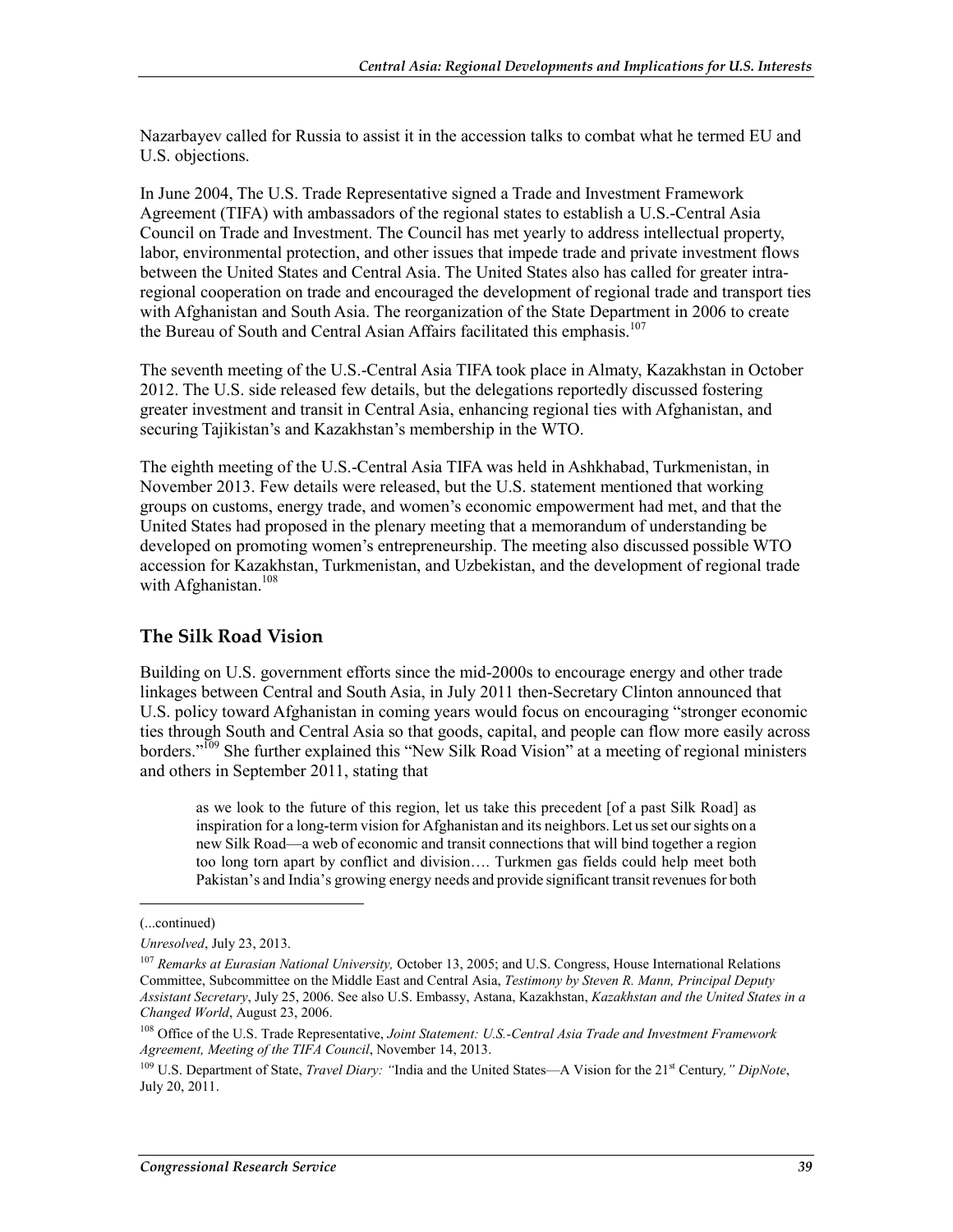Nazarbayev called for Russia to assist it in the accession talks to combat what he termed EU and U.S. objections.

In June 2004, The U.S. Trade Representative signed a Trade and Investment Framework Agreement (TIFA) with ambassadors of the regional states to establish a U.S.-Central Asia Council on Trade and Investment. The Council has met yearly to address intellectual property, labor, environmental protection, and other issues that impede trade and private investment flows between the United States and Central Asia. The United States also has called for greater intra-regional cooperation on trade and encouraged the development of regional trade and transport ties with Afghanistan and South Asia. The reorganization of the State Department in 2006 to create the Bureau of South and Central Asian Affairs facilitated this emphasis.[107]

The seventh meeting of the U.S.-Central Asia TIFA took place in Almaty, Kazakhstan in October 2012. The U.S. side released few details, but the delegations reportedly discussed fostering greater investment and transit in Central Asia, enhancing regional ties with Afghanistan, and securing Tajikistan's and Kazakhstan's membership in the WTO.

The eighth meeting of the U.S.-Central Asia TIFA was held in Ashkhabad, Turkmenistan, in November 2013. Few details were released, but the U.S. statement mentioned that working groups on customs, energy trade, and women's economic empowerment had met, and that the United States had proposed in the plenary meeting that a memorandum of understanding be developed on promoting women's entrepreneurship. The meeting also discussed possible WTO accession for Kazakhstan, Turkmenistan, and Uzbekistan, and the development of regional trade with Afghanistan.[108]

## The Silk Road Vision

Building on U.S. government efforts since the mid-2000s to encourage energy and other trade linkages between Central and South Asia, in July 2011 then-Secretary Clinton announced that U.S. policy toward Afghanistan in coming years would focus on encouraging "stronger economic ties through South and Central Asia so that goods, capital, and people can flow more easily across borders."[109] She further explained this "New Silk Road Vision" at a meeting of regional ministers and others in September 2011, stating that

> as we look to the future of this region, let us take this precedent [of a past Silk Road] as inspiration for a long-term vision for Afghanistan and its neighbors. Let us set our sights on a new Silk Road—a web of economic and transit connections that will bind together a region too long torn apart by conflict and division…. Turkmen gas fields could help meet both Pakistan's and India's growing energy needs and provide significant transit revenues for both

---

(...continued)

*Unresolved*, July 23, 2013.

[107] *Remarks at Eurasian National University,* October 13, 2005; and U.S. Congress, House International Relations Committee, Subcommittee on the Middle East and Central Asia, *Testimony by Steven R. Mann, Principal Deputy Assistant Secretary*, July 25, 2006. See also U.S. Embassy, Astana, Kazakhstan, *Kazakhstan and the United States in a Changed World*, August 23, 2006.

[108] Office of the U.S. Trade Representative, *Joint Statement: U.S.-Central Asia Trade and Investment Framework Agreement, Meeting of the TIFA Council*, November 14, 2013.

[109] U.S. Department of State, *Travel Diary: "*India and the United States—A Vision for the 21st Century*," DipNote*, July 20, 2011.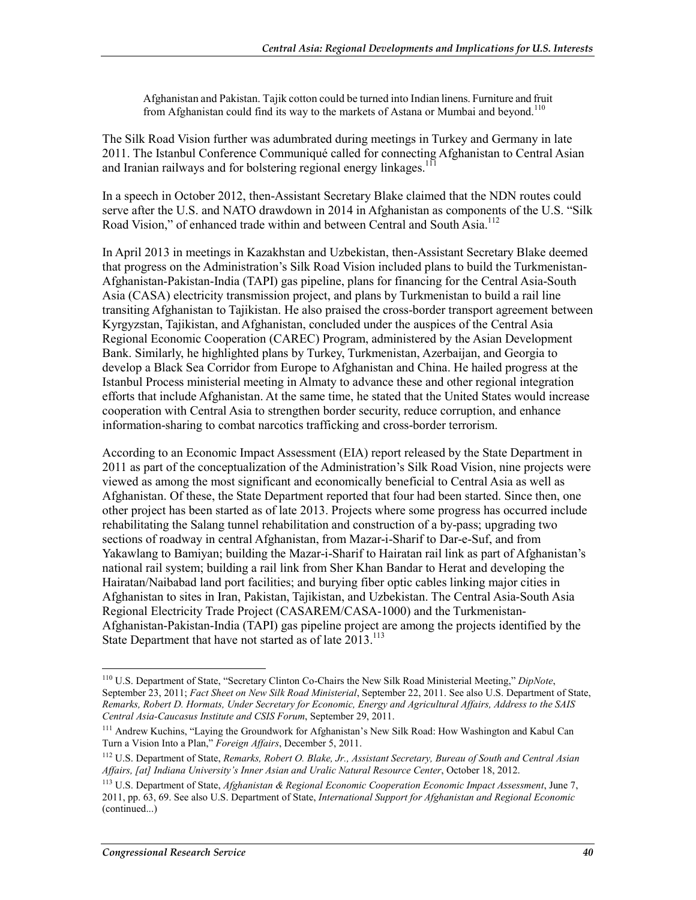> Afghanistan and Pakistan. Tajik cotton could be turned into Indian linens. Furniture and fruit from Afghanistan could find its way to the markets of Astana or Mumbai and beyond.[110]

The Silk Road Vision further was adumbrated during meetings in Turkey and Germany in late 2011. The Istanbul Conference Communiqué called for connecting Afghanistan to Central Asian and Iranian railways and for bolstering regional energy linkages.[111]

In a speech in October 2012, then-Assistant Secretary Blake claimed that the NDN routes could serve after the U.S. and NATO drawdown in 2014 in Afghanistan as components of the U.S. "Silk Road Vision," of enhanced trade within and between Central and South Asia.[112]

In April 2013 in meetings in Kazakhstan and Uzbekistan, then-Assistant Secretary Blake deemed that progress on the Administration's Silk Road Vision included plans to build the Turkmenistan-Afghanistan-Pakistan-India (TAPI) gas pipeline, plans for financing for the Central Asia-South Asia (CASA) electricity transmission project, and plans by Turkmenistan to build a rail line transiting Afghanistan to Tajikistan. He also praised the cross-border transport agreement between Kyrgyzstan, Tajikistan, and Afghanistan, concluded under the auspices of the Central Asia Regional Economic Cooperation (CAREC) Program, administered by the Asian Development Bank. Similarly, he highlighted plans by Turkey, Turkmenistan, Azerbaijan, and Georgia to develop a Black Sea Corridor from Europe to Afghanistan and China. He hailed progress at the Istanbul Process ministerial meeting in Almaty to advance these and other regional integration efforts that include Afghanistan. At the same time, he stated that the United States would increase cooperation with Central Asia to strengthen border security, reduce corruption, and enhance information-sharing to combat narcotics trafficking and cross-border terrorism.

According to an Economic Impact Assessment (EIA) report released by the State Department in 2011 as part of the conceptualization of the Administration's Silk Road Vision, nine projects were viewed as among the most significant and economically beneficial to Central Asia as well as Afghanistan. Of these, the State Department reported that four had been started. Since then, one other project has been started as of late 2013. Projects where some progress has occurred include rehabilitating the Salang tunnel rehabilitation and construction of a by-pass; upgrading two sections of roadway in central Afghanistan, from Mazar-i-Sharif to Dar-e-Suf, and from Yakawlang to Bamiyan; building the Mazar-i-Sharif to Hairatan rail link as part of Afghanistan's national rail system; building a rail link from Sher Khan Bandar to Herat and developing the Hairatan/Naibabad land port facilities; and burying fiber optic cables linking major cities in Afghanistan to sites in Iran, Pakistan, Tajikistan, and Uzbekistan. The Central Asia-South Asia Regional Electricity Trade Project (CASAREM/CASA-1000) and the Turkmenistan-Afghanistan-Pakistan-India (TAPI) gas pipeline project are among the projects identified by the State Department that have not started as of late 2013.[113]

---

[110] U.S. Department of State, "Secretary Clinton Co-Chairs the New Silk Road Ministerial Meeting," *DipNote*, September 23, 2011; *Fact Sheet on New Silk Road Ministerial*, September 22, 2011. See also U.S. Department of State, *Remarks, Robert D. Hormats, Under Secretary for Economic, Energy and Agricultural Affairs, Address to the SAIS Central Asia-Caucasus Institute and CSIS Forum*, September 29, 2011.

[111] Andrew Kuchins, "Laying the Groundwork for Afghanistan's New Silk Road: How Washington and Kabul Can Turn a Vision Into a Plan," *Foreign Affairs*, December 5, 2011.

[112] U.S. Department of State, *Remarks, Robert O. Blake, Jr., Assistant Secretary, Bureau of South and Central Asian Affairs, [at] Indiana University's Inner Asian and Uralic Natural Resource Center*, October 18, 2012.

[113] U.S. Department of State, *Afghanistan & Regional Economic Cooperation Economic Impact Assessment*, June 7, 2011, pp. 63, 69. See also U.S. Department of State, *International Support for Afghanistan and Regional Economic* (continued...)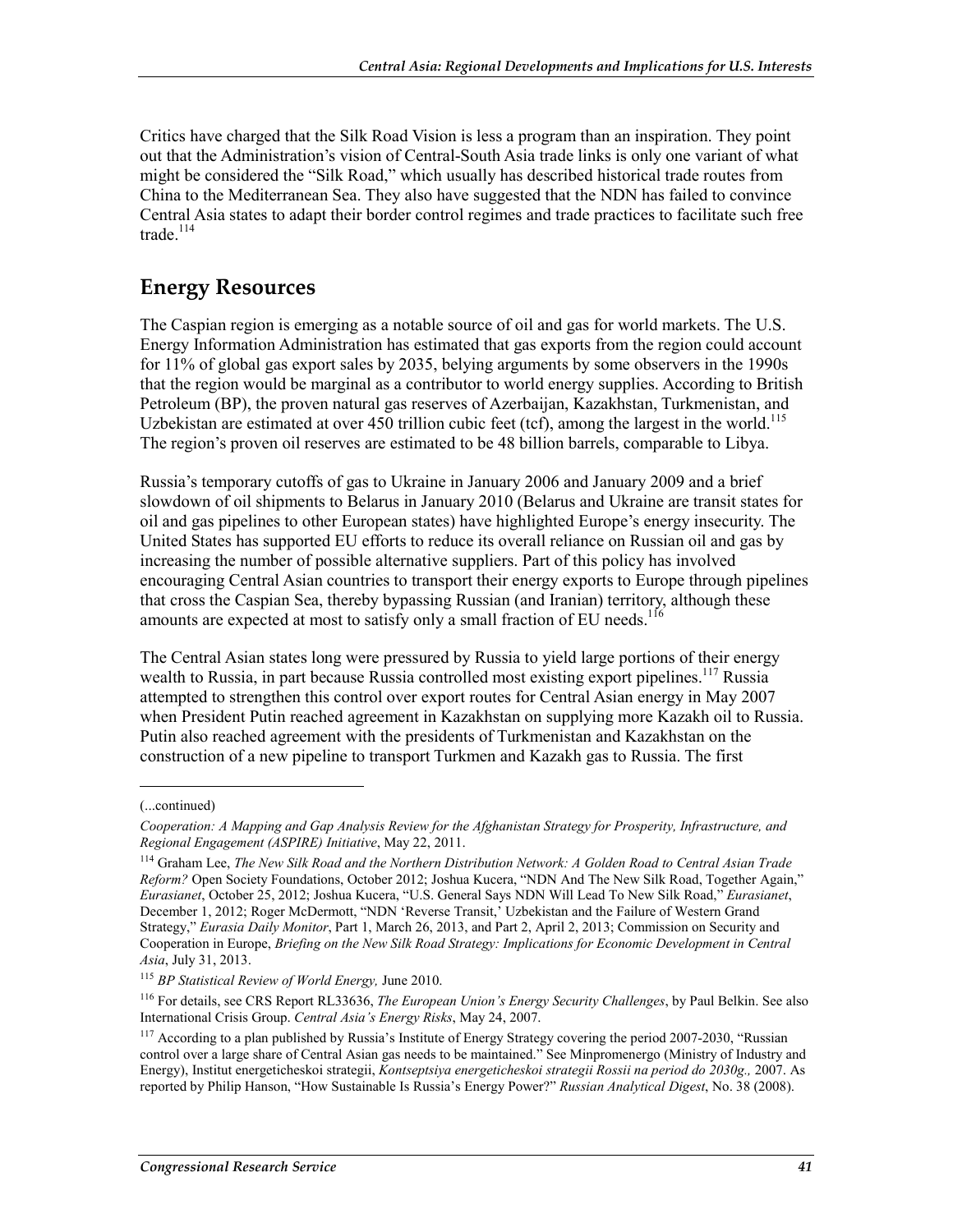Critics have charged that the Silk Road Vision is less a program than an inspiration. They point out that the Administration's vision of Central-South Asia trade links is only one variant of what might be considered the "Silk Road," which usually has described historical trade routes from China to the Mediterranean Sea. They also have suggested that the NDN has failed to convince Central Asia states to adapt their border control regimes and trade practices to facilitate such free trade.[114]

## Energy Resources

The Caspian region is emerging as a notable source of oil and gas for world markets. The U.S. Energy Information Administration has estimated that gas exports from the region could account for 11% of global gas export sales by 2035, belying arguments by some observers in the 1990s that the region would be marginal as a contributor to world energy supplies. According to British Petroleum (BP), the proven natural gas reserves of Azerbaijan, Kazakhstan, Turkmenistan, and Uzbekistan are estimated at over 450 trillion cubic feet (tcf), among the largest in the world.[115] The region's proven oil reserves are estimated to be 48 billion barrels, comparable to Libya.

Russia's temporary cutoffs of gas to Ukraine in January 2006 and January 2009 and a brief slowdown of oil shipments to Belarus in January 2010 (Belarus and Ukraine are transit states for oil and gas pipelines to other European states) have highlighted Europe's energy insecurity. The United States has supported EU efforts to reduce its overall reliance on Russian oil and gas by increasing the number of possible alternative suppliers. Part of this policy has involved encouraging Central Asian countries to transport their energy exports to Europe through pipelines that cross the Caspian Sea, thereby bypassing Russian (and Iranian) territory, although these amounts are expected at most to satisfy only a small fraction of EU needs.[116]

The Central Asian states long were pressured by Russia to yield large portions of their energy wealth to Russia, in part because Russia controlled most existing export pipelines.[117] Russia attempted to strengthen this control over export routes for Central Asian energy in May 2007 when President Putin reached agreement in Kazakhstan on supplying more Kazakh oil to Russia. Putin also reached agreement with the presidents of Turkmenistan and Kazakhstan on the construction of a new pipeline to transport Turkmen and Kazakh gas to Russia. The first

---

(...continued)

*Cooperation: A Mapping and Gap Analysis Review for the Afghanistan Strategy for Prosperity, Infrastructure, and Regional Engagement (ASPIRE) Initiative*, May 22, 2011.

[114] Graham Lee, *The New Silk Road and the Northern Distribution Network: A Golden Road to Central Asian Trade Reform?* Open Society Foundations, October 2012; Joshua Kucera, "NDN And The New Silk Road, Together Again," *Eurasianet*, October 25, 2012; Joshua Kucera, "U.S. General Says NDN Will Lead To New Silk Road," *Eurasianet*, December 1, 2012; Roger McDermott, "NDN 'Reverse Transit,' Uzbekistan and the Failure of Western Grand Strategy," *Eurasia Daily Monitor*, Part 1, March 26, 2013, and Part 2, April 2, 2013; Commission on Security and Cooperation in Europe, *Briefing on the New Silk Road Strategy: Implications for Economic Development in Central Asia*, July 31, 2013.

[115] *BP Statistical Review of World Energy,* June 2010.

[116] For details, see CRS Report RL33636, *The European Union's Energy Security Challenges*, by Paul Belkin. See also International Crisis Group. *Central Asia's Energy Risks*, May 24, 2007.

[117] According to a plan published by Russia's Institute of Energy Strategy covering the period 2007-2030, "Russian control over a large share of Central Asian gas needs to be maintained." See Minpromenergo (Ministry of Industry and Energy), Institut energeticheskoi strategii, *Kontseptsiya energeticheskoi strategii Rossii na period do 2030g.,* 2007. As reported by Philip Hanson, "How Sustainable Is Russia's Energy Power?" *Russian Analytical Digest*, No. 38 (2008).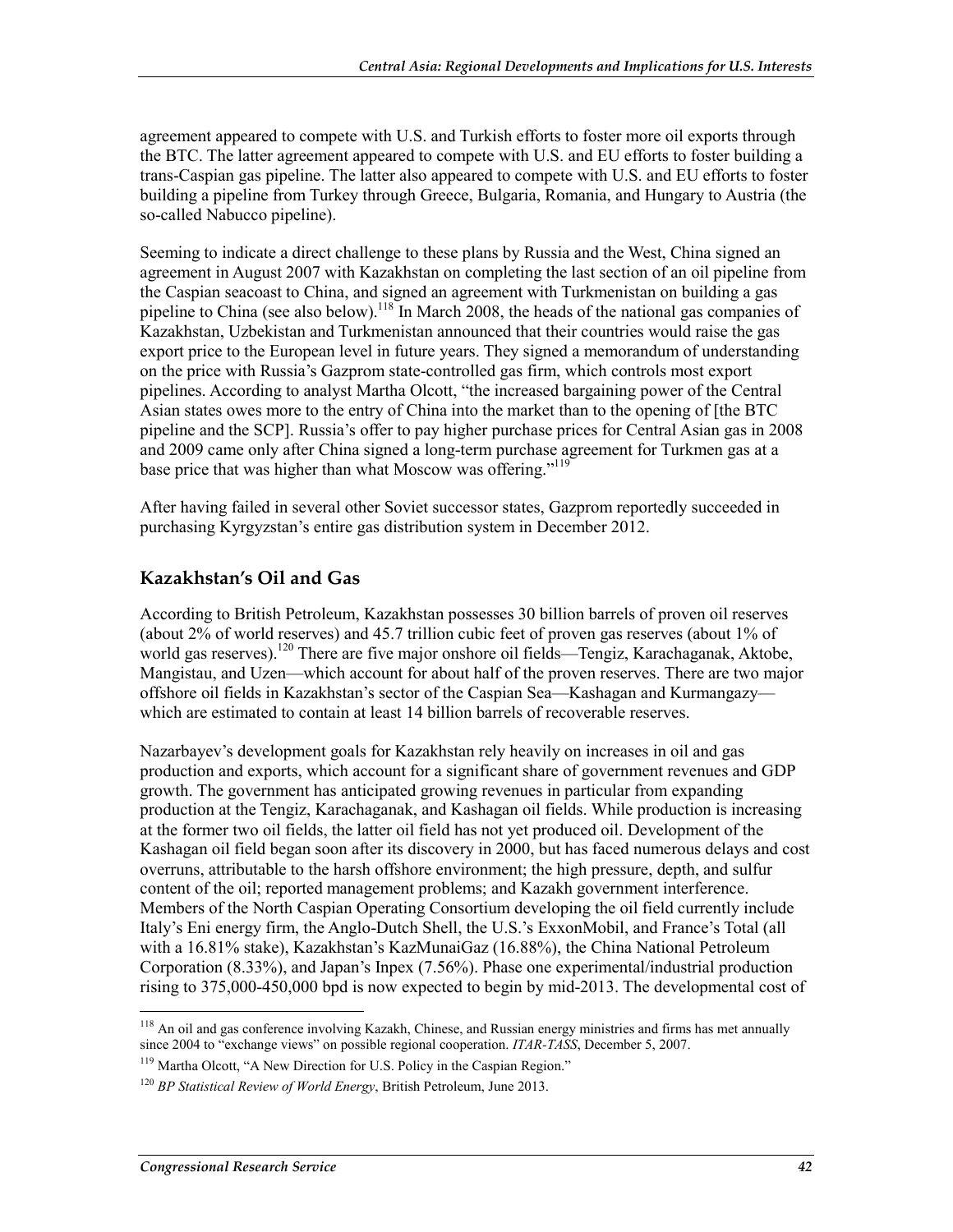agreement appeared to compete with U.S. and Turkish efforts to foster more oil exports through the BTC. The latter agreement appeared to compete with U.S. and EU efforts to foster building a trans-Caspian gas pipeline. The latter also appeared to compete with U.S. and EU efforts to foster building a pipeline from Turkey through Greece, Bulgaria, Romania, and Hungary to Austria (the so-called Nabucco pipeline).

Seeming to indicate a direct challenge to these plans by Russia and the West, China signed an agreement in August 2007 with Kazakhstan on completing the last section of an oil pipeline from the Caspian seacoast to China, and signed an agreement with Turkmenistan on building a gas pipeline to China (see also below).[118] In March 2008, the heads of the national gas companies of Kazakhstan, Uzbekistan and Turkmenistan announced that their countries would raise the gas export price to the European level in future years. They signed a memorandum of understanding on the price with Russia's Gazprom state-controlled gas firm, which controls most export pipelines. According to analyst Martha Olcott, "the increased bargaining power of the Central Asian states owes more to the entry of China into the market than to the opening of [the BTC pipeline and the SCP]. Russia's offer to pay higher purchase prices for Central Asian gas in 2008 and 2009 came only after China signed a long-term purchase agreement for Turkmen gas at a base price that was higher than what Moscow was offering."[119]

After having failed in several other Soviet successor states, Gazprom reportedly succeeded in purchasing Kyrgyzstan's entire gas distribution system in December 2012.

## Kazakhstan's Oil and Gas

According to British Petroleum, Kazakhstan possesses 30 billion barrels of proven oil reserves (about 2% of world reserves) and 45.7 trillion cubic feet of proven gas reserves (about 1% of world gas reserves).[120] There are five major onshore oil fields—Tengiz, Karachaganak, Aktobe, Mangistau, and Uzen—which account for about half of the proven reserves. There are two major offshore oil fields in Kazakhstan's sector of the Caspian Sea—Kashagan and Kurmangazy—which are estimated to contain at least 14 billion barrels of recoverable reserves.

Nazarbayev's development goals for Kazakhstan rely heavily on increases in oil and gas production and exports, which account for a significant share of government revenues and GDP growth. The government has anticipated growing revenues in particular from expanding production at the Tengiz, Karachaganak, and Kashagan oil fields. While production is increasing at the former two oil fields, the latter oil field has not yet produced oil. Development of the Kashagan oil field began soon after its discovery in 2000, but has faced numerous delays and cost overruns, attributable to the harsh offshore environment; the high pressure, depth, and sulfur content of the oil; reported management problems; and Kazakh government interference. Members of the North Caspian Operating Consortium developing the oil field currently include Italy's Eni energy firm, the Anglo-Dutch Shell, the U.S.'s ExxonMobil, and France's Total (all with a 16.81% stake), Kazakhstan's KazMunaiGaz (16.88%), the China National Petroleum Corporation (8.33%), and Japan's Inpex (7.56%). Phase one experimental/industrial production rising to 375,000-450,000 bpd is now expected to begin by mid-2013. The developmental cost of

---

[118] An oil and gas conference involving Kazakh, Chinese, and Russian energy ministries and firms has met annually since 2004 to "exchange views" on possible regional cooperation. *ITAR-TASS*, December 5, 2007.

[119] Martha Olcott, "A New Direction for U.S. Policy in the Caspian Region."

[120] *BP Statistical Review of World Energy*, British Petroleum, June 2013.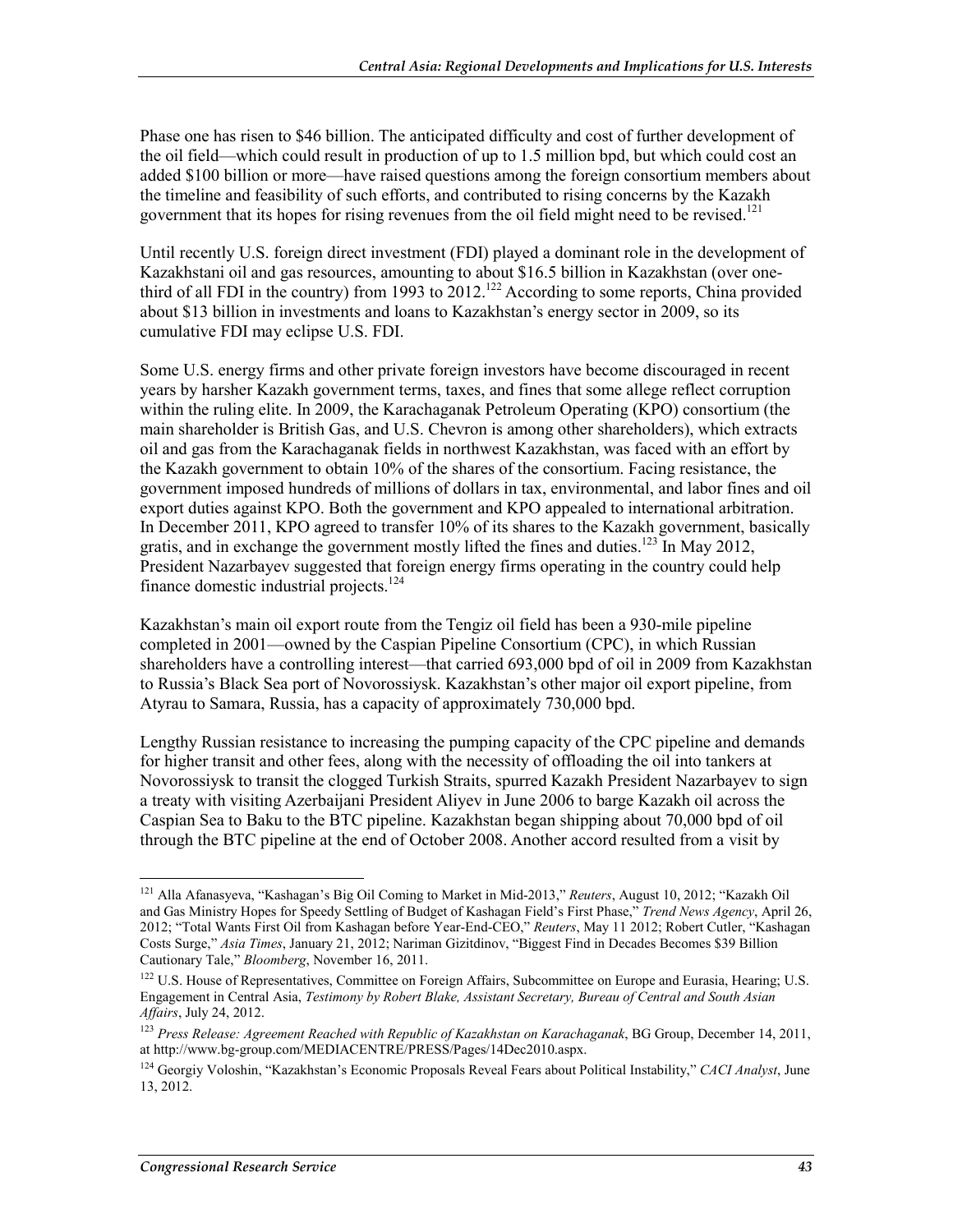Phase one has risen to $46 billion. The anticipated difficulty and cost of further development of the oil field—which could result in production of up to 1.5 million bpd, but which could cost an added $100 billion or more—have raised questions among the foreign consortium members about the timeline and feasibility of such efforts, and contributed to rising concerns by the Kazakh government that its hopes for rising revenues from the oil field might need to be revised.[121]

Until recently U.S. foreign direct investment (FDI) played a dominant role in the development of Kazakhstani oil and gas resources, amounting to about $16.5 billion in Kazakhstan (over one-third of all FDI in the country) from 1993 to 2012.[122] According to some reports, China provided about $13 billion in investments and loans to Kazakhstan's energy sector in 2009, so its cumulative FDI may eclipse U.S. FDI.

Some U.S. energy firms and other private foreign investors have become discouraged in recent years by harsher Kazakh government terms, taxes, and fines that some allege reflect corruption within the ruling elite. In 2009, the Karachaganak Petroleum Operating (KPO) consortium (the main shareholder is British Gas, and U.S. Chevron is among other shareholders), which extracts oil and gas from the Karachaganak fields in northwest Kazakhstan, was faced with an effort by the Kazakh government to obtain 10% of the shares of the consortium. Facing resistance, the government imposed hundreds of millions of dollars in tax, environmental, and labor fines and oil export duties against KPO. Both the government and KPO appealed to international arbitration. In December 2011, KPO agreed to transfer 10% of its shares to the Kazakh government, basically gratis, and in exchange the government mostly lifted the fines and duties.[123] In May 2012, President Nazarbayev suggested that foreign energy firms operating in the country could help finance domestic industrial projects.[124]

Kazakhstan's main oil export route from the Tengiz oil field has been a 930-mile pipeline completed in 2001—owned by the Caspian Pipeline Consortium (CPC), in which Russian shareholders have a controlling interest—that carried 693,000 bpd of oil in 2009 from Kazakhstan to Russia's Black Sea port of Novorossiysk. Kazakhstan's other major oil export pipeline, from Atyrau to Samara, Russia, has a capacity of approximately 730,000 bpd.

Lengthy Russian resistance to increasing the pumping capacity of the CPC pipeline and demands for higher transit and other fees, along with the necessity of offloading the oil into tankers at Novorossiysk to transit the clogged Turkish Straits, spurred Kazakh President Nazarbayev to sign a treaty with visiting Azerbaijani President Aliyev in June 2006 to barge Kazakh oil across the Caspian Sea to Baku to the BTC pipeline. Kazakhstan began shipping about 70,000 bpd of oil through the BTC pipeline at the end of October 2008. Another accord resulted from a visit by

---

[121] Alla Afanasyeva, "Kashagan's Big Oil Coming to Market in Mid-2013," *Reuters*, August 10, 2012; "Kazakh Oil and Gas Ministry Hopes for Speedy Settling of Budget of Kashagan Field's First Phase," *Trend News Agency*, April 26, 2012; "Total Wants First Oil from Kashagan before Year-End-CEO," *Reuters*, May 11 2012; Robert Cutler, "Kashagan Costs Surge," *Asia Times*, January 21, 2012; Nariman Gizitdinov, "Biggest Find in Decades Becomes $39 Billion Cautionary Tale," *Bloomberg*, November 16, 2011.

[122] U.S. House of Representatives, Committee on Foreign Affairs, Subcommittee on Europe and Eurasia, Hearing; U.S. Engagement in Central Asia, *Testimony by Robert Blake, Assistant Secretary, Bureau of Central and South Asian Affairs*, July 24, 2012.

[123] *Press Release: Agreement Reached with Republic of Kazakhstan on Karachaganak*, BG Group, December 14, 2011, at http://www.bg-group.com/MEDIACENTRE/PRESS/Pages/14Dec2010.aspx.

[124] Georgiy Voloshin, "Kazakhstan's Economic Proposals Reveal Fears about Political Instability," *CACI Analyst*, June 13, 2012.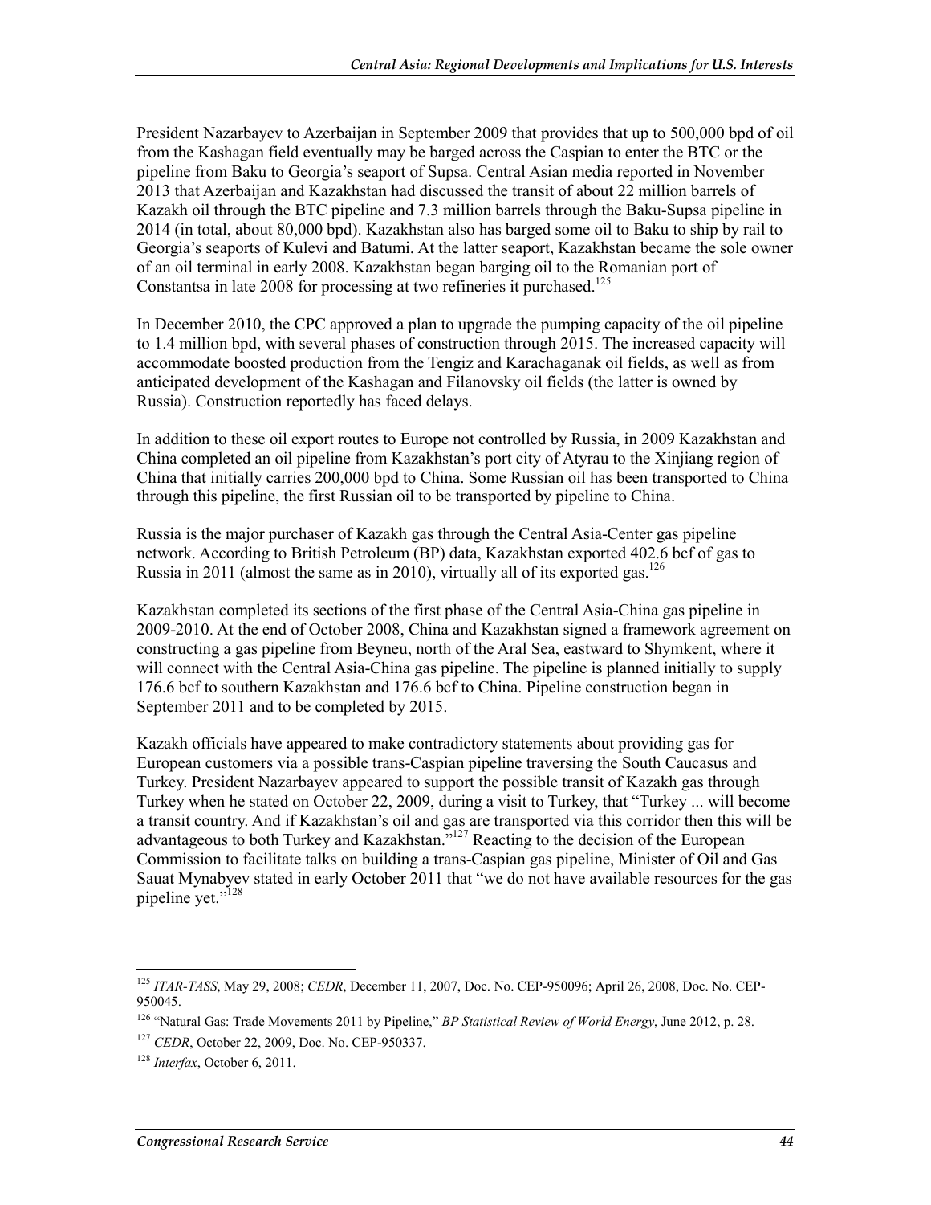President Nazarbayev to Azerbaijan in September 2009 that provides that up to 500,000 bpd of oil from the Kashagan field eventually may be barged across the Caspian to enter the BTC or the pipeline from Baku to Georgia's seaport of Supsa. Central Asian media reported in November 2013 that Azerbaijan and Kazakhstan had discussed the transit of about 22 million barrels of Kazakh oil through the BTC pipeline and 7.3 million barrels through the Baku-Supsa pipeline in 2014 (in total, about 80,000 bpd). Kazakhstan also has barged some oil to Baku to ship by rail to Georgia's seaports of Kulevi and Batumi. At the latter seaport, Kazakhstan became the sole owner of an oil terminal in early 2008. Kazakhstan began barging oil to the Romanian port of Constantsa in late 2008 for processing at two refineries it purchased.[125]

In December 2010, the CPC approved a plan to upgrade the pumping capacity of the oil pipeline to 1.4 million bpd, with several phases of construction through 2015. The increased capacity will accommodate boosted production from the Tengiz and Karachaganak oil fields, as well as from anticipated development of the Kashagan and Filanovsky oil fields (the latter is owned by Russia). Construction reportedly has faced delays.

In addition to these oil export routes to Europe not controlled by Russia, in 2009 Kazakhstan and China completed an oil pipeline from Kazakhstan's port city of Atyrau to the Xinjiang region of China that initially carries 200,000 bpd to China. Some Russian oil has been transported to China through this pipeline, the first Russian oil to be transported by pipeline to China.

Russia is the major purchaser of Kazakh gas through the Central Asia-Center gas pipeline network. According to British Petroleum (BP) data, Kazakhstan exported 402.6 bcf of gas to Russia in 2011 (almost the same as in 2010), virtually all of its exported gas.[126]

Kazakhstan completed its sections of the first phase of the Central Asia-China gas pipeline in 2009-2010. At the end of October 2008, China and Kazakhstan signed a framework agreement on constructing a gas pipeline from Beyneu, north of the Aral Sea, eastward to Shymkent, where it will connect with the Central Asia-China gas pipeline. The pipeline is planned initially to supply 176.6 bcf to southern Kazakhstan and 176.6 bcf to China. Pipeline construction began in September 2011 and to be completed by 2015.

Kazakh officials have appeared to make contradictory statements about providing gas for European customers via a possible trans-Caspian pipeline traversing the South Caucasus and Turkey. President Nazarbayev appeared to support the possible transit of Kazakh gas through Turkey when he stated on October 22, 2009, during a visit to Turkey, that "Turkey ... will become a transit country. And if Kazakhstan's oil and gas are transported via this corridor then this will be advantageous to both Turkey and Kazakhstan."[127] Reacting to the decision of the European Commission to facilitate talks on building a trans-Caspian gas pipeline, Minister of Oil and Gas Sauat Mynabyev stated in early October 2011 that "we do not have available resources for the gas pipeline yet."[128]

---

[125] *ITAR-TASS*, May 29, 2008; *CEDR*, December 11, 2007, Doc. No. CEP-950096; April 26, 2008, Doc. No. CEP-950045.

[126] "Natural Gas: Trade Movements 2011 by Pipeline," *BP Statistical Review of World Energy*, June 2012, p. 28.

[127] *CEDR*, October 22, 2009, Doc. No. CEP-950337.

[128] *Interfax*, October 6, 2011.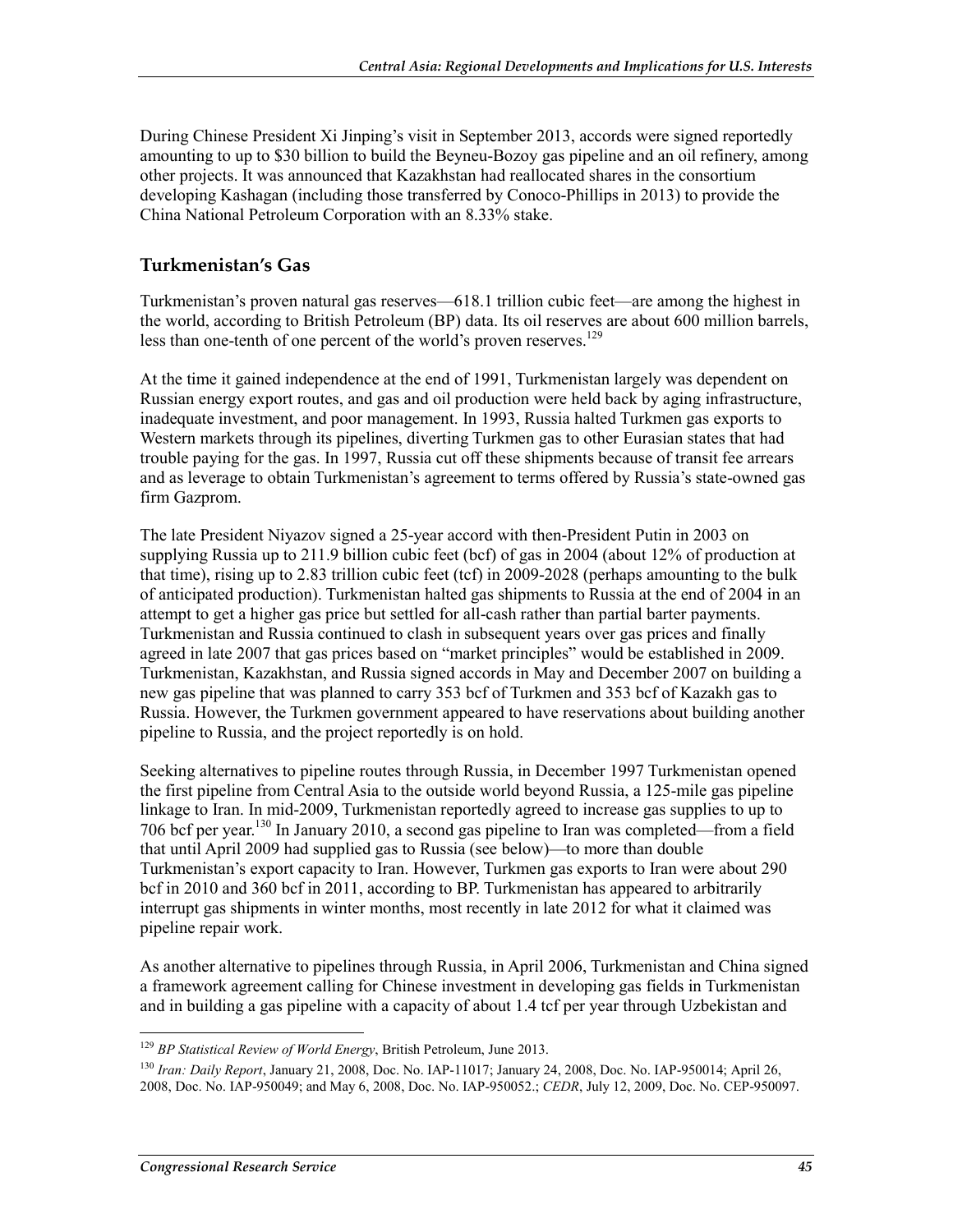During Chinese President Xi Jinping's visit in September 2013, accords were signed reportedly amounting to up to $30 billion to build the Beyneu-Bozoy gas pipeline and an oil refinery, among other projects. It was announced that Kazakhstan had reallocated shares in the consortium developing Kashagan (including those transferred by Conoco-Phillips in 2013) to provide the China National Petroleum Corporation with an 8.33% stake.

## Turkmenistan's Gas

Turkmenistan's proven natural gas reserves—618.1 trillion cubic feet—are among the highest in the world, according to British Petroleum (BP) data. Its oil reserves are about 600 million barrels, less than one-tenth of one percent of the world's proven reserves.[129]

At the time it gained independence at the end of 1991, Turkmenistan largely was dependent on Russian energy export routes, and gas and oil production were held back by aging infrastructure, inadequate investment, and poor management. In 1993, Russia halted Turkmen gas exports to Western markets through its pipelines, diverting Turkmen gas to other Eurasian states that had trouble paying for the gas. In 1997, Russia cut off these shipments because of transit fee arrears and as leverage to obtain Turkmenistan's agreement to terms offered by Russia's state-owned gas firm Gazprom.

The late President Niyazov signed a 25-year accord with then-President Putin in 2003 on supplying Russia up to 211.9 billion cubic feet (bcf) of gas in 2004 (about 12% of production at that time), rising up to 2.83 trillion cubic feet (tcf) in 2009-2028 (perhaps amounting to the bulk of anticipated production). Turkmenistan halted gas shipments to Russia at the end of 2004 in an attempt to get a higher gas price but settled for all-cash rather than partial barter payments. Turkmenistan and Russia continued to clash in subsequent years over gas prices and finally agreed in late 2007 that gas prices based on "market principles" would be established in 2009. Turkmenistan, Kazakhstan, and Russia signed accords in May and December 2007 on building a new gas pipeline that was planned to carry 353 bcf of Turkmen and 353 bcf of Kazakh gas to Russia. However, the Turkmen government appeared to have reservations about building another pipeline to Russia, and the project reportedly is on hold.

Seeking alternatives to pipeline routes through Russia, in December 1997 Turkmenistan opened the first pipeline from Central Asia to the outside world beyond Russia, a 125-mile gas pipeline linkage to Iran. In mid-2009, Turkmenistan reportedly agreed to increase gas supplies to up to 706 bcf per year.[130] In January 2010, a second gas pipeline to Iran was completed—from a field that until April 2009 had supplied gas to Russia (see below)—to more than double Turkmenistan's export capacity to Iran. However, Turkmen gas exports to Iran were about 290 bcf in 2010 and 360 bcf in 2011, according to BP. Turkmenistan has appeared to arbitrarily interrupt gas shipments in winter months, most recently in late 2012 for what it claimed was pipeline repair work.

As another alternative to pipelines through Russia, in April 2006, Turkmenistan and China signed a framework agreement calling for Chinese investment in developing gas fields in Turkmenistan and in building a gas pipeline with a capacity of about 1.4 tcf per year through Uzbekistan and

---

[129] *BP Statistical Review of World Energy*, British Petroleum, June 2013.

[130] *Iran: Daily Report*, January 21, 2008, Doc. No. IAP-11017; January 24, 2008, Doc. No. IAP-950014; April 26, 2008, Doc. No. IAP-950049; and May 6, 2008, Doc. No. IAP-950052.; *CEDR*, July 12, 2009, Doc. No. CEP-950097.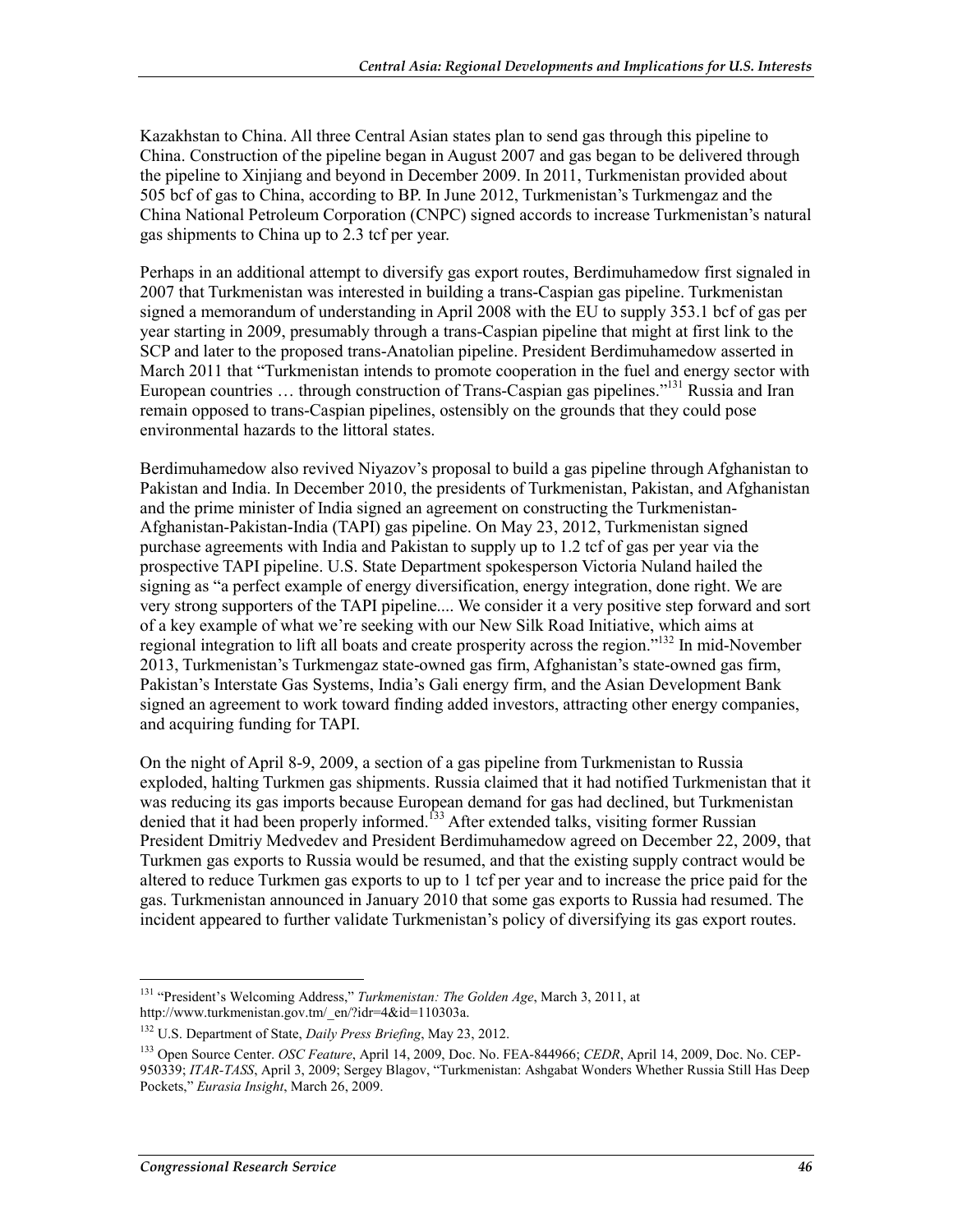Kazakhstan to China. All three Central Asian states plan to send gas through this pipeline to China. Construction of the pipeline began in August 2007 and gas began to be delivered through the pipeline to Xinjiang and beyond in December 2009. In 2011, Turkmenistan provided about 505 bcf of gas to China, according to BP. In June 2012, Turkmenistan's Turkmengaz and the China National Petroleum Corporation (CNPC) signed accords to increase Turkmenistan's natural gas shipments to China up to 2.3 tcf per year.

Perhaps in an additional attempt to diversify gas export routes, Berdimuhamedow first signaled in 2007 that Turkmenistan was interested in building a trans-Caspian gas pipeline. Turkmenistan signed a memorandum of understanding in April 2008 with the EU to supply 353.1 bcf of gas per year starting in 2009, presumably through a trans-Caspian pipeline that might at first link to the SCP and later to the proposed trans-Anatolian pipeline. President Berdimuhamedow asserted in March 2011 that "Turkmenistan intends to promote cooperation in the fuel and energy sector with European countries … through construction of Trans-Caspian gas pipelines."[131] Russia and Iran remain opposed to trans-Caspian pipelines, ostensibly on the grounds that they could pose environmental hazards to the littoral states.

Berdimuhamedow also revived Niyazov's proposal to build a gas pipeline through Afghanistan to Pakistan and India. In December 2010, the presidents of Turkmenistan, Pakistan, and Afghanistan and the prime minister of India signed an agreement on constructing the Turkmenistan-Afghanistan-Pakistan-India (TAPI) gas pipeline. On May 23, 2012, Turkmenistan signed purchase agreements with India and Pakistan to supply up to 1.2 tcf of gas per year via the prospective TAPI pipeline. U.S. State Department spokesperson Victoria Nuland hailed the signing as "a perfect example of energy diversification, energy integration, done right. We are very strong supporters of the TAPI pipeline.... We consider it a very positive step forward and sort of a key example of what we're seeking with our New Silk Road Initiative, which aims at regional integration to lift all boats and create prosperity across the region."[132] In mid-November 2013, Turkmenistan's Turkmengaz state-owned gas firm, Afghanistan's state-owned gas firm, Pakistan's Interstate Gas Systems, India's Gali energy firm, and the Asian Development Bank signed an agreement to work toward finding added investors, attracting other energy companies, and acquiring funding for TAPI.

On the night of April 8-9, 2009, a section of a gas pipeline from Turkmenistan to Russia exploded, halting Turkmen gas shipments. Russia claimed that it had notified Turkmenistan that it was reducing its gas imports because European demand for gas had declined, but Turkmenistan denied that it had been properly informed.[133] After extended talks, visiting former Russian President Dmitriy Medvedev and President Berdimuhamedow agreed on December 22, 2009, that Turkmen gas exports to Russia would be resumed, and that the existing supply contract would be altered to reduce Turkmen gas exports to up to 1 tcf per year and to increase the price paid for the gas. Turkmenistan announced in January 2010 that some gas exports to Russia had resumed. The incident appeared to further validate Turkmenistan's policy of diversifying its gas export routes.

---

[131] "President's Welcoming Address," *Turkmenistan: The Golden Age*, March 3, 2011, at http://www.turkmenistan.gov.tm/_en/?idr=4&id=110303a.

[132] U.S. Department of State, *Daily Press Briefing*, May 23, 2012.

[133] Open Source Center. *OSC Feature*, April 14, 2009, Doc. No. FEA-844966; *CEDR*, April 14, 2009, Doc. No. CEP-950339; *ITAR-TASS*, April 3, 2009; Sergey Blagov, "Turkmenistan: Ashgabat Wonders Whether Russia Still Has Deep Pockets," *Eurasia Insight*, March 26, 2009.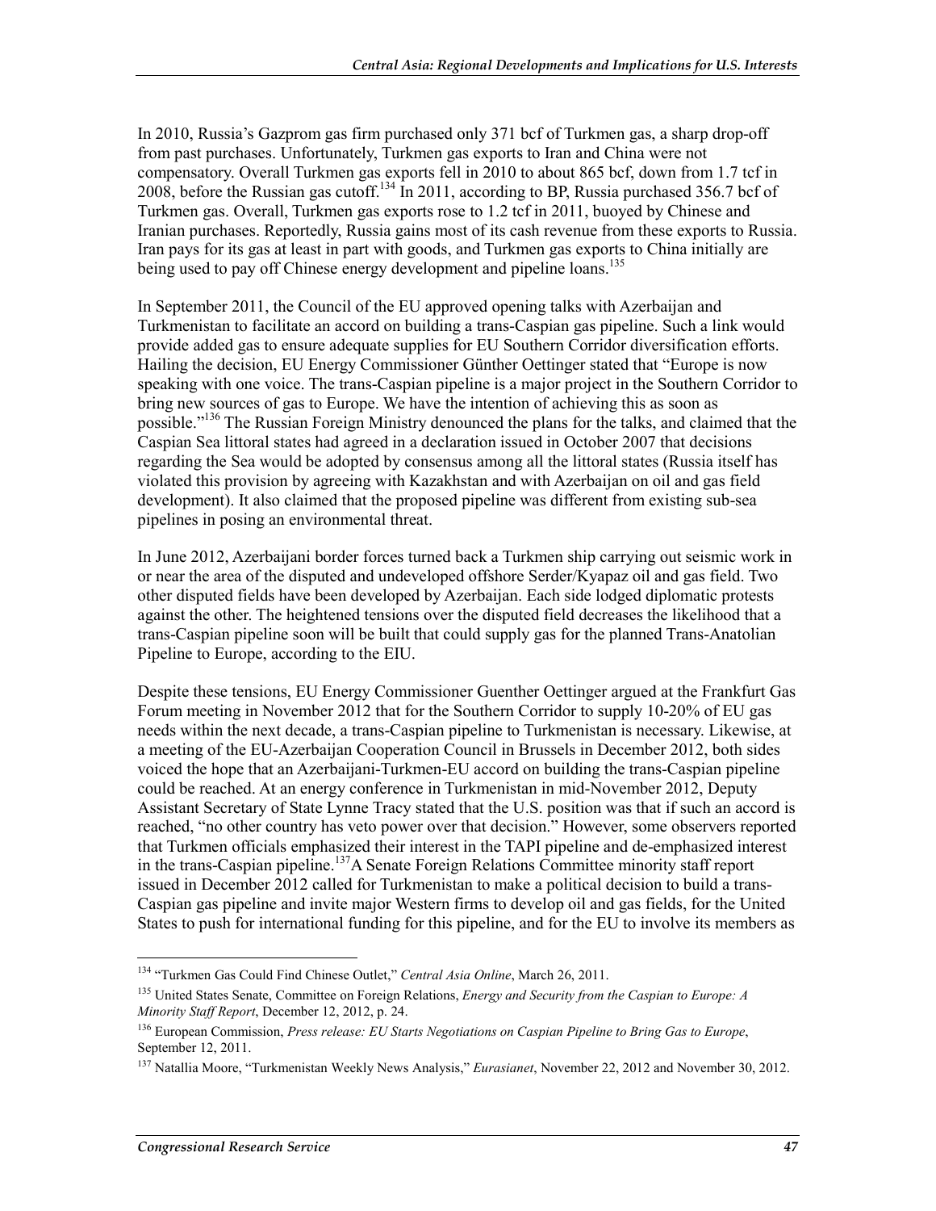In 2010, Russia's Gazprom gas firm purchased only 371 bcf of Turkmen gas, a sharp drop-off from past purchases. Unfortunately, Turkmen gas exports to Iran and China were not compensatory. Overall Turkmen gas exports fell in 2010 to about 865 bcf, down from 1.7 tcf in 2008, before the Russian gas cutoff.[134] In 2011, according to BP, Russia purchased 356.7 bcf of Turkmen gas. Overall, Turkmen gas exports rose to 1.2 tcf in 2011, buoyed by Chinese and Iranian purchases. Reportedly, Russia gains most of its cash revenue from these exports to Russia. Iran pays for its gas at least in part with goods, and Turkmen gas exports to China initially are being used to pay off Chinese energy development and pipeline loans.[135]

In September 2011, the Council of the EU approved opening talks with Azerbaijan and Turkmenistan to facilitate an accord on building a trans-Caspian gas pipeline. Such a link would provide added gas to ensure adequate supplies for EU Southern Corridor diversification efforts. Hailing the decision, EU Energy Commissioner Günther Oettinger stated that "Europe is now speaking with one voice. The trans-Caspian pipeline is a major project in the Southern Corridor to bring new sources of gas to Europe. We have the intention of achieving this as soon as possible."[136] The Russian Foreign Ministry denounced the plans for the talks, and claimed that the Caspian Sea littoral states had agreed in a declaration issued in October 2007 that decisions regarding the Sea would be adopted by consensus among all the littoral states (Russia itself has violated this provision by agreeing with Kazakhstan and with Azerbaijan on oil and gas field development). It also claimed that the proposed pipeline was different from existing sub-sea pipelines in posing an environmental threat.

In June 2012, Azerbaijani border forces turned back a Turkmen ship carrying out seismic work in or near the area of the disputed and undeveloped offshore Serder/Kyapaz oil and gas field. Two other disputed fields have been developed by Azerbaijan. Each side lodged diplomatic protests against the other. The heightened tensions over the disputed field decreases the likelihood that a trans-Caspian pipeline soon will be built that could supply gas for the planned Trans-Anatolian Pipeline to Europe, according to the EIU.

Despite these tensions, EU Energy Commissioner Guenther Oettinger argued at the Frankfurt Gas Forum meeting in November 2012 that for the Southern Corridor to supply 10-20% of EU gas needs within the next decade, a trans-Caspian pipeline to Turkmenistan is necessary. Likewise, at a meeting of the EU-Azerbaijan Cooperation Council in Brussels in December 2012, both sides voiced the hope that an Azerbaijani-Turkmen-EU accord on building the trans-Caspian pipeline could be reached. At an energy conference in Turkmenistan in mid-November 2012, Deputy Assistant Secretary of State Lynne Tracy stated that the U.S. position was that if such an accord is reached, "no other country has veto power over that decision." However, some observers reported that Turkmen officials emphasized their interest in the TAPI pipeline and de-emphasized interest in the trans-Caspian pipeline.[137] A Senate Foreign Relations Committee minority staff report issued in December 2012 called for Turkmenistan to make a political decision to build a trans-Caspian gas pipeline and invite major Western firms to develop oil and gas fields, for the United States to push for international funding for this pipeline, and for the EU to involve its members as

---

[134] "Turkmen Gas Could Find Chinese Outlet," *Central Asia Online*, March 26, 2011.

[135] United States Senate, Committee on Foreign Relations, *Energy and Security from the Caspian to Europe: A Minority Staff Report*, December 12, 2012, p. 24.

[136] European Commission, *Press release: EU Starts Negotiations on Caspian Pipeline to Bring Gas to Europe*, September 12, 2011.

[137] Natallia Moore, "Turkmenistan Weekly News Analysis," *Eurasianet*, November 22, 2012 and November 30, 2012.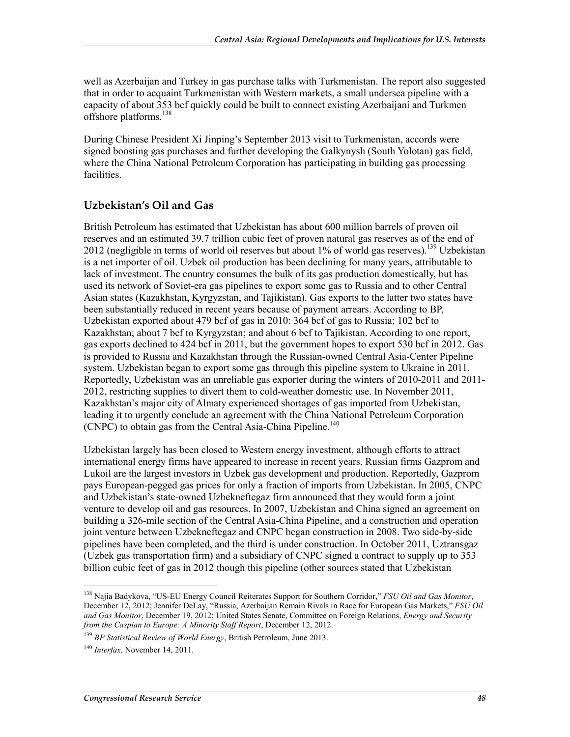well as Azerbaijan and Turkey in gas purchase talks with Turkmenistan. The report also suggested that in order to acquaint Turkmenistan with Western markets, a small undersea pipeline with a capacity of about 353 bcf quickly could be built to connect existing Azerbaijani and Turkmen offshore platforms.[138]

During Chinese President Xi Jinping's September 2013 visit to Turkmenistan, accords were signed boosting gas purchases and further developing the Galkynysh (South Yolotan) gas field, where the China National Petroleum Corporation has participating in building gas processing facilities.

## Uzbekistan's Oil and Gas

British Petroleum has estimated that Uzbekistan has about 600 million barrels of proven oil reserves and an estimated 39.7 trillion cubic feet of proven natural gas reserves as of the end of 2012 (negligible in terms of world oil reserves but about 1% of world gas reserves).[139] Uzbekistan is a net importer of oil. Uzbek oil production has been declining for many years, attributable to lack of investment. The country consumes the bulk of its gas production domestically, but has used its network of Soviet-era gas pipelines to export some gas to Russia and to other Central Asian states (Kazakhstan, Kyrgyzstan, and Tajikistan). Gas exports to the latter two states have been substantially reduced in recent years because of payment arrears. According to BP, Uzbekistan exported about 479 bcf of gas in 2010: 364 bcf of gas to Russia; 102 bcf to Kazakhstan; about 7 bcf to Kyrgyzstan; and about 6 bcf to Tajikistan. According to one report, gas exports declined to 424 bcf in 2011, but the government hopes to export 530 bcf in 2012. Gas is provided to Russia and Kazakhstan through the Russian-owned Central Asia-Center Pipeline system. Uzbekistan began to export some gas through this pipeline system to Ukraine in 2011. Reportedly, Uzbekistan was an unreliable gas exporter during the winters of 2010-2011 and 2011-2012, restricting supplies to divert them to cold-weather domestic use. In November 2011, Kazakhstan's major city of Almaty experienced shortages of gas imported from Uzbekistan, leading it to urgently conclude an agreement with the China National Petroleum Corporation (CNPC) to obtain gas from the Central Asia-China Pipeline.[140]

Uzbekistan largely has been closed to Western energy investment, although efforts to attract international energy firms have appeared to increase in recent years. Russian firms Gazprom and Lukoil are the largest investors in Uzbek gas development and production. Reportedly, Gazprom pays European-pegged gas prices for only a fraction of imports from Uzbekistan. In 2005, CNPC and Uzbekistan's state-owned Uzbekneftegaz firm announced that they would form a joint venture to develop oil and gas resources. In 2007, Uzbekistan and China signed an agreement on building a 326-mile section of the Central Asia-China Pipeline, and a construction and operation joint venture between Uzbekneftegaz and CNPC began construction in 2008. Two side-by-side pipelines have been completed, and the third is under construction. In October 2011, Uztransgaz (Uzbek gas transportation firm) and a subsidiary of CNPC signed a contract to supply up to 353 billion cubic feet of gas in 2012 though this pipeline (other sources stated that Uzbekistan

---

[138] Najia Badykova, "US-EU Energy Council Reiterates Support for Southern Corridor," *FSU Oil and Gas Monitor*, December 12, 2012; Jennifer DeLay, "Russia, Azerbaijan Remain Rivals in Race for European Gas Markets," *FSU Oil and Gas Monitor*, December 19, 2012; United States Senate, Committee on Foreign Relations, *Energy and Security from the Caspian to Europe: A Minority Staff Report*, December 12, 2012.

[139] *BP Statistical Review of World Energy*, British Petroleum, June 2013.

[140] *Interfax*, November 14, 2011.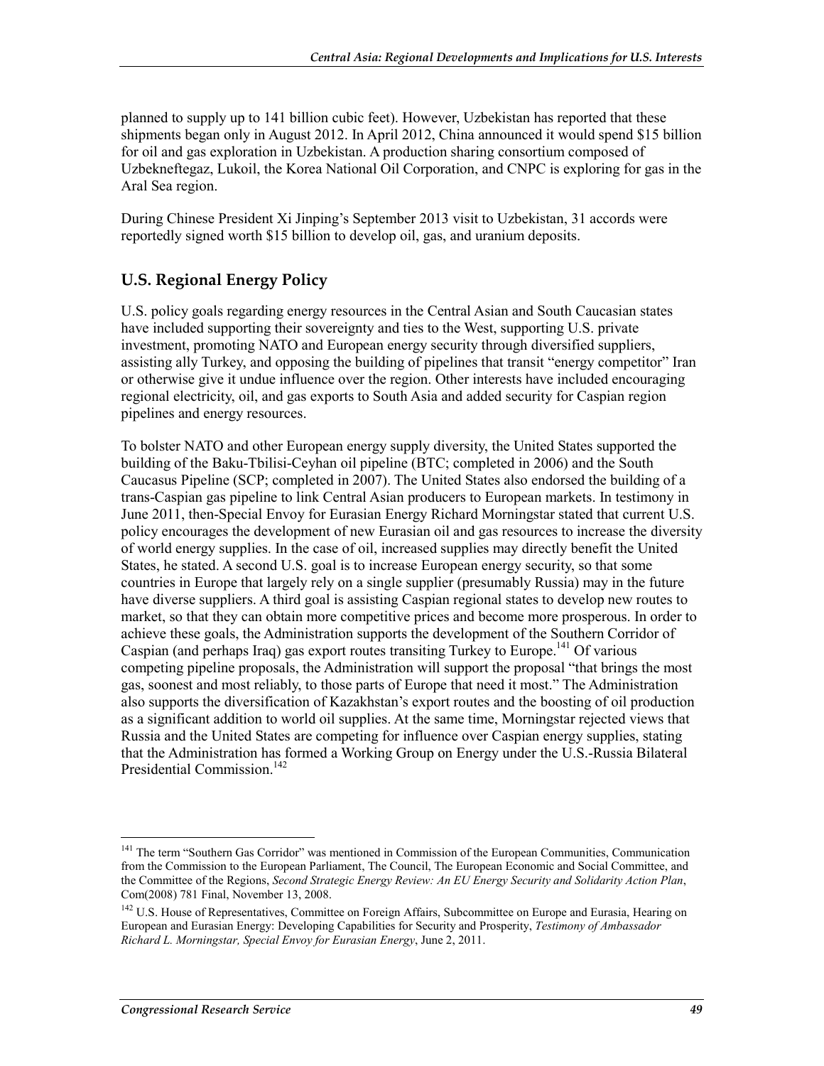planned to supply up to 141 billion cubic feet). However, Uzbekistan has reported that these shipments began only in August 2012. In April 2012, China announced it would spend $15 billion for oil and gas exploration in Uzbekistan. A production sharing consortium composed of Uzbekneftegaz, Lukoil, the Korea National Oil Corporation, and CNPC is exploring for gas in the Aral Sea region.

During Chinese President Xi Jinping's September 2013 visit to Uzbekistan, 31 accords were reportedly signed worth $15 billion to develop oil, gas, and uranium deposits.

## U.S. Regional Energy Policy

U.S. policy goals regarding energy resources in the Central Asian and South Caucasian states have included supporting their sovereignty and ties to the West, supporting U.S. private investment, promoting NATO and European energy security through diversified suppliers, assisting ally Turkey, and opposing the building of pipelines that transit "energy competitor" Iran or otherwise give it undue influence over the region. Other interests have included encouraging regional electricity, oil, and gas exports to South Asia and added security for Caspian region pipelines and energy resources.

To bolster NATO and other European energy supply diversity, the United States supported the building of the Baku-Tbilisi-Ceyhan oil pipeline (BTC; completed in 2006) and the South Caucasus Pipeline (SCP; completed in 2007). The United States also endorsed the building of a trans-Caspian gas pipeline to link Central Asian producers to European markets. In testimony in June 2011, then-Special Envoy for Eurasian Energy Richard Morningstar stated that current U.S. policy encourages the development of new Eurasian oil and gas resources to increase the diversity of world energy supplies. In the case of oil, increased supplies may directly benefit the United States, he stated. A second U.S. goal is to increase European energy security, so that some countries in Europe that largely rely on a single supplier (presumably Russia) may in the future have diverse suppliers. A third goal is assisting Caspian regional states to develop new routes to market, so that they can obtain more competitive prices and become more prosperous. In order to achieve these goals, the Administration supports the development of the Southern Corridor of Caspian (and perhaps Iraq) gas export routes transiting Turkey to Europe.[141] Of various competing pipeline proposals, the Administration will support the proposal "that brings the most gas, soonest and most reliably, to those parts of Europe that need it most." The Administration also supports the diversification of Kazakhstan's export routes and the boosting of oil production as a significant addition to world oil supplies. At the same time, Morningstar rejected views that Russia and the United States are competing for influence over Caspian energy supplies, stating that the Administration has formed a Working Group on Energy under the U.S.-Russia Bilateral Presidential Commission.[142]

---

[141] The term "Southern Gas Corridor" was mentioned in Commission of the European Communities, Communication from the Commission to the European Parliament, The Council, The European Economic and Social Committee, and the Committee of the Regions, *Second Strategic Energy Review: An EU Energy Security and Solidarity Action Plan*, Com(2008) 781 Final, November 13, 2008.

[142] U.S. House of Representatives, Committee on Foreign Affairs, Subcommittee on Europe and Eurasia, Hearing on European and Eurasian Energy: Developing Capabilities for Security and Prosperity, *Testimony of Ambassador Richard L. Morningstar, Special Envoy for Eurasian Energy*, June 2, 2011.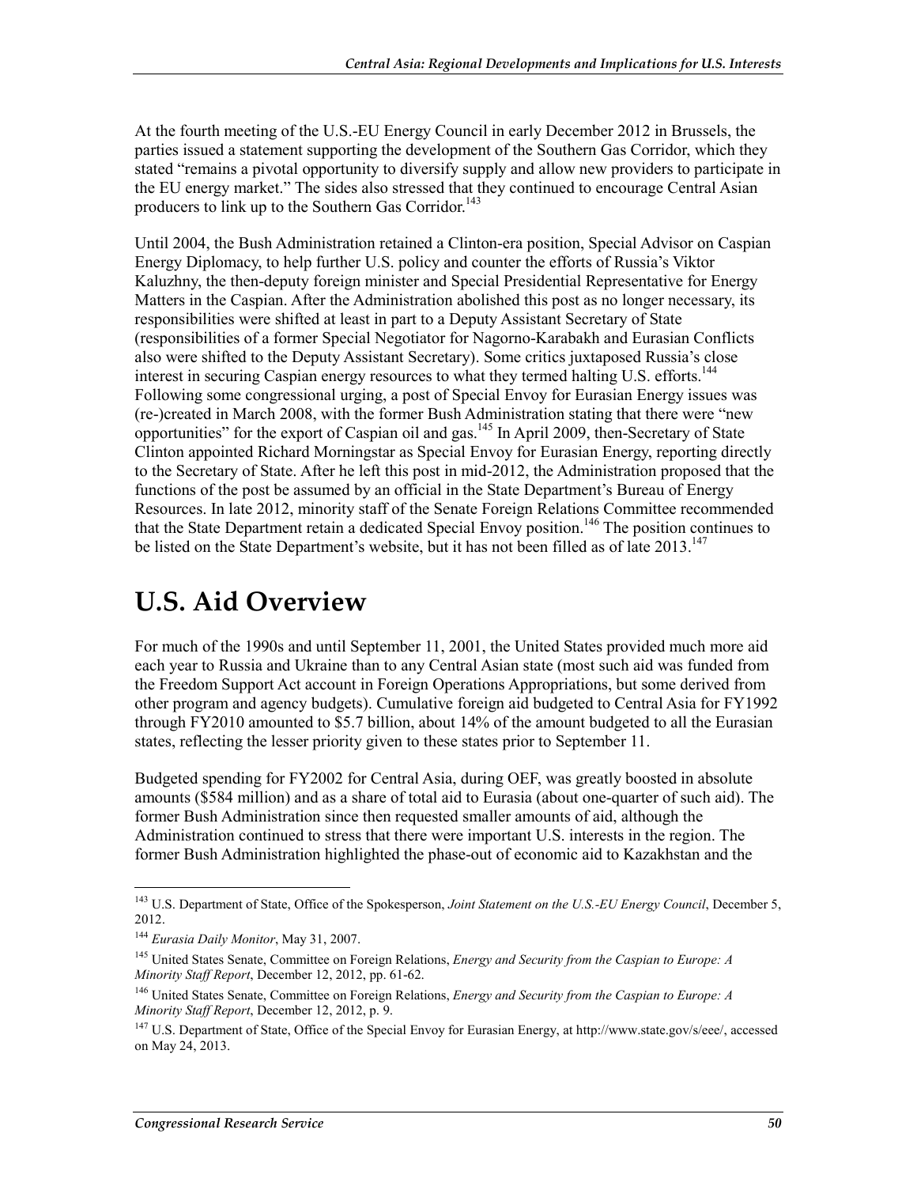At the fourth meeting of the U.S.-EU Energy Council in early December 2012 in Brussels, the parties issued a statement supporting the development of the Southern Gas Corridor, which they stated "remains a pivotal opportunity to diversify supply and allow new providers to participate in the EU energy market." The sides also stressed that they continued to encourage Central Asian producers to link up to the Southern Gas Corridor.[143]

Until 2004, the Bush Administration retained a Clinton-era position, Special Advisor on Caspian Energy Diplomacy, to help further U.S. policy and counter the efforts of Russia's Viktor Kaluzhny, the then-deputy foreign minister and Special Presidential Representative for Energy Matters in the Caspian. After the Administration abolished this post as no longer necessary, its responsibilities were shifted at least in part to a Deputy Assistant Secretary of State (responsibilities of a former Special Negotiator for Nagorno-Karabakh and Eurasian Conflicts also were shifted to the Deputy Assistant Secretary). Some critics juxtaposed Russia's close interest in securing Caspian energy resources to what they termed halting U.S. efforts.[144] Following some congressional urging, a post of Special Envoy for Eurasian Energy issues was (re-)created in March 2008, with the former Bush Administration stating that there were "new opportunities" for the export of Caspian oil and gas.[145] In April 2009, then-Secretary of State Clinton appointed Richard Morningstar as Special Envoy for Eurasian Energy, reporting directly to the Secretary of State. After he left this post in mid-2012, the Administration proposed that the functions of the post be assumed by an official in the State Department's Bureau of Energy Resources. In late 2012, minority staff of the Senate Foreign Relations Committee recommended that the State Department retain a dedicated Special Envoy position.[146] The position continues to be listed on the State Department's website, but it has not been filled as of late 2013.[147]

# U.S. Aid Overview

For much of the 1990s and until September 11, 2001, the United States provided much more aid each year to Russia and Ukraine than to any Central Asian state (most such aid was funded from the Freedom Support Act account in Foreign Operations Appropriations, but some derived from other program and agency budgets). Cumulative foreign aid budgeted to Central Asia for FY1992 through FY2010 amounted to $5.7 billion, about 14% of the amount budgeted to all the Eurasian states, reflecting the lesser priority given to these states prior to September 11.

Budgeted spending for FY2002 for Central Asia, during OEF, was greatly boosted in absolute amounts ($584 million) and as a share of total aid to Eurasia (about one-quarter of such aid). The former Bush Administration since then requested smaller amounts of aid, although the Administration continued to stress that there were important U.S. interests in the region. The former Bush Administration highlighted the phase-out of economic aid to Kazakhstan and the

---

[143] U.S. Department of State, Office of the Spokesperson, *Joint Statement on the U.S.-EU Energy Council*, December 5, 2012.

[144] *Eurasia Daily Monitor*, May 31, 2007.

[145] United States Senate, Committee on Foreign Relations, *Energy and Security from the Caspian to Europe: A Minority Staff Report*, December 12, 2012, pp. 61-62.

[146] United States Senate, Committee on Foreign Relations, *Energy and Security from the Caspian to Europe: A Minority Staff Report*, December 12, 2012, p. 9.

[147] U.S. Department of State, Office of the Special Envoy for Eurasian Energy, at http://www.state.gov/s/eee/, accessed on May 24, 2013.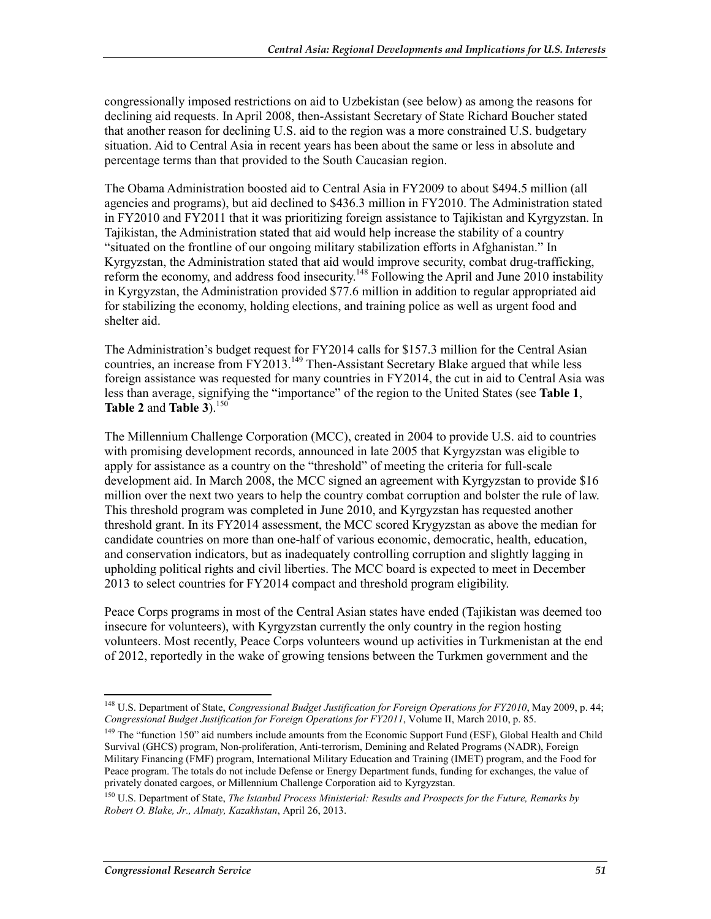congressionally imposed restrictions on aid to Uzbekistan (see below) as among the reasons for declining aid requests. In April 2008, then-Assistant Secretary of State Richard Boucher stated that another reason for declining U.S. aid to the region was a more constrained U.S. budgetary situation. Aid to Central Asia in recent years has been about the same or less in absolute and percentage terms than that provided to the South Caucasian region.

The Obama Administration boosted aid to Central Asia in FY2009 to about $494.5 million (all agencies and programs), but aid declined to $436.3 million in FY2010. The Administration stated in FY2010 and FY2011 that it was prioritizing foreign assistance to Tajikistan and Kyrgyzstan. In Tajikistan, the Administration stated that aid would help increase the stability of a country "situated on the frontline of our ongoing military stabilization efforts in Afghanistan." In Kyrgyzstan, the Administration stated that aid would improve security, combat drug-trafficking, reform the economy, and address food insecurity.[148] Following the April and June 2010 instability in Kyrgyzstan, the Administration provided $77.6 million in addition to regular appropriated aid for stabilizing the economy, holding elections, and training police as well as urgent food and shelter aid.

The Administration's budget request for FY2014 calls for $157.3 million for the Central Asian countries, an increase from FY2013.[149] Then-Assistant Secretary Blake argued that while less foreign assistance was requested for many countries in FY2014, the cut in aid to Central Asia was less than average, signifying the "importance" of the region to the United States (see **Table 1**, **Table 2** and **Table 3**).[150]

The Millennium Challenge Corporation (MCC), created in 2004 to provide U.S. aid to countries with promising development records, announced in late 2005 that Kyrgyzstan was eligible to apply for assistance as a country on the "threshold" of meeting the criteria for full-scale development aid. In March 2008, the MCC signed an agreement with Kyrgyzstan to provide $16 million over the next two years to help the country combat corruption and bolster the rule of law. This threshold program was completed in June 2010, and Kyrgyzstan has requested another threshold grant. In its FY2014 assessment, the MCC scored Krygyzstan as above the median for candidate countries on more than one-half of various economic, democratic, health, education, and conservation indicators, but as inadequately controlling corruption and slightly lagging in upholding political rights and civil liberties. The MCC board is expected to meet in December 2013 to select countries for FY2014 compact and threshold program eligibility.

Peace Corps programs in most of the Central Asian states have ended (Tajikistan was deemed too insecure for volunteers), with Kyrgyzstan currently the only country in the region hosting volunteers. Most recently, Peace Corps volunteers wound up activities in Turkmenistan at the end of 2012, reportedly in the wake of growing tensions between the Turkmen government and the

---

[148] U.S. Department of State, *Congressional Budget Justification for Foreign Operations for FY2010*, May 2009, p. 44; *Congressional Budget Justification for Foreign Operations for FY2011*, Volume II, March 2010, p. 85.

[149] The "function 150" aid numbers include amounts from the Economic Support Fund (ESF), Global Health and Child Survival (GHCS) program, Non-proliferation, Anti-terrorism, Demining and Related Programs (NADR), Foreign Military Financing (FMF) program, International Military Education and Training (IMET) program, and the Food for Peace program. The totals do not include Defense or Energy Department funds, funding for exchanges, the value of privately donated cargoes, or Millennium Challenge Corporation aid to Kyrgyzstan.

[150] U.S. Department of State, *The Istanbul Process Ministerial: Results and Prospects for the Future, Remarks by Robert O. Blake, Jr., Almaty, Kazakhstan*, April 26, 2013.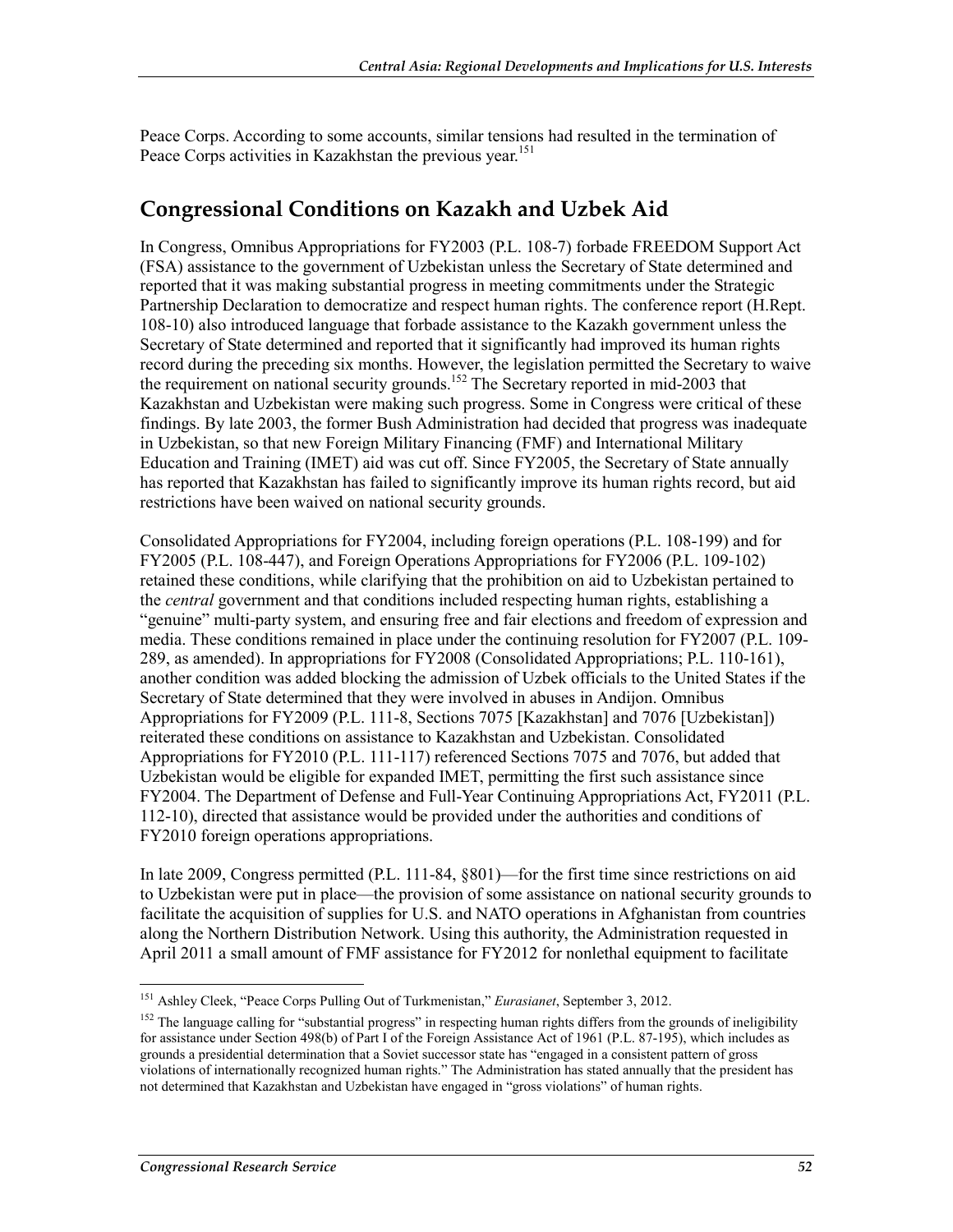Peace Corps. According to some accounts, similar tensions had resulted in the termination of Peace Corps activities in Kazakhstan the previous year.[151]

## Congressional Conditions on Kazakh and Uzbek Aid

In Congress, Omnibus Appropriations for FY2003 (P.L. 108-7) forbade FREEDOM Support Act (FSA) assistance to the government of Uzbekistan unless the Secretary of State determined and reported that it was making substantial progress in meeting commitments under the Strategic Partnership Declaration to democratize and respect human rights. The conference report (H.Rept. 108-10) also introduced language that forbade assistance to the Kazakh government unless the Secretary of State determined and reported that it significantly had improved its human rights record during the preceding six months. However, the legislation permitted the Secretary to waive the requirement on national security grounds.[152] The Secretary reported in mid-2003 that Kazakhstan and Uzbekistan were making such progress. Some in Congress were critical of these findings. By late 2003, the former Bush Administration had decided that progress was inadequate in Uzbekistan, so that new Foreign Military Financing (FMF) and International Military Education and Training (IMET) aid was cut off. Since FY2005, the Secretary of State annually has reported that Kazakhstan has failed to significantly improve its human rights record, but aid restrictions have been waived on national security grounds.

Consolidated Appropriations for FY2004, including foreign operations (P.L. 108-199) and for FY2005 (P.L. 108-447), and Foreign Operations Appropriations for FY2006 (P.L. 109-102) retained these conditions, while clarifying that the prohibition on aid to Uzbekistan pertained to the *central* government and that conditions included respecting human rights, establishing a "genuine" multi-party system, and ensuring free and fair elections and freedom of expression and media. These conditions remained in place under the continuing resolution for FY2007 (P.L. 109-289, as amended). In appropriations for FY2008 (Consolidated Appropriations; P.L. 110-161), another condition was added blocking the admission of Uzbek officials to the United States if the Secretary of State determined that they were involved in abuses in Andijon. Omnibus Appropriations for FY2009 (P.L. 111-8, Sections 7075 [Kazakhstan] and 7076 [Uzbekistan]) reiterated these conditions on assistance to Kazakhstan and Uzbekistan. Consolidated Appropriations for FY2010 (P.L. 111-117) referenced Sections 7075 and 7076, but added that Uzbekistan would be eligible for expanded IMET, permitting the first such assistance since FY2004. The Department of Defense and Full-Year Continuing Appropriations Act, FY2011 (P.L. 112-10), directed that assistance would be provided under the authorities and conditions of FY2010 foreign operations appropriations.

In late 2009, Congress permitted (P.L. 111-84, §801)—for the first time since restrictions on aid to Uzbekistan were put in place—the provision of some assistance on national security grounds to facilitate the acquisition of supplies for U.S. and NATO operations in Afghanistan from countries along the Northern Distribution Network. Using this authority, the Administration requested in April 2011 a small amount of FMF assistance for FY2012 for nonlethal equipment to facilitate

---

[151] Ashley Cleek, "Peace Corps Pulling Out of Turkmenistan," *Eurasianet*, September 3, 2012.

[152] The language calling for "substantial progress" in respecting human rights differs from the grounds of ineligibility for assistance under Section 498(b) of Part I of the Foreign Assistance Act of 1961 (P.L. 87-195), which includes as grounds a presidential determination that a Soviet successor state has "engaged in a consistent pattern of gross violations of internationally recognized human rights." The Administration has stated annually that the president has not determined that Kazakhstan and Uzbekistan have engaged in "gross violations" of human rights.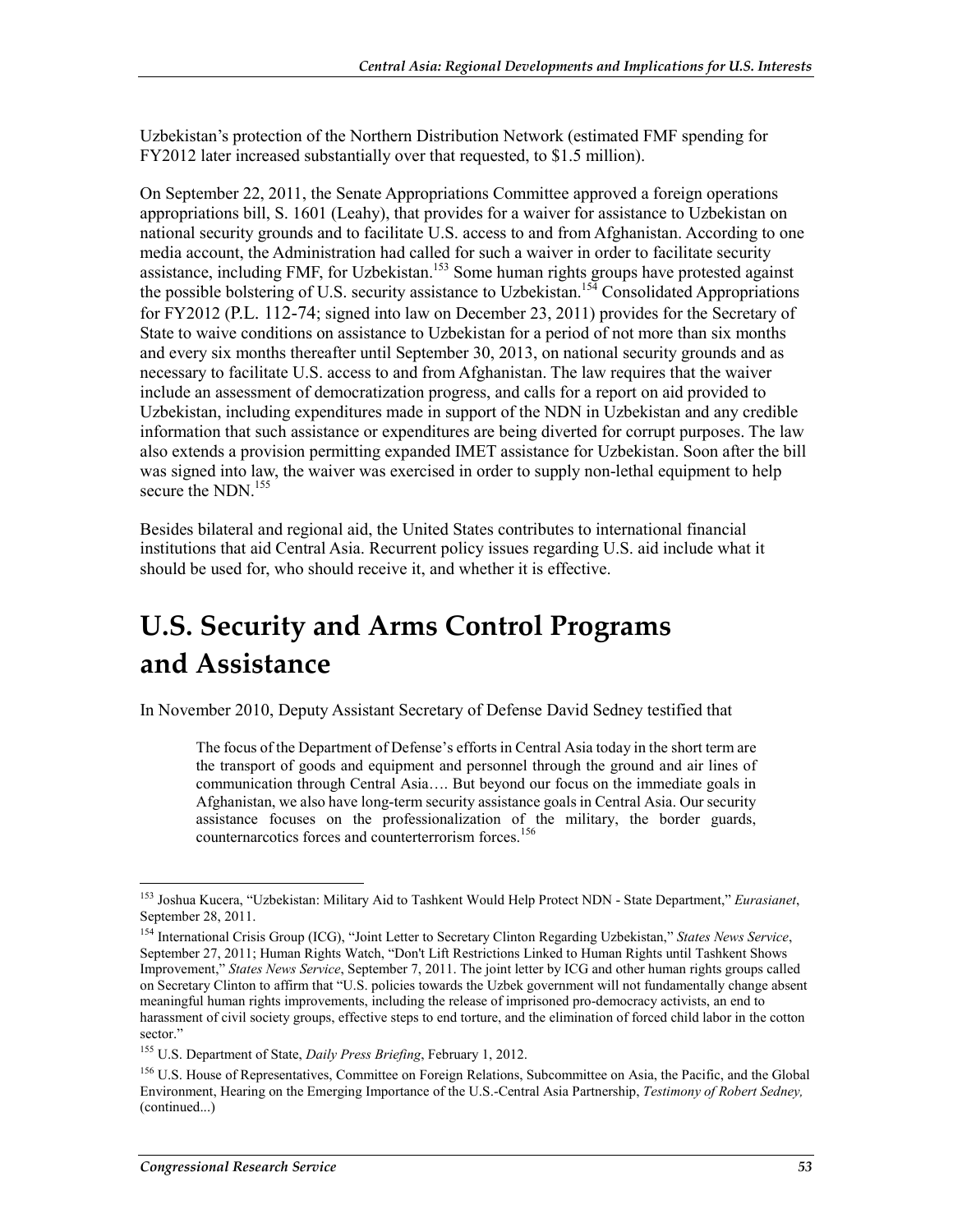Uzbekistan's protection of the Northern Distribution Network (estimated FMF spending for FY2012 later increased substantially over that requested, to $1.5 million).

On September 22, 2011, the Senate Appropriations Committee approved a foreign operations appropriations bill, S. 1601 (Leahy), that provides for a waiver for assistance to Uzbekistan on national security grounds and to facilitate U.S. access to and from Afghanistan. According to one media account, the Administration had called for such a waiver in order to facilitate security assistance, including FMF, for Uzbekistan.[153] Some human rights groups have protested against the possible bolstering of U.S. security assistance to Uzbekistan.[154] Consolidated Appropriations for FY2012 (P.L. 112-74; signed into law on December 23, 2011) provides for the Secretary of State to waive conditions on assistance to Uzbekistan for a period of not more than six months and every six months thereafter until September 30, 2013, on national security grounds and as necessary to facilitate U.S. access to and from Afghanistan. The law requires that the waiver include an assessment of democratization progress, and calls for a report on aid provided to Uzbekistan, including expenditures made in support of the NDN in Uzbekistan and any credible information that such assistance or expenditures are being diverted for corrupt purposes. The law also extends a provision permitting expanded IMET assistance for Uzbekistan. Soon after the bill was signed into law, the waiver was exercised in order to supply non-lethal equipment to help secure the NDN.[155]

Besides bilateral and regional aid, the United States contributes to international financial institutions that aid Central Asia. Recurrent policy issues regarding U.S. aid include what it should be used for, who should receive it, and whether it is effective.

# U.S. Security and Arms Control Programs and Assistance

In November 2010, Deputy Assistant Secretary of Defense David Sedney testified that

> The focus of the Department of Defense's efforts in Central Asia today in the short term are the transport of goods and equipment and personnel through the ground and air lines of communication through Central Asia…. But beyond our focus on the immediate goals in Afghanistan, we also have long-term security assistance goals in Central Asia. Our security assistance focuses on the professionalization of the military, the border guards, counternarcotics forces and counterterrorism forces.[156]

---

[153] Joshua Kucera, "Uzbekistan: Military Aid to Tashkent Would Help Protect NDN - State Department," *Eurasianet*, September 28, 2011.

[154] International Crisis Group (ICG), "Joint Letter to Secretary Clinton Regarding Uzbekistan," *States News Service*, September 27, 2011; Human Rights Watch, "Don't Lift Restrictions Linked to Human Rights until Tashkent Shows Improvement," *States News Service*, September 7, 2011. The joint letter by ICG and other human rights groups called on Secretary Clinton to affirm that "U.S. policies towards the Uzbek government will not fundamentally change absent meaningful human rights improvements, including the release of imprisoned pro-democracy activists, an end to harassment of civil society groups, effective steps to end torture, and the elimination of forced child labor in the cotton sector."

[155] U.S. Department of State, *Daily Press Briefing*, February 1, 2012.

[156] U.S. House of Representatives, Committee on Foreign Relations, Subcommittee on Asia, the Pacific, and the Global Environment, Hearing on the Emerging Importance of the U.S.-Central Asia Partnership, *Testimony of Robert Sedney,* (continued...)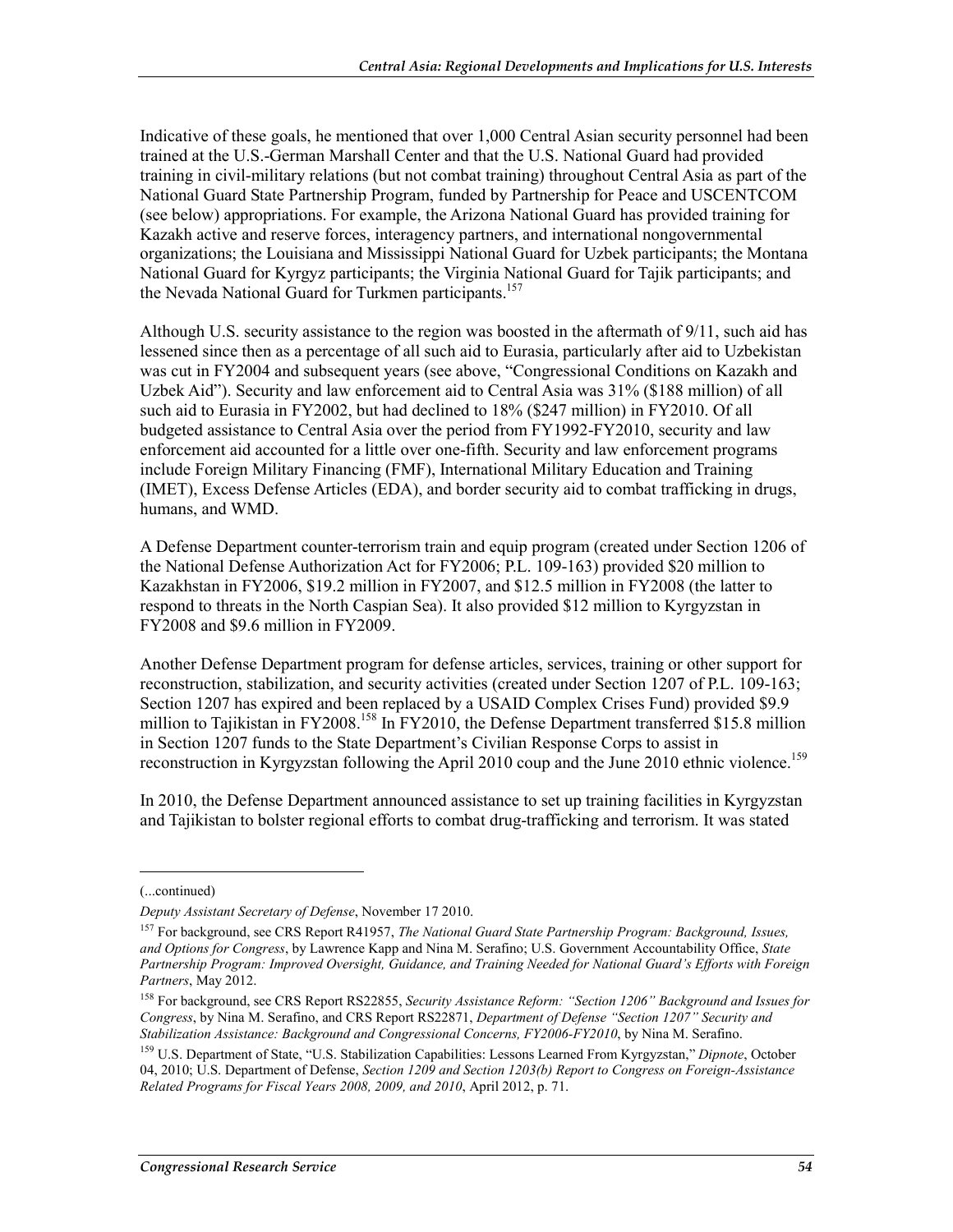Indicative of these goals, he mentioned that over 1,000 Central Asian security personnel had been trained at the U.S.-German Marshall Center and that the U.S. National Guard had provided training in civil-military relations (but not combat training) throughout Central Asia as part of the National Guard State Partnership Program, funded by Partnership for Peace and USCENTCOM (see below) appropriations. For example, the Arizona National Guard has provided training for Kazakh active and reserve forces, interagency partners, and international nongovernmental organizations; the Louisiana and Mississippi National Guard for Uzbek participants; the Montana National Guard for Kyrgyz participants; the Virginia National Guard for Tajik participants; and the Nevada National Guard for Turkmen participants.[157]

Although U.S. security assistance to the region was boosted in the aftermath of 9/11, such aid has lessened since then as a percentage of all such aid to Eurasia, particularly after aid to Uzbekistan was cut in FY2004 and subsequent years (see above, "Congressional Conditions on Kazakh and Uzbek Aid"). Security and law enforcement aid to Central Asia was 31% ($188 million) of all such aid to Eurasia in FY2002, but had declined to 18% ($247 million) in FY2010. Of all budgeted assistance to Central Asia over the period from FY1992-FY2010, security and law enforcement aid accounted for a little over one-fifth. Security and law enforcement programs include Foreign Military Financing (FMF), International Military Education and Training (IMET), Excess Defense Articles (EDA), and border security aid to combat trafficking in drugs, humans, and WMD.

A Defense Department counter-terrorism train and equip program (created under Section 1206 of the National Defense Authorization Act for FY2006; P.L. 109-163) provided $20 million to Kazakhstan in FY2006, $19.2 million in FY2007, and $12.5 million in FY2008 (the latter to respond to threats in the North Caspian Sea). It also provided $12 million to Kyrgyzstan in FY2008 and $9.6 million in FY2009.

Another Defense Department program for defense articles, services, training or other support for reconstruction, stabilization, and security activities (created under Section 1207 of P.L. 109-163; Section 1207 has expired and been replaced by a USAID Complex Crises Fund) provided $9.9 million to Tajikistan in FY2008.[158] In FY2010, the Defense Department transferred $15.8 million in Section 1207 funds to the State Department's Civilian Response Corps to assist in reconstruction in Kyrgyzstan following the April 2010 coup and the June 2010 ethnic violence.[159]

In 2010, the Defense Department announced assistance to set up training facilities in Kyrgyzstan and Tajikistan to bolster regional efforts to combat drug-trafficking and terrorism. It was stated

---

(...continued)

*Deputy Assistant Secretary of Defense*, November 17 2010.

[157] For background, see CRS Report R41957, *The National Guard State Partnership Program: Background, Issues, and Options for Congress*, by Lawrence Kapp and Nina M. Serafino; U.S. Government Accountability Office, *State Partnership Program: Improved Oversight, Guidance, and Training Needed for National Guard's Efforts with Foreign Partners*, May 2012.

[158] For background, see CRS Report RS22855, *Security Assistance Reform: "Section 1206" Background and Issues for Congress*, by Nina M. Serafino, and CRS Report RS22871, *Department of Defense "Section 1207" Security and Stabilization Assistance: Background and Congressional Concerns, FY2006-FY2010*, by Nina M. Serafino.

[159] U.S. Department of State, "U.S. Stabilization Capabilities: Lessons Learned From Kyrgyzstan," *Dipnote*, October 04, 2010; U.S. Department of Defense, *Section 1209 and Section 1203(b) Report to Congress on Foreign-Assistance Related Programs for Fiscal Years 2008, 2009, and 2010*, April 2012, p. 71.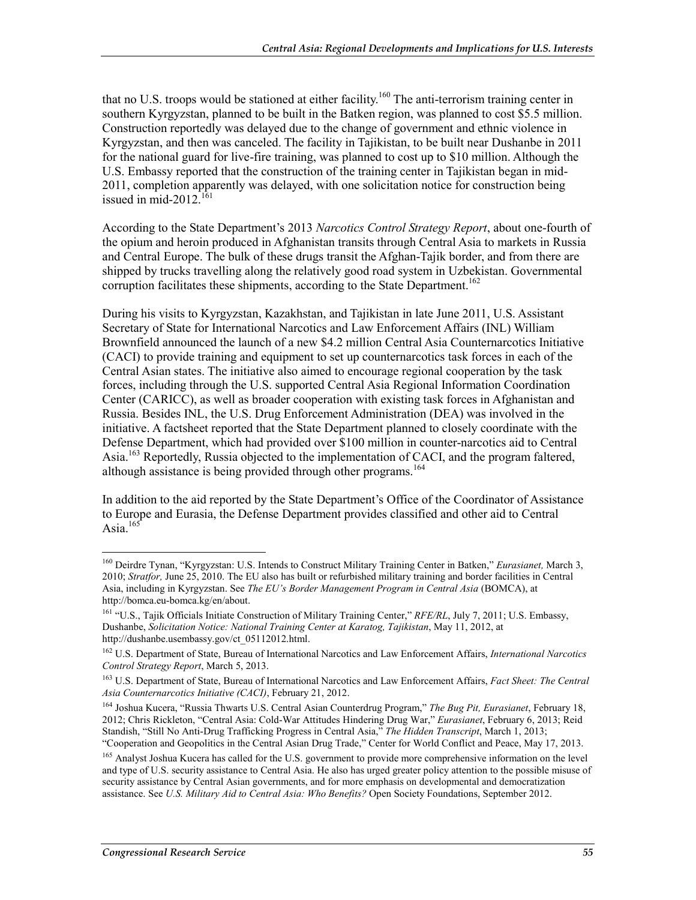that no U.S. troops would be stationed at either facility.[160] The anti-terrorism training center in southern Kyrgyzstan, planned to be built in the Batken region, was planned to cost $5.5 million. Construction reportedly was delayed due to the change of government and ethnic violence in Kyrgyzstan, and then was canceled. The facility in Tajikistan, to be built near Dushanbe in 2011 for the national guard for live-fire training, was planned to cost up to $10 million. Although the U.S. Embassy reported that the construction of the training center in Tajikistan began in mid-2011, completion apparently was delayed, with one solicitation notice for construction being issued in mid-2012.[161]

According to the State Department's 2013 *Narcotics Control Strategy Report*, about one-fourth of the opium and heroin produced in Afghanistan transits through Central Asia to markets in Russia and Central Europe. The bulk of these drugs transit the Afghan-Tajik border, and from there are shipped by trucks travelling along the relatively good road system in Uzbekistan. Governmental corruption facilitates these shipments, according to the State Department.[162]

During his visits to Kyrgyzstan, Kazakhstan, and Tajikistan in late June 2011, U.S. Assistant Secretary of State for International Narcotics and Law Enforcement Affairs (INL) William Brownfield announced the launch of a new $4.2 million Central Asia Counternarcotics Initiative (CACI) to provide training and equipment to set up counternarcotics task forces in each of the Central Asian states. The initiative also aimed to encourage regional cooperation by the task forces, including through the U.S. supported Central Asia Regional Information Coordination Center (CARICC), as well as broader cooperation with existing task forces in Afghanistan and Russia. Besides INL, the U.S. Drug Enforcement Administration (DEA) was involved in the initiative. A factsheet reported that the State Department planned to closely coordinate with the Defense Department, which had provided over $100 million in counter-narcotics aid to Central Asia.[163] Reportedly, Russia objected to the implementation of CACI, and the program faltered, although assistance is being provided through other programs.[164]

In addition to the aid reported by the State Department's Office of the Coordinator of Assistance to Europe and Eurasia, the Defense Department provides classified and other aid to Central Asia.[165]

---

[160] Deirdre Tynan, "Kyrgyzstan: U.S. Intends to Construct Military Training Center in Batken," *Eurasianet,* March 3, 2010; *Stratfor,* June 25, 2010. The EU also has built or refurbished military training and border facilities in Central Asia, including in Kyrgyzstan. See *The EU's Border Management Program in Central Asia* (BOMCA), at http://bomca.eu-bomca.kg/en/about.

[161] "U.S., Tajik Officials Initiate Construction of Military Training Center," *RFE/RL*, July 7, 2011; U.S. Embassy, Dushanbe, *Solicitation Notice: National Training Center at Karatog, Tajikistan*, May 11, 2012, at http://dushanbe.usembassy.gov/ct_05112012.html.

[162] U.S. Department of State, Bureau of International Narcotics and Law Enforcement Affairs, *International Narcotics Control Strategy Report*, March 5, 2013.

[163] U.S. Department of State, Bureau of International Narcotics and Law Enforcement Affairs, *Fact Sheet: The Central Asia Counternarcotics Initiative (CACI)*, February 21, 2012.

[164] Joshua Kucera, "Russia Thwarts U.S. Central Asian Counterdrug Program," *The Bug Pit, Eurasianet*, February 18, 2012; Chris Rickleton, "Central Asia: Cold-War Attitudes Hindering Drug War," *Eurasianet*, February 6, 2013; Reid Standish, "Still No Anti-Drug Trafficking Progress in Central Asia," *The Hidden Transcript*, March 1, 2013; "Cooperation and Geopolitics in the Central Asian Drug Trade," Center for World Conflict and Peace, May 17, 2013.

[165] Analyst Joshua Kucera has called for the U.S. government to provide more comprehensive information on the level and type of U.S. security assistance to Central Asia. He also has urged greater policy attention to the possible misuse of security assistance by Central Asian governments, and for more emphasis on developmental and democratization assistance. See *U.S. Military Aid to Central Asia: Who Benefits?* Open Society Foundations, September 2012.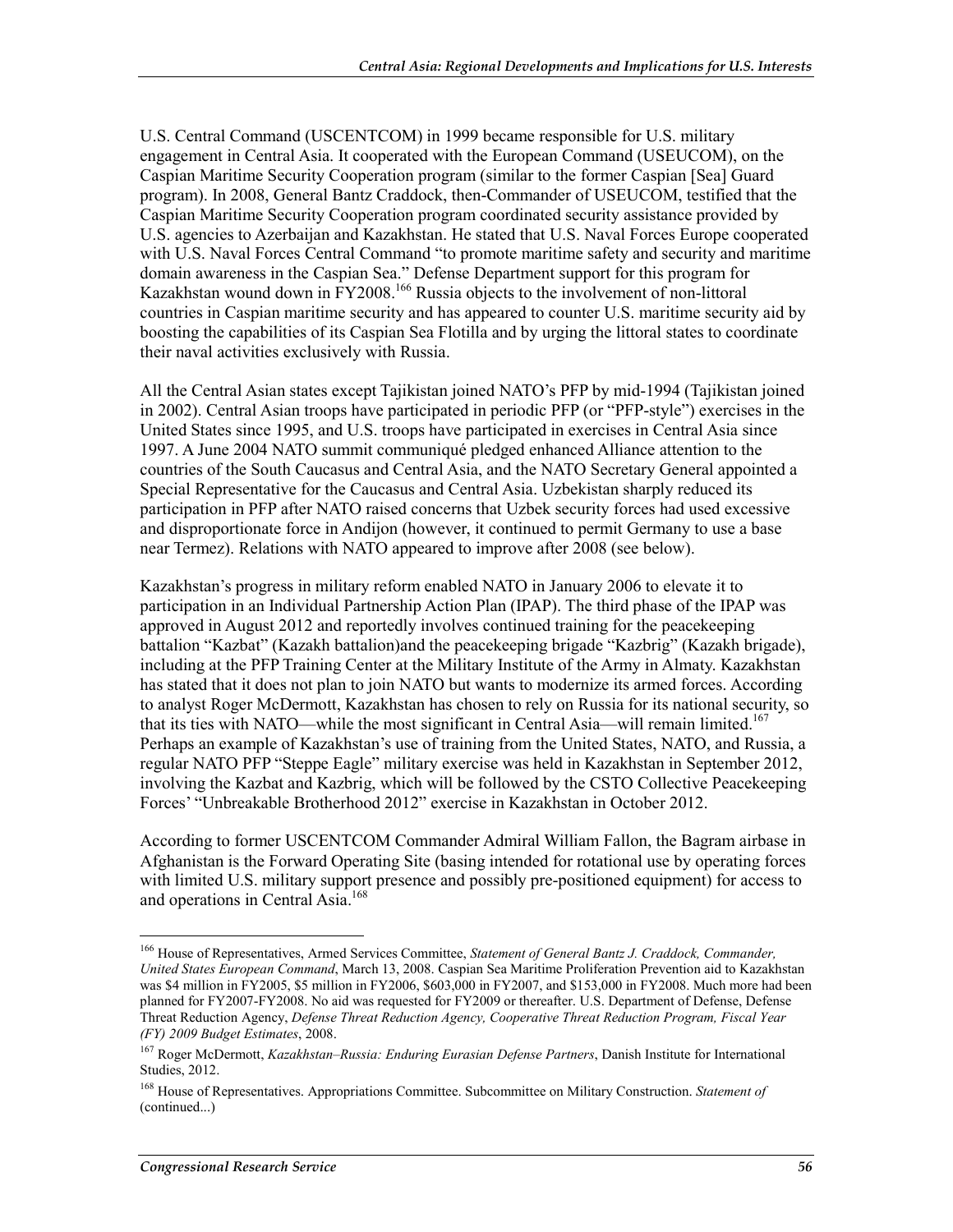U.S. Central Command (USCENTCOM) in 1999 became responsible for U.S. military engagement in Central Asia. It cooperated with the European Command (USEUCOM), on the Caspian Maritime Security Cooperation program (similar to the former Caspian [Sea] Guard program). In 2008, General Bantz Craddock, then-Commander of USEUCOM, testified that the Caspian Maritime Security Cooperation program coordinated security assistance provided by U.S. agencies to Azerbaijan and Kazakhstan. He stated that U.S. Naval Forces Europe cooperated with U.S. Naval Forces Central Command "to promote maritime safety and security and maritime domain awareness in the Caspian Sea." Defense Department support for this program for Kazakhstan wound down in FY2008.[166] Russia objects to the involvement of non-littoral countries in Caspian maritime security and has appeared to counter U.S. maritime security aid by boosting the capabilities of its Caspian Sea Flotilla and by urging the littoral states to coordinate their naval activities exclusively with Russia.

All the Central Asian states except Tajikistan joined NATO's PFP by mid-1994 (Tajikistan joined in 2002). Central Asian troops have participated in periodic PFP (or "PFP-style") exercises in the United States since 1995, and U.S. troops have participated in exercises in Central Asia since 1997. A June 2004 NATO summit communiqué pledged enhanced Alliance attention to the countries of the South Caucasus and Central Asia, and the NATO Secretary General appointed a Special Representative for the Caucasus and Central Asia. Uzbekistan sharply reduced its participation in PFP after NATO raised concerns that Uzbek security forces had used excessive and disproportionate force in Andijon (however, it continued to permit Germany to use a base near Termez). Relations with NATO appeared to improve after 2008 (see below).

Kazakhstan's progress in military reform enabled NATO in January 2006 to elevate it to participation in an Individual Partnership Action Plan (IPAP). The third phase of the IPAP was approved in August 2012 and reportedly involves continued training for the peacekeeping battalion "Kazbat" (Kazakh battalion)and the peacekeeping brigade "Kazbrig" (Kazakh brigade), including at the PFP Training Center at the Military Institute of the Army in Almaty. Kazakhstan has stated that it does not plan to join NATO but wants to modernize its armed forces. According to analyst Roger McDermott, Kazakhstan has chosen to rely on Russia for its national security, so that its ties with NATO—while the most significant in Central Asia—will remain limited.[167] Perhaps an example of Kazakhstan's use of training from the United States, NATO, and Russia, a regular NATO PFP "Steppe Eagle" military exercise was held in Kazakhstan in September 2012, involving the Kazbat and Kazbrig, which will be followed by the CSTO Collective Peacekeeping Forces' "Unbreakable Brotherhood 2012" exercise in Kazakhstan in October 2012.

According to former USCENTCOM Commander Admiral William Fallon, the Bagram airbase in Afghanistan is the Forward Operating Site (basing intended for rotational use by operating forces with limited U.S. military support presence and possibly pre-positioned equipment) for access to and operations in Central Asia.[168]

---

[166] House of Representatives, Armed Services Committee, *Statement of General Bantz J. Craddock, Commander, United States European Command*, March 13, 2008. Caspian Sea Maritime Proliferation Prevention aid to Kazakhstan was $4 million in FY2005, $5 million in FY2006, $603,000 in FY2007, and $153,000 in FY2008. Much more had been planned for FY2007-FY2008. No aid was requested for FY2009 or thereafter. U.S. Department of Defense, Defense Threat Reduction Agency, *Defense Threat Reduction Agency, Cooperative Threat Reduction Program, Fiscal Year (FY) 2009 Budget Estimates*, 2008.

[167] Roger McDermott, *Kazakhstan–Russia: Enduring Eurasian Defense Partners*, Danish Institute for International Studies, 2012.

[168] House of Representatives. Appropriations Committee. Subcommittee on Military Construction. *Statement of* (continued...)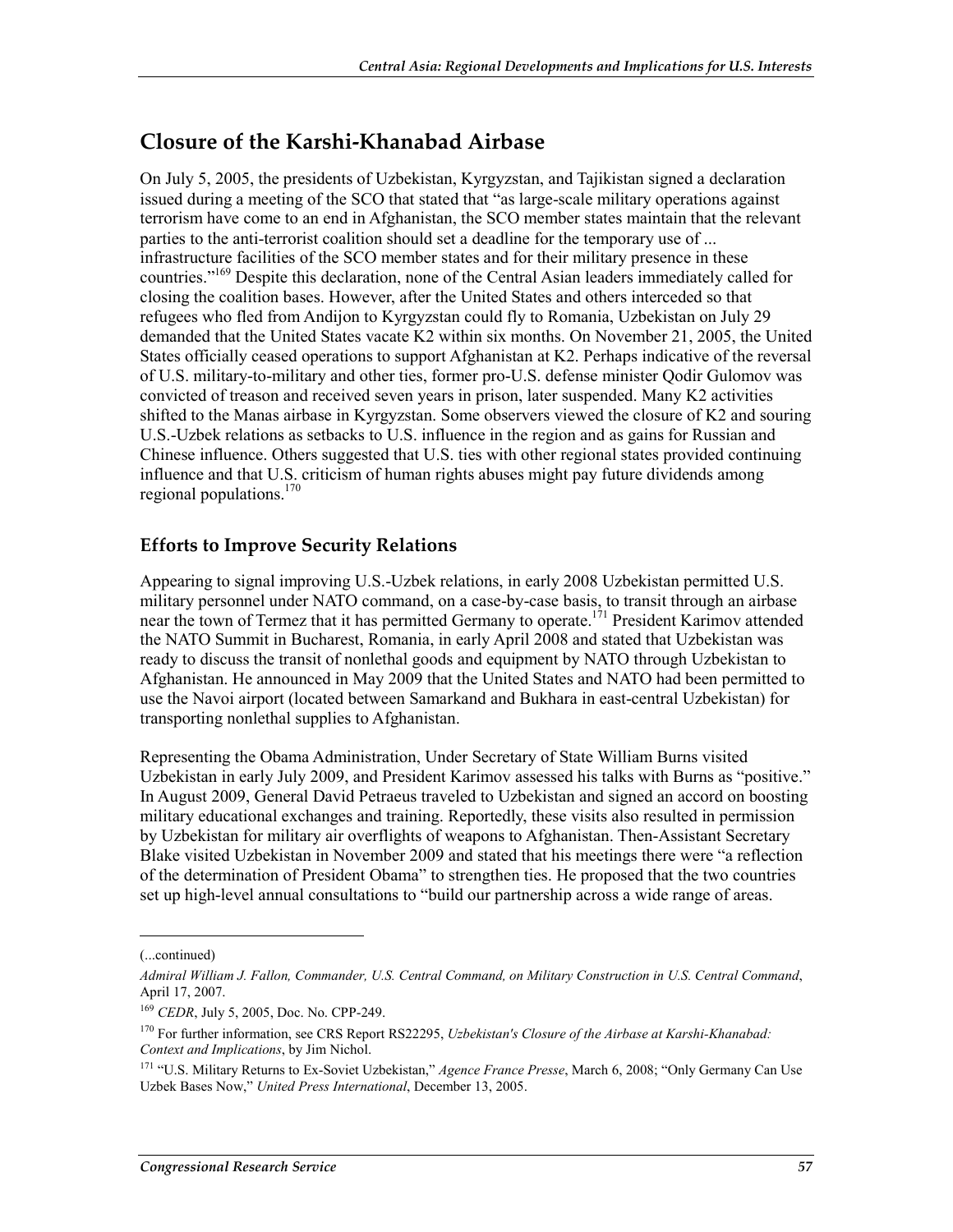## Closure of the Karshi-Khanabad Airbase

On July 5, 2005, the presidents of Uzbekistan, Kyrgyzstan, and Tajikistan signed a declaration issued during a meeting of the SCO that stated that "as large-scale military operations against terrorism have come to an end in Afghanistan, the SCO member states maintain that the relevant parties to the anti-terrorist coalition should set a deadline for the temporary use of ... infrastructure facilities of the SCO member states and for their military presence in these countries."[169] Despite this declaration, none of the Central Asian leaders immediately called for closing the coalition bases. However, after the United States and others interceded so that refugees who fled from Andijon to Kyrgyzstan could fly to Romania, Uzbekistan on July 29 demanded that the United States vacate K2 within six months. On November 21, 2005, the United States officially ceased operations to support Afghanistan at K2. Perhaps indicative of the reversal of U.S. military-to-military and other ties, former pro-U.S. defense minister Qodir Gulomov was convicted of treason and received seven years in prison, later suspended. Many K2 activities shifted to the Manas airbase in Kyrgyzstan. Some observers viewed the closure of K2 and souring U.S.-Uzbek relations as setbacks to U.S. influence in the region and as gains for Russian and Chinese influence. Others suggested that U.S. ties with other regional states provided continuing influence and that U.S. criticism of human rights abuses might pay future dividends among regional populations.[170]

### Efforts to Improve Security Relations

Appearing to signal improving U.S.-Uzbek relations, in early 2008 Uzbekistan permitted U.S. military personnel under NATO command, on a case-by-case basis, to transit through an airbase near the town of Termez that it has permitted Germany to operate.[171] President Karimov attended the NATO Summit in Bucharest, Romania, in early April 2008 and stated that Uzbekistan was ready to discuss the transit of nonlethal goods and equipment by NATO through Uzbekistan to Afghanistan. He announced in May 2009 that the United States and NATO had been permitted to use the Navoi airport (located between Samarkand and Bukhara in east-central Uzbekistan) for transporting nonlethal supplies to Afghanistan.

Representing the Obama Administration, Under Secretary of State William Burns visited Uzbekistan in early July 2009, and President Karimov assessed his talks with Burns as "positive." In August 2009, General David Petraeus traveled to Uzbekistan and signed an accord on boosting military educational exchanges and training. Reportedly, these visits also resulted in permission by Uzbekistan for military air overflights of weapons to Afghanistan. Then-Assistant Secretary Blake visited Uzbekistan in November 2009 and stated that his meetings there were "a reflection of the determination of President Obama" to strengthen ties. He proposed that the two countries set up high-level annual consultations to "build our partnership across a wide range of areas.

---

(...continued)

*Admiral William J. Fallon, Commander, U.S. Central Command, on Military Construction in U.S. Central Command*, April 17, 2007.

[169] *CEDR*, July 5, 2005, Doc. No. CPP-249.

[170] For further information, see CRS Report RS22295, *Uzbekistan's Closure of the Airbase at Karshi-Khanabad: Context and Implications*, by Jim Nichol.

[171] "U.S. Military Returns to Ex-Soviet Uzbekistan," *Agence France Presse*, March 6, 2008; "Only Germany Can Use Uzbek Bases Now," *United Press International*, December 13, 2005.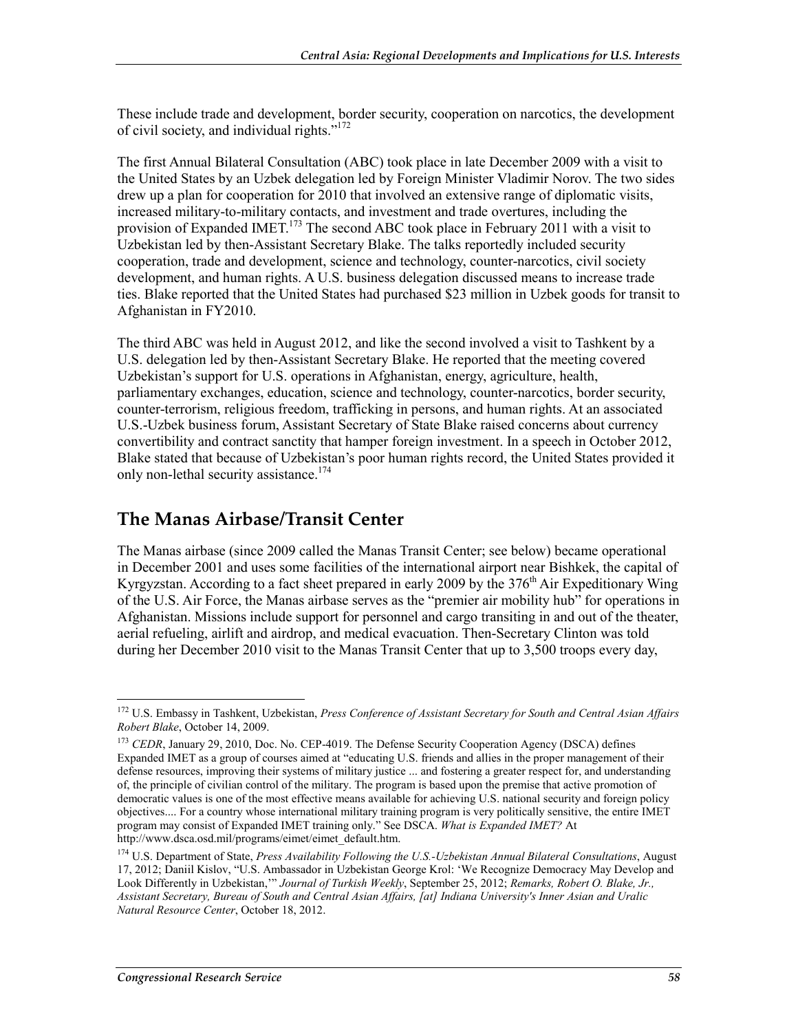These include trade and development, border security, cooperation on narcotics, the development of civil society, and individual rights."[172]

The first Annual Bilateral Consultation (ABC) took place in late December 2009 with a visit to the United States by an Uzbek delegation led by Foreign Minister Vladimir Norov. The two sides drew up a plan for cooperation for 2010 that involved an extensive range of diplomatic visits, increased military-to-military contacts, and investment and trade overtures, including the provision of Expanded IMET.[173] The second ABC took place in February 2011 with a visit to Uzbekistan led by then-Assistant Secretary Blake. The talks reportedly included security cooperation, trade and development, science and technology, counter-narcotics, civil society development, and human rights. A U.S. business delegation discussed means to increase trade ties. Blake reported that the United States had purchased $23 million in Uzbek goods for transit to Afghanistan in FY2010.

The third ABC was held in August 2012, and like the second involved a visit to Tashkent by a U.S. delegation led by then-Assistant Secretary Blake. He reported that the meeting covered Uzbekistan's support for U.S. operations in Afghanistan, energy, agriculture, health, parliamentary exchanges, education, science and technology, counter-narcotics, border security, counter-terrorism, religious freedom, trafficking in persons, and human rights. At an associated U.S.-Uzbek business forum, Assistant Secretary of State Blake raised concerns about currency convertibility and contract sanctity that hamper foreign investment. In a speech in October 2012, Blake stated that because of Uzbekistan's poor human rights record, the United States provided it only non-lethal security assistance.[174]

## The Manas Airbase/Transit Center

The Manas airbase (since 2009 called the Manas Transit Center; see below) became operational in December 2001 and uses some facilities of the international airport near Bishkek, the capital of Kyrgyzstan. According to a fact sheet prepared in early 2009 by the 376th Air Expeditionary Wing of the U.S. Air Force, the Manas airbase serves as the "premier air mobility hub" for operations in Afghanistan. Missions include support for personnel and cargo transiting in and out of the theater, aerial refueling, airlift and airdrop, and medical evacuation. Then-Secretary Clinton was told during her December 2010 visit to the Manas Transit Center that up to 3,500 troops every day,

---

[172] U.S. Embassy in Tashkent, Uzbekistan, *Press Conference of Assistant Secretary for South and Central Asian Affairs Robert Blake*, October 14, 2009.

[173] *CEDR*, January 29, 2010, Doc. No. CEP-4019. The Defense Security Cooperation Agency (DSCA) defines Expanded IMET as a group of courses aimed at "educating U.S. friends and allies in the proper management of their defense resources, improving their systems of military justice ... and fostering a greater respect for, and understanding of, the principle of civilian control of the military. The program is based upon the premise that active promotion of democratic values is one of the most effective means available for achieving U.S. national security and foreign policy objectives.... For a country whose international military training program is very politically sensitive, the entire IMET program may consist of Expanded IMET training only." See DSCA. *What is Expanded IMET?* At http://www.dsca.osd.mil/programs/eimet/eimet_default.htm.

[174] U.S. Department of State, *Press Availability Following the U.S.-Uzbekistan Annual Bilateral Consultations*, August 17, 2012; Daniil Kislov, "U.S. Ambassador in Uzbekistan George Krol: 'We Recognize Democracy May Develop and Look Differently in Uzbekistan,'" *Journal of Turkish Weekly*, September 25, 2012; *Remarks, Robert O. Blake, Jr., Assistant Secretary, Bureau of South and Central Asian Affairs, [at] Indiana University's Inner Asian and Uralic Natural Resource Center*, October 18, 2012.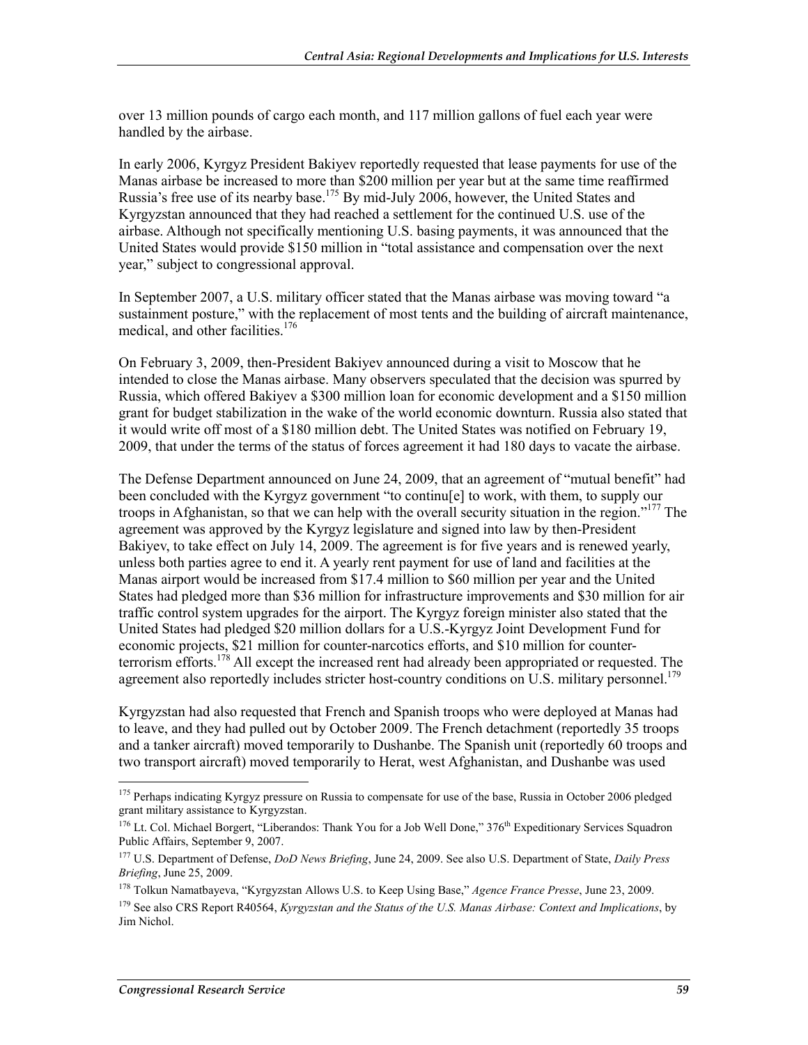over 13 million pounds of cargo each month, and 117 million gallons of fuel each year were handled by the airbase.

In early 2006, Kyrgyz President Bakiyev reportedly requested that lease payments for use of the Manas airbase be increased to more than $200 million per year but at the same time reaffirmed Russia's free use of its nearby base.[175] By mid-July 2006, however, the United States and Kyrgyzstan announced that they had reached a settlement for the continued U.S. use of the airbase. Although not specifically mentioning U.S. basing payments, it was announced that the United States would provide $150 million in "total assistance and compensation over the next year," subject to congressional approval.

In September 2007, a U.S. military officer stated that the Manas airbase was moving toward "a sustainment posture," with the replacement of most tents and the building of aircraft maintenance, medical, and other facilities.[176]

On February 3, 2009, then-President Bakiyev announced during a visit to Moscow that he intended to close the Manas airbase. Many observers speculated that the decision was spurred by Russia, which offered Bakiyev a $300 million loan for economic development and a $150 million grant for budget stabilization in the wake of the world economic downturn. Russia also stated that it would write off most of a $180 million debt. The United States was notified on February 19, 2009, that under the terms of the status of forces agreement it had 180 days to vacate the airbase.

The Defense Department announced on June 24, 2009, that an agreement of "mutual benefit" had been concluded with the Kyrgyz government "to continu[e] to work, with them, to supply our troops in Afghanistan, so that we can help with the overall security situation in the region."[177] The agreement was approved by the Kyrgyz legislature and signed into law by then-President Bakiyev, to take effect on July 14, 2009. The agreement is for five years and is renewed yearly, unless both parties agree to end it. A yearly rent payment for use of land and facilities at the Manas airport would be increased from $17.4 million to $60 million per year and the United States had pledged more than $36 million for infrastructure improvements and $30 million for air traffic control system upgrades for the airport. The Kyrgyz foreign minister also stated that the United States had pledged $20 million dollars for a U.S.-Kyrgyz Joint Development Fund for economic projects, $21 million for counter-narcotics efforts, and $10 million for counter-terrorism efforts.[178] All except the increased rent had already been appropriated or requested. The agreement also reportedly includes stricter host-country conditions on U.S. military personnel.[179]

Kyrgyzstan had also requested that French and Spanish troops who were deployed at Manas had to leave, and they had pulled out by October 2009. The French detachment (reportedly 35 troops and a tanker aircraft) moved temporarily to Dushanbe. The Spanish unit (reportedly 60 troops and two transport aircraft) moved temporarily to Herat, west Afghanistan, and Dushanbe was used

---

[175] Perhaps indicating Kyrgyz pressure on Russia to compensate for use of the base, Russia in October 2006 pledged grant military assistance to Kyrgyzstan.

[176] Lt. Col. Michael Borgert, "Liberandos: Thank You for a Job Well Done," 376th Expeditionary Services Squadron Public Affairs, September 9, 2007.

[177] U.S. Department of Defense, *DoD News Briefing*, June 24, 2009. See also U.S. Department of State, *Daily Press Briefing*, June 25, 2009.

[178] Tolkun Namatbayeva, "Kyrgyzstan Allows U.S. to Keep Using Base," *Agence France Presse*, June 23, 2009.

[179] See also CRS Report R40564, *Kyrgyzstan and the Status of the U.S. Manas Airbase: Context and Implications*, by Jim Nichol.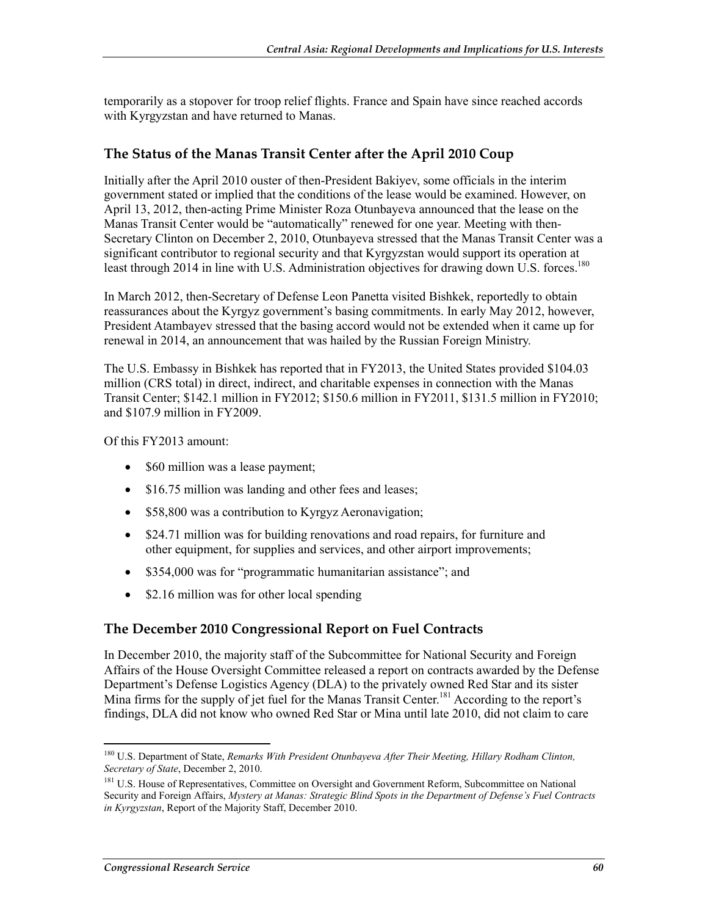temporarily as a stopover for troop relief flights. France and Spain have since reached accords with Kyrgyzstan and have returned to Manas.

### The Status of the Manas Transit Center after the April 2010 Coup

Initially after the April 2010 ouster of then-President Bakiyev, some officials in the interim government stated or implied that the conditions of the lease would be examined. However, on April 13, 2012, then-acting Prime Minister Roza Otunbayeva announced that the lease on the Manas Transit Center would be "automatically" renewed for one year. Meeting with then-Secretary Clinton on December 2, 2010, Otunbayeva stressed that the Manas Transit Center was a significant contributor to regional security and that Kyrgyzstan would support its operation at least through 2014 in line with U.S. Administration objectives for drawing down U.S. forces.[180]

In March 2012, then-Secretary of Defense Leon Panetta visited Bishkek, reportedly to obtain reassurances about the Kyrgyz government's basing commitments. In early May 2012, however, President Atambayev stressed that the basing accord would not be extended when it came up for renewal in 2014, an announcement that was hailed by the Russian Foreign Ministry.

The U.S. Embassy in Bishkek has reported that in FY2013, the United States provided $104.03 million (CRS total) in direct, indirect, and charitable expenses in connection with the Manas Transit Center; $142.1 million in FY2012; $150.6 million in FY2011, $131.5 million in FY2010; and $107.9 million in FY2009.

Of this FY2013 amount:

- $60 million was a lease payment;
- $16.75 million was landing and other fees and leases;
- $58,800 was a contribution to Kyrgyz Aeronavigation;
- $24.71 million was for building renovations and road repairs, for furniture and other equipment, for supplies and services, and other airport improvements;
- $354,000 was for "programmatic humanitarian assistance"; and
- $2.16 million was for other local spending

### The December 2010 Congressional Report on Fuel Contracts

In December 2010, the majority staff of the Subcommittee for National Security and Foreign Affairs of the House Oversight Committee released a report on contracts awarded by the Defense Department's Defense Logistics Agency (DLA) to the privately owned Red Star and its sister Mina firms for the supply of jet fuel for the Manas Transit Center.[181] According to the report's findings, DLA did not know who owned Red Star or Mina until late 2010, did not claim to care

---

[180] U.S. Department of State, *Remarks With President Otunbayeva After Their Meeting, Hillary Rodham Clinton, Secretary of State*, December 2, 2010.

[181] U.S. House of Representatives, Committee on Oversight and Government Reform, Subcommittee on National Security and Foreign Affairs, *Mystery at Manas: Strategic Blind Spots in the Department of Defense's Fuel Contracts in Kyrgyzstan*, Report of the Majority Staff, December 2010.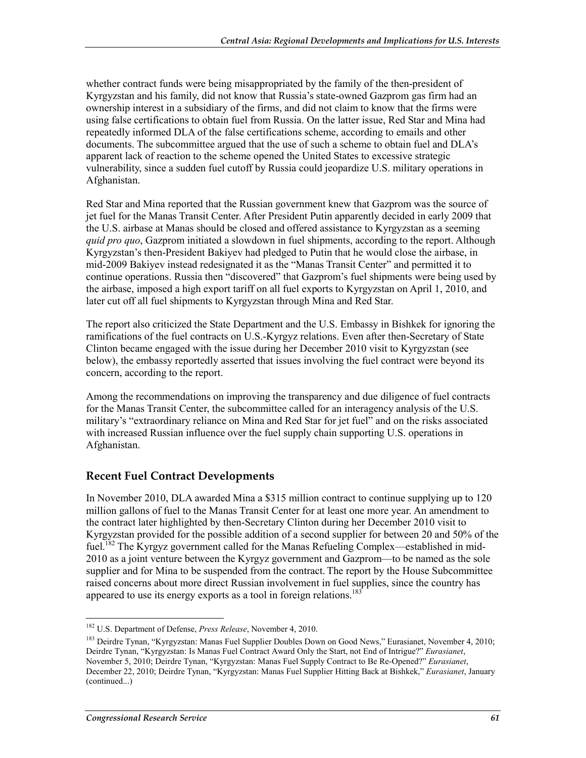whether contract funds were being misappropriated by the family of the then-president of Kyrgyzstan and his family, did not know that Russia's state-owned Gazprom gas firm had an ownership interest in a subsidiary of the firms, and did not claim to know that the firms were using false certifications to obtain fuel from Russia. On the latter issue, Red Star and Mina had repeatedly informed DLA of the false certifications scheme, according to emails and other documents. The subcommittee argued that the use of such a scheme to obtain fuel and DLA's apparent lack of reaction to the scheme opened the United States to excessive strategic vulnerability, since a sudden fuel cutoff by Russia could jeopardize U.S. military operations in Afghanistan.

Red Star and Mina reported that the Russian government knew that Gazprom was the source of jet fuel for the Manas Transit Center. After President Putin apparently decided in early 2009 that the U.S. airbase at Manas should be closed and offered assistance to Kyrgyzstan as a seeming *quid pro quo*, Gazprom initiated a slowdown in fuel shipments, according to the report. Although Kyrgyzstan's then-President Bakiyev had pledged to Putin that he would close the airbase, in mid-2009 Bakiyev instead redesignated it as the "Manas Transit Center" and permitted it to continue operations. Russia then "discovered" that Gazprom's fuel shipments were being used by the airbase, imposed a high export tariff on all fuel exports to Kyrgyzstan on April 1, 2010, and later cut off all fuel shipments to Kyrgyzstan through Mina and Red Star.

The report also criticized the State Department and the U.S. Embassy in Bishkek for ignoring the ramifications of the fuel contracts on U.S.-Kyrgyz relations. Even after then-Secretary of State Clinton became engaged with the issue during her December 2010 visit to Kyrgyzstan (see below), the embassy reportedly asserted that issues involving the fuel contract were beyond its concern, according to the report.

Among the recommendations on improving the transparency and due diligence of fuel contracts for the Manas Transit Center, the subcommittee called for an interagency analysis of the U.S. military's "extraordinary reliance on Mina and Red Star for jet fuel" and on the risks associated with increased Russian influence over the fuel supply chain supporting U.S. operations in Afghanistan.

## Recent Fuel Contract Developments

In November 2010, DLA awarded Mina a $315 million contract to continue supplying up to 120 million gallons of fuel to the Manas Transit Center for at least one more year. An amendment to the contract later highlighted by then-Secretary Clinton during her December 2010 visit to Kyrgyzstan provided for the possible addition of a second supplier for between 20 and 50% of the fuel.[182] The Kyrgyz government called for the Manas Refueling Complex—established in mid-2010 as a joint venture between the Kyrgyz government and Gazprom—to be named as the sole supplier and for Mina to be suspended from the contract. The report by the House Subcommittee raised concerns about more direct Russian involvement in fuel supplies, since the country has appeared to use its energy exports as a tool in foreign relations.[183]

---

[182] U.S. Department of Defense, *Press Release*, November 4, 2010.

[183] Deirdre Tynan, "Kyrgyzstan: Manas Fuel Supplier Doubles Down on Good News," Eurasianet, November 4, 2010; Deirdre Tynan, "Kyrgyzstan: Is Manas Fuel Contract Award Only the Start, not End of Intrigue?" *Eurasianet*, November 5, 2010; Deirdre Tynan, "Kyrgyzstan: Manas Fuel Supply Contract to Be Re-Opened?" *Eurasianet*, December 22, 2010; Deirdre Tynan, "Kyrgyzstan: Manas Fuel Supplier Hitting Back at Bishkek," *Eurasianet*, January (continued...)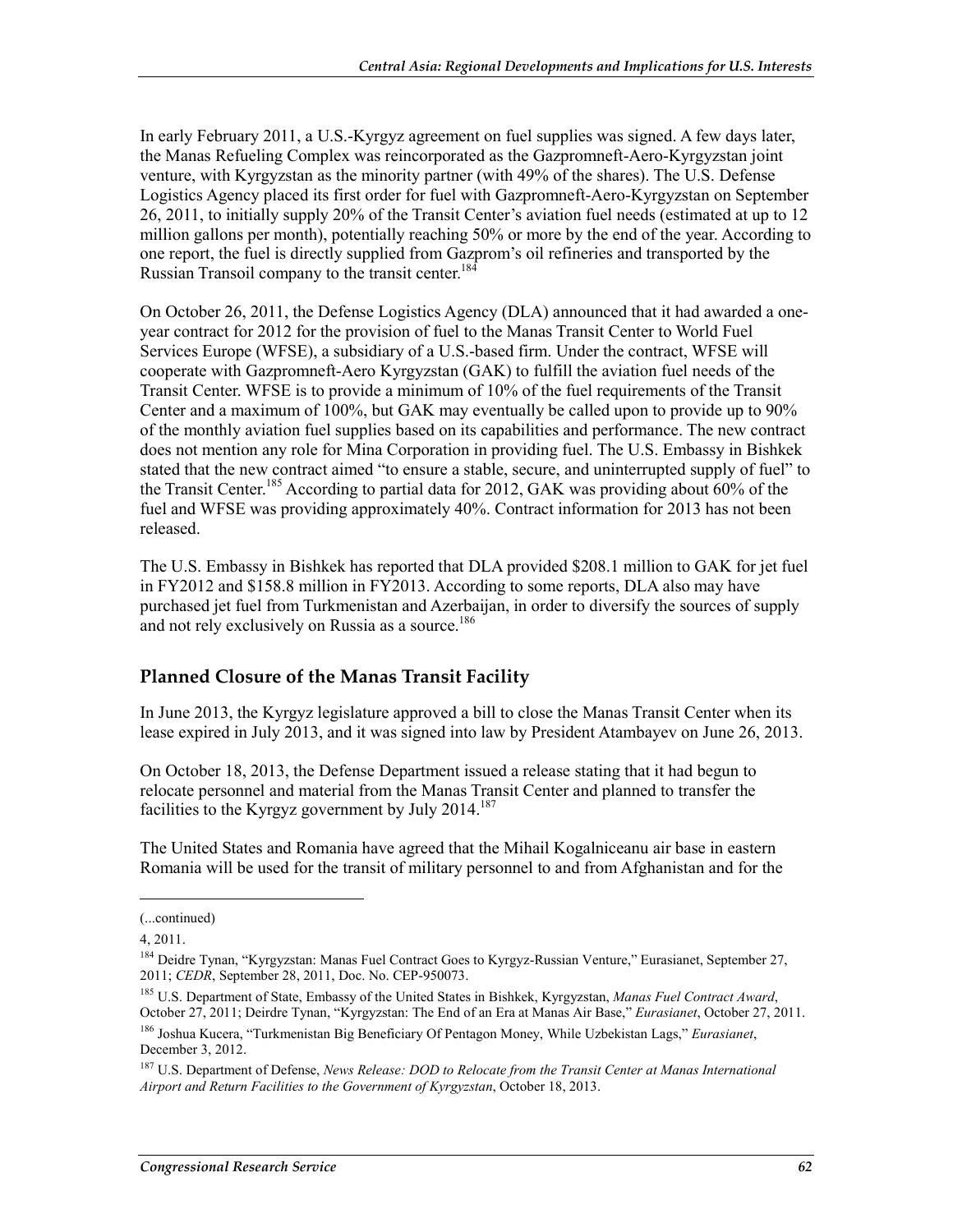In early February 2011, a U.S.-Kyrgyz agreement on fuel supplies was signed. A few days later, the Manas Refueling Complex was reincorporated as the Gazpromneft-Aero-Kyrgyzstan joint venture, with Kyrgyzstan as the minority partner (with 49% of the shares). The U.S. Defense Logistics Agency placed its first order for fuel with Gazpromneft-Aero-Kyrgyzstan on September 26, 2011, to initially supply 20% of the Transit Center's aviation fuel needs (estimated at up to 12 million gallons per month), potentially reaching 50% or more by the end of the year. According to one report, the fuel is directly supplied from Gazprom's oil refineries and transported by the Russian Transoil company to the transit center.[184]

On October 26, 2011, the Defense Logistics Agency (DLA) announced that it had awarded a one-year contract for 2012 for the provision of fuel to the Manas Transit Center to World Fuel Services Europe (WFSE), a subsidiary of a U.S.-based firm. Under the contract, WFSE will cooperate with Gazpromneft-Aero Kyrgyzstan (GAK) to fulfill the aviation fuel needs of the Transit Center. WFSE is to provide a minimum of 10% of the fuel requirements of the Transit Center and a maximum of 100%, but GAK may eventually be called upon to provide up to 90% of the monthly aviation fuel supplies based on its capabilities and performance. The new contract does not mention any role for Mina Corporation in providing fuel. The U.S. Embassy in Bishkek stated that the new contract aimed "to ensure a stable, secure, and uninterrupted supply of fuel" to the Transit Center.[185] According to partial data for 2012, GAK was providing about 60% of the fuel and WFSE was providing approximately 40%. Contract information for 2013 has not been released.

The U.S. Embassy in Bishkek has reported that DLA provided $208.1 million to GAK for jet fuel in FY2012 and $158.8 million in FY2013. According to some reports, DLA also may have purchased jet fuel from Turkmenistan and Azerbaijan, in order to diversify the sources of supply and not rely exclusively on Russia as a source.[186]

### Planned Closure of the Manas Transit Facility

In June 2013, the Kyrgyz legislature approved a bill to close the Manas Transit Center when its lease expired in July 2013, and it was signed into law by President Atambayev on June 26, 2013.

On October 18, 2013, the Defense Department issued a release stating that it had begun to relocate personnel and material from the Manas Transit Center and planned to transfer the facilities to the Kyrgyz government by July 2014.[187]

The United States and Romania have agreed that the Mihail Kogalniceanu air base in eastern Romania will be used for the transit of military personnel to and from Afghanistan and for the

---

(...continued)

4, 2011.

[184] Deidre Tynan, "Kyrgyzstan: Manas Fuel Contract Goes to Kyrgyz-Russian Venture," Eurasianet, September 27, 2011; *CEDR*, September 28, 2011, Doc. No. CEP-950073.

[185] U.S. Department of State, Embassy of the United States in Bishkek, Kyrgyzstan, *Manas Fuel Contract Award*, October 27, 2011; Deirdre Tynan, "Kyrgyzstan: The End of an Era at Manas Air Base," *Eurasianet*, October 27, 2011.

[186] Joshua Kucera, "Turkmenistan Big Beneficiary Of Pentagon Money, While Uzbekistan Lags," *Eurasianet*, December 3, 2012.

[187] U.S. Department of Defense, *News Release: DOD to Relocate from the Transit Center at Manas International Airport and Return Facilities to the Government of Kyrgyzstan*, October 18, 2013.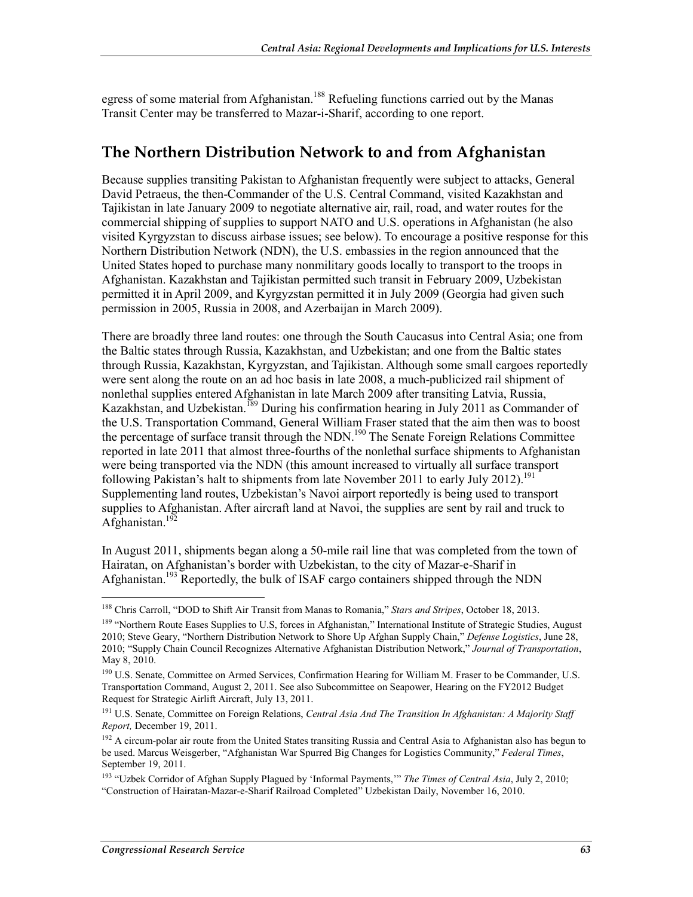egress of some material from Afghanistan.[188] Refueling functions carried out by the Manas Transit Center may be transferred to Mazar-i-Sharif, according to one report.

## The Northern Distribution Network to and from Afghanistan

Because supplies transiting Pakistan to Afghanistan frequently were subject to attacks, General David Petraeus, the then-Commander of the U.S. Central Command, visited Kazakhstan and Tajikistan in late January 2009 to negotiate alternative air, rail, road, and water routes for the commercial shipping of supplies to support NATO and U.S. operations in Afghanistan (he also visited Kyrgyzstan to discuss airbase issues; see below). To encourage a positive response for this Northern Distribution Network (NDN), the U.S. embassies in the region announced that the United States hoped to purchase many nonmilitary goods locally to transport to the troops in Afghanistan. Kazakhstan and Tajikistan permitted such transit in February 2009, Uzbekistan permitted it in April 2009, and Kyrgyzstan permitted it in July 2009 (Georgia had given such permission in 2005, Russia in 2008, and Azerbaijan in March 2009).

There are broadly three land routes: one through the South Caucasus into Central Asia; one from the Baltic states through Russia, Kazakhstan, and Uzbekistan; and one from the Baltic states through Russia, Kazakhstan, Kyrgyzstan, and Tajikistan. Although some small cargoes reportedly were sent along the route on an ad hoc basis in late 2008, a much-publicized rail shipment of nonlethal supplies entered Afghanistan in late March 2009 after transiting Latvia, Russia, Kazakhstan, and Uzbekistan.[189] During his confirmation hearing in July 2011 as Commander of the U.S. Transportation Command, General William Fraser stated that the aim then was to boost the percentage of surface transit through the NDN.[190] The Senate Foreign Relations Committee reported in late 2011 that almost three-fourths of the nonlethal surface shipments to Afghanistan were being transported via the NDN (this amount increased to virtually all surface transport following Pakistan's halt to shipments from late November 2011 to early July 2012).[191] Supplementing land routes, Uzbekistan's Navoi airport reportedly is being used to transport supplies to Afghanistan. After aircraft land at Navoi, the supplies are sent by rail and truck to Afghanistan.[192]

In August 2011, shipments began along a 50-mile rail line that was completed from the town of Hairatan, on Afghanistan's border with Uzbekistan, to the city of Mazar-e-Sharif in Afghanistan.[193] Reportedly, the bulk of ISAF cargo containers shipped through the NDN

---

[188] Chris Carroll, "DOD to Shift Air Transit from Manas to Romania," *Stars and Stripes*, October 18, 2013.

[189] "Northern Route Eases Supplies to U.S, forces in Afghanistan," International Institute of Strategic Studies, August 2010; Steve Geary, "Northern Distribution Network to Shore Up Afghan Supply Chain," *Defense Logistics*, June 28, 2010; "Supply Chain Council Recognizes Alternative Afghanistan Distribution Network," *Journal of Transportation*, May 8, 2010.

[190] U.S. Senate, Committee on Armed Services, Confirmation Hearing for William M. Fraser to be Commander, U.S. Transportation Command, August 2, 2011. See also Subcommittee on Seapower, Hearing on the FY2012 Budget Request for Strategic Airlift Aircraft, July 13, 2011.

[191] U.S. Senate, Committee on Foreign Relations, *Central Asia And The Transition In Afghanistan: A Majority Staff Report,* December 19, 2011.

[192] A circum-polar air route from the United States transiting Russia and Central Asia to Afghanistan also has begun to be used. Marcus Weisgerber, "Afghanistan War Spurred Big Changes for Logistics Community," *Federal Times*, September 19, 2011.

[193] "Uzbek Corridor of Afghan Supply Plagued by 'Informal Payments,'" *The Times of Central Asia*, July 2, 2010; "Construction of Hairatan-Mazar-e-Sharif Railroad Completed" Uzbekistan Daily, November 16, 2010.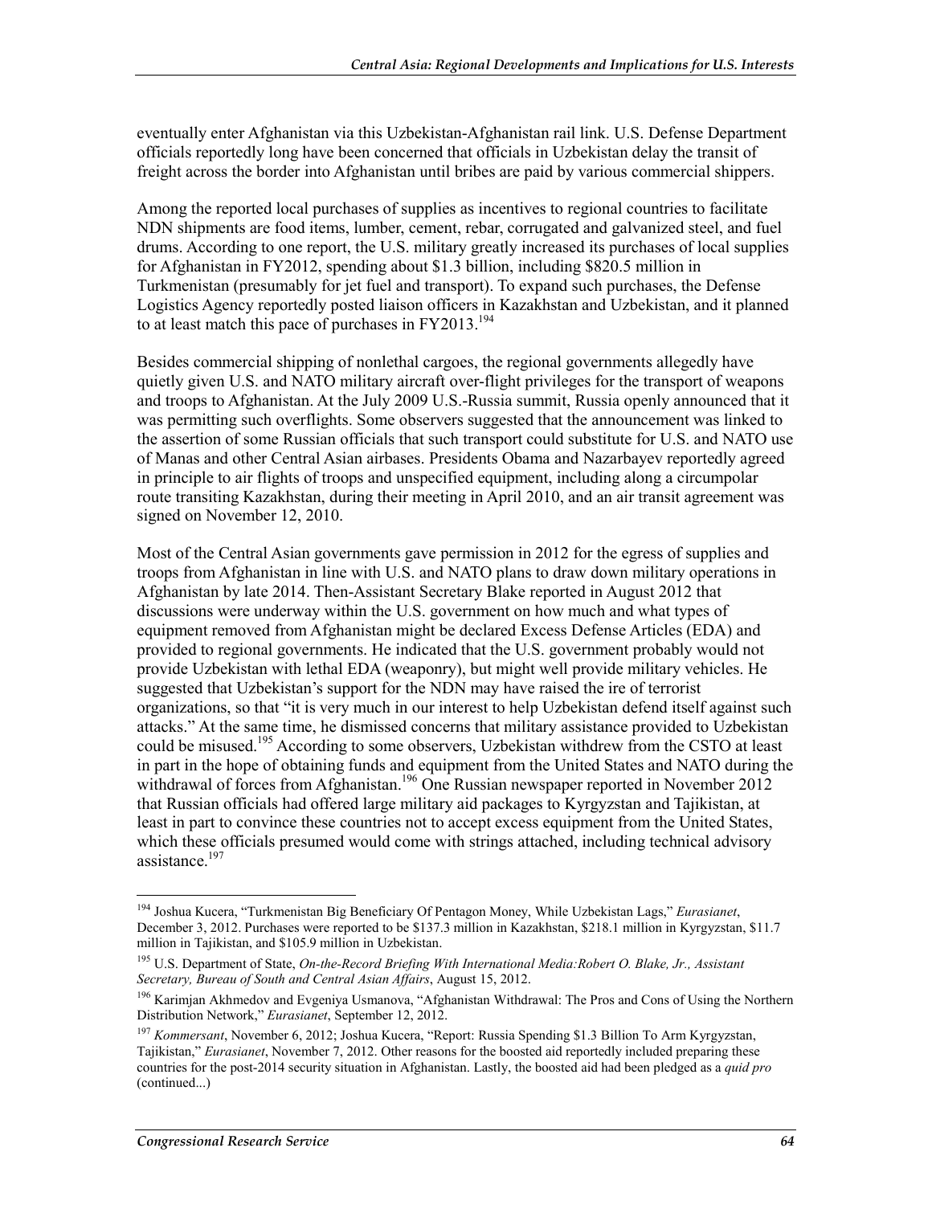eventually enter Afghanistan via this Uzbekistan-Afghanistan rail link. U.S. Defense Department officials reportedly long have been concerned that officials in Uzbekistan delay the transit of freight across the border into Afghanistan until bribes are paid by various commercial shippers.

Among the reported local purchases of supplies as incentives to regional countries to facilitate NDN shipments are food items, lumber, cement, rebar, corrugated and galvanized steel, and fuel drums. According to one report, the U.S. military greatly increased its purchases of local supplies for Afghanistan in FY2012, spending about $1.3 billion, including $820.5 million in Turkmenistan (presumably for jet fuel and transport). To expand such purchases, the Defense Logistics Agency reportedly posted liaison officers in Kazakhstan and Uzbekistan, and it planned to at least match this pace of purchases in FY2013.[194]

Besides commercial shipping of nonlethal cargoes, the regional governments allegedly have quietly given U.S. and NATO military aircraft over-flight privileges for the transport of weapons and troops to Afghanistan. At the July 2009 U.S.-Russia summit, Russia openly announced that it was permitting such overflights. Some observers suggested that the announcement was linked to the assertion of some Russian officials that such transport could substitute for U.S. and NATO use of Manas and other Central Asian airbases. Presidents Obama and Nazarbayev reportedly agreed in principle to air flights of troops and unspecified equipment, including along a circumpolar route transiting Kazakhstan, during their meeting in April 2010, and an air transit agreement was signed on November 12, 2010.

Most of the Central Asian governments gave permission in 2012 for the egress of supplies and troops from Afghanistan in line with U.S. and NATO plans to draw down military operations in Afghanistan by late 2014. Then-Assistant Secretary Blake reported in August 2012 that discussions were underway within the U.S. government on how much and what types of equipment removed from Afghanistan might be declared Excess Defense Articles (EDA) and provided to regional governments. He indicated that the U.S. government probably would not provide Uzbekistan with lethal EDA (weaponry), but might well provide military vehicles. He suggested that Uzbekistan's support for the NDN may have raised the ire of terrorist organizations, so that "it is very much in our interest to help Uzbekistan defend itself against such attacks." At the same time, he dismissed concerns that military assistance provided to Uzbekistan could be misused.[195] According to some observers, Uzbekistan withdrew from the CSTO at least in part in the hope of obtaining funds and equipment from the United States and NATO during the withdrawal of forces from Afghanistan.[196] One Russian newspaper reported in November 2012 that Russian officials had offered large military aid packages to Kyrgyzstan and Tajikistan, at least in part to convince these countries not to accept excess equipment from the United States, which these officials presumed would come with strings attached, including technical advisory assistance.[197]

---

[194] Joshua Kucera, "Turkmenistan Big Beneficiary Of Pentagon Money, While Uzbekistan Lags," *Eurasianet*, December 3, 2012. Purchases were reported to be $137.3 million in Kazakhstan, $218.1 million in Kyrgyzstan, $11.7 million in Tajikistan, and $105.9 million in Uzbekistan.

[195] U.S. Department of State, *On-the-Record Briefing With International Media:Robert O. Blake, Jr., Assistant Secretary, Bureau of South and Central Asian Affairs*, August 15, 2012.

[196] Karimjan Akhmedov and Evgeniya Usmanova, "Afghanistan Withdrawal: The Pros and Cons of Using the Northern Distribution Network," *Eurasianet*, September 12, 2012.

[197] *Kommersant*, November 6, 2012; Joshua Kucera, "Report: Russia Spending $1.3 Billion To Arm Kyrgyzstan, Tajikistan," *Eurasianet*, November 7, 2012. Other reasons for the boosted aid reportedly included preparing these countries for the post-2014 security situation in Afghanistan. Lastly, the boosted aid had been pledged as a *quid pro* (continued...)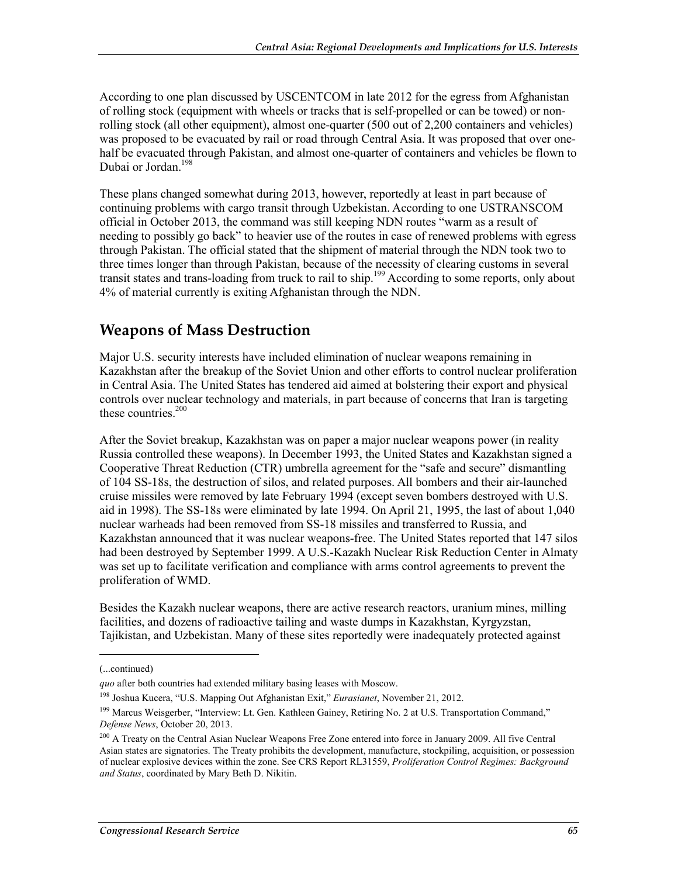According to one plan discussed by USCENTCOM in late 2012 for the egress from Afghanistan of rolling stock (equipment with wheels or tracks that is self-propelled or can be towed) or non-rolling stock (all other equipment), almost one-quarter (500 out of 2,200 containers and vehicles) was proposed to be evacuated by rail or road through Central Asia. It was proposed that over one-half be evacuated through Pakistan, and almost one-quarter of containers and vehicles be flown to Dubai or Jordan.[198]

These plans changed somewhat during 2013, however, reportedly at least in part because of continuing problems with cargo transit through Uzbekistan. According to one USTRANSCOM official in October 2013, the command was still keeping NDN routes "warm as a result of needing to possibly go back" to heavier use of the routes in case of renewed problems with egress through Pakistan. The official stated that the shipment of material through the NDN took two to three times longer than through Pakistan, because of the necessity of clearing customs in several transit states and trans-loading from truck to rail to ship.[199] According to some reports, only about 4% of material currently is exiting Afghanistan through the NDN.

## Weapons of Mass Destruction

Major U.S. security interests have included elimination of nuclear weapons remaining in Kazakhstan after the breakup of the Soviet Union and other efforts to control nuclear proliferation in Central Asia. The United States has tendered aid aimed at bolstering their export and physical controls over nuclear technology and materials, in part because of concerns that Iran is targeting these countries.[200]

After the Soviet breakup, Kazakhstan was on paper a major nuclear weapons power (in reality Russia controlled these weapons). In December 1993, the United States and Kazakhstan signed a Cooperative Threat Reduction (CTR) umbrella agreement for the "safe and secure" dismantling of 104 SS-18s, the destruction of silos, and related purposes. All bombers and their air-launched cruise missiles were removed by late February 1994 (except seven bombers destroyed with U.S. aid in 1998). The SS-18s were eliminated by late 1994. On April 21, 1995, the last of about 1,040 nuclear warheads had been removed from SS-18 missiles and transferred to Russia, and Kazakhstan announced that it was nuclear weapons-free. The United States reported that 147 silos had been destroyed by September 1999. A U.S.-Kazakh Nuclear Risk Reduction Center in Almaty was set up to facilitate verification and compliance with arms control agreements to prevent the proliferation of WMD.

Besides the Kazakh nuclear weapons, there are active research reactors, uranium mines, milling facilities, and dozens of radioactive tailing and waste dumps in Kazakhstan, Kyrgyzstan, Tajikistan, and Uzbekistan. Many of these sites reportedly were inadequately protected against

---

(...continued)

*quo* after both countries had extended military basing leases with Moscow.

[198] Joshua Kucera, "U.S. Mapping Out Afghanistan Exit," *Eurasianet*, November 21, 2012.

[199] Marcus Weisgerber, "Interview: Lt. Gen. Kathleen Gainey, Retiring No. 2 at U.S. Transportation Command," *Defense News*, October 20, 2013.

[200] A Treaty on the Central Asian Nuclear Weapons Free Zone entered into force in January 2009. All five Central Asian states are signatories. The Treaty prohibits the development, manufacture, stockpiling, acquisition, or possession of nuclear explosive devices within the zone. See CRS Report RL31559, *Proliferation Control Regimes: Background and Status*, coordinated by Mary Beth D. Nikitin.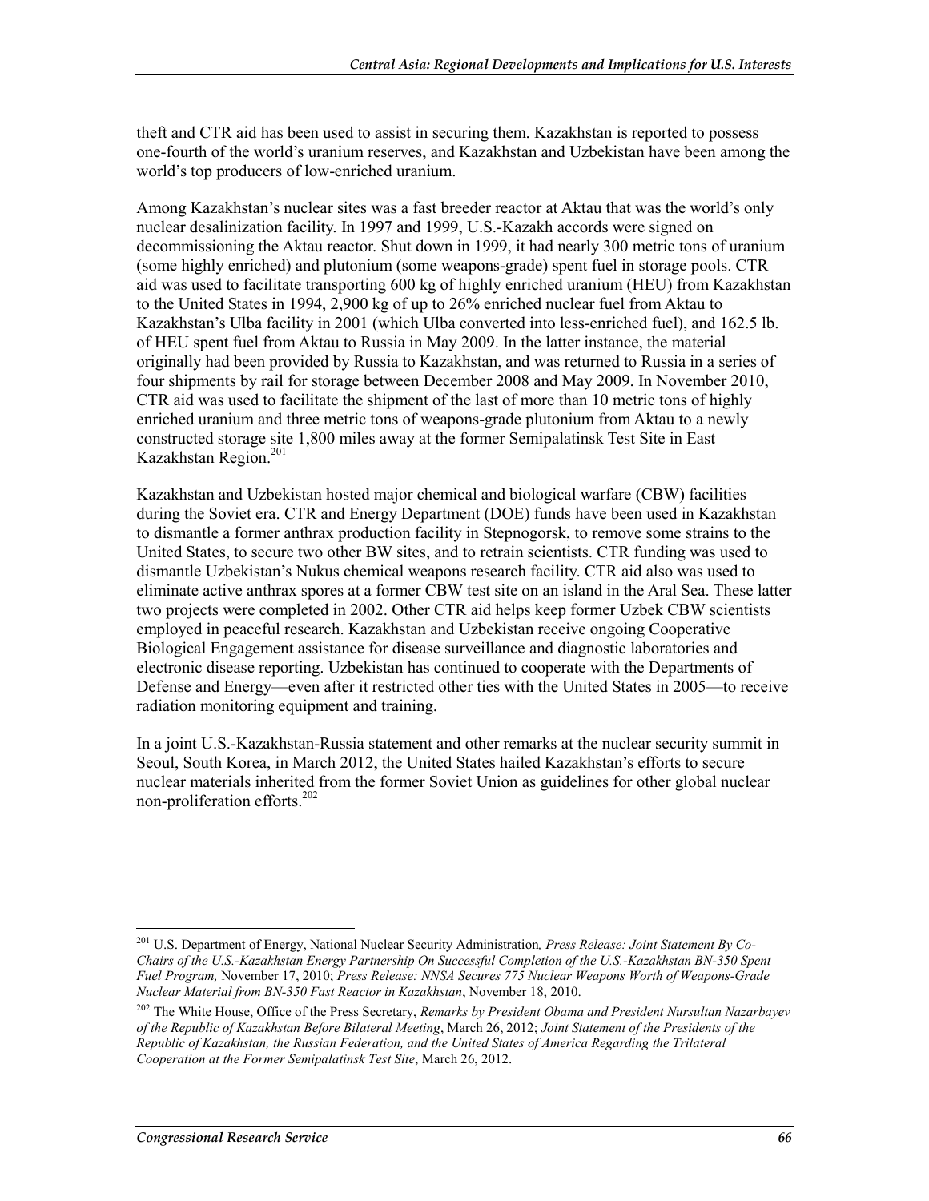theft and CTR aid has been used to assist in securing them. Kazakhstan is reported to possess one-fourth of the world's uranium reserves, and Kazakhstan and Uzbekistan have been among the world's top producers of low-enriched uranium.

Among Kazakhstan's nuclear sites was a fast breeder reactor at Aktau that was the world's only nuclear desalinization facility. In 1997 and 1999, U.S.-Kazakh accords were signed on decommissioning the Aktau reactor. Shut down in 1999, it had nearly 300 metric tons of uranium (some highly enriched) and plutonium (some weapons-grade) spent fuel in storage pools. CTR aid was used to facilitate transporting 600 kg of highly enriched uranium (HEU) from Kazakhstan to the United States in 1994, 2,900 kg of up to 26% enriched nuclear fuel from Aktau to Kazakhstan's Ulba facility in 2001 (which Ulba converted into less-enriched fuel), and 162.5 lb. of HEU spent fuel from Aktau to Russia in May 2009. In the latter instance, the material originally had been provided by Russia to Kazakhstan, and was returned to Russia in a series of four shipments by rail for storage between December 2008 and May 2009. In November 2010, CTR aid was used to facilitate the shipment of the last of more than 10 metric tons of highly enriched uranium and three metric tons of weapons-grade plutonium from Aktau to a newly constructed storage site 1,800 miles away at the former Semipalatinsk Test Site in East Kazakhstan Region.[201]

Kazakhstan and Uzbekistan hosted major chemical and biological warfare (CBW) facilities during the Soviet era. CTR and Energy Department (DOE) funds have been used in Kazakhstan to dismantle a former anthrax production facility in Stepnogorsk, to remove some strains to the United States, to secure two other BW sites, and to retrain scientists. CTR funding was used to dismantle Uzbekistan's Nukus chemical weapons research facility. CTR aid also was used to eliminate active anthrax spores at a former CBW test site on an island in the Aral Sea. These latter two projects were completed in 2002. Other CTR aid helps keep former Uzbek CBW scientists employed in peaceful research. Kazakhstan and Uzbekistan receive ongoing Cooperative Biological Engagement assistance for disease surveillance and diagnostic laboratories and electronic disease reporting. Uzbekistan has continued to cooperate with the Departments of Defense and Energy—even after it restricted other ties with the United States in 2005—to receive radiation monitoring equipment and training.

In a joint U.S.-Kazakhstan-Russia statement and other remarks at the nuclear security summit in Seoul, South Korea, in March 2012, the United States hailed Kazakhstan's efforts to secure nuclear materials inherited from the former Soviet Union as guidelines for other global nuclear non-proliferation efforts.[202]

---

[201] U.S. Department of Energy, National Nuclear Security Administration*, Press Release: Joint Statement By Co-Chairs of the U.S.-Kazakhstan Energy Partnership On Successful Completion of the U.S.-Kazakhstan BN-350 Spent Fuel Program,* November 17, 2010; *Press Release: NNSA Secures 775 Nuclear Weapons Worth of Weapons-Grade Nuclear Material from BN-350 Fast Reactor in Kazakhstan*, November 18, 2010.

[202] The White House, Office of the Press Secretary, *Remarks by President Obama and President Nursultan Nazarbayev of the Republic of Kazakhstan Before Bilateral Meeting*, March 26, 2012; *Joint Statement of the Presidents of the Republic of Kazakhstan, the Russian Federation, and the United States of America Regarding the Trilateral Cooperation at the Former Semipalatinsk Test Site*, March 26, 2012.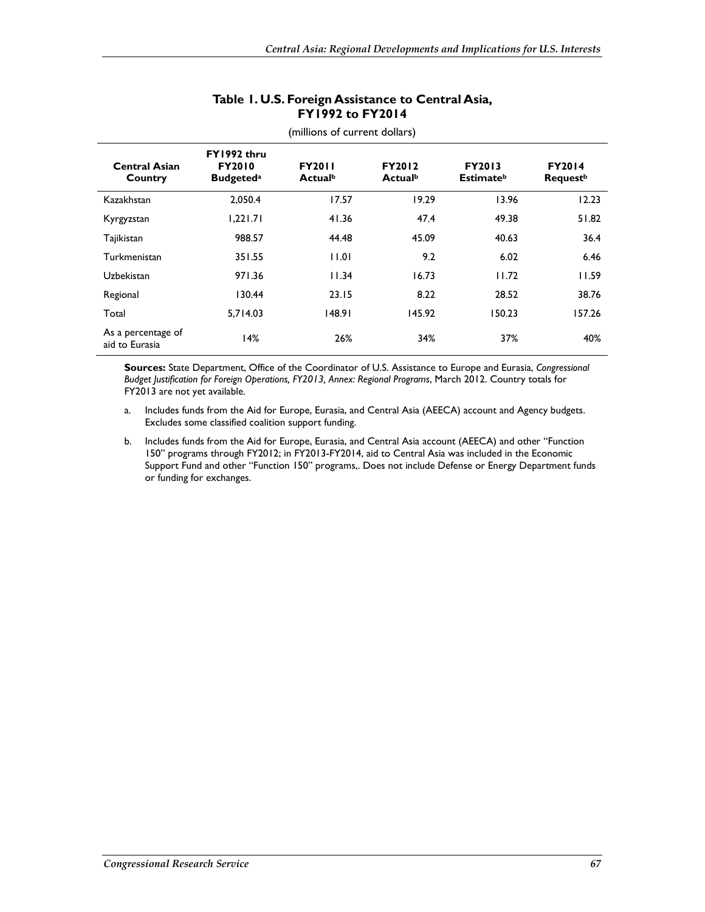**Table 1. U.S. Foreign Assistance to Central Asia, FY1992 to FY2014**

(millions of current dollars)

| Central Asian Country | FY1992 thru FY2010 Budgeted[a] | FY2011 Actual[b] | FY2012 Actual[b] | FY2013 Estimate[b] | FY2014 Request[b] |
|---|---|---|---|---|---|
| Kazakhstan | 2,050.4 | 17.57 | 19.29 | 13.96 | 12.23 |
| Kyrgyzstan | 1,221.71 | 41.36 | 47.4 | 49.38 | 51.82 |
| Tajikistan | 988.57 | 44.48 | 45.09 | 40.63 | 36.4 |
| Turkmenistan | 351.55 | 11.01 | 9.2 | 6.02 | 6.46 |
| Uzbekistan | 971.36 | 11.34 | 16.73 | 11.72 | 11.59 |
| Regional | 130.44 | 23.15 | 8.22 | 28.52 | 38.76 |
| Total | 5,714.03 | 148.91 | 145.92 | 150.23 | 157.26 |
| As a percentage of aid to Eurasia | 14% | 26% | 34% | 37% | 40% |

**Sources:** State Department, Office of the Coordinator of U.S. Assistance to Europe and Eurasia, *Congressional Budget Justification for Foreign Operations, FY2013, Annex: Regional Programs*, March 2012. Country totals for FY2013 are not yet available.

a. Includes funds from the Aid for Europe, Eurasia, and Central Asia (AEECA) account and Agency budgets. Excludes some classified coalition support funding.

b. Includes funds from the Aid for Europe, Eurasia, and Central Asia account (AEECA) and other "Function 150" programs through FY2012; in FY2013-FY2014, aid to Central Asia was included in the Economic Support Fund and other "Function 150" programs,. Does not include Defense or Energy Department funds or funding for exchanges.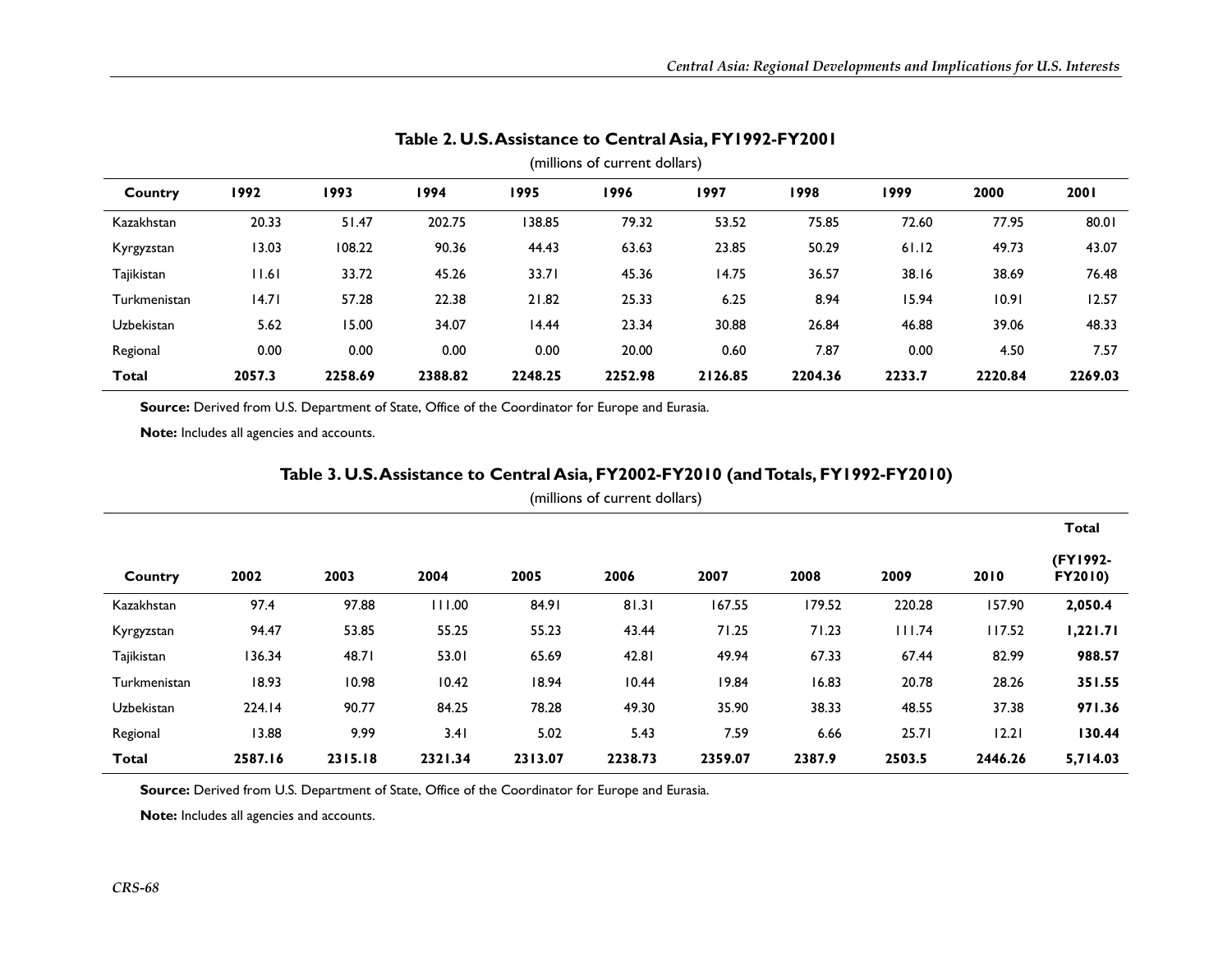**Table 2. U.S. Assistance to Central Asia, FY1992-FY2001**

(millions of current dollars)

| Country | 1992 | 1993 | 1994 | 1995 | 1996 | 1997 | 1998 | 1999 | 2000 | 2001 |
|---|---|---|---|---|---|---|---|---|---|---|
| Kazakhstan | 20.33 | 51.47 | 202.75 | 138.85 | 79.32 | 53.52 | 75.85 | 72.60 | 77.95 | 80.01 |
| Kyrgyzstan | 13.03 | 108.22 | 90.36 | 44.43 | 63.63 | 23.85 | 50.29 | 61.12 | 49.73 | 43.07 |
| Tajikistan | 11.61 | 33.72 | 45.26 | 33.71 | 45.36 | 14.75 | 36.57 | 38.16 | 38.69 | 76.48 |
| Turkmenistan | 14.71 | 57.28 | 22.38 | 21.82 | 25.33 | 6.25 | 8.94 | 15.94 | 10.91 | 12.57 |
| Uzbekistan | 5.62 | 15.00 | 34.07 | 14.44 | 23.34 | 30.88 | 26.84 | 46.88 | 39.06 | 48.33 |
| Regional | 0.00 | 0.00 | 0.00 | 0.00 | 20.00 | 0.60 | 7.87 | 0.00 | 4.50 | 7.57 |
| **Total** | **2057.3** | **2258.69** | **2388.82** | **2248.25** | **2252.98** | **2126.85** | **2204.36** | **2233.7** | **2220.84** | **2269.03** |

**Source:** Derived from U.S. Department of State, Office of the Coordinator for Europe and Eurasia.

**Note:** Includes all agencies and accounts.

**Table 3. U.S. Assistance to Central Asia, FY2002-FY2010 (and Totals, FY1992-FY2010)**

(millions of current dollars)

| Country | 2002 | 2003 | 2004 | 2005 | 2006 | 2007 | 2008 | 2009 | 2010 | Total (FY1992-FY2010) |
|---|---|---|---|---|---|---|---|---|---|---|
| Kazakhstan | 97.4 | 97.88 | 111.00 | 84.91 | 81.31 | 167.55 | 179.52 | 220.28 | 157.90 | **2,050.4** |
| Kyrgyzstan | 94.47 | 53.85 | 55.25 | 55.23 | 43.44 | 71.25 | 71.23 | 111.74 | 117.52 | **1,221.71** |
| Tajikistan | 136.34 | 48.71 | 53.01 | 65.69 | 42.81 | 49.94 | 67.33 | 67.44 | 82.99 | **988.57** |
| Turkmenistan | 18.93 | 10.98 | 10.42 | 18.94 | 10.44 | 19.84 | 16.83 | 20.78 | 28.26 | **351.55** |
| Uzbekistan | 224.14 | 90.77 | 84.25 | 78.28 | 49.30 | 35.90 | 38.33 | 48.55 | 37.38 | **971.36** |
| Regional | 13.88 | 9.99 | 3.41 | 5.02 | 5.43 | 7.59 | 6.66 | 25.71 | 12.21 | **130.44** |
| **Total** | **2587.16** | **2315.18** | **2321.34** | **2313.07** | **2238.73** | **2359.07** | **2387.9** | **2503.5** | **2446.26** | **5,714.03** |

**Source:** Derived from U.S. Department of State, Office of the Coordinator for Europe and Eurasia.

**Note:** Includes all agencies and accounts.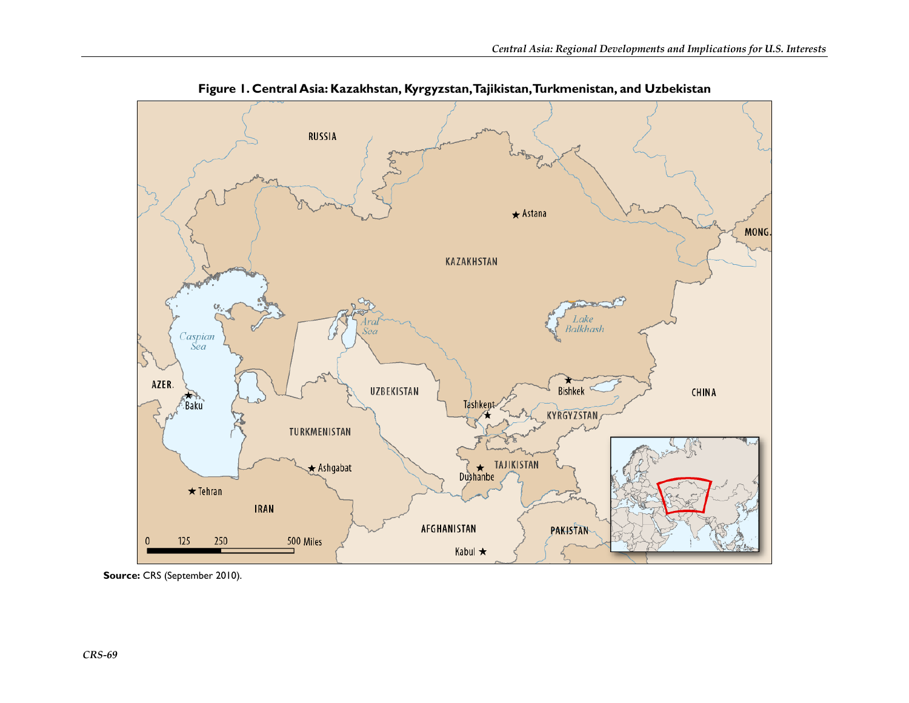**Figure 1. Central Asia: Kazakhstan, Kyrgyzstan, Tajikistan, Turkmenistan, and Uzbekistan**

**Source:** CRS (September 2010).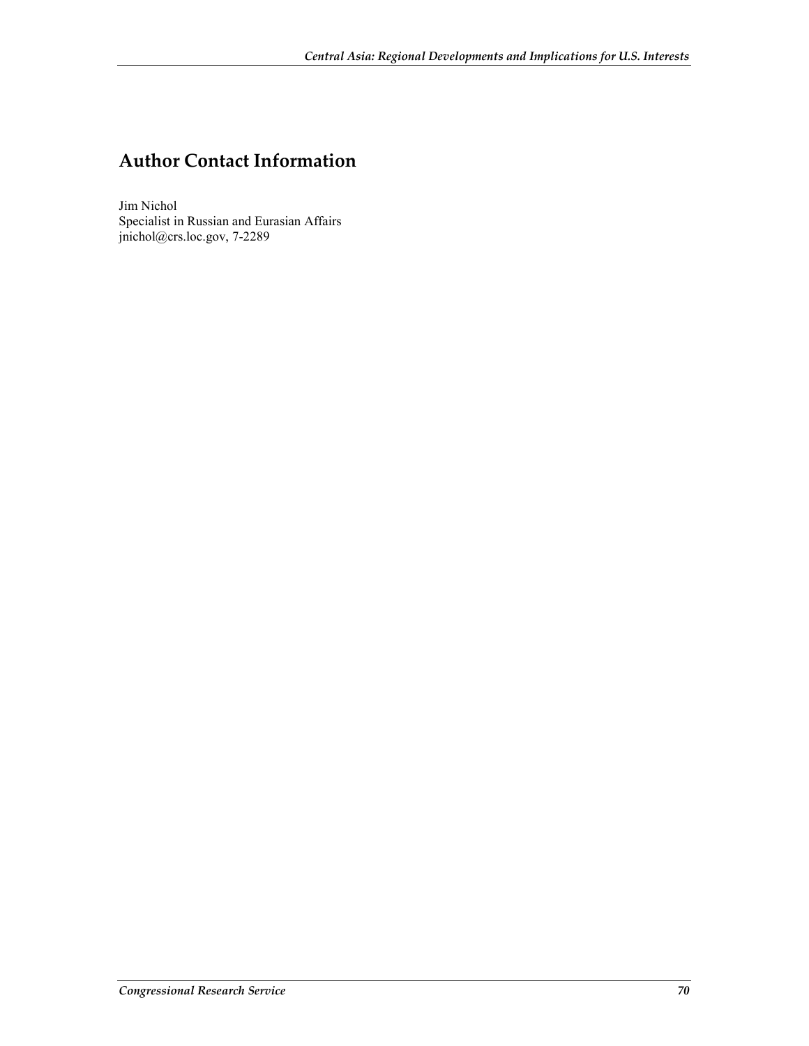## Author Contact Information

Jim Nichol
Specialist in Russian and Eurasian Affairs
jnichol@crs.loc.gov, 7-2289